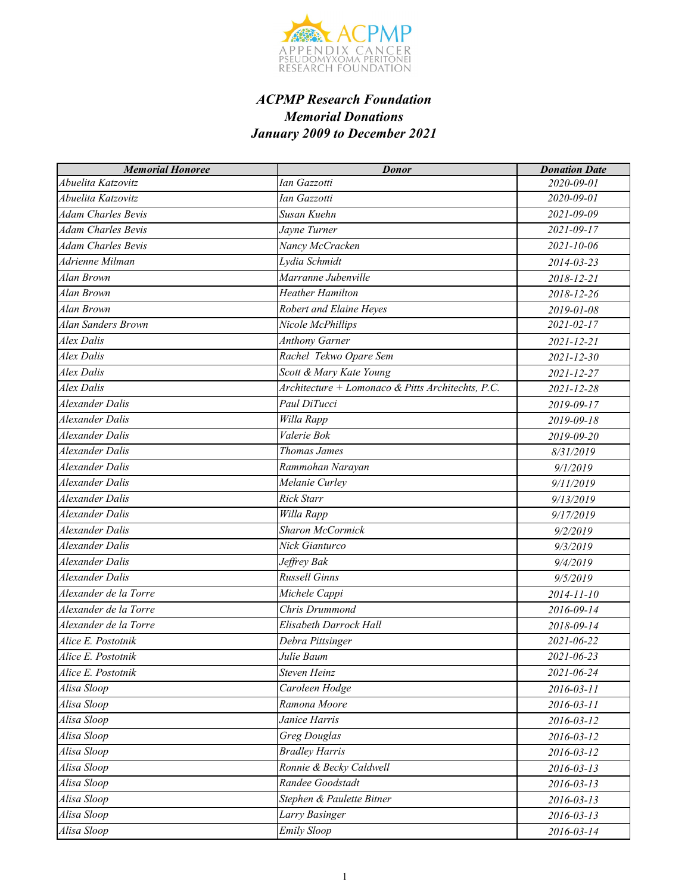# *ACPMP Research Foundation*
# *Memorial Donations*
# *January 2009 to December 2021*

| Memorial Honoree | Donor | Donation Date |
|---|---|---|
| Abuelita Katzovitz | Ian Gazzotti | 2020-09-01 |
| Abuelita Katzovitz | Ian Gazzotti | 2020-09-01 |
| Adam Charles Bevis | Susan Kuehn | 2021-09-09 |
| Adam Charles Bevis | Jayne Turner | 2021-09-17 |
| Adam Charles Bevis | Nancy McCracken | 2021-10-06 |
| Adrienne Milman | Lydia Schmidt | 2014-03-23 |
| Alan Brown | Marranne Jubenville | 2018-12-21 |
| Alan Brown | Heather Hamilton | 2018-12-26 |
| Alan Brown | Robert and Elaine Heyes | 2019-01-08 |
| Alan Sanders Brown | Nicole McPhillips | 2021-02-17 |
| Alex Dalis | Anthony Garner | 2021-12-21 |
| Alex Dalis | Rachel Tekwo Opare Sem | 2021-12-30 |
| Alex Dalis | Scott & Mary Kate Young | 2021-12-27 |
| Alex Dalis | Architecture + Lomonaco & Pitts Architechts, P.C. | 2021-12-28 |
| Alexander Dalis | Paul DiTucci | 2019-09-17 |
| Alexander Dalis | Willa Rapp | 2019-09-18 |
| Alexander Dalis | Valerie Bok | 2019-09-20 |
| Alexander Dalis | Thomas James | 8/31/2019 |
| Alexander Dalis | Rammohan Narayan | 9/1/2019 |
| Alexander Dalis | Melanie Curley | 9/11/2019 |
| Alexander Dalis | Rick Starr | 9/13/2019 |
| Alexander Dalis | Willa Rapp | 9/17/2019 |
| Alexander Dalis | Sharon McCormick | 9/2/2019 |
| Alexander Dalis | Nick Gianturco | 9/3/2019 |
| Alexander Dalis | Jeffrey Bak | 9/4/2019 |
| Alexander Dalis | Russell Ginns | 9/5/2019 |
| Alexander de la Torre | Michele Cappi | 2014-11-10 |
| Alexander de la Torre | Chris Drummond | 2016-09-14 |
| Alexander de la Torre | Elisabeth Darrock Hall | 2018-09-14 |
| Alice E. Postotnik | Debra Pittsinger | 2021-06-22 |
| Alice E. Postotnik | Julie Baum | 2021-06-23 |
| Alice E. Postotnik | Steven Heinz | 2021-06-24 |
| Alisa Sloop | Caroleen Hodge | 2016-03-11 |
| Alisa Sloop | Ramona Moore | 2016-03-11 |
| Alisa Sloop | Janice Harris | 2016-03-12 |
| Alisa Sloop | Greg Douglas | 2016-03-12 |
| Alisa Sloop | Bradley Harris | 2016-03-12 |
| Alisa Sloop | Ronnie & Becky Caldwell | 2016-03-13 |
| Alisa Sloop | Randee Goodstadt | 2016-03-13 |
| Alisa Sloop | Stephen & Paulette Bitner | 2016-03-13 |
| Alisa Sloop | Larry Basinger | 2016-03-13 |
| Alisa Sloop | Emily Sloop | 2016-03-14 |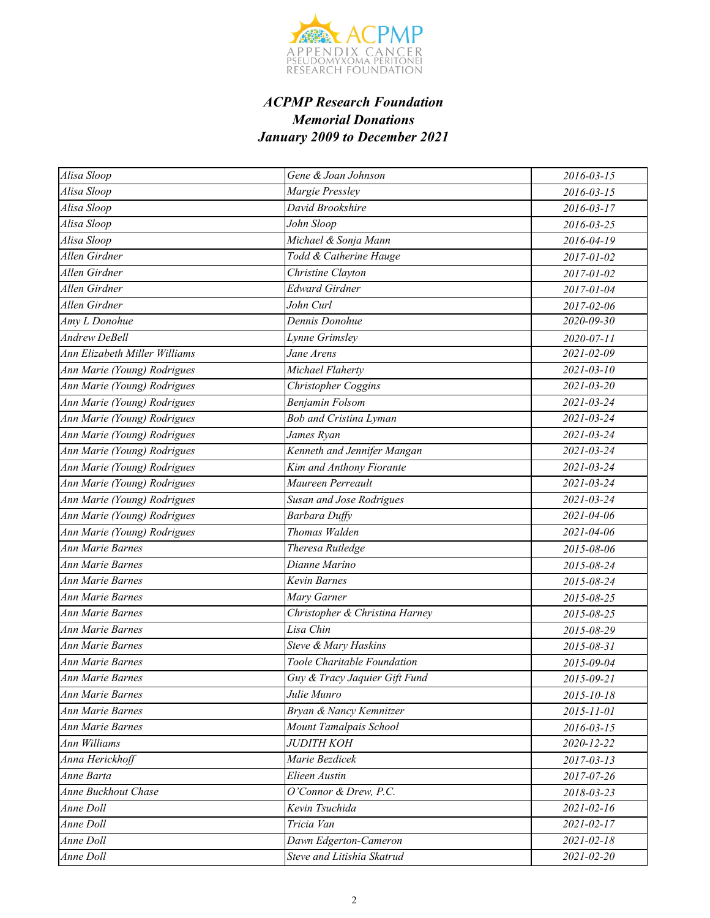***ACPMP Research Foundation***
***Memorial Donations***
***January 2009 to December 2021***

| | | |
|---|---|---|
| *Alisa Sloop* | *Gene & Joan Johnson* | *2016-03-15* |
| *Alisa Sloop* | *Margie Pressley* | *2016-03-15* |
| *Alisa Sloop* | *David Brookshire* | *2016-03-17* |
| *Alisa Sloop* | *John Sloop* | *2016-03-25* |
| *Alisa Sloop* | *Michael & Sonja Mann* | *2016-04-19* |
| *Allen Girdner* | *Todd & Catherine Hauge* | *2017-01-02* |
| *Allen Girdner* | *Christine Clayton* | *2017-01-02* |
| *Allen Girdner* | *Edward Girdner* | *2017-01-04* |
| *Allen Girdner* | *John Curl* | *2017-02-06* |
| *Amy L Donohue* | *Dennis Donohue* | *2020-09-30* |
| *Andrew DeBell* | *Lynne Grimsley* | *2020-07-11* |
| *Ann Elizabeth Miller Williams* | *Jane Arens* | *2021-02-09* |
| *Ann Marie (Young) Rodrigues* | *Michael Flaherty* | *2021-03-10* |
| *Ann Marie (Young) Rodrigues* | *Christopher Coggins* | *2021-03-20* |
| *Ann Marie (Young) Rodrigues* | *Benjamin Folsom* | *2021-03-24* |
| *Ann Marie (Young) Rodrigues* | *Bob and Cristina Lyman* | *2021-03-24* |
| *Ann Marie (Young) Rodrigues* | *James Ryan* | *2021-03-24* |
| *Ann Marie (Young) Rodrigues* | *Kenneth and Jennifer Mangan* | *2021-03-24* |
| *Ann Marie (Young) Rodrigues* | *Kim and Anthony Fiorante* | *2021-03-24* |
| *Ann Marie (Young) Rodrigues* | *Maureen Perreault* | *2021-03-24* |
| *Ann Marie (Young) Rodrigues* | *Susan and Jose Rodrigues* | *2021-03-24* |
| *Ann Marie (Young) Rodrigues* | *Barbara Duffy* | *2021-04-06* |
| *Ann Marie (Young) Rodrigues* | *Thomas Walden* | *2021-04-06* |
| *Ann Marie Barnes* | *Theresa Rutledge* | *2015-08-06* |
| *Ann Marie Barnes* | *Dianne Marino* | *2015-08-24* |
| *Ann Marie Barnes* | *Kevin Barnes* | *2015-08-24* |
| *Ann Marie Barnes* | *Mary Garner* | *2015-08-25* |
| *Ann Marie Barnes* | *Christopher & Christina Harney* | *2015-08-25* |
| *Ann Marie Barnes* | *Lisa Chin* | *2015-08-29* |
| *Ann Marie Barnes* | *Steve & Mary Haskins* | *2015-08-31* |
| *Ann Marie Barnes* | *Toole Charitable Foundation* | *2015-09-04* |
| *Ann Marie Barnes* | *Guy & Tracy Jaquier Gift Fund* | *2015-09-21* |
| *Ann Marie Barnes* | *Julie Munro* | *2015-10-18* |
| *Ann Marie Barnes* | *Bryan & Nancy Kemnitzer* | *2015-11-01* |
| *Ann Marie Barnes* | *Mount Tamalpais School* | *2016-03-15* |
| *Ann Williams* | *JUDITH KOH* | *2020-12-22* |
| *Anna Herickhoff* | *Marie Bezdicek* | *2017-03-13* |
| *Anne Barta* | *Elieen Austin* | *2017-07-26* |
| *Anne Buckhout Chase* | *O'Connor & Drew, P.C.* | *2018-03-23* |
| *Anne Doll* | *Kevin Tsuchida* | *2021-02-16* |
| *Anne Doll* | *Tricia Van* | *2021-02-17* |
| *Anne Doll* | *Dawn Edgerton-Cameron* | *2021-02-18* |
| *Anne Doll* | *Steve and Litishia Skatrud* | *2021-02-20* |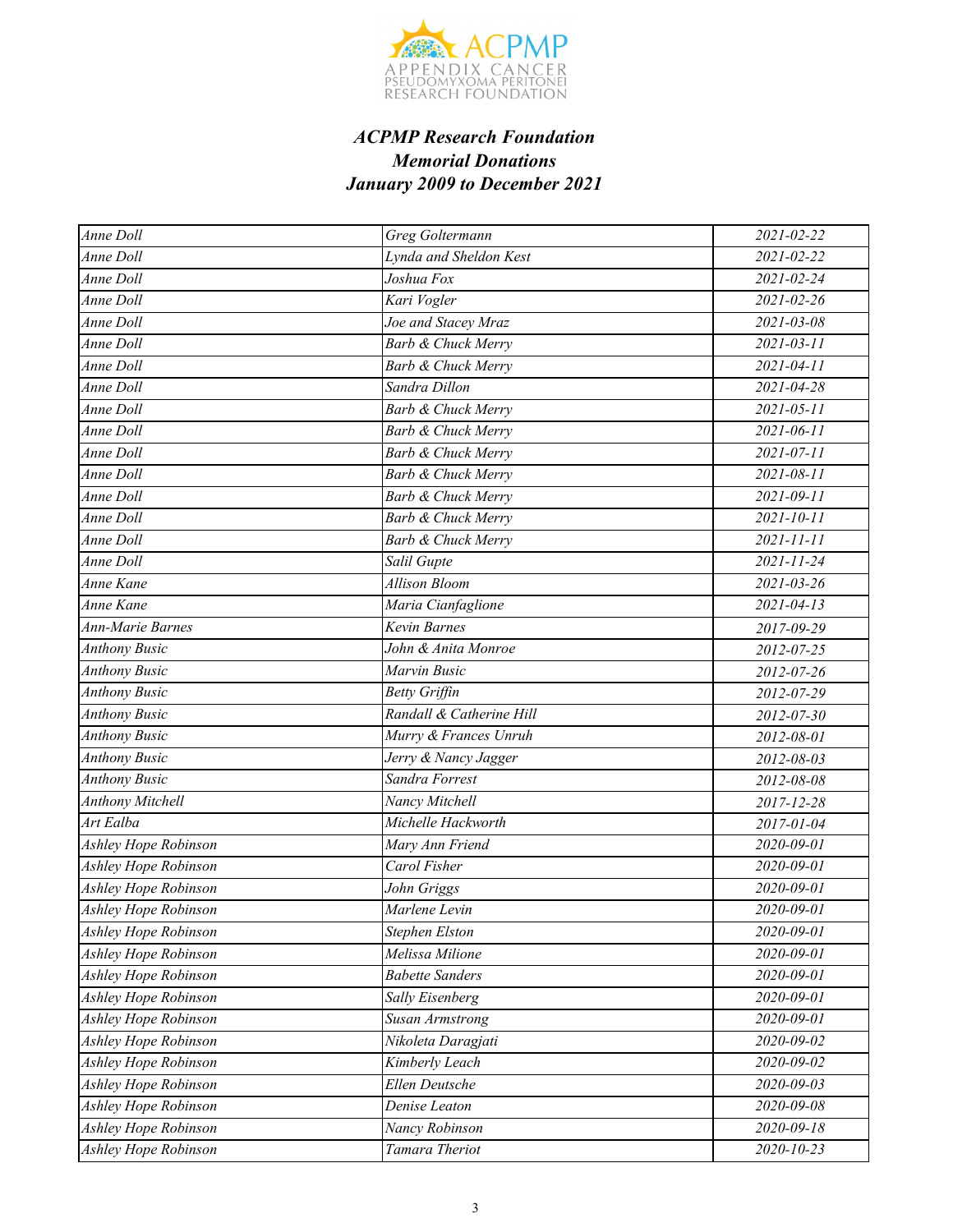ACPMP
APPENDIX CANCER
PSEUDOMYXOMA PERITONEI
RESEARCH FOUNDATION

### *ACPMP Research Foundation*
### *Memorial Donations*
### *January 2009 to December 2021*

| | | |
|---|---|---|
| *Anne Doll* | *Greg Goltermann* | *2021-02-22* |
| *Anne Doll* | *Lynda and Sheldon Kest* | *2021-02-22* |
| *Anne Doll* | *Joshua Fox* | *2021-02-24* |
| *Anne Doll* | *Kari Vogler* | *2021-02-26* |
| *Anne Doll* | *Joe and Stacey Mraz* | *2021-03-08* |
| *Anne Doll* | *Barb & Chuck Merry* | *2021-03-11* |
| *Anne Doll* | *Barb & Chuck Merry* | *2021-04-11* |
| *Anne Doll* | *Sandra Dillon* | *2021-04-28* |
| *Anne Doll* | *Barb & Chuck Merry* | *2021-05-11* |
| *Anne Doll* | *Barb & Chuck Merry* | *2021-06-11* |
| *Anne Doll* | *Barb & Chuck Merry* | *2021-07-11* |
| *Anne Doll* | *Barb & Chuck Merry* | *2021-08-11* |
| *Anne Doll* | *Barb & Chuck Merry* | *2021-09-11* |
| *Anne Doll* | *Barb & Chuck Merry* | *2021-10-11* |
| *Anne Doll* | *Barb & Chuck Merry* | *2021-11-11* |
| *Anne Doll* | *Salil Gupte* | *2021-11-24* |
| *Anne Kane* | *Allison Bloom* | *2021-03-26* |
| *Anne Kane* | *Maria Cianfaglione* | *2021-04-13* |
| *Ann-Marie Barnes* | *Kevin Barnes* | *2017-09-29* |
| *Anthony Busic* | *John & Anita Monroe* | *2012-07-25* |
| *Anthony Busic* | *Marvin Busic* | *2012-07-26* |
| *Anthony Busic* | *Betty Griffin* | *2012-07-29* |
| *Anthony Busic* | *Randall & Catherine Hill* | *2012-07-30* |
| *Anthony Busic* | *Murry & Frances Unruh* | *2012-08-01* |
| *Anthony Busic* | *Jerry & Nancy Jagger* | *2012-08-03* |
| *Anthony Busic* | *Sandra Forrest* | *2012-08-08* |
| *Anthony Mitchell* | *Nancy Mitchell* | *2017-12-28* |
| *Art Ealba* | *Michelle Hackworth* | *2017-01-04* |
| *Ashley Hope Robinson* | *Mary Ann Friend* | *2020-09-01* |
| *Ashley Hope Robinson* | *Carol Fisher* | *2020-09-01* |
| *Ashley Hope Robinson* | *John Griggs* | *2020-09-01* |
| *Ashley Hope Robinson* | *Marlene Levin* | *2020-09-01* |
| *Ashley Hope Robinson* | *Stephen Elston* | *2020-09-01* |
| *Ashley Hope Robinson* | *Melissa Milione* | *2020-09-01* |
| *Ashley Hope Robinson* | *Babette Sanders* | *2020-09-01* |
| *Ashley Hope Robinson* | *Sally Eisenberg* | *2020-09-01* |
| *Ashley Hope Robinson* | *Susan Armstrong* | *2020-09-01* |
| *Ashley Hope Robinson* | *Nikoleta Daragjati* | *2020-09-02* |
| *Ashley Hope Robinson* | *Kimberly Leach* | *2020-09-02* |
| *Ashley Hope Robinson* | *Ellen Deutsche* | *2020-09-03* |
| *Ashley Hope Robinson* | *Denise Leaton* | *2020-09-08* |
| *Ashley Hope Robinson* | *Nancy Robinson* | *2020-09-18* |
| *Ashley Hope Robinson* | *Tamara Theriot* | *2020-10-23* |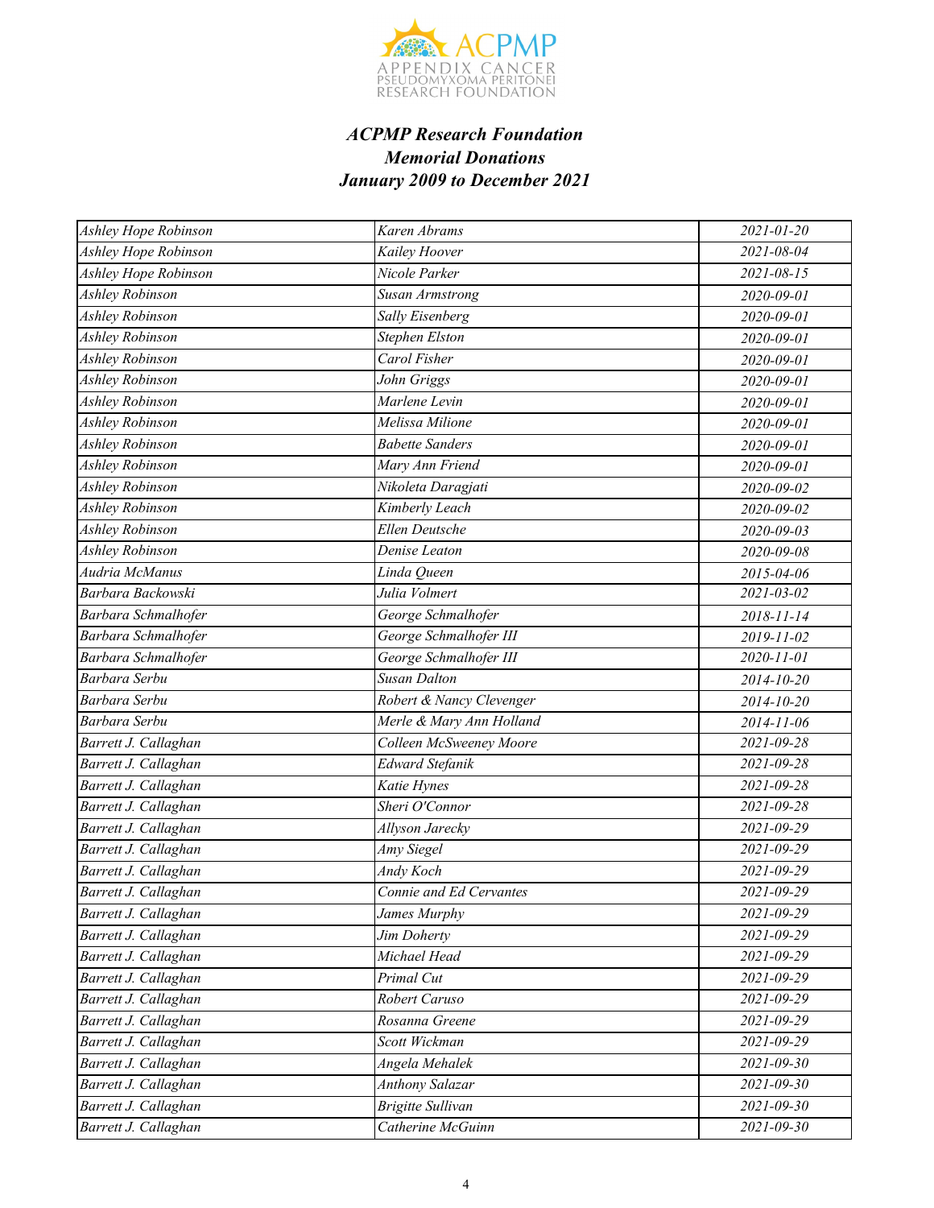### *ACPMP Research Foundation*
### *Memorial Donations*
### *January 2009 to December 2021*

| | | |
|---|---|---|
| *Ashley Hope Robinson* | *Karen Abrams* | *2021-01-20* |
| *Ashley Hope Robinson* | *Kailey Hoover* | *2021-08-04* |
| *Ashley Hope Robinson* | *Nicole Parker* | *2021-08-15* |
| *Ashley Robinson* | *Susan Armstrong* | *2020-09-01* |
| *Ashley Robinson* | *Sally Eisenberg* | *2020-09-01* |
| *Ashley Robinson* | *Stephen Elston* | *2020-09-01* |
| *Ashley Robinson* | *Carol Fisher* | *2020-09-01* |
| *Ashley Robinson* | *John Griggs* | *2020-09-01* |
| *Ashley Robinson* | *Marlene Levin* | *2020-09-01* |
| *Ashley Robinson* | *Melissa Milione* | *2020-09-01* |
| *Ashley Robinson* | *Babette Sanders* | *2020-09-01* |
| *Ashley Robinson* | *Mary Ann Friend* | *2020-09-01* |
| *Ashley Robinson* | *Nikoleta Daragjati* | *2020-09-02* |
| *Ashley Robinson* | *Kimberly Leach* | *2020-09-02* |
| *Ashley Robinson* | *Ellen Deutsche* | *2020-09-03* |
| *Ashley Robinson* | *Denise Leaton* | *2020-09-08* |
| *Audria McManus* | *Linda Queen* | *2015-04-06* |
| *Barbara Backowski* | *Julia Volmert* | *2021-03-02* |
| *Barbara Schmalhofer* | *George Schmalhofer* | *2018-11-14* |
| *Barbara Schmalhofer* | *George Schmalhofer III* | *2019-11-02* |
| *Barbara Schmalhofer* | *George Schmalhofer III* | *2020-11-01* |
| *Barbara Serbu* | *Susan Dalton* | *2014-10-20* |
| *Barbara Serbu* | *Robert & Nancy Clevenger* | *2014-10-20* |
| *Barbara Serbu* | *Merle & Mary Ann Holland* | *2014-11-06* |
| *Barrett J. Callaghan* | *Colleen McSweeney Moore* | *2021-09-28* |
| *Barrett J. Callaghan* | *Edward Stefanik* | *2021-09-28* |
| *Barrett J. Callaghan* | *Katie Hynes* | *2021-09-28* |
| *Barrett J. Callaghan* | *Sheri O'Connor* | *2021-09-28* |
| *Barrett J. Callaghan* | *Allyson Jarecky* | *2021-09-29* |
| *Barrett J. Callaghan* | *Amy Siegel* | *2021-09-29* |
| *Barrett J. Callaghan* | *Andy Koch* | *2021-09-29* |
| *Barrett J. Callaghan* | *Connie and Ed Cervantes* | *2021-09-29* |
| *Barrett J. Callaghan* | *James Murphy* | *2021-09-29* |
| *Barrett J. Callaghan* | *Jim Doherty* | *2021-09-29* |
| *Barrett J. Callaghan* | *Michael Head* | *2021-09-29* |
| *Barrett J. Callaghan* | *Primal Cut* | *2021-09-29* |
| *Barrett J. Callaghan* | *Robert Caruso* | *2021-09-29* |
| *Barrett J. Callaghan* | *Rosanna Greene* | *2021-09-29* |
| *Barrett J. Callaghan* | *Scott Wickman* | *2021-09-29* |
| *Barrett J. Callaghan* | *Angela Mehalek* | *2021-09-30* |
| *Barrett J. Callaghan* | *Anthony Salazar* | *2021-09-30* |
| *Barrett J. Callaghan* | *Brigitte Sullivan* | *2021-09-30* |
| *Barrett J. Callaghan* | *Catherine McGuinn* | *2021-09-30* |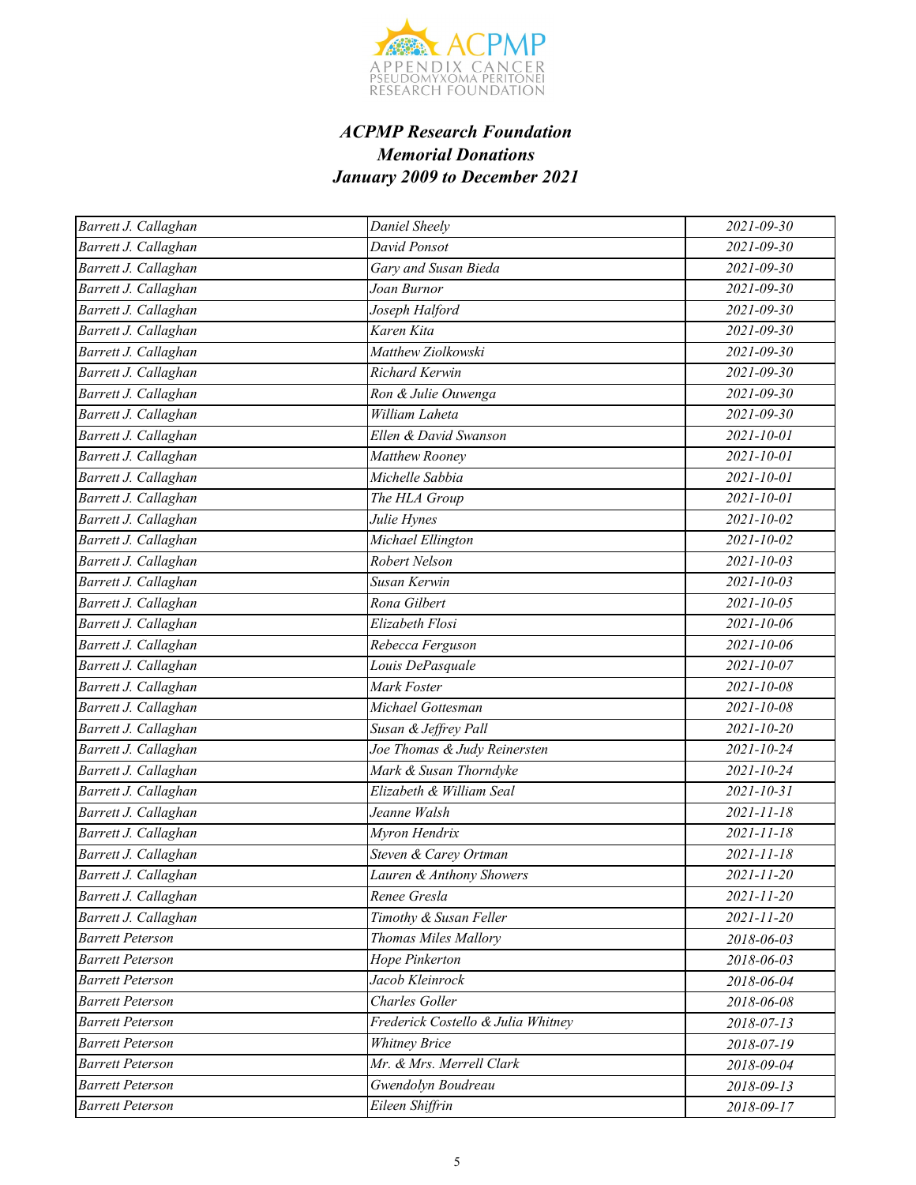### *ACPMP Research Foundation*
### *Memorial Donations*
### *January 2009 to December 2021*

| | | |
|---|---|---|
| *Barrett J. Callaghan* | *Daniel Sheely* | *2021-09-30* |
| *Barrett J. Callaghan* | *David Ponsot* | *2021-09-30* |
| *Barrett J. Callaghan* | *Gary and Susan Bieda* | *2021-09-30* |
| *Barrett J. Callaghan* | *Joan Burnor* | *2021-09-30* |
| *Barrett J. Callaghan* | *Joseph Halford* | *2021-09-30* |
| *Barrett J. Callaghan* | *Karen Kita* | *2021-09-30* |
| *Barrett J. Callaghan* | *Matthew Ziolkowski* | *2021-09-30* |
| *Barrett J. Callaghan* | *Richard Kerwin* | *2021-09-30* |
| *Barrett J. Callaghan* | *Ron & Julie Ouwenga* | *2021-09-30* |
| *Barrett J. Callaghan* | *William Laheta* | *2021-09-30* |
| *Barrett J. Callaghan* | *Ellen & David Swanson* | *2021-10-01* |
| *Barrett J. Callaghan* | *Matthew Rooney* | *2021-10-01* |
| *Barrett J. Callaghan* | *Michelle Sabbia* | *2021-10-01* |
| *Barrett J. Callaghan* | *The HLA Group* | *2021-10-01* |
| *Barrett J. Callaghan* | *Julie Hynes* | *2021-10-02* |
| *Barrett J. Callaghan* | *Michael Ellington* | *2021-10-02* |
| *Barrett J. Callaghan* | *Robert Nelson* | *2021-10-03* |
| *Barrett J. Callaghan* | *Susan Kerwin* | *2021-10-03* |
| *Barrett J. Callaghan* | *Rona Gilbert* | *2021-10-05* |
| *Barrett J. Callaghan* | *Elizabeth Flosi* | *2021-10-06* |
| *Barrett J. Callaghan* | *Rebecca Ferguson* | *2021-10-06* |
| *Barrett J. Callaghan* | *Louis DePasquale* | *2021-10-07* |
| *Barrett J. Callaghan* | *Mark Foster* | *2021-10-08* |
| *Barrett J. Callaghan* | *Michael Gottesman* | *2021-10-08* |
| *Barrett J. Callaghan* | *Susan & Jeffrey Pall* | *2021-10-20* |
| *Barrett J. Callaghan* | *Joe Thomas & Judy Reinersten* | *2021-10-24* |
| *Barrett J. Callaghan* | *Mark & Susan Thorndyke* | *2021-10-24* |
| *Barrett J. Callaghan* | *Elizabeth & William Seal* | *2021-10-31* |
| *Barrett J. Callaghan* | *Jeanne Walsh* | *2021-11-18* |
| *Barrett J. Callaghan* | *Myron Hendrix* | *2021-11-18* |
| *Barrett J. Callaghan* | *Steven & Carey Ortman* | *2021-11-18* |
| *Barrett J. Callaghan* | *Lauren & Anthony Showers* | *2021-11-20* |
| *Barrett J. Callaghan* | *Renee Gresla* | *2021-11-20* |
| *Barrett J. Callaghan* | *Timothy & Susan Feller* | *2021-11-20* |
| *Barrett Peterson* | *Thomas Miles Mallory* | *2018-06-03* |
| *Barrett Peterson* | *Hope Pinkerton* | *2018-06-03* |
| *Barrett Peterson* | *Jacob Kleinrock* | *2018-06-04* |
| *Barrett Peterson* | *Charles Goller* | *2018-06-08* |
| *Barrett Peterson* | *Frederick Costello & Julia Whitney* | *2018-07-13* |
| *Barrett Peterson* | *Whitney Brice* | *2018-07-19* |
| *Barrett Peterson* | *Mr. & Mrs. Merrell Clark* | *2018-09-04* |
| *Barrett Peterson* | *Gwendolyn Boudreau* | *2018-09-13* |
| *Barrett Peterson* | *Eileen Shiffrin* | *2018-09-17* |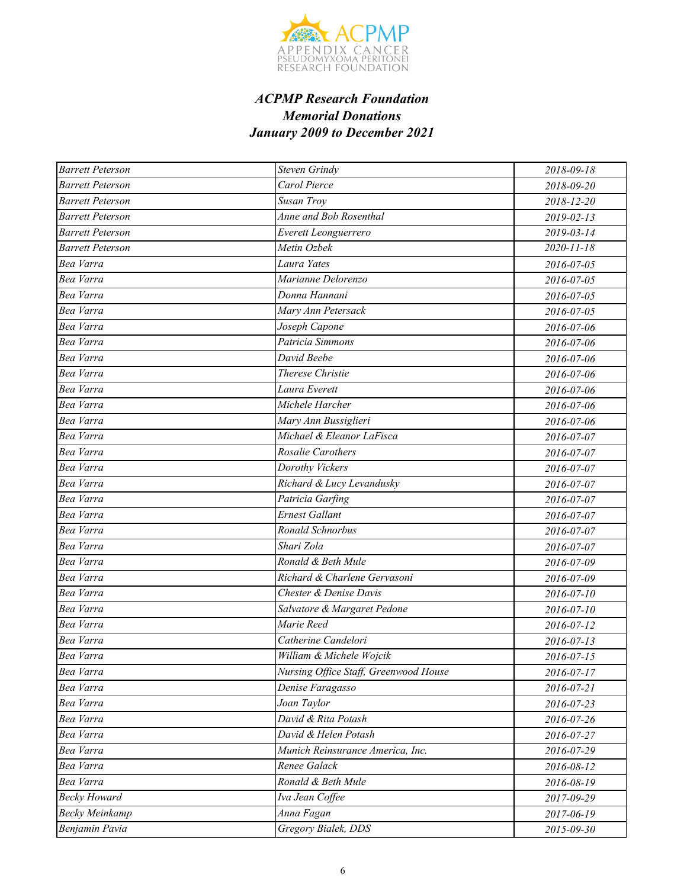### *ACPMP Research Foundation*
### *Memorial Donations*
### *January 2009 to December 2021*

| | | |
|---|---|---|
| *Barrett Peterson* | *Steven Grindy* | *2018-09-18* |
| *Barrett Peterson* | *Carol Pierce* | *2018-09-20* |
| *Barrett Peterson* | *Susan Troy* | *2018-12-20* |
| *Barrett Peterson* | *Anne and Bob Rosenthal* | *2019-02-13* |
| *Barrett Peterson* | *Everett Leonguerrero* | *2019-03-14* |
| *Barrett Peterson* | *Metin Ozbek* | *2020-11-18* |
| *Bea Varra* | *Laura Yates* | *2016-07-05* |
| *Bea Varra* | *Marianne Delorenzo* | *2016-07-05* |
| *Bea Varra* | *Donna Hannani* | *2016-07-05* |
| *Bea Varra* | *Mary Ann Petersack* | *2016-07-05* |
| *Bea Varra* | *Joseph Capone* | *2016-07-06* |
| *Bea Varra* | *Patricia Simmons* | *2016-07-06* |
| *Bea Varra* | *David Beebe* | *2016-07-06* |
| *Bea Varra* | *Therese Christie* | *2016-07-06* |
| *Bea Varra* | *Laura Everett* | *2016-07-06* |
| *Bea Varra* | *Michele Harcher* | *2016-07-06* |
| *Bea Varra* | *Mary Ann Bussiglieri* | *2016-07-06* |
| *Bea Varra* | *Michael & Eleanor LaFisca* | *2016-07-07* |
| *Bea Varra* | *Rosalie Carothers* | *2016-07-07* |
| *Bea Varra* | *Dorothy Vickers* | *2016-07-07* |
| *Bea Varra* | *Richard & Lucy Levandusky* | *2016-07-07* |
| *Bea Varra* | *Patricia Garfing* | *2016-07-07* |
| *Bea Varra* | *Ernest Gallant* | *2016-07-07* |
| *Bea Varra* | *Ronald Schnorbus* | *2016-07-07* |
| *Bea Varra* | *Shari Zola* | *2016-07-07* |
| *Bea Varra* | *Ronald & Beth Mule* | *2016-07-09* |
| *Bea Varra* | *Richard & Charlene Gervasoni* | *2016-07-09* |
| *Bea Varra* | *Chester & Denise Davis* | *2016-07-10* |
| *Bea Varra* | *Salvatore & Margaret Pedone* | *2016-07-10* |
| *Bea Varra* | *Marie Reed* | *2016-07-12* |
| *Bea Varra* | *Catherine Candelori* | *2016-07-13* |
| *Bea Varra* | *William & Michele Wojcik* | *2016-07-15* |
| *Bea Varra* | *Nursing Office Staff, Greenwood House* | *2016-07-17* |
| *Bea Varra* | *Denise Faragasso* | *2016-07-21* |
| *Bea Varra* | *Joan Taylor* | *2016-07-23* |
| *Bea Varra* | *David & Rita Potash* | *2016-07-26* |
| *Bea Varra* | *David & Helen Potash* | *2016-07-27* |
| *Bea Varra* | *Munich Reinsurance America, Inc.* | *2016-07-29* |
| *Bea Varra* | *Renee Galack* | *2016-08-12* |
| *Bea Varra* | *Ronald & Beth Mule* | *2016-08-19* |
| *Becky Howard* | *Iva Jean Coffee* | *2017-09-29* |
| *Becky Meinkamp* | *Anna Fagan* | *2017-06-19* |
| *Benjamin Pavia* | *Gregory Bialek, DDS* | *2015-09-30* |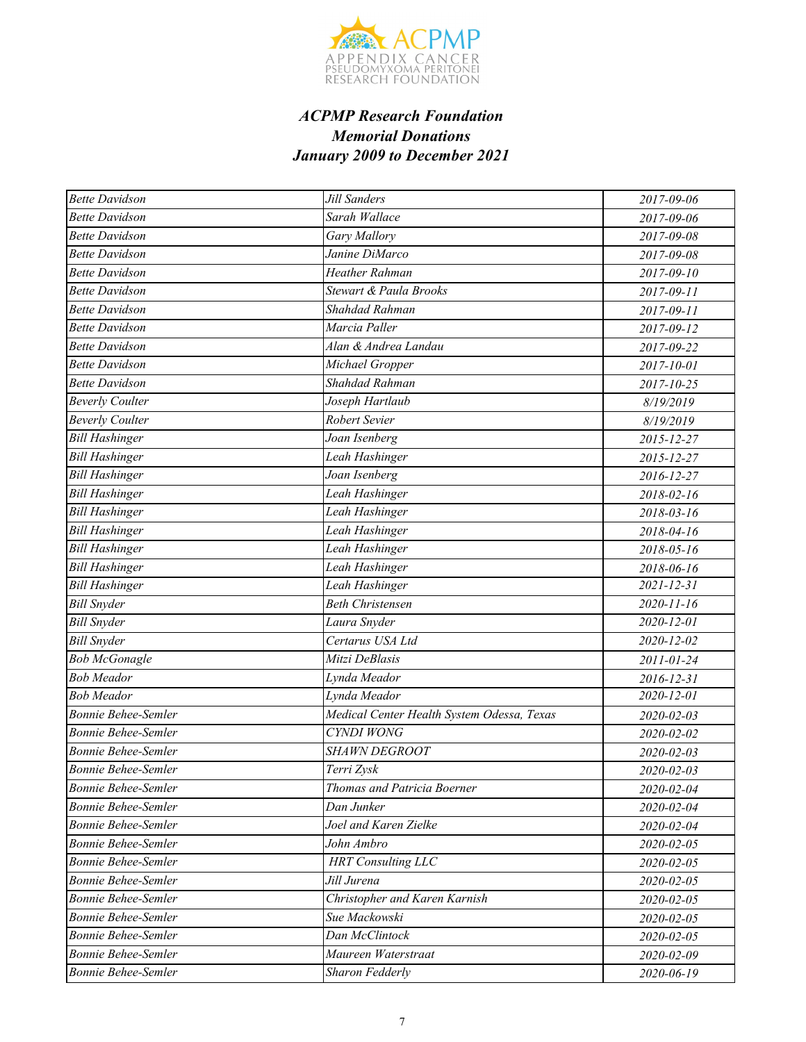***ACPMP Research Foundation***
***Memorial Donations***
***January 2009 to December 2021***

| | | |
|---|---|---|
| *Bette Davidson* | *Jill Sanders* | *2017-09-06* |
| *Bette Davidson* | *Sarah Wallace* | *2017-09-06* |
| *Bette Davidson* | *Gary Mallory* | *2017-09-08* |
| *Bette Davidson* | *Janine DiMarco* | *2017-09-08* |
| *Bette Davidson* | *Heather Rahman* | *2017-09-10* |
| *Bette Davidson* | *Stewart & Paula Brooks* | *2017-09-11* |
| *Bette Davidson* | *Shahdad Rahman* | *2017-09-11* |
| *Bette Davidson* | *Marcia Paller* | *2017-09-12* |
| *Bette Davidson* | *Alan & Andrea Landau* | *2017-09-22* |
| *Bette Davidson* | *Michael Gropper* | *2017-10-01* |
| *Bette Davidson* | *Shahdad Rahman* | *2017-10-25* |
| *Beverly Coulter* | *Joseph Hartlaub* | *8/19/2019* |
| *Beverly Coulter* | *Robert Sevier* | *8/19/2019* |
| *Bill Hashinger* | *Joan Isenberg* | *2015-12-27* |
| *Bill Hashinger* | *Leah Hashinger* | *2015-12-27* |
| *Bill Hashinger* | *Joan Isenberg* | *2016-12-27* |
| *Bill Hashinger* | *Leah Hashinger* | *2018-02-16* |
| *Bill Hashinger* | *Leah Hashinger* | *2018-03-16* |
| *Bill Hashinger* | *Leah Hashinger* | *2018-04-16* |
| *Bill Hashinger* | *Leah Hashinger* | *2018-05-16* |
| *Bill Hashinger* | *Leah Hashinger* | *2018-06-16* |
| *Bill Hashinger* | *Leah Hashinger* | *2021-12-31* |
| *Bill Snyder* | *Beth Christensen* | *2020-11-16* |
| *Bill Snyder* | *Laura Snyder* | *2020-12-01* |
| *Bill Snyder* | *Certarus USA Ltd* | *2020-12-02* |
| *Bob McGonagle* | *Mitzi DeBlasis* | *2011-01-24* |
| *Bob Meador* | *Lynda Meador* | *2016-12-31* |
| *Bob Meador* | *Lynda Meador* | *2020-12-01* |
| *Bonnie Behee-Semler* | *Medical Center Health System Odessa, Texas* | *2020-02-03* |
| *Bonnie Behee-Semler* | *CYNDI WONG* | *2020-02-02* |
| *Bonnie Behee-Semler* | *SHAWN DEGROOT* | *2020-02-03* |
| *Bonnie Behee-Semler* | *Terri Zysk* | *2020-02-03* |
| *Bonnie Behee-Semler* | *Thomas and Patricia Boerner* | *2020-02-04* |
| *Bonnie Behee-Semler* | *Dan Junker* | *2020-02-04* |
| *Bonnie Behee-Semler* | *Joel and Karen Zielke* | *2020-02-04* |
| *Bonnie Behee-Semler* | *John Ambro* | *2020-02-05* |
| *Bonnie Behee-Semler* | *HRT Consulting LLC* | *2020-02-05* |
| *Bonnie Behee-Semler* | *Jill Jurena* | *2020-02-05* |
| *Bonnie Behee-Semler* | *Christopher and Karen Karnish* | *2020-02-05* |
| *Bonnie Behee-Semler* | *Sue Mackowski* | *2020-02-05* |
| *Bonnie Behee-Semler* | *Dan McClintock* | *2020-02-05* |
| *Bonnie Behee-Semler* | *Maureen Waterstraat* | *2020-02-09* |
| *Bonnie Behee-Semler* | *Sharon Fedderly* | *2020-06-19* |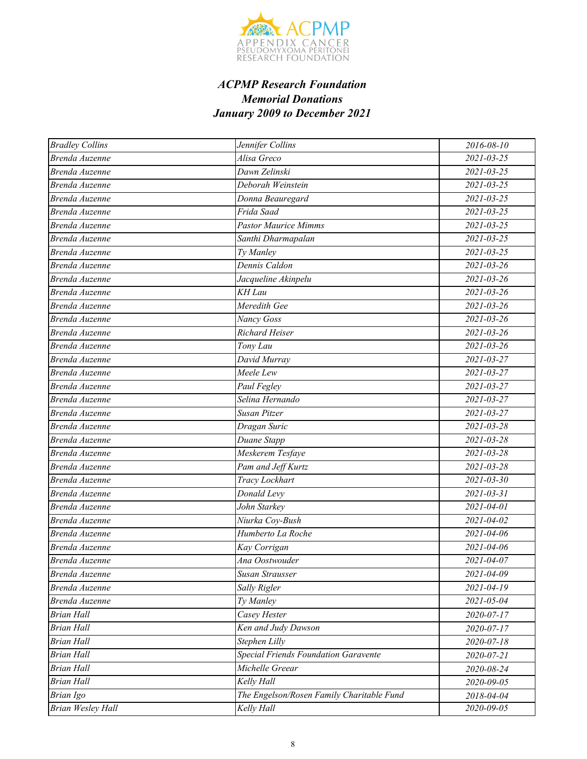***ACPMP Research Foundation***
***Memorial Donations***
***January 2009 to December 2021***

| | | |
|---|---|---|
| *Bradley Collins* | *Jennifer Collins* | *2016-08-10* |
| *Brenda Auzenne* | *Alisa Greco* | *2021-03-25* |
| *Brenda Auzenne* | *Dawn Zelinski* | *2021-03-25* |
| *Brenda Auzenne* | *Deborah Weinstein* | *2021-03-25* |
| *Brenda Auzenne* | *Donna Beauregard* | *2021-03-25* |
| *Brenda Auzenne* | *Frida Saad* | *2021-03-25* |
| *Brenda Auzenne* | *Pastor Maurice Mimms* | *2021-03-25* |
| *Brenda Auzenne* | *Santhi Dharmapalan* | *2021-03-25* |
| *Brenda Auzenne* | *Ty Manley* | *2021-03-25* |
| *Brenda Auzenne* | *Dennis Caldon* | *2021-03-26* |
| *Brenda Auzenne* | *Jacqueline Akinpelu* | *2021-03-26* |
| *Brenda Auzenne* | *KH Lau* | *2021-03-26* |
| *Brenda Auzenne* | *Meredith Gee* | *2021-03-26* |
| *Brenda Auzenne* | *Nancy Goss* | *2021-03-26* |
| *Brenda Auzenne* | *Richard Heiser* | *2021-03-26* |
| *Brenda Auzenne* | *Tony Lau* | *2021-03-26* |
| *Brenda Auzenne* | *David Murray* | *2021-03-27* |
| *Brenda Auzenne* | *Meele Lew* | *2021-03-27* |
| *Brenda Auzenne* | *Paul Fegley* | *2021-03-27* |
| *Brenda Auzenne* | *Selina Hernando* | *2021-03-27* |
| *Brenda Auzenne* | *Susan Pitzer* | *2021-03-27* |
| *Brenda Auzenne* | *Dragan Suric* | *2021-03-28* |
| *Brenda Auzenne* | *Duane Stapp* | *2021-03-28* |
| *Brenda Auzenne* | *Meskerem Tesfaye* | *2021-03-28* |
| *Brenda Auzenne* | *Pam and Jeff Kurtz* | *2021-03-28* |
| *Brenda Auzenne* | *Tracy Lockhart* | *2021-03-30* |
| *Brenda Auzenne* | *Donald Levy* | *2021-03-31* |
| *Brenda Auzenne* | *John Starkey* | *2021-04-01* |
| *Brenda Auzenne* | *Niurka Coy-Bush* | *2021-04-02* |
| *Brenda Auzenne* | *Humberto La Roche* | *2021-04-06* |
| *Brenda Auzenne* | *Kay Corrigan* | *2021-04-06* |
| *Brenda Auzenne* | *Ana Oostwouder* | *2021-04-07* |
| *Brenda Auzenne* | *Susan Strausser* | *2021-04-09* |
| *Brenda Auzenne* | *Sally Rigler* | *2021-04-19* |
| *Brenda Auzenne* | *Ty Manley* | *2021-05-04* |
| *Brian Hall* | *Casey Hester* | *2020-07-17* |
| *Brian Hall* | *Ken and Judy Dawson* | *2020-07-17* |
| *Brian Hall* | *Stephen Lilly* | *2020-07-18* |
| *Brian Hall* | *Special Friends Foundation Garavente* | *2020-07-21* |
| *Brian Hall* | *Michelle Greear* | *2020-08-24* |
| *Brian Hall* | *Kelly Hall* | *2020-09-05* |
| *Brian Igo* | *The Engelson/Rosen Family Charitable Fund* | *2018-04-04* |
| *Brian Wesley Hall* | *Kelly Hall* | *2020-09-05* |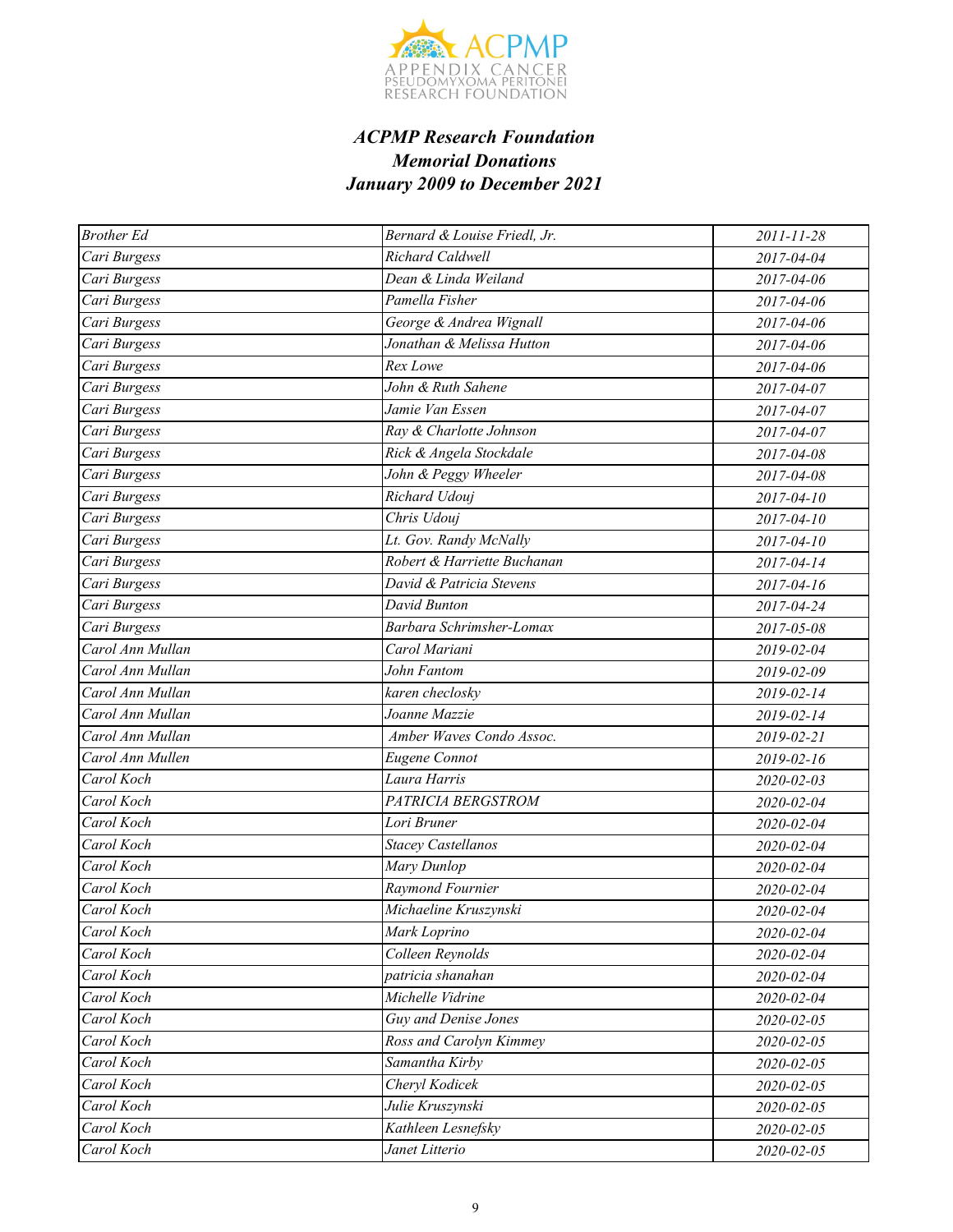### *ACPMP Research Foundation*
### *Memorial Donations*
### *January 2009 to December 2021*

| | | |
|---|---|---|
| *Brother Ed* | *Bernard & Louise Friedl, Jr.* | *2011-11-28* |
| *Cari Burgess* | *Richard Caldwell* | *2017-04-04* |
| *Cari Burgess* | *Dean & Linda Weiland* | *2017-04-06* |
| *Cari Burgess* | *Pamella Fisher* | *2017-04-06* |
| *Cari Burgess* | *George & Andrea Wignall* | *2017-04-06* |
| *Cari Burgess* | *Jonathan & Melissa Hutton* | *2017-04-06* |
| *Cari Burgess* | *Rex Lowe* | *2017-04-06* |
| *Cari Burgess* | *John & Ruth Sahene* | *2017-04-07* |
| *Cari Burgess* | *Jamie Van Essen* | *2017-04-07* |
| *Cari Burgess* | *Ray & Charlotte Johnson* | *2017-04-07* |
| *Cari Burgess* | *Rick & Angela Stockdale* | *2017-04-08* |
| *Cari Burgess* | *John & Peggy Wheeler* | *2017-04-08* |
| *Cari Burgess* | *Richard Udouj* | *2017-04-10* |
| *Cari Burgess* | *Chris Udouj* | *2017-04-10* |
| *Cari Burgess* | *Lt. Gov. Randy McNally* | *2017-04-10* |
| *Cari Burgess* | *Robert & Harriette Buchanan* | *2017-04-14* |
| *Cari Burgess* | *David & Patricia Stevens* | *2017-04-16* |
| *Cari Burgess* | *David Bunton* | *2017-04-24* |
| *Cari Burgess* | *Barbara Schrimsher-Lomax* | *2017-05-08* |
| *Carol Ann Mullan* | *Carol Mariani* | *2019-02-04* |
| *Carol Ann Mullan* | *John Fantom* | *2019-02-09* |
| *Carol Ann Mullan* | *karen checlosky* | *2019-02-14* |
| *Carol Ann Mullan* | *Joanne Mazzie* | *2019-02-14* |
| *Carol Ann Mullan* | *Amber Waves Condo Assoc.* | *2019-02-21* |
| *Carol Ann Mullen* | *Eugene Connot* | *2019-02-16* |
| *Carol Koch* | *Laura Harris* | *2020-02-03* |
| *Carol Koch* | *PATRICIA BERGSTROM* | *2020-02-04* |
| *Carol Koch* | *Lori Bruner* | *2020-02-04* |
| *Carol Koch* | *Stacey Castellanos* | *2020-02-04* |
| *Carol Koch* | *Mary Dunlop* | *2020-02-04* |
| *Carol Koch* | *Raymond Fournier* | *2020-02-04* |
| *Carol Koch* | *Michaeline Kruszynski* | *2020-02-04* |
| *Carol Koch* | *Mark Loprino* | *2020-02-04* |
| *Carol Koch* | *Colleen Reynolds* | *2020-02-04* |
| *Carol Koch* | *patricia shanahan* | *2020-02-04* |
| *Carol Koch* | *Michelle Vidrine* | *2020-02-04* |
| *Carol Koch* | *Guy and Denise Jones* | *2020-02-05* |
| *Carol Koch* | *Ross and Carolyn Kimmey* | *2020-02-05* |
| *Carol Koch* | *Samantha Kirby* | *2020-02-05* |
| *Carol Koch* | *Cheryl Kodicek* | *2020-02-05* |
| *Carol Koch* | *Julie Kruszynski* | *2020-02-05* |
| *Carol Koch* | *Kathleen Lesnefsky* | *2020-02-05* |
| *Carol Koch* | *Janet Litterio* | *2020-02-05* |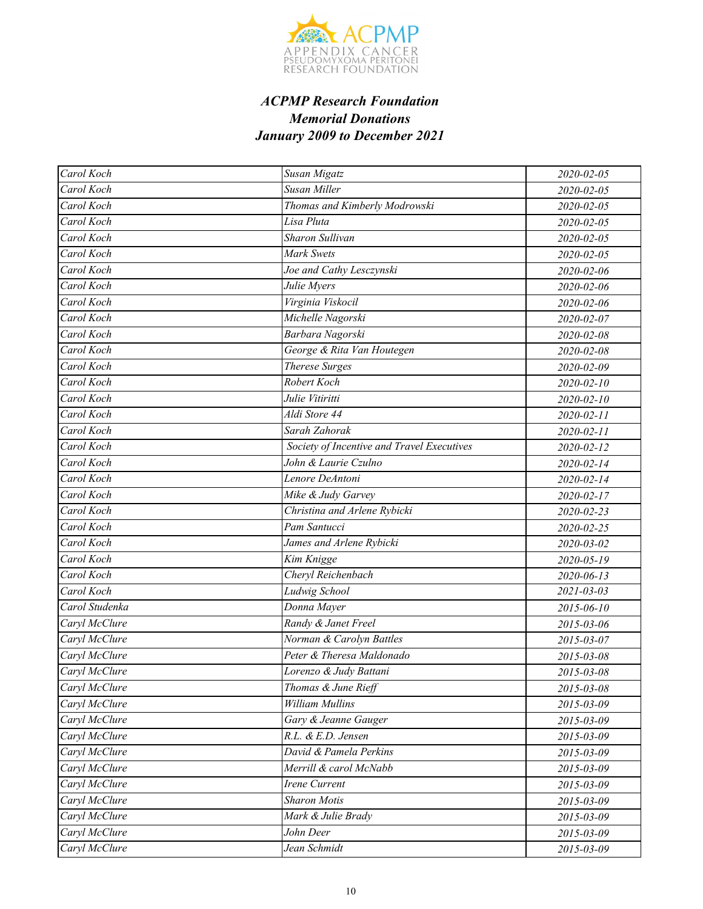### *ACPMP Research Foundation*
### *Memorial Donations*
### *January 2009 to December 2021*

| | | |
|---|---|---|
| Carol Koch | Susan Migatz | 2020-02-05 |
| Carol Koch | Susan Miller | 2020-02-05 |
| Carol Koch | Thomas and Kimberly Modrowski | 2020-02-05 |
| Carol Koch | Lisa Pluta | 2020-02-05 |
| Carol Koch | Sharon Sullivan | 2020-02-05 |
| Carol Koch | Mark Swets | 2020-02-05 |
| Carol Koch | Joe and Cathy Lesczynski | 2020-02-06 |
| Carol Koch | Julie Myers | 2020-02-06 |
| Carol Koch | Virginia Viskocil | 2020-02-06 |
| Carol Koch | Michelle Nagorski | 2020-02-07 |
| Carol Koch | Barbara Nagorski | 2020-02-08 |
| Carol Koch | George & Rita Van Houtegen | 2020-02-08 |
| Carol Koch | Therese Surges | 2020-02-09 |
| Carol Koch | Robert Koch | 2020-02-10 |
| Carol Koch | Julie Vitiritti | 2020-02-10 |
| Carol Koch | Aldi Store 44 | 2020-02-11 |
| Carol Koch | Sarah Zahorak | 2020-02-11 |
| Carol Koch | Society of Incentive and Travel Executives | 2020-02-12 |
| Carol Koch | John & Laurie Czulno | 2020-02-14 |
| Carol Koch | Lenore DeAntoni | 2020-02-14 |
| Carol Koch | Mike & Judy Garvey | 2020-02-17 |
| Carol Koch | Christina and Arlene Rybicki | 2020-02-23 |
| Carol Koch | Pam Santucci | 2020-02-25 |
| Carol Koch | James and Arlene Rybicki | 2020-03-02 |
| Carol Koch | Kim Knigge | 2020-05-19 |
| Carol Koch | Cheryl Reichenbach | 2020-06-13 |
| Carol Koch | Ludwig School | 2021-03-03 |
| Carol Studenka | Donna Mayer | 2015-06-10 |
| Caryl McClure | Randy & Janet Freel | 2015-03-06 |
| Caryl McClure | Norman & Carolyn Battles | 2015-03-07 |
| Caryl McClure | Peter & Theresa Maldonado | 2015-03-08 |
| Caryl McClure | Lorenzo & Judy Battani | 2015-03-08 |
| Caryl McClure | Thomas & June Rieff | 2015-03-08 |
| Caryl McClure | William Mullins | 2015-03-09 |
| Caryl McClure | Gary & Jeanne Gauger | 2015-03-09 |
| Caryl McClure | R.L. & E.D. Jensen | 2015-03-09 |
| Caryl McClure | David & Pamela Perkins | 2015-03-09 |
| Caryl McClure | Merrill & carol McNabb | 2015-03-09 |
| Caryl McClure | Irene Current | 2015-03-09 |
| Caryl McClure | Sharon Motis | 2015-03-09 |
| Caryl McClure | Mark & Julie Brady | 2015-03-09 |
| Caryl McClure | John Deer | 2015-03-09 |
| Caryl McClure | Jean Schmidt | 2015-03-09 |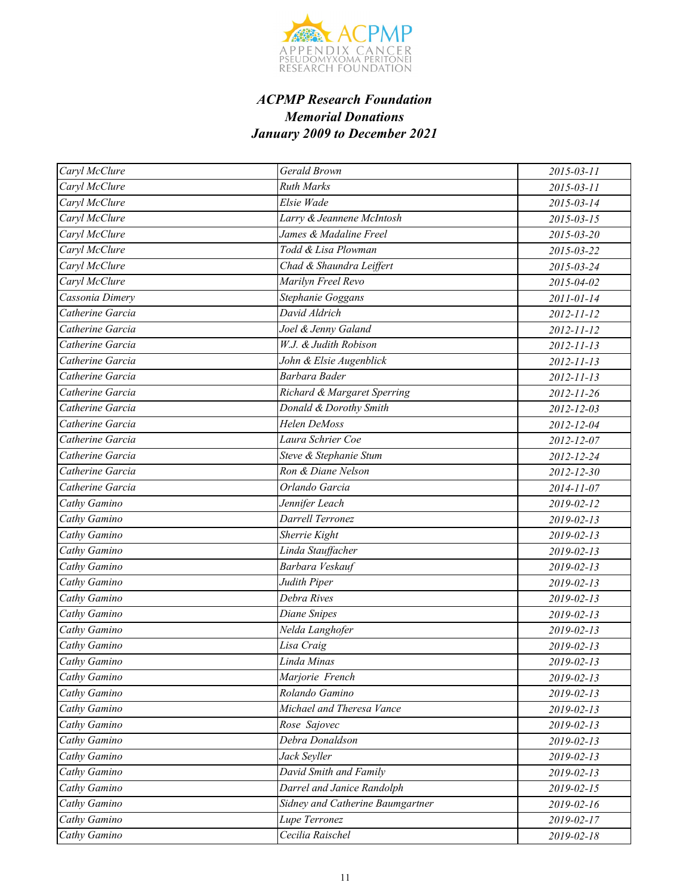***ACPMP Research Foundation***
***Memorial Donations***
***January 2009 to December 2021***

| | | |
|---|---|---|
| *Caryl McClure* | *Gerald Brown* | *2015-03-11* |
| *Caryl McClure* | *Ruth Marks* | *2015-03-11* |
| *Caryl McClure* | *Elsie Wade* | *2015-03-14* |
| *Caryl McClure* | *Larry & Jeannene McIntosh* | *2015-03-15* |
| *Caryl McClure* | *James & Madaline Freel* | *2015-03-20* |
| *Caryl McClure* | *Todd & Lisa Plowman* | *2015-03-22* |
| *Caryl McClure* | *Chad & Shaundra Leiffert* | *2015-03-24* |
| *Caryl McClure* | *Marilyn Freel Revo* | *2015-04-02* |
| *Cassonia Dimery* | *Stephanie Goggans* | *2011-01-14* |
| *Catherine Garcia* | *David Aldrich* | *2012-11-12* |
| *Catherine Garcia* | *Joel & Jenny Galand* | *2012-11-12* |
| *Catherine Garcia* | *W.J. & Judith Robison* | *2012-11-13* |
| *Catherine Garcia* | *John & Elsie Augenblick* | *2012-11-13* |
| *Catherine Garcia* | *Barbara Bader* | *2012-11-13* |
| *Catherine Garcia* | *Richard & Margaret Sperring* | *2012-11-26* |
| *Catherine Garcia* | *Donald & Dorothy Smith* | *2012-12-03* |
| *Catherine Garcia* | *Helen DeMoss* | *2012-12-04* |
| *Catherine Garcia* | *Laura Schrier Coe* | *2012-12-07* |
| *Catherine Garcia* | *Steve & Stephanie Stum* | *2012-12-24* |
| *Catherine Garcia* | *Ron & Diane Nelson* | *2012-12-30* |
| *Catherine Garcia* | *Orlando Garcia* | *2014-11-07* |
| *Cathy Gamino* | *Jennifer Leach* | *2019-02-12* |
| *Cathy Gamino* | *Darrell Terronez* | *2019-02-13* |
| *Cathy Gamino* | *Sherrie Kight* | *2019-02-13* |
| *Cathy Gamino* | *Linda Stauffacher* | *2019-02-13* |
| *Cathy Gamino* | *Barbara Veskauf* | *2019-02-13* |
| *Cathy Gamino* | *Judith Piper* | *2019-02-13* |
| *Cathy Gamino* | *Debra Rives* | *2019-02-13* |
| *Cathy Gamino* | *Diane Snipes* | *2019-02-13* |
| *Cathy Gamino* | *Nelda Langhofer* | *2019-02-13* |
| *Cathy Gamino* | *Lisa Craig* | *2019-02-13* |
| *Cathy Gamino* | *Linda Minas* | *2019-02-13* |
| *Cathy Gamino* | *Marjorie French* | *2019-02-13* |
| *Cathy Gamino* | *Rolando Gamino* | *2019-02-13* |
| *Cathy Gamino* | *Michael and Theresa Vance* | *2019-02-13* |
| *Cathy Gamino* | *Rose Sajovec* | *2019-02-13* |
| *Cathy Gamino* | *Debra Donaldson* | *2019-02-13* |
| *Cathy Gamino* | *Jack Seyller* | *2019-02-13* |
| *Cathy Gamino* | *David Smith and Family* | *2019-02-13* |
| *Cathy Gamino* | *Darrel and Janice Randolph* | *2019-02-15* |
| *Cathy Gamino* | *Sidney and Catherine Baumgartner* | *2019-02-16* |
| *Cathy Gamino* | *Lupe Terronez* | *2019-02-17* |
| *Cathy Gamino* | *Cecilia Raischel* | *2019-02-18* |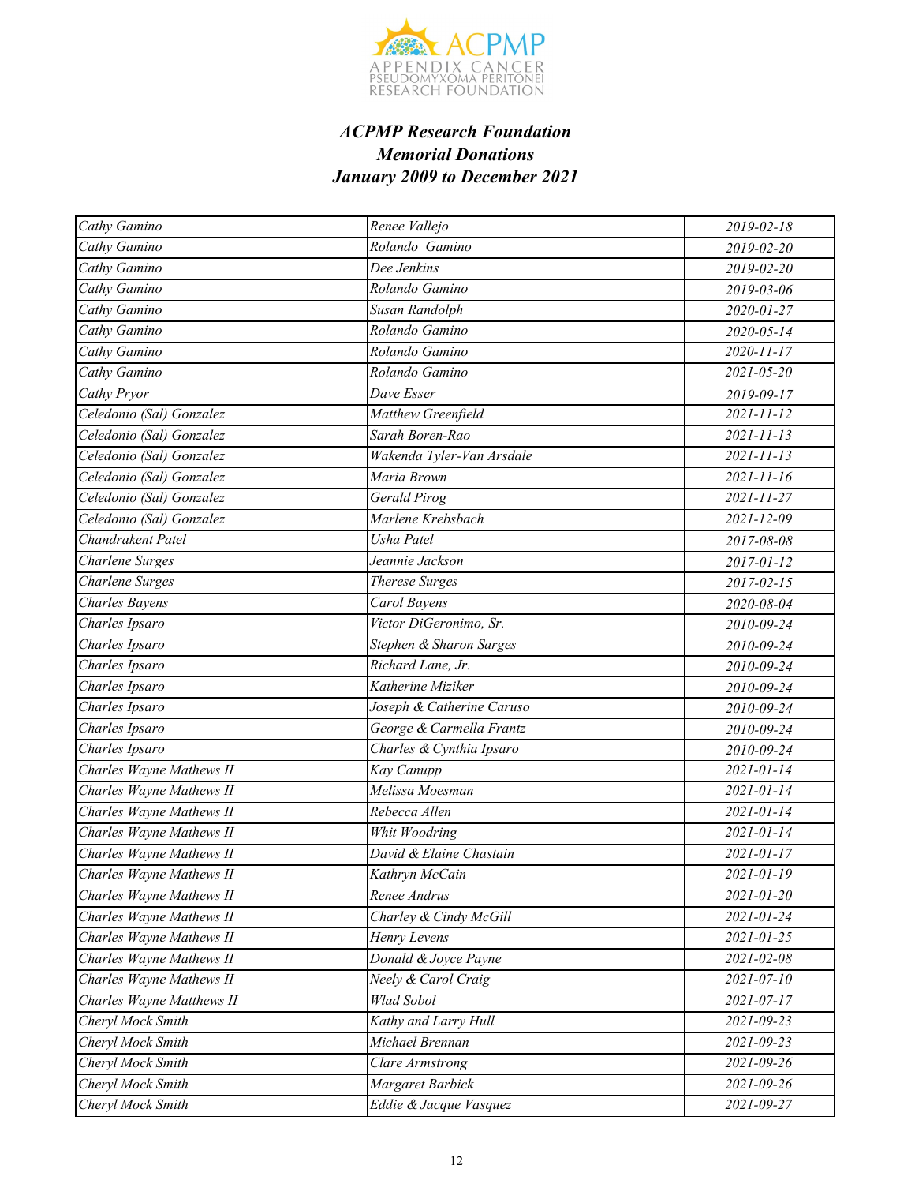***ACPMP Research Foundation***
***Memorial Donations***
***January 2009 to December 2021***

| | | |
|---|---|---|
| *Cathy Gamino* | *Renee Vallejo* | *2019-02-18* |
| *Cathy Gamino* | *Rolando  Gamino* | *2019-02-20* |
| *Cathy Gamino* | *Dee Jenkins* | *2019-02-20* |
| *Cathy Gamino* | *Rolando Gamino* | *2019-03-06* |
| *Cathy Gamino* | *Susan Randolph* | *2020-01-27* |
| *Cathy Gamino* | *Rolando Gamino* | *2020-05-14* |
| *Cathy Gamino* | *Rolando Gamino* | *2020-11-17* |
| *Cathy Gamino* | *Rolando Gamino* | *2021-05-20* |
| *Cathy Pryor* | *Dave Esser* | *2019-09-17* |
| *Celedonio (Sal) Gonzalez* | *Matthew Greenfield* | *2021-11-12* |
| *Celedonio (Sal) Gonzalez* | *Sarah Boren-Rao* | *2021-11-13* |
| *Celedonio (Sal) Gonzalez* | *Wakenda Tyler-Van Arsdale* | *2021-11-13* |
| *Celedonio (Sal) Gonzalez* | *Maria Brown* | *2021-11-16* |
| *Celedonio (Sal) Gonzalez* | *Gerald Pirog* | *2021-11-27* |
| *Celedonio (Sal) Gonzalez* | *Marlene Krebsbach* | *2021-12-09* |
| *Chandrakent Patel* | *Usha Patel* | *2017-08-08* |
| *Charlene Surges* | *Jeannie Jackson* | *2017-01-12* |
| *Charlene Surges* | *Therese Surges* | *2017-02-15* |
| *Charles Bayens* | *Carol Bayens* | *2020-08-04* |
| *Charles Ipsaro* | *Victor DiGeronimo, Sr.* | *2010-09-24* |
| *Charles Ipsaro* | *Stephen & Sharon Sarges* | *2010-09-24* |
| *Charles Ipsaro* | *Richard Lane, Jr.* | *2010-09-24* |
| *Charles Ipsaro* | *Katherine Miziker* | *2010-09-24* |
| *Charles Ipsaro* | *Joseph & Catherine Caruso* | *2010-09-24* |
| *Charles Ipsaro* | *George & Carmella Frantz* | *2010-09-24* |
| *Charles Ipsaro* | *Charles & Cynthia Ipsaro* | *2010-09-24* |
| *Charles Wayne Mathews II* | *Kay Canupp* | *2021-01-14* |
| *Charles Wayne Mathews II* | *Melissa Moesman* | *2021-01-14* |
| *Charles Wayne Mathews II* | *Rebecca Allen* | *2021-01-14* |
| *Charles Wayne Mathews II* | *Whit Woodring* | *2021-01-14* |
| *Charles Wayne Mathews II* | *David & Elaine Chastain* | *2021-01-17* |
| *Charles Wayne Mathews II* | *Kathryn McCain* | *2021-01-19* |
| *Charles Wayne Mathews II* | *Renee Andrus* | *2021-01-20* |
| *Charles Wayne Mathews II* | *Charley & Cindy McGill* | *2021-01-24* |
| *Charles Wayne Mathews II* | *Henry Levens* | *2021-01-25* |
| *Charles Wayne Mathews II* | *Donald & Joyce Payne* | *2021-02-08* |
| *Charles Wayne Mathews II* | *Neely & Carol Craig* | *2021-07-10* |
| *Charles Wayne Matthews II* | *Wlad Sobol* | *2021-07-17* |
| *Cheryl Mock Smith* | *Kathy and Larry Hull* | *2021-09-23* |
| *Cheryl Mock Smith* | *Michael Brennan* | *2021-09-23* |
| *Cheryl Mock Smith* | *Clare Armstrong* | *2021-09-26* |
| *Cheryl Mock Smith* | *Margaret Barbick* | *2021-09-26* |
| *Cheryl Mock Smith* | *Eddie & Jacque Vasquez* | *2021-09-27* |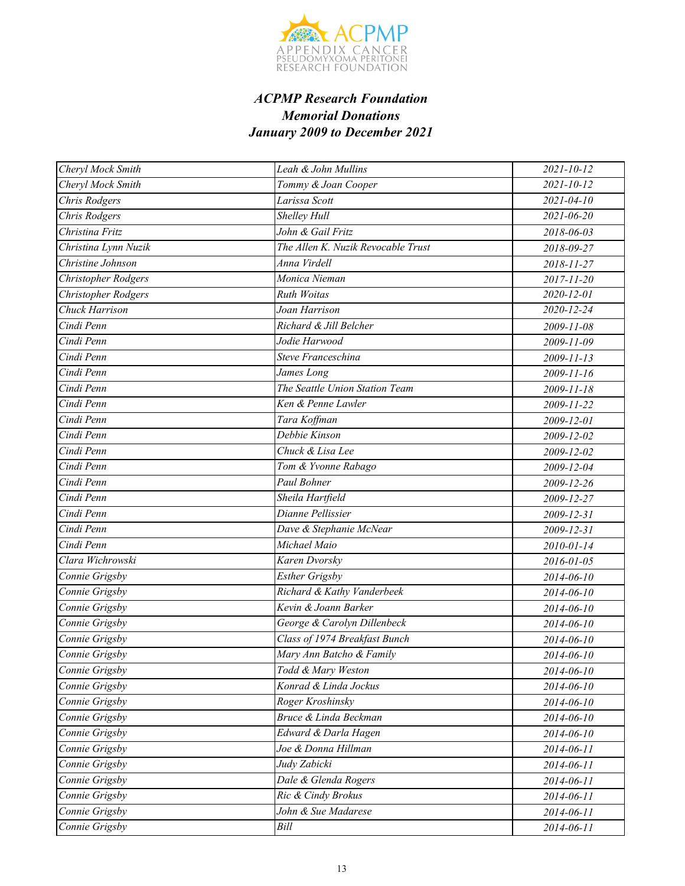### *ACPMP Research Foundation*
### *Memorial Donations*
### *January 2009 to December 2021*

| | | |
|---|---|---|
| *Cheryl Mock Smith* | *Leah & John Mullins* | *2021-10-12* |
| *Cheryl Mock Smith* | *Tommy & Joan Cooper* | *2021-10-12* |
| *Chris Rodgers* | *Larissa Scott* | *2021-04-10* |
| *Chris Rodgers* | *Shelley Hull* | *2021-06-20* |
| *Christina Fritz* | *John & Gail Fritz* | *2018-06-03* |
| *Christina Lynn Nuzik* | *The Allen K. Nuzik Revocable Trust* | *2018-09-27* |
| *Christine Johnson* | *Anna Virdell* | *2018-11-27* |
| *Christopher Rodgers* | *Monica Nieman* | *2017-11-20* |
| *Christopher Rodgers* | *Ruth Woitas* | *2020-12-01* |
| *Chuck Harrison* | *Joan Harrison* | *2020-12-24* |
| *Cindi Penn* | *Richard & Jill Belcher* | *2009-11-08* |
| *Cindi Penn* | *Jodie Harwood* | *2009-11-09* |
| *Cindi Penn* | *Steve Franceschina* | *2009-11-13* |
| *Cindi Penn* | *James Long* | *2009-11-16* |
| *Cindi Penn* | *The Seattle Union Station Team* | *2009-11-18* |
| *Cindi Penn* | *Ken & Penne Lawler* | *2009-11-22* |
| *Cindi Penn* | *Tara Koffman* | *2009-12-01* |
| *Cindi Penn* | *Debbie Kinson* | *2009-12-02* |
| *Cindi Penn* | *Chuck & Lisa Lee* | *2009-12-02* |
| *Cindi Penn* | *Tom & Yvonne Rabago* | *2009-12-04* |
| *Cindi Penn* | *Paul Bohner* | *2009-12-26* |
| *Cindi Penn* | *Sheila Hartfield* | *2009-12-27* |
| *Cindi Penn* | *Dianne Pellissier* | *2009-12-31* |
| *Cindi Penn* | *Dave & Stephanie McNear* | *2009-12-31* |
| *Cindi Penn* | *Michael Maio* | *2010-01-14* |
| *Clara Wichrowski* | *Karen Dvorsky* | *2016-01-05* |
| *Connie Grigsby* | *Esther Grigsby* | *2014-06-10* |
| *Connie Grigsby* | *Richard & Kathy Vanderbeek* | *2014-06-10* |
| *Connie Grigsby* | *Kevin & Joann Barker* | *2014-06-10* |
| *Connie Grigsby* | *George & Carolyn Dillenbeck* | *2014-06-10* |
| *Connie Grigsby* | *Class of 1974 Breakfast Bunch* | *2014-06-10* |
| *Connie Grigsby* | *Mary Ann Batcho & Family* | *2014-06-10* |
| *Connie Grigsby* | *Todd & Mary Weston* | *2014-06-10* |
| *Connie Grigsby* | *Konrad & Linda Jockus* | *2014-06-10* |
| *Connie Grigsby* | *Roger Kroshinsky* | *2014-06-10* |
| *Connie Grigsby* | *Bruce & Linda Beckman* | *2014-06-10* |
| *Connie Grigsby* | *Edward & Darla Hagen* | *2014-06-10* |
| *Connie Grigsby* | *Joe & Donna Hillman* | *2014-06-11* |
| *Connie Grigsby* | *Judy Zabicki* | *2014-06-11* |
| *Connie Grigsby* | *Dale & Glenda Rogers* | *2014-06-11* |
| *Connie Grigsby* | *Ric & Cindy Brokus* | *2014-06-11* |
| *Connie Grigsby* | *John & Sue Madarese* | *2014-06-11* |
| *Connie Grigsby* | *Bill* | *2014-06-11* |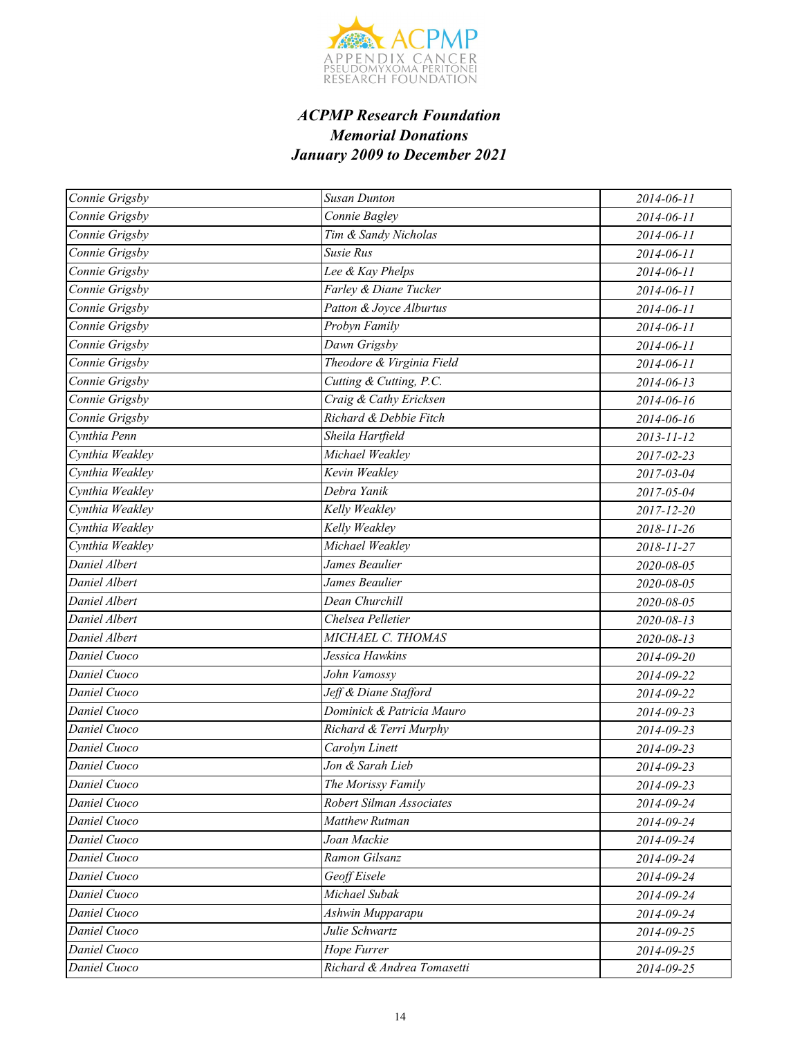APPENDIX CANCER PSEUDOMYXOMA PERITONEI RESEARCH FOUNDATION

### *ACPMP Research Foundation*
### *Memorial Donations*
### *January 2009 to December 2021*

| | | |
|---|---|---|
| Connie Grigsby | Susan Dunton | 2014-06-11 |
| Connie Grigsby | Connie Bagley | 2014-06-11 |
| Connie Grigsby | Tim & Sandy Nicholas | 2014-06-11 |
| Connie Grigsby | Susie Rus | 2014-06-11 |
| Connie Grigsby | Lee & Kay Phelps | 2014-06-11 |
| Connie Grigsby | Farley & Diane Tucker | 2014-06-11 |
| Connie Grigsby | Patton & Joyce Alburtus | 2014-06-11 |
| Connie Grigsby | Probyn Family | 2014-06-11 |
| Connie Grigsby | Dawn Grigsby | 2014-06-11 |
| Connie Grigsby | Theodore & Virginia Field | 2014-06-11 |
| Connie Grigsby | Cutting & Cutting, P.C. | 2014-06-13 |
| Connie Grigsby | Craig & Cathy Ericksen | 2014-06-16 |
| Connie Grigsby | Richard & Debbie Fitch | 2014-06-16 |
| Cynthia Penn | Sheila Hartfield | 2013-11-12 |
| Cynthia Weakley | Michael Weakley | 2017-02-23 |
| Cynthia Weakley | Kevin Weakley | 2017-03-04 |
| Cynthia Weakley | Debra Yanik | 2017-05-04 |
| Cynthia Weakley | Kelly Weakley | 2017-12-20 |
| Cynthia Weakley | Kelly Weakley | 2018-11-26 |
| Cynthia Weakley | Michael Weakley | 2018-11-27 |
| Daniel Albert | James Beaulier | 2020-08-05 |
| Daniel Albert | James Beaulier | 2020-08-05 |
| Daniel Albert | Dean Churchill | 2020-08-05 |
| Daniel Albert | Chelsea Pelletier | 2020-08-13 |
| Daniel Albert | MICHAEL C. THOMAS | 2020-08-13 |
| Daniel Cuoco | Jessica Hawkins | 2014-09-20 |
| Daniel Cuoco | John Vamossy | 2014-09-22 |
| Daniel Cuoco | Jeff & Diane Stafford | 2014-09-22 |
| Daniel Cuoco | Dominick & Patricia Mauro | 2014-09-23 |
| Daniel Cuoco | Richard & Terri Murphy | 2014-09-23 |
| Daniel Cuoco | Carolyn Linett | 2014-09-23 |
| Daniel Cuoco | Jon & Sarah Lieb | 2014-09-23 |
| Daniel Cuoco | The Morissy Family | 2014-09-23 |
| Daniel Cuoco | Robert Silman Associates | 2014-09-24 |
| Daniel Cuoco | Matthew Rutman | 2014-09-24 |
| Daniel Cuoco | Joan Mackie | 2014-09-24 |
| Daniel Cuoco | Ramon Gilsanz | 2014-09-24 |
| Daniel Cuoco | Geoff Eisele | 2014-09-24 |
| Daniel Cuoco | Michael Subak | 2014-09-24 |
| Daniel Cuoco | Ashwin Mupparapu | 2014-09-24 |
| Daniel Cuoco | Julie Schwartz | 2014-09-25 |
| Daniel Cuoco | Hope Furrer | 2014-09-25 |
| Daniel Cuoco | Richard & Andrea Tomasetti | 2014-09-25 |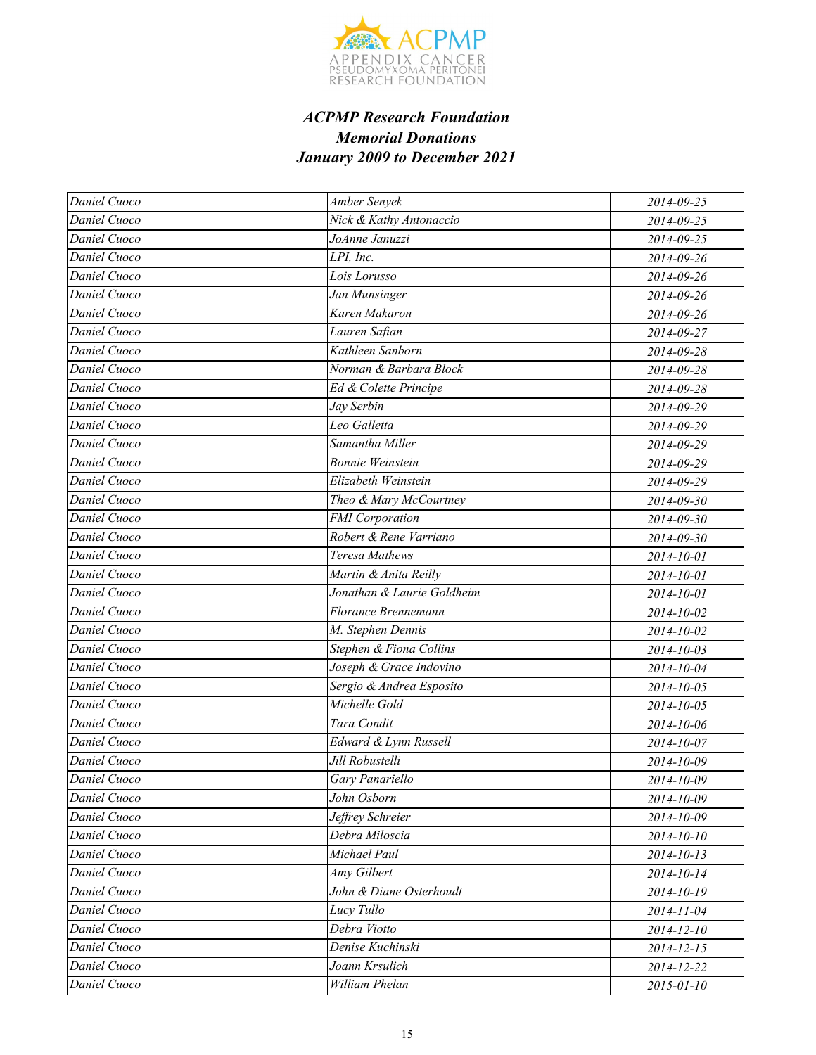### ACPMP Research Foundation
### Memorial Donations
### January 2009 to December 2021

| | | |
|---|---|---|
| Daniel Cuoco | Amber Senyek | 2014-09-25 |
| Daniel Cuoco | Nick & Kathy Antonaccio | 2014-09-25 |
| Daniel Cuoco | JoAnne Januzzi | 2014-09-25 |
| Daniel Cuoco | LPI, Inc. | 2014-09-26 |
| Daniel Cuoco | Lois Lorusso | 2014-09-26 |
| Daniel Cuoco | Jan Munsinger | 2014-09-26 |
| Daniel Cuoco | Karen Makaron | 2014-09-26 |
| Daniel Cuoco | Lauren Safian | 2014-09-27 |
| Daniel Cuoco | Kathleen Sanborn | 2014-09-28 |
| Daniel Cuoco | Norman & Barbara Block | 2014-09-28 |
| Daniel Cuoco | Ed & Colette Principe | 2014-09-28 |
| Daniel Cuoco | Jay Serbin | 2014-09-29 |
| Daniel Cuoco | Leo Galletta | 2014-09-29 |
| Daniel Cuoco | Samantha Miller | 2014-09-29 |
| Daniel Cuoco | Bonnie Weinstein | 2014-09-29 |
| Daniel Cuoco | Elizabeth Weinstein | 2014-09-29 |
| Daniel Cuoco | Theo & Mary McCourtney | 2014-09-30 |
| Daniel Cuoco | FMI Corporation | 2014-09-30 |
| Daniel Cuoco | Robert & Rene Varriano | 2014-09-30 |
| Daniel Cuoco | Teresa Mathews | 2014-10-01 |
| Daniel Cuoco | Martin & Anita Reilly | 2014-10-01 |
| Daniel Cuoco | Jonathan & Laurie Goldheim | 2014-10-01 |
| Daniel Cuoco | Florance Brennemann | 2014-10-02 |
| Daniel Cuoco | M. Stephen Dennis | 2014-10-02 |
| Daniel Cuoco | Stephen & Fiona Collins | 2014-10-03 |
| Daniel Cuoco | Joseph & Grace Indovino | 2014-10-04 |
| Daniel Cuoco | Sergio & Andrea Esposito | 2014-10-05 |
| Daniel Cuoco | Michelle Gold | 2014-10-05 |
| Daniel Cuoco | Tara Condit | 2014-10-06 |
| Daniel Cuoco | Edward & Lynn Russell | 2014-10-07 |
| Daniel Cuoco | Jill Robustelli | 2014-10-09 |
| Daniel Cuoco | Gary Panariello | 2014-10-09 |
| Daniel Cuoco | John Osborn | 2014-10-09 |
| Daniel Cuoco | Jeffrey Schreier | 2014-10-09 |
| Daniel Cuoco | Debra Miloscia | 2014-10-10 |
| Daniel Cuoco | Michael Paul | 2014-10-13 |
| Daniel Cuoco | Amy Gilbert | 2014-10-14 |
| Daniel Cuoco | John & Diane Osterhoudt | 2014-10-19 |
| Daniel Cuoco | Lucy Tullo | 2014-11-04 |
| Daniel Cuoco | Debra Viotto | 2014-12-10 |
| Daniel Cuoco | Denise Kuchinski | 2014-12-15 |
| Daniel Cuoco | Joann Krsulich | 2014-12-22 |
| Daniel Cuoco | William Phelan | 2015-01-10 |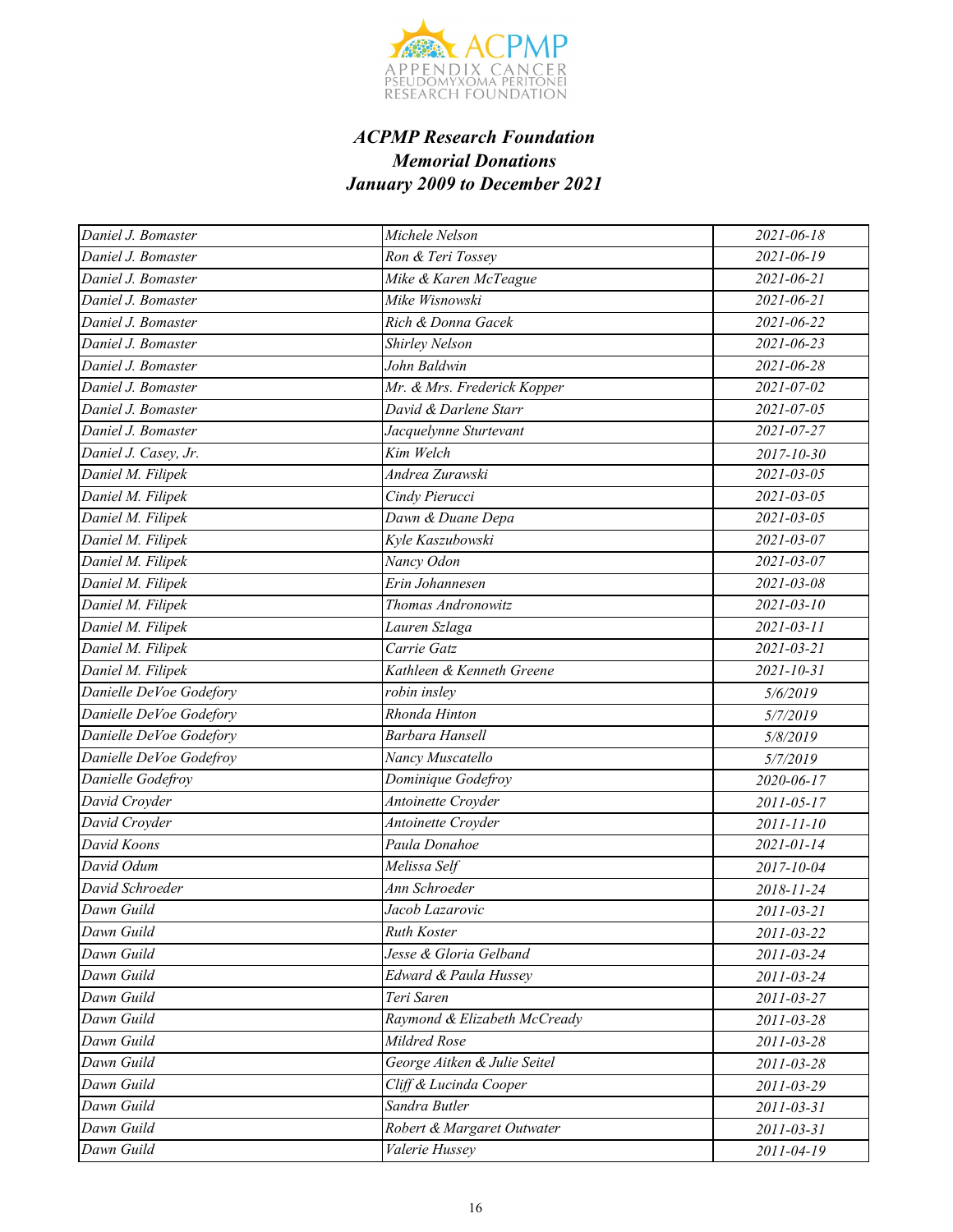***ACPMP Research Foundation***
***Memorial Donations***
***January 2009 to December 2021***

| | | |
|---|---|---|
| *Daniel J. Bomaster* | *Michele Nelson* | *2021-06-18* |
| *Daniel J. Bomaster* | *Ron & Teri Tossey* | *2021-06-19* |
| *Daniel J. Bomaster* | *Mike & Karen McTeague* | *2021-06-21* |
| *Daniel J. Bomaster* | *Mike Wisnowski* | *2021-06-21* |
| *Daniel J. Bomaster* | *Rich & Donna Gacek* | *2021-06-22* |
| *Daniel J. Bomaster* | *Shirley Nelson* | *2021-06-23* |
| *Daniel J. Bomaster* | *John Baldwin* | *2021-06-28* |
| *Daniel J. Bomaster* | *Mr. & Mrs. Frederick Kopper* | *2021-07-02* |
| *Daniel J. Bomaster* | *David & Darlene Starr* | *2021-07-05* |
| *Daniel J. Bomaster* | *Jacquelynne Sturtevant* | *2021-07-27* |
| *Daniel J. Casey, Jr.* | *Kim Welch* | *2017-10-30* |
| *Daniel M. Filipek* | *Andrea Zurawski* | *2021-03-05* |
| *Daniel M. Filipek* | *Cindy Pierucci* | *2021-03-05* |
| *Daniel M. Filipek* | *Dawn & Duane Depa* | *2021-03-05* |
| *Daniel M. Filipek* | *Kyle Kaszubowski* | *2021-03-07* |
| *Daniel M. Filipek* | *Nancy Odon* | *2021-03-07* |
| *Daniel M. Filipek* | *Erin Johannesen* | *2021-03-08* |
| *Daniel M. Filipek* | *Thomas Andronowitz* | *2021-03-10* |
| *Daniel M. Filipek* | *Lauren Szlaga* | *2021-03-11* |
| *Daniel M. Filipek* | *Carrie Gatz* | *2021-03-21* |
| *Daniel M. Filipek* | *Kathleen & Kenneth Greene* | *2021-10-31* |
| *Danielle DeVoe Godefory* | *robin insley* | *5/6/2019* |
| *Danielle DeVoe Godefory* | *Rhonda Hinton* | *5/7/2019* |
| *Danielle DeVoe Godefory* | *Barbara Hansell* | *5/8/2019* |
| *Danielle DeVoe Godefroy* | *Nancy Muscatello* | *5/7/2019* |
| *Danielle Godefroy* | *Dominique Godefroy* | *2020-06-17* |
| *David Croyder* | *Antoinette Croyder* | *2011-05-17* |
| *David Croyder* | *Antoinette Croyder* | *2011-11-10* |
| *David Koons* | *Paula Donahoe* | *2021-01-14* |
| *David Odum* | *Melissa Self* | *2017-10-04* |
| *David Schroeder* | *Ann Schroeder* | *2018-11-24* |
| *Dawn Guild* | *Jacob Lazarovic* | *2011-03-21* |
| *Dawn Guild* | *Ruth Koster* | *2011-03-22* |
| *Dawn Guild* | *Jesse & Gloria Gelband* | *2011-03-24* |
| *Dawn Guild* | *Edward & Paula Hussey* | *2011-03-24* |
| *Dawn Guild* | *Teri Saren* | *2011-03-27* |
| *Dawn Guild* | *Raymond & Elizabeth McCready* | *2011-03-28* |
| *Dawn Guild* | *Mildred Rose* | *2011-03-28* |
| *Dawn Guild* | *George Aitken & Julie Seitel* | *2011-03-28* |
| *Dawn Guild* | *Cliff & Lucinda Cooper* | *2011-03-29* |
| *Dawn Guild* | *Sandra Butler* | *2011-03-31* |
| *Dawn Guild* | *Robert & Margaret Outwater* | *2011-03-31* |
| *Dawn Guild* | *Valerie Hussey* | *2011-04-19* |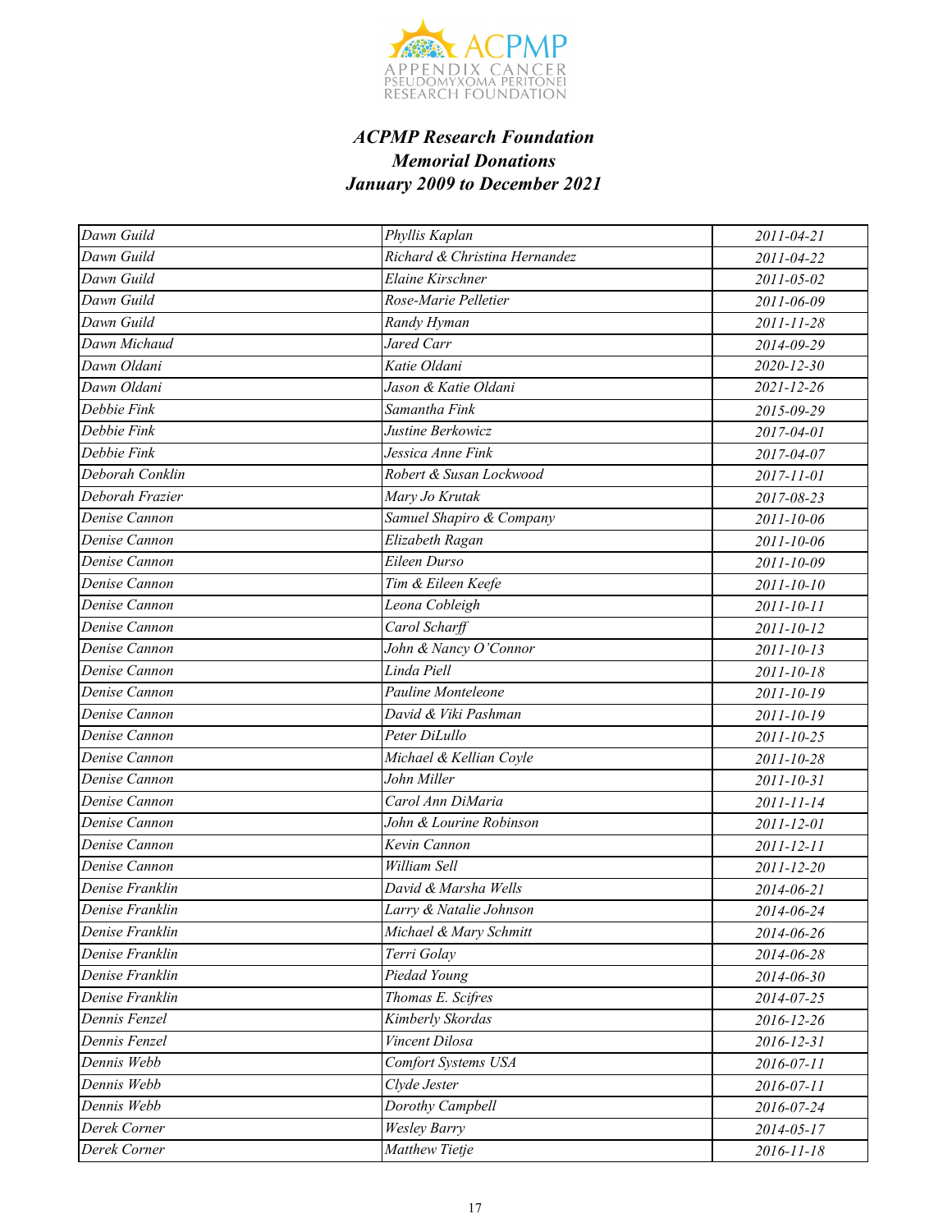### *ACPMP Research Foundation*
### *Memorial Donations*
### *January 2009 to December 2021*

| | | |
|---|---|---|
| Dawn Guild | Phyllis Kaplan | 2011-04-21 |
| Dawn Guild | Richard & Christina Hernandez | 2011-04-22 |
| Dawn Guild | Elaine Kirschner | 2011-05-02 |
| Dawn Guild | Rose-Marie Pelletier | 2011-06-09 |
| Dawn Guild | Randy Hyman | 2011-11-28 |
| Dawn Michaud | Jared Carr | 2014-09-29 |
| Dawn Oldani | Katie Oldani | 2020-12-30 |
| Dawn Oldani | Jason & Katie Oldani | 2021-12-26 |
| Debbie Fink | Samantha Fink | 2015-09-29 |
| Debbie Fink | Justine Berkowicz | 2017-04-01 |
| Debbie Fink | Jessica Anne Fink | 2017-04-07 |
| Deborah Conklin | Robert & Susan Lockwood | 2017-11-01 |
| Deborah Frazier | Mary Jo Krutak | 2017-08-23 |
| Denise Cannon | Samuel Shapiro & Company | 2011-10-06 |
| Denise Cannon | Elizabeth Ragan | 2011-10-06 |
| Denise Cannon | Eileen Durso | 2011-10-09 |
| Denise Cannon | Tim & Eileen Keefe | 2011-10-10 |
| Denise Cannon | Leona Cobleigh | 2011-10-11 |
| Denise Cannon | Carol Scharff | 2011-10-12 |
| Denise Cannon | John & Nancy O'Connor | 2011-10-13 |
| Denise Cannon | Linda Piell | 2011-10-18 |
| Denise Cannon | Pauline Monteleone | 2011-10-19 |
| Denise Cannon | David & Viki Pashman | 2011-10-19 |
| Denise Cannon | Peter DiLullo | 2011-10-25 |
| Denise Cannon | Michael & Kellian Coyle | 2011-10-28 |
| Denise Cannon | John Miller | 2011-10-31 |
| Denise Cannon | Carol Ann DiMaria | 2011-11-14 |
| Denise Cannon | John & Lourine Robinson | 2011-12-01 |
| Denise Cannon | Kevin Cannon | 2011-12-11 |
| Denise Cannon | William Sell | 2011-12-20 |
| Denise Franklin | David & Marsha Wells | 2014-06-21 |
| Denise Franklin | Larry & Natalie Johnson | 2014-06-24 |
| Denise Franklin | Michael & Mary Schmitt | 2014-06-26 |
| Denise Franklin | Terri Golay | 2014-06-28 |
| Denise Franklin | Piedad Young | 2014-06-30 |
| Denise Franklin | Thomas E. Scifres | 2014-07-25 |
| Dennis Fenzel | Kimberly Skordas | 2016-12-26 |
| Dennis Fenzel | Vincent Dilosa | 2016-12-31 |
| Dennis Webb | Comfort Systems USA | 2016-07-11 |
| Dennis Webb | Clyde Jester | 2016-07-11 |
| Dennis Webb | Dorothy Campbell | 2016-07-24 |
| Derek Corner | Wesley Barry | 2014-05-17 |
| Derek Corner | Matthew Tietje | 2016-11-18 |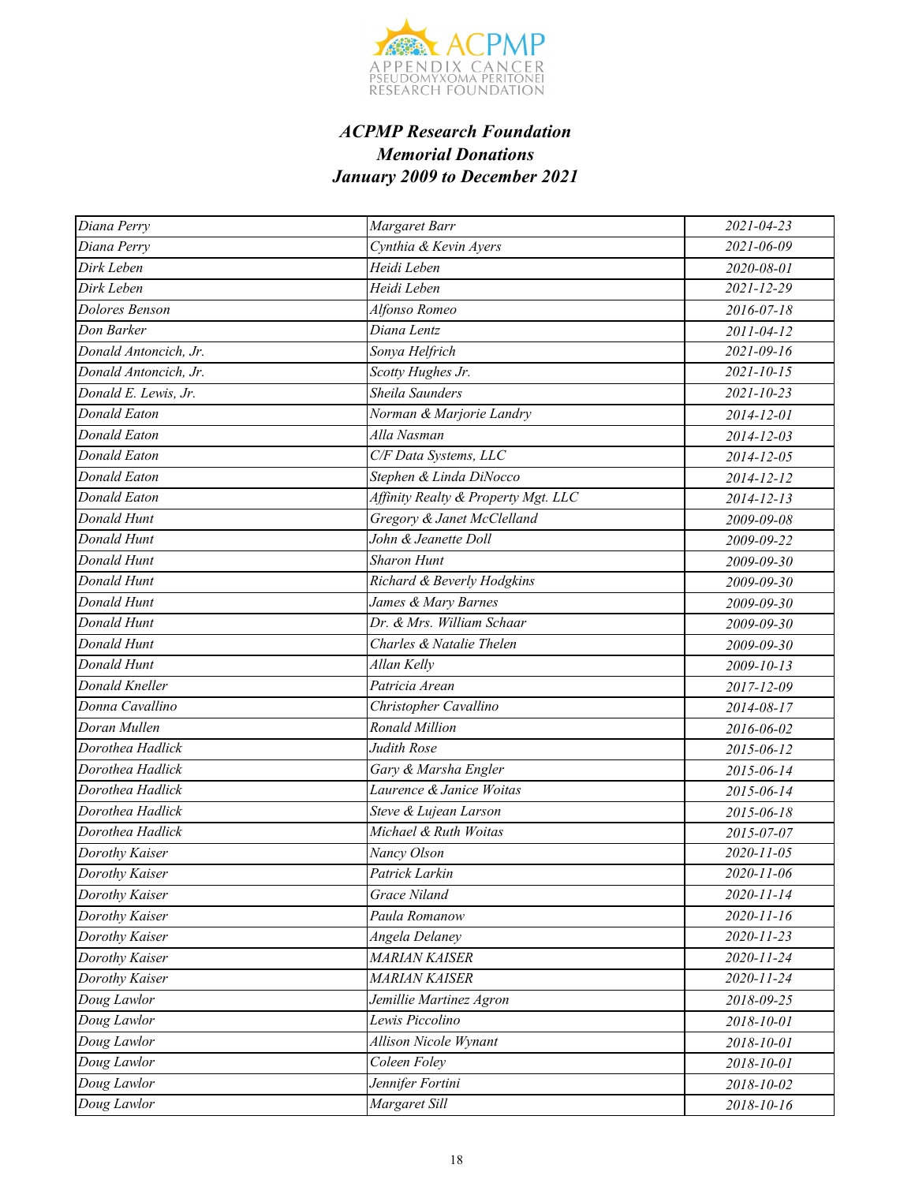### *ACPMP Research Foundation*
### *Memorial Donations*
### *January 2009 to December 2021*

| | | |
|---|---|---|
| *Diana Perry* | *Margaret Barr* | *2021-04-23* |
| *Diana Perry* | *Cynthia & Kevin Ayers* | *2021-06-09* |
| *Dirk Leben* | *Heidi Leben* | *2020-08-01* |
| *Dirk Leben* | *Heidi Leben* | *2021-12-29* |
| *Dolores Benson* | *Alfonso Romeo* | *2016-07-18* |
| *Don Barker* | *Diana Lentz* | *2011-04-12* |
| *Donald Antoncich, Jr.* | *Sonya Helfrich* | *2021-09-16* |
| *Donald Antoncich, Jr.* | *Scotty Hughes Jr.* | *2021-10-15* |
| *Donald E. Lewis, Jr.* | *Sheila Saunders* | *2021-10-23* |
| *Donald Eaton* | *Norman & Marjorie Landry* | *2014-12-01* |
| *Donald Eaton* | *Alla Nasman* | *2014-12-03* |
| *Donald Eaton* | *C/F Data Systems, LLC* | *2014-12-05* |
| *Donald Eaton* | *Stephen & Linda DiNocco* | *2014-12-12* |
| *Donald Eaton* | *Affinity Realty & Property Mgt. LLC* | *2014-12-13* |
| *Donald Hunt* | *Gregory & Janet McClelland* | *2009-09-08* |
| *Donald Hunt* | *John & Jeanette Doll* | *2009-09-22* |
| *Donald Hunt* | *Sharon Hunt* | *2009-09-30* |
| *Donald Hunt* | *Richard & Beverly Hodgkins* | *2009-09-30* |
| *Donald Hunt* | *James & Mary Barnes* | *2009-09-30* |
| *Donald Hunt* | *Dr. & Mrs. William Schaar* | *2009-09-30* |
| *Donald Hunt* | *Charles & Natalie Thelen* | *2009-09-30* |
| *Donald Hunt* | *Allan Kelly* | *2009-10-13* |
| *Donald Kneller* | *Patricia Arean* | *2017-12-09* |
| *Donna Cavallino* | *Christopher Cavallino* | *2014-08-17* |
| *Doran Mullen* | *Ronald Million* | *2016-06-02* |
| *Dorothea Hadlick* | *Judith Rose* | *2015-06-12* |
| *Dorothea Hadlick* | *Gary & Marsha Engler* | *2015-06-14* |
| *Dorothea Hadlick* | *Laurence & Janice Woitas* | *2015-06-14* |
| *Dorothea Hadlick* | *Steve & Lujean Larson* | *2015-06-18* |
| *Dorothea Hadlick* | *Michael & Ruth Woitas* | *2015-07-07* |
| *Dorothy Kaiser* | *Nancy Olson* | *2020-11-05* |
| *Dorothy Kaiser* | *Patrick Larkin* | *2020-11-06* |
| *Dorothy Kaiser* | *Grace Niland* | *2020-11-14* |
| *Dorothy Kaiser* | *Paula Romanow* | *2020-11-16* |
| *Dorothy Kaiser* | *Angela Delaney* | *2020-11-23* |
| *Dorothy Kaiser* | *MARIAN KAISER* | *2020-11-24* |
| *Dorothy Kaiser* | *MARIAN KAISER* | *2020-11-24* |
| *Doug Lawlor* | *Jemillie Martinez Agron* | *2018-09-25* |
| *Doug Lawlor* | *Lewis Piccolino* | *2018-10-01* |
| *Doug Lawlor* | *Allison Nicole Wynant* | *2018-10-01* |
| *Doug Lawlor* | *Coleen Foley* | *2018-10-01* |
| *Doug Lawlor* | *Jennifer Fortini* | *2018-10-02* |
| *Doug Lawlor* | *Margaret Sill* | *2018-10-16* |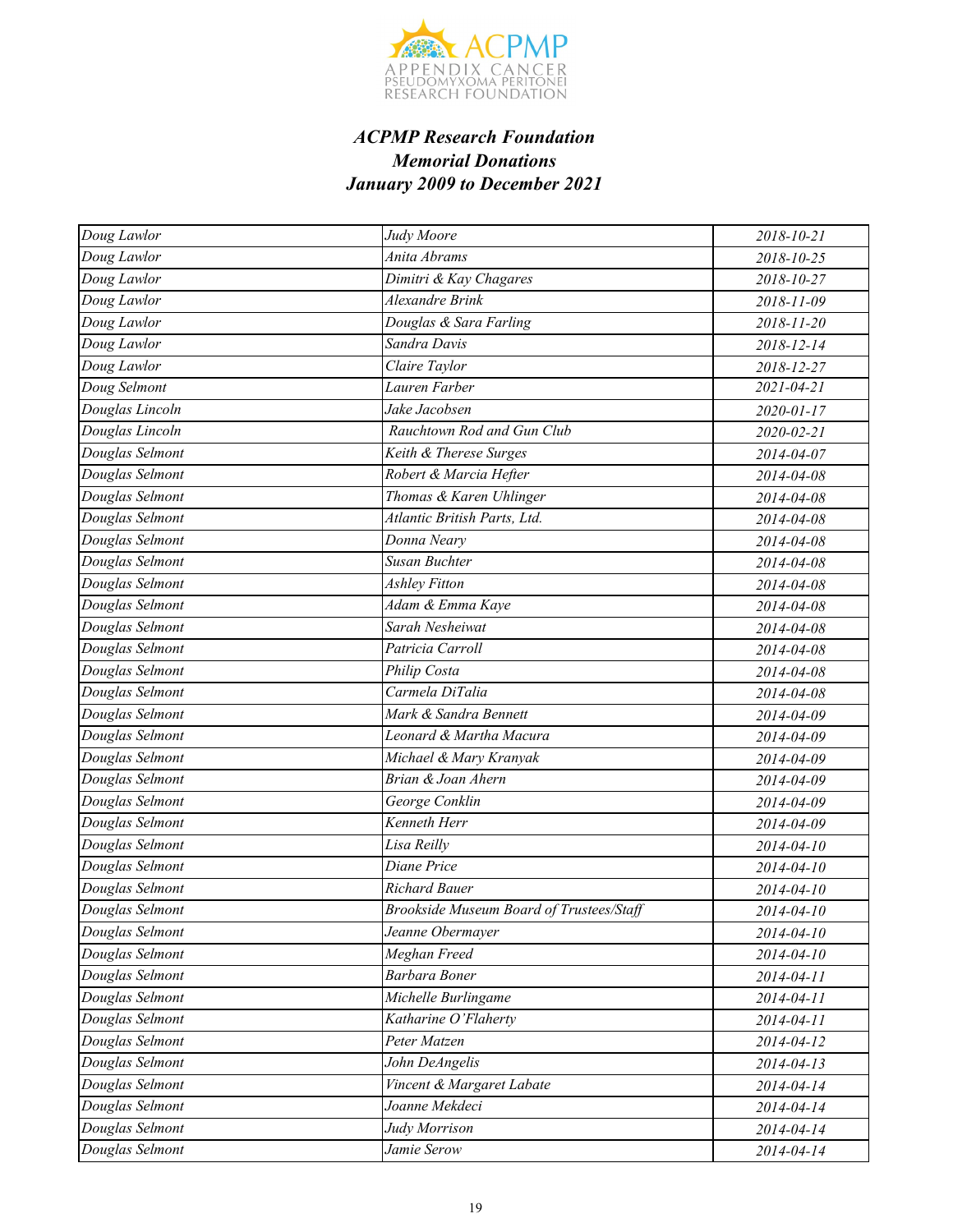***ACPMP Research Foundation***
***Memorial Donations***
***January 2009 to December 2021***

| | | |
|---|---|---|
| *Doug Lawlor* | *Judy Moore* | *2018-10-21* |
| *Doug Lawlor* | *Anita Abrams* | *2018-10-25* |
| *Doug Lawlor* | *Dimitri & Kay Chagares* | *2018-10-27* |
| *Doug Lawlor* | *Alexandre Brink* | *2018-11-09* |
| *Doug Lawlor* | *Douglas & Sara Farling* | *2018-11-20* |
| *Doug Lawlor* | *Sandra Davis* | *2018-12-14* |
| *Doug Lawlor* | *Claire Taylor* | *2018-12-27* |
| *Doug Selmont* | *Lauren Farber* | *2021-04-21* |
| *Douglas Lincoln* | *Jake Jacobsen* | *2020-01-17* |
| *Douglas Lincoln* | *Rauchtown Rod and Gun Club* | *2020-02-21* |
| *Douglas Selmont* | *Keith & Therese Surges* | *2014-04-07* |
| *Douglas Selmont* | *Robert & Marcia Hefter* | *2014-04-08* |
| *Douglas Selmont* | *Thomas & Karen Uhlinger* | *2014-04-08* |
| *Douglas Selmont* | *Atlantic British Parts, Ltd.* | *2014-04-08* |
| *Douglas Selmont* | *Donna Neary* | *2014-04-08* |
| *Douglas Selmont* | *Susan Buchter* | *2014-04-08* |
| *Douglas Selmont* | *Ashley Fitton* | *2014-04-08* |
| *Douglas Selmont* | *Adam & Emma Kaye* | *2014-04-08* |
| *Douglas Selmont* | *Sarah Nesheiwat* | *2014-04-08* |
| *Douglas Selmont* | *Patricia Carroll* | *2014-04-08* |
| *Douglas Selmont* | *Philip Costa* | *2014-04-08* |
| *Douglas Selmont* | *Carmela DiTalia* | *2014-04-08* |
| *Douglas Selmont* | *Mark & Sandra Bennett* | *2014-04-09* |
| *Douglas Selmont* | *Leonard & Martha Macura* | *2014-04-09* |
| *Douglas Selmont* | *Michael & Mary Kranyak* | *2014-04-09* |
| *Douglas Selmont* | *Brian & Joan Ahern* | *2014-04-09* |
| *Douglas Selmont* | *George Conklin* | *2014-04-09* |
| *Douglas Selmont* | *Kenneth Herr* | *2014-04-09* |
| *Douglas Selmont* | *Lisa Reilly* | *2014-04-10* |
| *Douglas Selmont* | *Diane Price* | *2014-04-10* |
| *Douglas Selmont* | *Richard Bauer* | *2014-04-10* |
| *Douglas Selmont* | *Brookside Museum Board of Trustees/Staff* | *2014-04-10* |
| *Douglas Selmont* | *Jeanne Obermayer* | *2014-04-10* |
| *Douglas Selmont* | *Meghan Freed* | *2014-04-10* |
| *Douglas Selmont* | *Barbara Boner* | *2014-04-11* |
| *Douglas Selmont* | *Michelle Burlingame* | *2014-04-11* |
| *Douglas Selmont* | *Katharine O'Flaherty* | *2014-04-11* |
| *Douglas Selmont* | *Peter Matzen* | *2014-04-12* |
| *Douglas Selmont* | *John DeAngelis* | *2014-04-13* |
| *Douglas Selmont* | *Vincent & Margaret Labate* | *2014-04-14* |
| *Douglas Selmont* | *Joanne Mekdeci* | *2014-04-14* |
| *Douglas Selmont* | *Judy Morrison* | *2014-04-14* |
| *Douglas Selmont* | *Jamie Serow* | *2014-04-14* |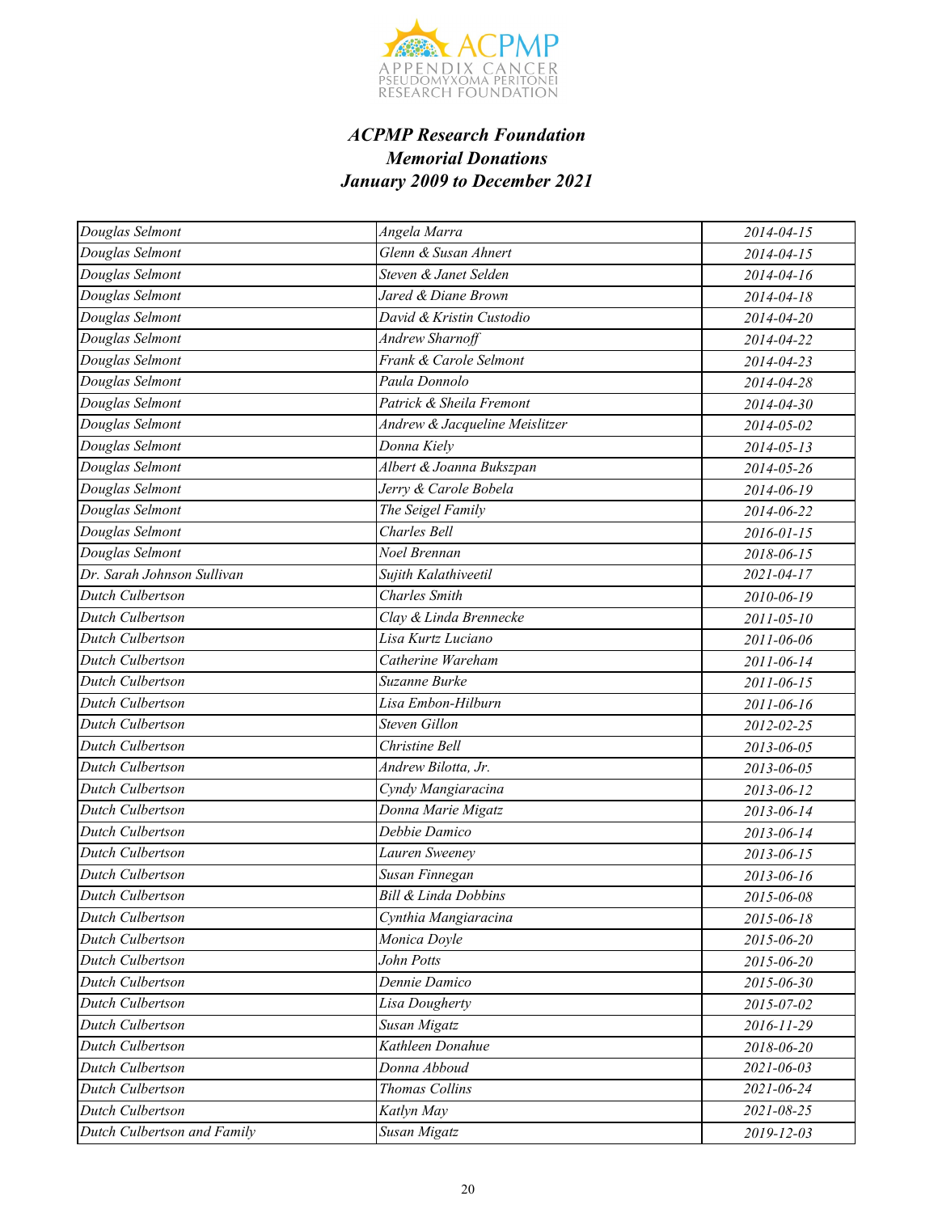*ACPMP Research Foundation*
*Memorial Donations*
*January 2009 to December 2021*

| | | |
|---|---|---|
| Douglas Selmont | Angela Marra | 2014-04-15 |
| Douglas Selmont | Glenn & Susan Ahnert | 2014-04-15 |
| Douglas Selmont | Steven & Janet Selden | 2014-04-16 |
| Douglas Selmont | Jared & Diane Brown | 2014-04-18 |
| Douglas Selmont | David & Kristin Custodio | 2014-04-20 |
| Douglas Selmont | Andrew Sharnoff | 2014-04-22 |
| Douglas Selmont | Frank & Carole Selmont | 2014-04-23 |
| Douglas Selmont | Paula Donnolo | 2014-04-28 |
| Douglas Selmont | Patrick & Sheila Fremont | 2014-04-30 |
| Douglas Selmont | Andrew & Jacqueline Meislitzer | 2014-05-02 |
| Douglas Selmont | Donna Kiely | 2014-05-13 |
| Douglas Selmont | Albert & Joanna Bukszpan | 2014-05-26 |
| Douglas Selmont | Jerry & Carole Bobela | 2014-06-19 |
| Douglas Selmont | The Seigel Family | 2014-06-22 |
| Douglas Selmont | Charles Bell | 2016-01-15 |
| Douglas Selmont | Noel Brennan | 2018-06-15 |
| Dr. Sarah Johnson Sullivan | Sujith Kalathiveetil | 2021-04-17 |
| Dutch Culbertson | Charles Smith | 2010-06-19 |
| Dutch Culbertson | Clay & Linda Brennecke | 2011-05-10 |
| Dutch Culbertson | Lisa Kurtz Luciano | 2011-06-06 |
| Dutch Culbertson | Catherine Wareham | 2011-06-14 |
| Dutch Culbertson | Suzanne Burke | 2011-06-15 |
| Dutch Culbertson | Lisa Embon-Hilburn | 2011-06-16 |
| Dutch Culbertson | Steven Gillon | 2012-02-25 |
| Dutch Culbertson | Christine Bell | 2013-06-05 |
| Dutch Culbertson | Andrew Bilotta, Jr. | 2013-06-05 |
| Dutch Culbertson | Cyndy Mangiaracina | 2013-06-12 |
| Dutch Culbertson | Donna Marie Migatz | 2013-06-14 |
| Dutch Culbertson | Debbie Damico | 2013-06-14 |
| Dutch Culbertson | Lauren Sweeney | 2013-06-15 |
| Dutch Culbertson | Susan Finnegan | 2013-06-16 |
| Dutch Culbertson | Bill & Linda Dobbins | 2015-06-08 |
| Dutch Culbertson | Cynthia Mangiaracina | 2015-06-18 |
| Dutch Culbertson | Monica Doyle | 2015-06-20 |
| Dutch Culbertson | John Potts | 2015-06-20 |
| Dutch Culbertson | Dennie Damico | 2015-06-30 |
| Dutch Culbertson | Lisa Dougherty | 2015-07-02 |
| Dutch Culbertson | Susan Migatz | 2016-11-29 |
| Dutch Culbertson | Kathleen Donahue | 2018-06-20 |
| Dutch Culbertson | Donna Abboud | 2021-06-03 |
| Dutch Culbertson | Thomas Collins | 2021-06-24 |
| Dutch Culbertson | Katlyn May | 2021-08-25 |
| Dutch Culbertson and Family | Susan Migatz | 2019-12-03 |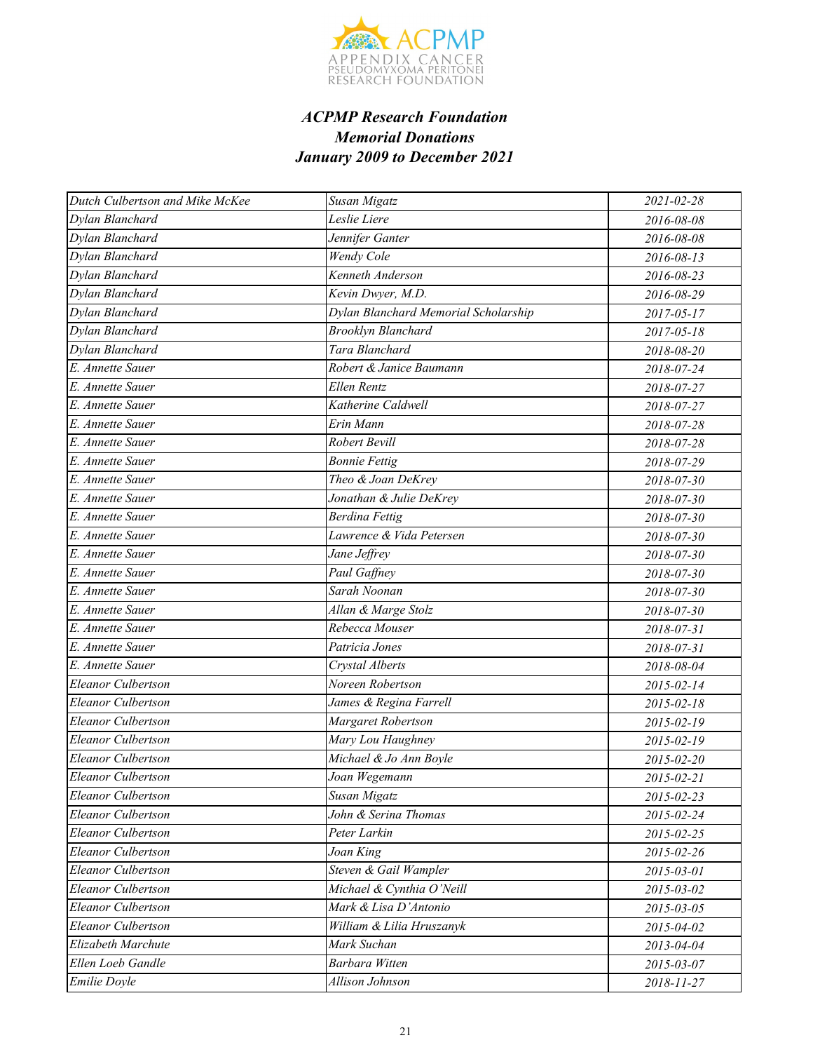ACPMP
APPENDIX CANCER
PSEUDOMYXOMA PERITONEI
RESEARCH FOUNDATION

### *ACPMP Research Foundation*
### *Memorial Donations*
### *January 2009 to December 2021*

| | | |
|---|---|---|
| *Dutch Culbertson and Mike McKee* | *Susan Migatz* | *2021-02-28* |
| *Dylan Blanchard* | *Leslie Liere* | *2016-08-08* |
| *Dylan Blanchard* | *Jennifer Ganter* | *2016-08-08* |
| *Dylan Blanchard* | *Wendy Cole* | *2016-08-13* |
| *Dylan Blanchard* | *Kenneth Anderson* | *2016-08-23* |
| *Dylan Blanchard* | *Kevin Dwyer, M.D.* | *2016-08-29* |
| *Dylan Blanchard* | *Dylan Blanchard Memorial Scholarship* | *2017-05-17* |
| *Dylan Blanchard* | *Brooklyn Blanchard* | *2017-05-18* |
| *Dylan Blanchard* | *Tara Blanchard* | *2018-08-20* |
| *E. Annette Sauer* | *Robert & Janice Baumann* | *2018-07-24* |
| *E. Annette Sauer* | *Ellen Rentz* | *2018-07-27* |
| *E. Annette Sauer* | *Katherine Caldwell* | *2018-07-27* |
| *E. Annette Sauer* | *Erin Mann* | *2018-07-28* |
| *E. Annette Sauer* | *Robert Bevill* | *2018-07-28* |
| *E. Annette Sauer* | *Bonnie Fettig* | *2018-07-29* |
| *E. Annette Sauer* | *Theo & Joan DeKrey* | *2018-07-30* |
| *E. Annette Sauer* | *Jonathan & Julie DeKrey* | *2018-07-30* |
| *E. Annette Sauer* | *Berdina Fettig* | *2018-07-30* |
| *E. Annette Sauer* | *Lawrence & Vida Petersen* | *2018-07-30* |
| *E. Annette Sauer* | *Jane Jeffrey* | *2018-07-30* |
| *E. Annette Sauer* | *Paul Gaffney* | *2018-07-30* |
| *E. Annette Sauer* | *Sarah Noonan* | *2018-07-30* |
| *E. Annette Sauer* | *Allan & Marge Stolz* | *2018-07-30* |
| *E. Annette Sauer* | *Rebecca Mouser* | *2018-07-31* |
| *E. Annette Sauer* | *Patricia Jones* | *2018-07-31* |
| *E. Annette Sauer* | *Crystal Alberts* | *2018-08-04* |
| *Eleanor Culbertson* | *Noreen Robertson* | *2015-02-14* |
| *Eleanor Culbertson* | *James & Regina Farrell* | *2015-02-18* |
| *Eleanor Culbertson* | *Margaret Robertson* | *2015-02-19* |
| *Eleanor Culbertson* | *Mary Lou Haughney* | *2015-02-19* |
| *Eleanor Culbertson* | *Michael & Jo Ann Boyle* | *2015-02-20* |
| *Eleanor Culbertson* | *Joan Wegemann* | *2015-02-21* |
| *Eleanor Culbertson* | *Susan Migatz* | *2015-02-23* |
| *Eleanor Culbertson* | *John & Serina Thomas* | *2015-02-24* |
| *Eleanor Culbertson* | *Peter Larkin* | *2015-02-25* |
| *Eleanor Culbertson* | *Joan King* | *2015-02-26* |
| *Eleanor Culbertson* | *Steven & Gail Wampler* | *2015-03-01* |
| *Eleanor Culbertson* | *Michael & Cynthia O'Neill* | *2015-03-02* |
| *Eleanor Culbertson* | *Mark & Lisa D'Antonio* | *2015-03-05* |
| *Eleanor Culbertson* | *William & Lilia Hruszanyk* | *2015-04-02* |
| *Elizabeth Marchute* | *Mark Suchan* | *2013-04-04* |
| *Ellen Loeb Gandle* | *Barbara Witten* | *2015-03-07* |
| *Emilie Doyle* | *Allison Johnson* | *2018-11-27* |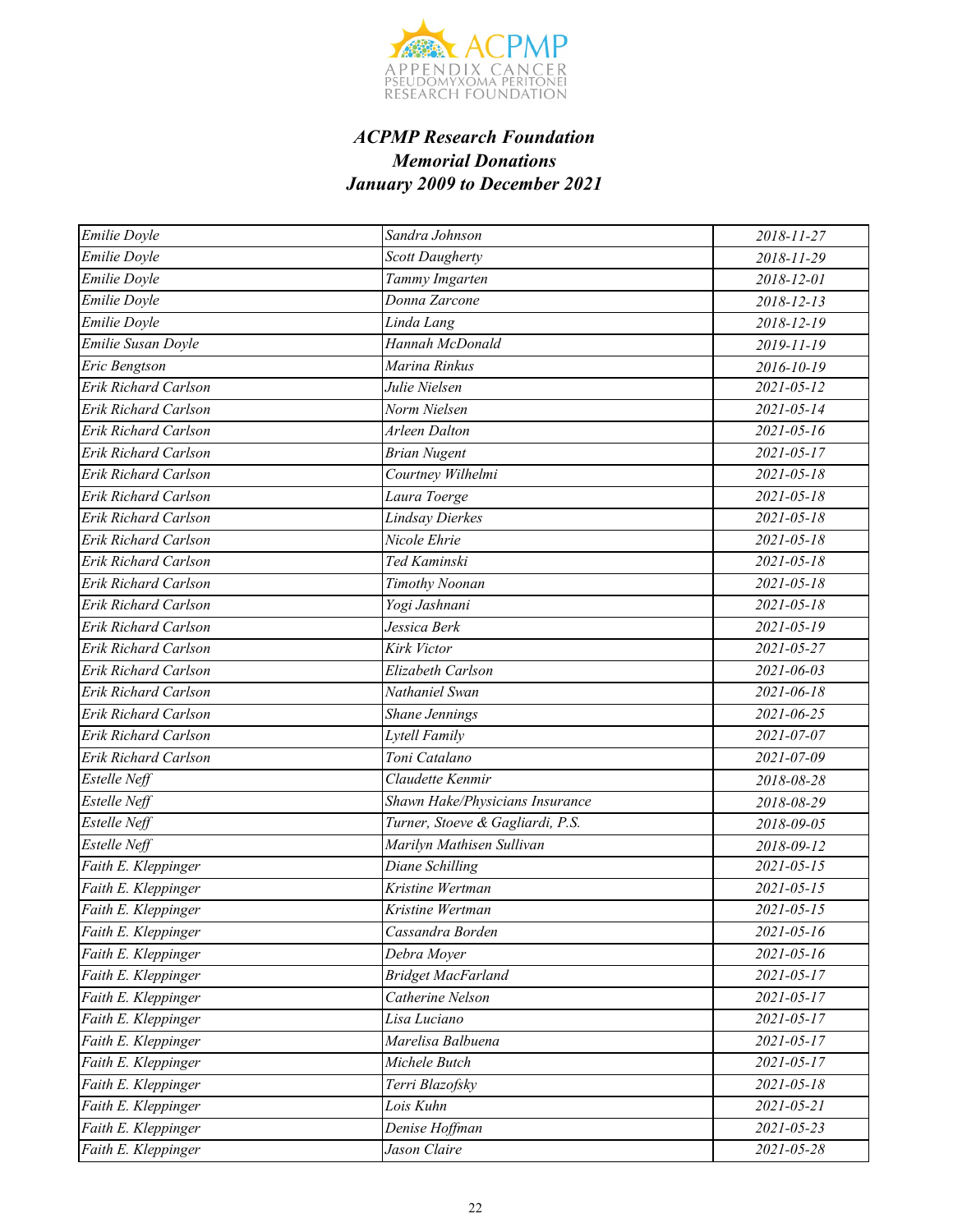### *ACPMP Research Foundation*
### *Memorial Donations*
### *January 2009 to December 2021*

| | | |
|---|---|---|
| *Emilie Doyle* | *Sandra Johnson* | *2018-11-27* |
| *Emilie Doyle* | *Scott Daugherty* | *2018-11-29* |
| *Emilie Doyle* | *Tammy Imgarten* | *2018-12-01* |
| *Emilie Doyle* | *Donna Zarcone* | *2018-12-13* |
| *Emilie Doyle* | *Linda Lang* | *2018-12-19* |
| *Emilie Susan Doyle* | *Hannah McDonald* | *2019-11-19* |
| *Eric Bengtson* | *Marina Rinkus* | *2016-10-19* |
| *Erik Richard Carlson* | *Julie Nielsen* | *2021-05-12* |
| *Erik Richard Carlson* | *Norm Nielsen* | *2021-05-14* |
| *Erik Richard Carlson* | *Arleen Dalton* | *2021-05-16* |
| *Erik Richard Carlson* | *Brian Nugent* | *2021-05-17* |
| *Erik Richard Carlson* | *Courtney Wilhelmi* | *2021-05-18* |
| *Erik Richard Carlson* | *Laura Toerge* | *2021-05-18* |
| *Erik Richard Carlson* | *Lindsay Dierkes* | *2021-05-18* |
| *Erik Richard Carlson* | *Nicole Ehrie* | *2021-05-18* |
| *Erik Richard Carlson* | *Ted Kaminski* | *2021-05-18* |
| *Erik Richard Carlson* | *Timothy Noonan* | *2021-05-18* |
| *Erik Richard Carlson* | *Yogi Jashnani* | *2021-05-18* |
| *Erik Richard Carlson* | *Jessica Berk* | *2021-05-19* |
| *Erik Richard Carlson* | *Kirk Victor* | *2021-05-27* |
| *Erik Richard Carlson* | *Elizabeth Carlson* | *2021-06-03* |
| *Erik Richard Carlson* | *Nathaniel Swan* | *2021-06-18* |
| *Erik Richard Carlson* | *Shane Jennings* | *2021-06-25* |
| *Erik Richard Carlson* | *Lytell Family* | *2021-07-07* |
| *Erik Richard Carlson* | *Toni Catalano* | *2021-07-09* |
| *Estelle Neff* | *Claudette Kenmir* | *2018-08-28* |
| *Estelle Neff* | *Shawn Hake/Physicians Insurance* | *2018-08-29* |
| *Estelle Neff* | *Turner, Stoeve & Gagliardi, P.S.* | *2018-09-05* |
| *Estelle Neff* | *Marilyn Mathisen Sullivan* | *2018-09-12* |
| *Faith E. Kleppinger* | *Diane Schilling* | *2021-05-15* |
| *Faith E. Kleppinger* | *Kristine Wertman* | *2021-05-15* |
| *Faith E. Kleppinger* | *Kristine Wertman* | *2021-05-15* |
| *Faith E. Kleppinger* | *Cassandra Borden* | *2021-05-16* |
| *Faith E. Kleppinger* | *Debra Moyer* | *2021-05-16* |
| *Faith E. Kleppinger* | *Bridget MacFarland* | *2021-05-17* |
| *Faith E. Kleppinger* | *Catherine Nelson* | *2021-05-17* |
| *Faith E. Kleppinger* | *Lisa Luciano* | *2021-05-17* |
| *Faith E. Kleppinger* | *Marelisa Balbuena* | *2021-05-17* |
| *Faith E. Kleppinger* | *Michele Butch* | *2021-05-17* |
| *Faith E. Kleppinger* | *Terri Blazofsky* | *2021-05-18* |
| *Faith E. Kleppinger* | *Lois Kuhn* | *2021-05-21* |
| *Faith E. Kleppinger* | *Denise Hoffman* | *2021-05-23* |
| *Faith E. Kleppinger* | *Jason Claire* | *2021-05-28* |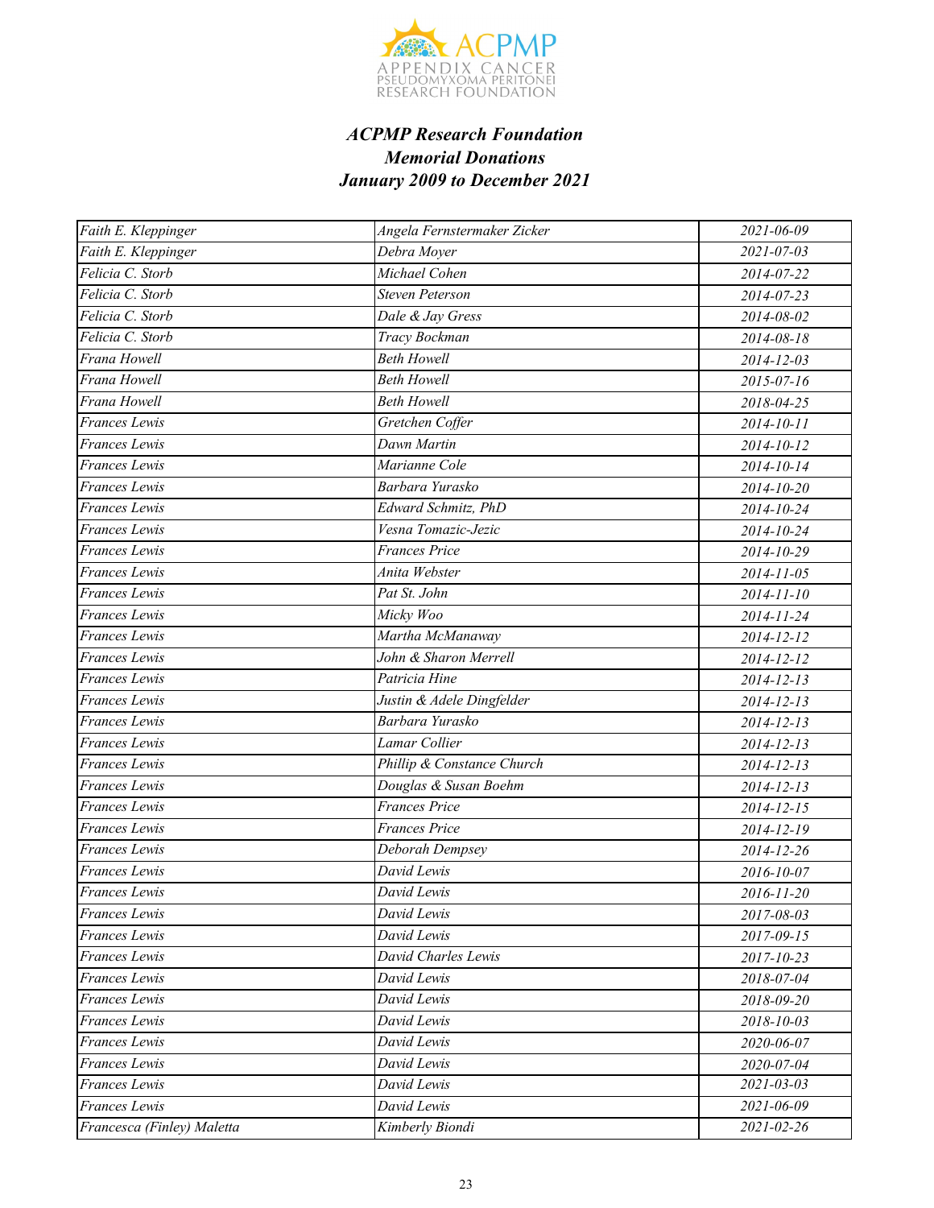***ACPMP Research Foundation***
***Memorial Donations***
***January 2009 to December 2021***

| | | |
|---|---|---|
| *Faith E. Kleppinger* | *Angela Fernstermaker Zicker* | *2021-06-09* |
| *Faith E. Kleppinger* | *Debra Moyer* | *2021-07-03* |
| *Felicia C. Storb* | *Michael Cohen* | *2014-07-22* |
| *Felicia C. Storb* | *Steven Peterson* | *2014-07-23* |
| *Felicia C. Storb* | *Dale & Jay Gress* | *2014-08-02* |
| *Felicia C. Storb* | *Tracy Bockman* | *2014-08-18* |
| *Frana Howell* | *Beth Howell* | *2014-12-03* |
| *Frana Howell* | *Beth Howell* | *2015-07-16* |
| *Frana Howell* | *Beth Howell* | *2018-04-25* |
| *Frances Lewis* | *Gretchen Coffer* | *2014-10-11* |
| *Frances Lewis* | *Dawn Martin* | *2014-10-12* |
| *Frances Lewis* | *Marianne Cole* | *2014-10-14* |
| *Frances Lewis* | *Barbara Yurasko* | *2014-10-20* |
| *Frances Lewis* | *Edward Schmitz, PhD* | *2014-10-24* |
| *Frances Lewis* | *Vesna Tomazic-Jezic* | *2014-10-24* |
| *Frances Lewis* | *Frances Price* | *2014-10-29* |
| *Frances Lewis* | *Anita Webster* | *2014-11-05* |
| *Frances Lewis* | *Pat St. John* | *2014-11-10* |
| *Frances Lewis* | *Micky Woo* | *2014-11-24* |
| *Frances Lewis* | *Martha McManaway* | *2014-12-12* |
| *Frances Lewis* | *John & Sharon Merrell* | *2014-12-12* |
| *Frances Lewis* | *Patricia Hine* | *2014-12-13* |
| *Frances Lewis* | *Justin & Adele Dingfelder* | *2014-12-13* |
| *Frances Lewis* | *Barbara Yurasko* | *2014-12-13* |
| *Frances Lewis* | *Lamar Collier* | *2014-12-13* |
| *Frances Lewis* | *Phillip & Constance Church* | *2014-12-13* |
| *Frances Lewis* | *Douglas & Susan Boehm* | *2014-12-13* |
| *Frances Lewis* | *Frances Price* | *2014-12-15* |
| *Frances Lewis* | *Frances Price* | *2014-12-19* |
| *Frances Lewis* | *Deborah Dempsey* | *2014-12-26* |
| *Frances Lewis* | *David Lewis* | *2016-10-07* |
| *Frances Lewis* | *David Lewis* | *2016-11-20* |
| *Frances Lewis* | *David Lewis* | *2017-08-03* |
| *Frances Lewis* | *David Lewis* | *2017-09-15* |
| *Frances Lewis* | *David Charles Lewis* | *2017-10-23* |
| *Frances Lewis* | *David Lewis* | *2018-07-04* |
| *Frances Lewis* | *David Lewis* | *2018-09-20* |
| *Frances Lewis* | *David Lewis* | *2018-10-03* |
| *Frances Lewis* | *David Lewis* | *2020-06-07* |
| *Frances Lewis* | *David Lewis* | *2020-07-04* |
| *Frances Lewis* | *David Lewis* | *2021-03-03* |
| *Frances Lewis* | *David Lewis* | *2021-06-09* |
| *Francesca (Finley) Maletta* | *Kimberly Biondi* | *2021-02-26* |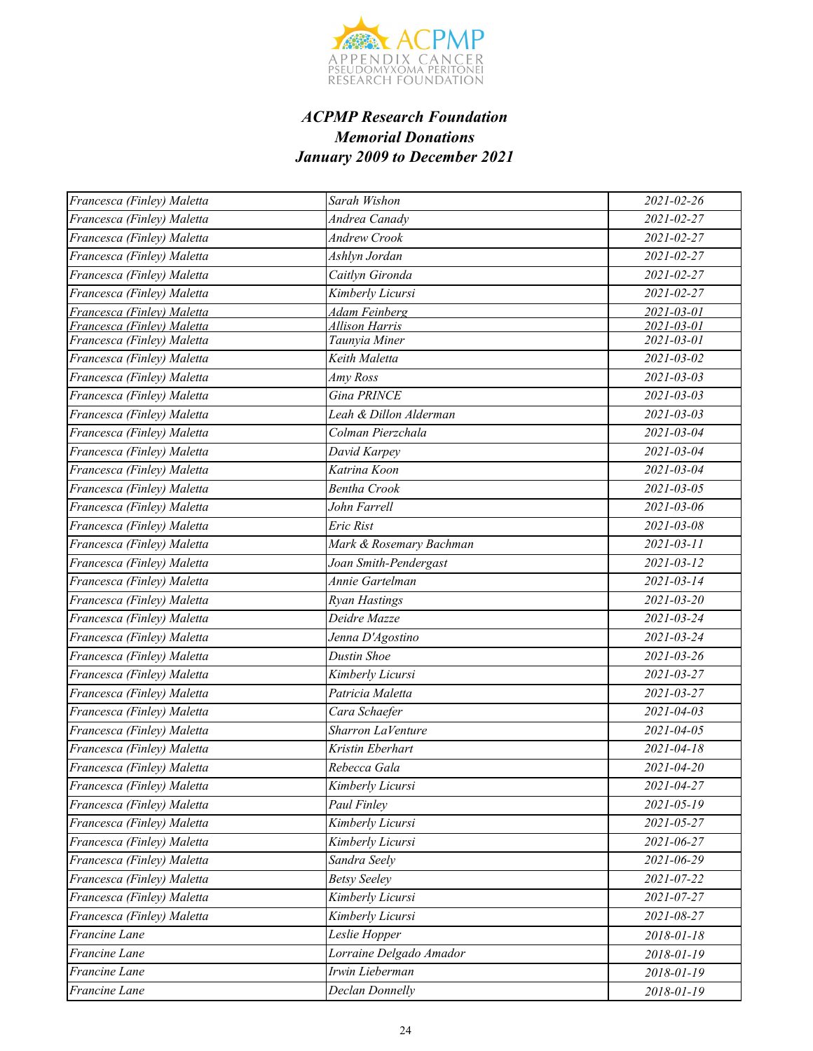***ACPMP Research Foundation***
***Memorial Donations***
***January 2009 to December 2021***

| | | |
|---|---|---|
| *Francesca (Finley) Maletta* | *Sarah Wishon* | *2021-02-26* |
| *Francesca (Finley) Maletta* | *Andrea Canady* | *2021-02-27* |
| *Francesca (Finley) Maletta* | *Andrew Crook* | *2021-02-27* |
| *Francesca (Finley) Maletta* | *Ashlyn Jordan* | *2021-02-27* |
| *Francesca (Finley) Maletta* | *Caitlyn Gironda* | *2021-02-27* |
| *Francesca (Finley) Maletta* | *Kimberly Licursi* | *2021-02-27* |
| *Francesca (Finley) Maletta* | *Adam Feinberg* | *2021-03-01* |
| *Francesca (Finley) Maletta* | *Allison Harris* | *2021-03-01* |
| *Francesca (Finley) Maletta* | *Taunyia Miner* | *2021-03-01* |
| *Francesca (Finley) Maletta* | *Keith Maletta* | *2021-03-02* |
| *Francesca (Finley) Maletta* | *Amy Ross* | *2021-03-03* |
| *Francesca (Finley) Maletta* | *Gina PRINCE* | *2021-03-03* |
| *Francesca (Finley) Maletta* | *Leah & Dillon Alderman* | *2021-03-03* |
| *Francesca (Finley) Maletta* | *Colman Pierzchala* | *2021-03-04* |
| *Francesca (Finley) Maletta* | *David Karpey* | *2021-03-04* |
| *Francesca (Finley) Maletta* | *Katrina Koon* | *2021-03-04* |
| *Francesca (Finley) Maletta* | *Bentha Crook* | *2021-03-05* |
| *Francesca (Finley) Maletta* | *John Farrell* | *2021-03-06* |
| *Francesca (Finley) Maletta* | *Eric Rist* | *2021-03-08* |
| *Francesca (Finley) Maletta* | *Mark & Rosemary Bachman* | *2021-03-11* |
| *Francesca (Finley) Maletta* | *Joan Smith-Pendergast* | *2021-03-12* |
| *Francesca (Finley) Maletta* | *Annie Gartelman* | *2021-03-14* |
| *Francesca (Finley) Maletta* | *Ryan Hastings* | *2021-03-20* |
| *Francesca (Finley) Maletta* | *Deidre Mazze* | *2021-03-24* |
| *Francesca (Finley) Maletta* | *Jenna D'Agostino* | *2021-03-24* |
| *Francesca (Finley) Maletta* | *Dustin Shoe* | *2021-03-26* |
| *Francesca (Finley) Maletta* | *Kimberly Licursi* | *2021-03-27* |
| *Francesca (Finley) Maletta* | *Patricia Maletta* | *2021-03-27* |
| *Francesca (Finley) Maletta* | *Cara Schaefer* | *2021-04-03* |
| *Francesca (Finley) Maletta* | *Sharron LaVenture* | *2021-04-05* |
| *Francesca (Finley) Maletta* | *Kristin Eberhart* | *2021-04-18* |
| *Francesca (Finley) Maletta* | *Rebecca Gala* | *2021-04-20* |
| *Francesca (Finley) Maletta* | *Kimberly Licursi* | *2021-04-27* |
| *Francesca (Finley) Maletta* | *Paul Finley* | *2021-05-19* |
| *Francesca (Finley) Maletta* | *Kimberly Licursi* | *2021-05-27* |
| *Francesca (Finley) Maletta* | *Kimberly Licursi* | *2021-06-27* |
| *Francesca (Finley) Maletta* | *Sandra Seely* | *2021-06-29* |
| *Francesca (Finley) Maletta* | *Betsy Seeley* | *2021-07-22* |
| *Francesca (Finley) Maletta* | *Kimberly Licursi* | *2021-07-27* |
| *Francesca (Finley) Maletta* | *Kimberly Licursi* | *2021-08-27* |
| *Francine Lane* | *Leslie Hopper* | *2018-01-18* |
| *Francine Lane* | *Lorraine Delgado Amador* | *2018-01-19* |
| *Francine Lane* | *Irwin Lieberman* | *2018-01-19* |
| *Francine Lane* | *Declan Donnelly* | *2018-01-19* |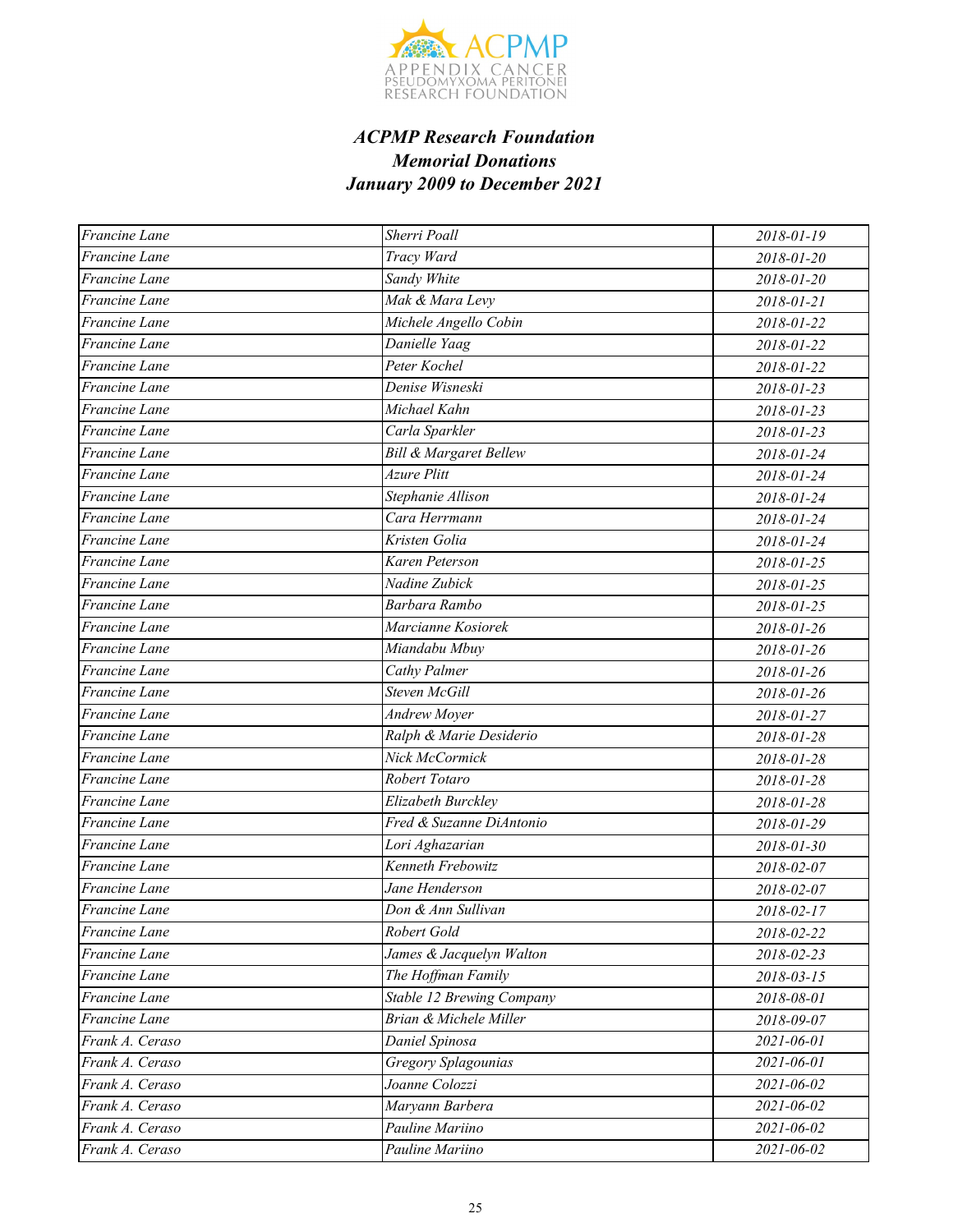***ACPMP Research Foundation***
***Memorial Donations***
***January 2009 to December 2021***

| | | |
|---|---|---|
| *Francine Lane* | *Sherri Poall* | *2018-01-19* |
| *Francine Lane* | *Tracy Ward* | *2018-01-20* |
| *Francine Lane* | *Sandy White* | *2018-01-20* |
| *Francine Lane* | *Mak & Mara Levy* | *2018-01-21* |
| *Francine Lane* | *Michele Angello Cobin* | *2018-01-22* |
| *Francine Lane* | *Danielle Yaag* | *2018-01-22* |
| *Francine Lane* | *Peter Kochel* | *2018-01-22* |
| *Francine Lane* | *Denise Wisneski* | *2018-01-23* |
| *Francine Lane* | *Michael Kahn* | *2018-01-23* |
| *Francine Lane* | *Carla Sparkler* | *2018-01-23* |
| *Francine Lane* | *Bill & Margaret Bellew* | *2018-01-24* |
| *Francine Lane* | *Azure Plitt* | *2018-01-24* |
| *Francine Lane* | *Stephanie Allison* | *2018-01-24* |
| *Francine Lane* | *Cara Herrmann* | *2018-01-24* |
| *Francine Lane* | *Kristen Golia* | *2018-01-24* |
| *Francine Lane* | *Karen Peterson* | *2018-01-25* |
| *Francine Lane* | *Nadine Zubick* | *2018-01-25* |
| *Francine Lane* | *Barbara Rambo* | *2018-01-25* |
| *Francine Lane* | *Marcianne Kosiorek* | *2018-01-26* |
| *Francine Lane* | *Miandabu Mbuy* | *2018-01-26* |
| *Francine Lane* | *Cathy Palmer* | *2018-01-26* |
| *Francine Lane* | *Steven McGill* | *2018-01-26* |
| *Francine Lane* | *Andrew Moyer* | *2018-01-27* |
| *Francine Lane* | *Ralph & Marie Desiderio* | *2018-01-28* |
| *Francine Lane* | *Nick McCormick* | *2018-01-28* |
| *Francine Lane* | *Robert Totaro* | *2018-01-28* |
| *Francine Lane* | *Elizabeth Burckley* | *2018-01-28* |
| *Francine Lane* | *Fred & Suzanne DiAntonio* | *2018-01-29* |
| *Francine Lane* | *Lori Aghazarian* | *2018-01-30* |
| *Francine Lane* | *Kenneth Frebowitz* | *2018-02-07* |
| *Francine Lane* | *Jane Henderson* | *2018-02-07* |
| *Francine Lane* | *Don & Ann Sullivan* | *2018-02-17* |
| *Francine Lane* | *Robert Gold* | *2018-02-22* |
| *Francine Lane* | *James & Jacquelyn Walton* | *2018-02-23* |
| *Francine Lane* | *The Hoffman Family* | *2018-03-15* |
| *Francine Lane* | *Stable 12 Brewing Company* | *2018-08-01* |
| *Francine Lane* | *Brian & Michele Miller* | *2018-09-07* |
| *Frank A. Ceraso* | *Daniel Spinosa* | *2021-06-01* |
| *Frank A. Ceraso* | *Gregory Splagounias* | *2021-06-01* |
| *Frank A. Ceraso* | *Joanne Colozzi* | *2021-06-02* |
| *Frank A. Ceraso* | *Maryann Barbera* | *2021-06-02* |
| *Frank A. Ceraso* | *Pauline Mariino* | *2021-06-02* |
| *Frank A. Ceraso* | *Pauline Mariino* | *2021-06-02* |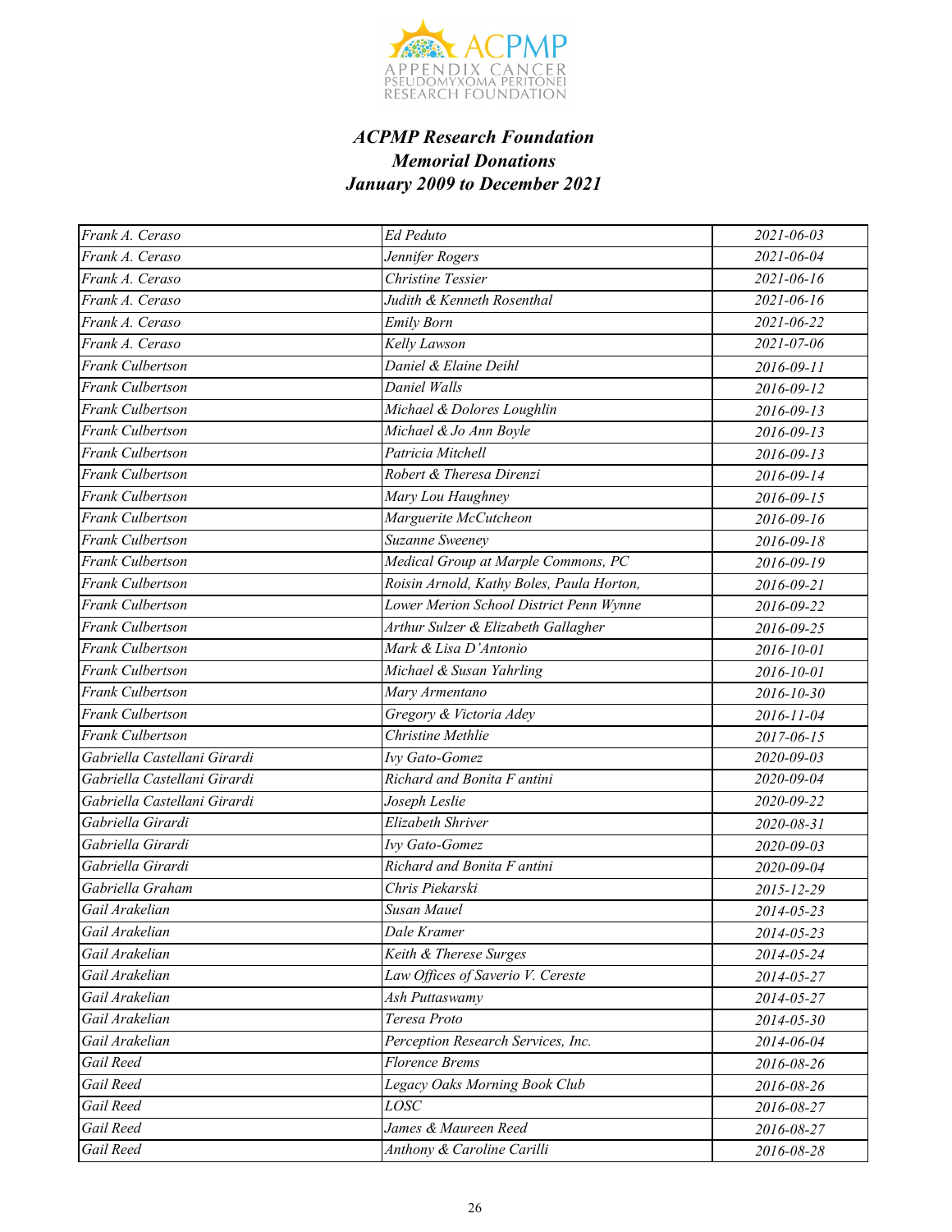***ACPMP Research Foundation***
***Memorial Donations***
***January 2009 to December 2021***

| | | |
|---|---|---|
| Frank A. Ceraso | Ed Peduto | 2021-06-03 |
| Frank A. Ceraso | Jennifer Rogers | 2021-06-04 |
| Frank A. Ceraso | Christine Tessier | 2021-06-16 |
| Frank A. Ceraso | Judith & Kenneth Rosenthal | 2021-06-16 |
| Frank A. Ceraso | Emily Born | 2021-06-22 |
| Frank A. Ceraso | Kelly Lawson | 2021-07-06 |
| Frank Culbertson | Daniel & Elaine Deihl | 2016-09-11 |
| Frank Culbertson | Daniel Walls | 2016-09-12 |
| Frank Culbertson | Michael & Dolores Loughlin | 2016-09-13 |
| Frank Culbertson | Michael & Jo Ann Boyle | 2016-09-13 |
| Frank Culbertson | Patricia Mitchell | 2016-09-13 |
| Frank Culbertson | Robert & Theresa Direnzi | 2016-09-14 |
| Frank Culbertson | Mary Lou Haughney | 2016-09-15 |
| Frank Culbertson | Marguerite McCutcheon | 2016-09-16 |
| Frank Culbertson | Suzanne Sweeney | 2016-09-18 |
| Frank Culbertson | Medical Group at Marple Commons, PC | 2016-09-19 |
| Frank Culbertson | Roisin Arnold, Kathy Boles, Paula Horton, | 2016-09-21 |
| Frank Culbertson | Lower Merion School District Penn Wynne | 2016-09-22 |
| Frank Culbertson | Arthur Sulzer & Elizabeth Gallagher | 2016-09-25 |
| Frank Culbertson | Mark & Lisa D'Antonio | 2016-10-01 |
| Frank Culbertson | Michael & Susan Yahrling | 2016-10-01 |
| Frank Culbertson | Mary Armentano | 2016-10-30 |
| Frank Culbertson | Gregory & Victoria Adey | 2016-11-04 |
| Frank Culbertson | Christine Methlie | 2017-06-15 |
| Gabriella Castellani Girardi | Ivy Gato-Gomez | 2020-09-03 |
| Gabriella Castellani Girardi | Richard and Bonita F antini | 2020-09-04 |
| Gabriella Castellani Girardi | Joseph Leslie | 2020-09-22 |
| Gabriella Girardi | Elizabeth Shriver | 2020-08-31 |
| Gabriella Girardi | Ivy Gato-Gomez | 2020-09-03 |
| Gabriella Girardi | Richard and Bonita F antini | 2020-09-04 |
| Gabriella Graham | Chris Piekarski | 2015-12-29 |
| Gail Arakelian | Susan Mauel | 2014-05-23 |
| Gail Arakelian | Dale Kramer | 2014-05-23 |
| Gail Arakelian | Keith & Therese Surges | 2014-05-24 |
| Gail Arakelian | Law Offices of Saverio V. Cereste | 2014-05-27 |
| Gail Arakelian | Ash Puttaswamy | 2014-05-27 |
| Gail Arakelian | Teresa Proto | 2014-05-30 |
| Gail Arakelian | Perception Research Services, Inc. | 2014-06-04 |
| Gail Reed | Florence Brems | 2016-08-26 |
| Gail Reed | Legacy Oaks Morning Book Club | 2016-08-26 |
| Gail Reed | LOSC | 2016-08-27 |
| Gail Reed | James & Maureen Reed | 2016-08-27 |
| Gail Reed | Anthony & Caroline Carilli | 2016-08-28 |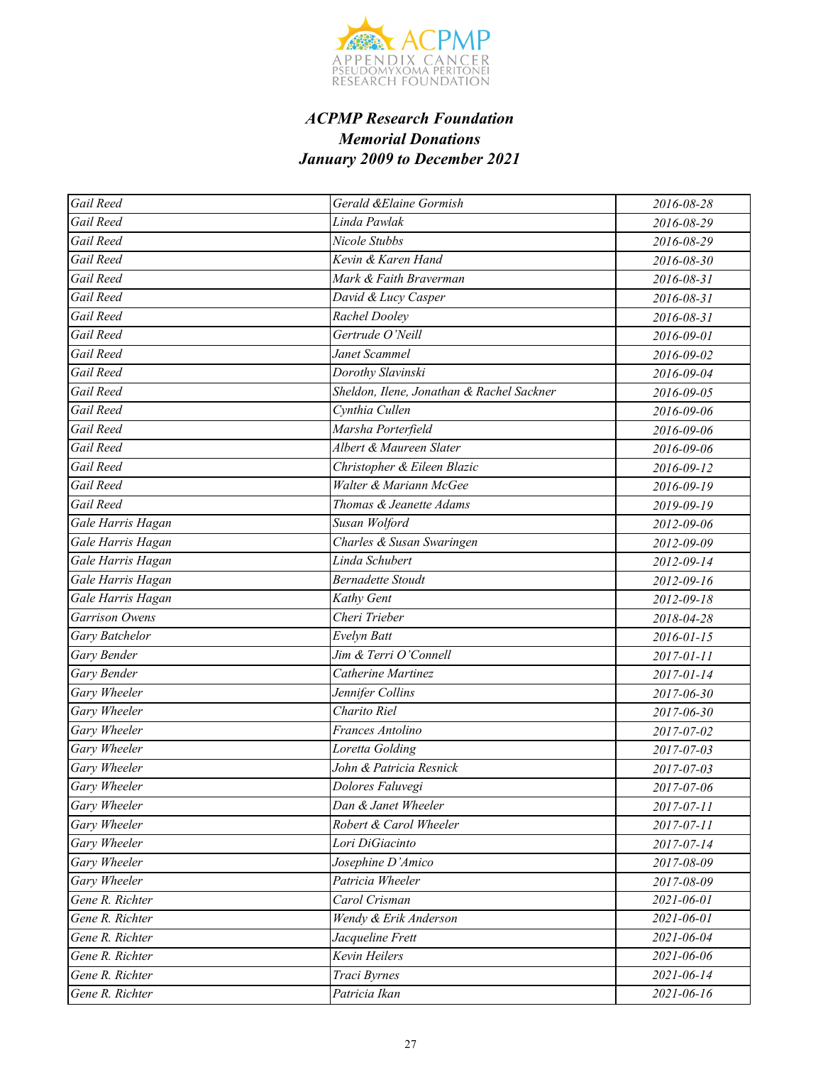### *ACPMP Research Foundation*
### *Memorial Donations*
### *January 2009 to December 2021*

| | | |
|---|---|---|
| Gail Reed | Gerald &Elaine Gormish | 2016-08-28 |
| Gail Reed | Linda Pawlak | 2016-08-29 |
| Gail Reed | Nicole Stubbs | 2016-08-29 |
| Gail Reed | Kevin & Karen Hand | 2016-08-30 |
| Gail Reed | Mark & Faith Braverman | 2016-08-31 |
| Gail Reed | David & Lucy Casper | 2016-08-31 |
| Gail Reed | Rachel Dooley | 2016-08-31 |
| Gail Reed | Gertrude O'Neill | 2016-09-01 |
| Gail Reed | Janet Scammel | 2016-09-02 |
| Gail Reed | Dorothy Slavinski | 2016-09-04 |
| Gail Reed | Sheldon, Ilene, Jonathan & Rachel Sackner | 2016-09-05 |
| Gail Reed | Cynthia Cullen | 2016-09-06 |
| Gail Reed | Marsha Porterfield | 2016-09-06 |
| Gail Reed | Albert & Maureen Slater | 2016-09-06 |
| Gail Reed | Christopher & Eileen Blazic | 2016-09-12 |
| Gail Reed | Walter & Mariann McGee | 2016-09-19 |
| Gail Reed | Thomas & Jeanette Adams | 2019-09-19 |
| Gale Harris Hagan | Susan Wolford | 2012-09-06 |
| Gale Harris Hagan | Charles & Susan Swaringen | 2012-09-09 |
| Gale Harris Hagan | Linda Schubert | 2012-09-14 |
| Gale Harris Hagan | Bernadette Stoudt | 2012-09-16 |
| Gale Harris Hagan | Kathy Gent | 2012-09-18 |
| Garrison Owens | Cheri Trieber | 2018-04-28 |
| Gary Batchelor | Evelyn Batt | 2016-01-15 |
| Gary Bender | Jim & Terri O'Connell | 2017-01-11 |
| Gary Bender | Catherine Martinez | 2017-01-14 |
| Gary Wheeler | Jennifer Collins | 2017-06-30 |
| Gary Wheeler | Charito Riel | 2017-06-30 |
| Gary Wheeler | Frances Antolino | 2017-07-02 |
| Gary Wheeler | Loretta Golding | 2017-07-03 |
| Gary Wheeler | John & Patricia Resnick | 2017-07-03 |
| Gary Wheeler | Dolores Faluvegi | 2017-07-06 |
| Gary Wheeler | Dan & Janet Wheeler | 2017-07-11 |
| Gary Wheeler | Robert & Carol Wheeler | 2017-07-11 |
| Gary Wheeler | Lori DiGiacinto | 2017-07-14 |
| Gary Wheeler | Josephine D'Amico | 2017-08-09 |
| Gary Wheeler | Patricia Wheeler | 2017-08-09 |
| Gene R. Richter | Carol Crisman | 2021-06-01 |
| Gene R. Richter | Wendy & Erik Anderson | 2021-06-01 |
| Gene R. Richter | Jacqueline Frett | 2021-06-04 |
| Gene R. Richter | Kevin Heilers | 2021-06-06 |
| Gene R. Richter | Traci Byrnes | 2021-06-14 |
| Gene R. Richter | Patricia Ikan | 2021-06-16 |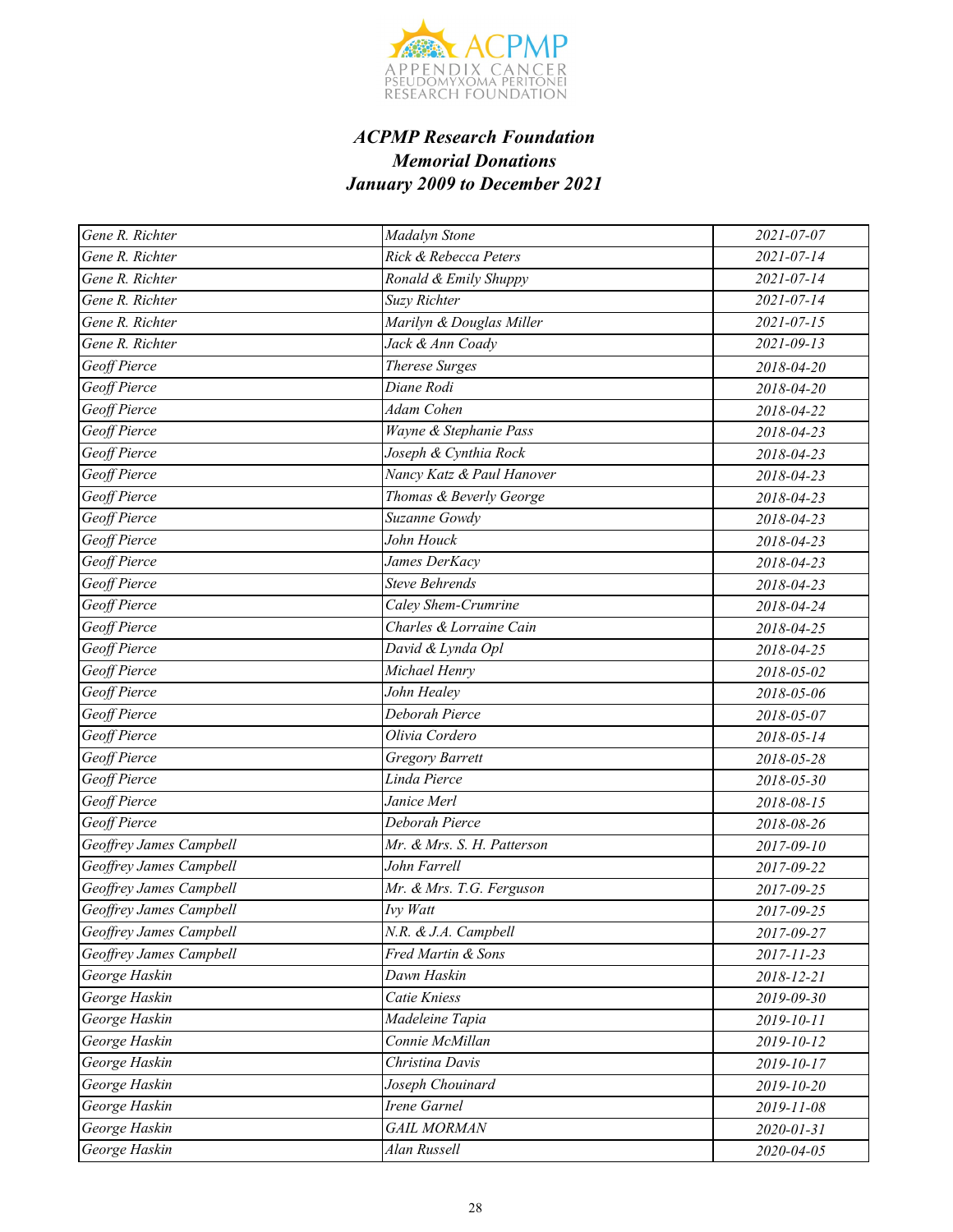*ACPMP Research Foundation*
*Memorial Donations*
*January 2009 to December 2021*

| | | |
|---|---|---|
| Gene R. Richter | Madalyn Stone | 2021-07-07 |
| Gene R. Richter | Rick & Rebecca Peters | 2021-07-14 |
| Gene R. Richter | Ronald & Emily Shuppy | 2021-07-14 |
| Gene R. Richter | Suzy Richter | 2021-07-14 |
| Gene R. Richter | Marilyn & Douglas Miller | 2021-07-15 |
| Gene R. Richter | Jack & Ann Coady | 2021-09-13 |
| Geoff Pierce | Therese Surges | 2018-04-20 |
| Geoff Pierce | Diane Rodi | 2018-04-20 |
| Geoff Pierce | Adam Cohen | 2018-04-22 |
| Geoff Pierce | Wayne & Stephanie Pass | 2018-04-23 |
| Geoff Pierce | Joseph & Cynthia Rock | 2018-04-23 |
| Geoff Pierce | Nancy Katz & Paul Hanover | 2018-04-23 |
| Geoff Pierce | Thomas & Beverly George | 2018-04-23 |
| Geoff Pierce | Suzanne Gowdy | 2018-04-23 |
| Geoff Pierce | John Houck | 2018-04-23 |
| Geoff Pierce | James DerKacy | 2018-04-23 |
| Geoff Pierce | Steve Behrends | 2018-04-23 |
| Geoff Pierce | Caley Shem-Crumrine | 2018-04-24 |
| Geoff Pierce | Charles & Lorraine Cain | 2018-04-25 |
| Geoff Pierce | David & Lynda Opl | 2018-04-25 |
| Geoff Pierce | Michael Henry | 2018-05-02 |
| Geoff Pierce | John Healey | 2018-05-06 |
| Geoff Pierce | Deborah Pierce | 2018-05-07 |
| Geoff Pierce | Olivia Cordero | 2018-05-14 |
| Geoff Pierce | Gregory Barrett | 2018-05-28 |
| Geoff Pierce | Linda Pierce | 2018-05-30 |
| Geoff Pierce | Janice Merl | 2018-08-15 |
| Geoff Pierce | Deborah Pierce | 2018-08-26 |
| Geoffrey James Campbell | Mr. & Mrs. S. H. Patterson | 2017-09-10 |
| Geoffrey James Campbell | John Farrell | 2017-09-22 |
| Geoffrey James Campbell | Mr. & Mrs. T.G. Ferguson | 2017-09-25 |
| Geoffrey James Campbell | Ivy Watt | 2017-09-25 |
| Geoffrey James Campbell | N.R. & J.A. Campbell | 2017-09-27 |
| Geoffrey James Campbell | Fred Martin & Sons | 2017-11-23 |
| George Haskin | Dawn Haskin | 2018-12-21 |
| George Haskin | Catie Kniess | 2019-09-30 |
| George Haskin | Madeleine Tapia | 2019-10-11 |
| George Haskin | Connie McMillan | 2019-10-12 |
| George Haskin | Christina Davis | 2019-10-17 |
| George Haskin | Joseph Chouinard | 2019-10-20 |
| George Haskin | Irene Garnel | 2019-11-08 |
| George Haskin | GAIL MORMAN | 2020-01-31 |
| George Haskin | Alan Russell | 2020-04-05 |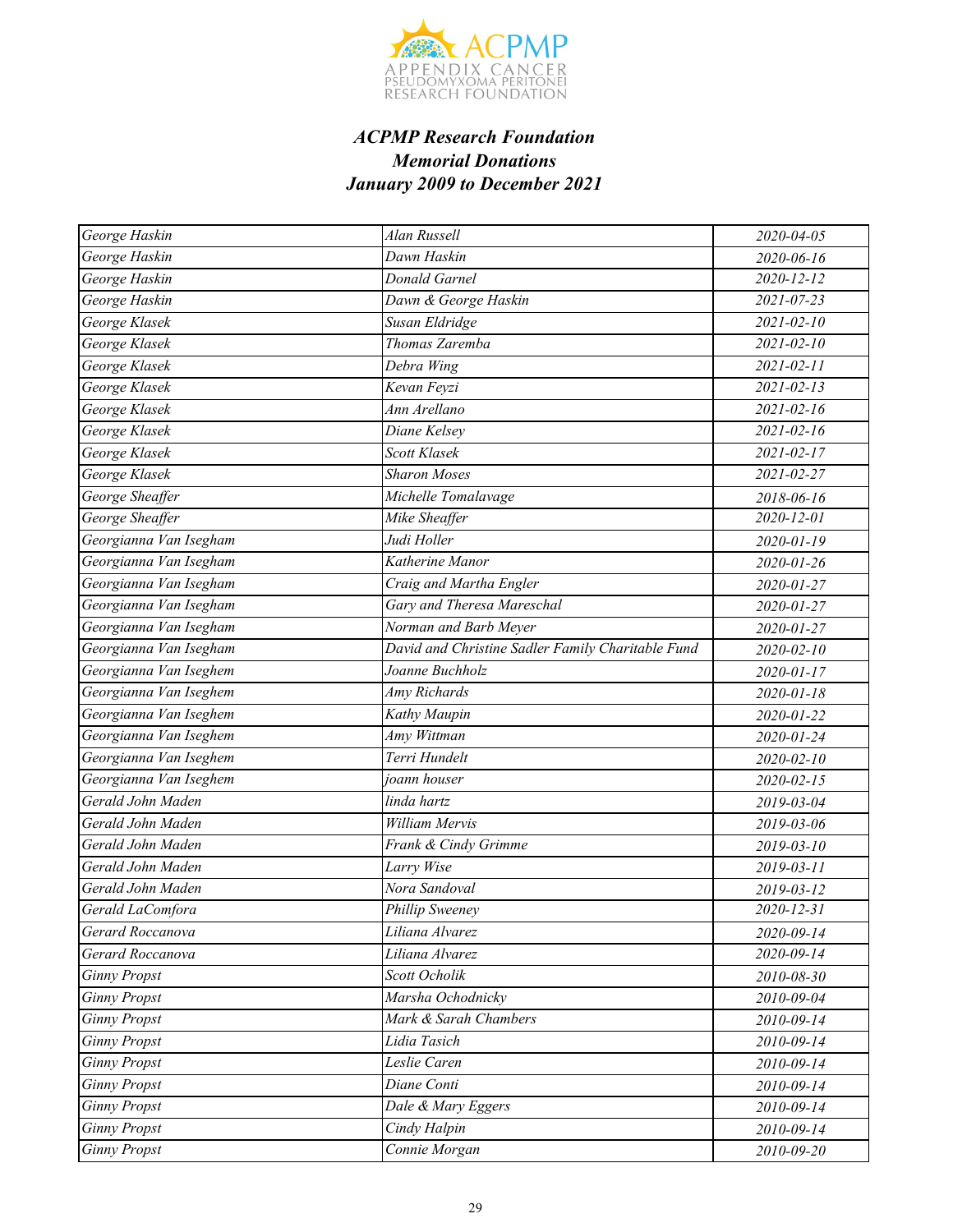***ACPMP Research Foundation***
***Memorial Donations***
***January 2009 to December 2021***

| | | |
|---|---|---|
| *George Haskin* | *Alan Russell* | *2020-04-05* |
| *George Haskin* | *Dawn Haskin* | *2020-06-16* |
| *George Haskin* | *Donald Garnel* | *2020-12-12* |
| *George Haskin* | *Dawn & George Haskin* | *2021-07-23* |
| *George Klasek* | *Susan Eldridge* | *2021-02-10* |
| *George Klasek* | *Thomas Zaremba* | *2021-02-10* |
| *George Klasek* | *Debra Wing* | *2021-02-11* |
| *George Klasek* | *Kevan Feyzi* | *2021-02-13* |
| *George Klasek* | *Ann Arellano* | *2021-02-16* |
| *George Klasek* | *Diane Kelsey* | *2021-02-16* |
| *George Klasek* | *Scott Klasek* | *2021-02-17* |
| *George Klasek* | *Sharon Moses* | *2021-02-27* |
| *George Sheaffer* | *Michelle Tomalavage* | *2018-06-16* |
| *George Sheaffer* | *Mike Sheaffer* | *2020-12-01* |
| *Georgianna Van Isegham* | *Judi Holler* | *2020-01-19* |
| *Georgianna Van Isegham* | *Katherine Manor* | *2020-01-26* |
| *Georgianna Van Isegham* | *Craig and Martha Engler* | *2020-01-27* |
| *Georgianna Van Isegham* | *Gary and Theresa Mareschal* | *2020-01-27* |
| *Georgianna Van Isegham* | *Norman and Barb Meyer* | *2020-01-27* |
| *Georgianna Van Isegham* | *David and Christine Sadler Family Charitable Fund* | *2020-02-10* |
| *Georgianna Van Iseghem* | *Joanne Buchholz* | *2020-01-17* |
| *Georgianna Van Iseghem* | *Amy Richards* | *2020-01-18* |
| *Georgianna Van Iseghem* | *Kathy Maupin* | *2020-01-22* |
| *Georgianna Van Iseghem* | *Amy Wittman* | *2020-01-24* |
| *Georgianna Van Iseghem* | *Terri Hundelt* | *2020-02-10* |
| *Georgianna Van Iseghem* | *joann houser* | *2020-02-15* |
| *Gerald John Maden* | *linda hartz* | *2019-03-04* |
| *Gerald John Maden* | *William Mervis* | *2019-03-06* |
| *Gerald John Maden* | *Frank & Cindy Grimme* | *2019-03-10* |
| *Gerald John Maden* | *Larry Wise* | *2019-03-11* |
| *Gerald John Maden* | *Nora Sandoval* | *2019-03-12* |
| *Gerald LaComfora* | *Phillip Sweeney* | *2020-12-31* |
| *Gerard Roccanova* | *Liliana Alvarez* | *2020-09-14* |
| *Gerard Roccanova* | *Liliana Alvarez* | *2020-09-14* |
| *Ginny Propst* | *Scott Ocholik* | *2010-08-30* |
| *Ginny Propst* | *Marsha Ochodnicky* | *2010-09-04* |
| *Ginny Propst* | *Mark & Sarah Chambers* | *2010-09-14* |
| *Ginny Propst* | *Lidia Tasich* | *2010-09-14* |
| *Ginny Propst* | *Leslie Caren* | *2010-09-14* |
| *Ginny Propst* | *Diane Conti* | *2010-09-14* |
| *Ginny Propst* | *Dale & Mary Eggers* | *2010-09-14* |
| *Ginny Propst* | *Cindy Halpin* | *2010-09-14* |
| *Ginny Propst* | *Connie Morgan* | *2010-09-20* |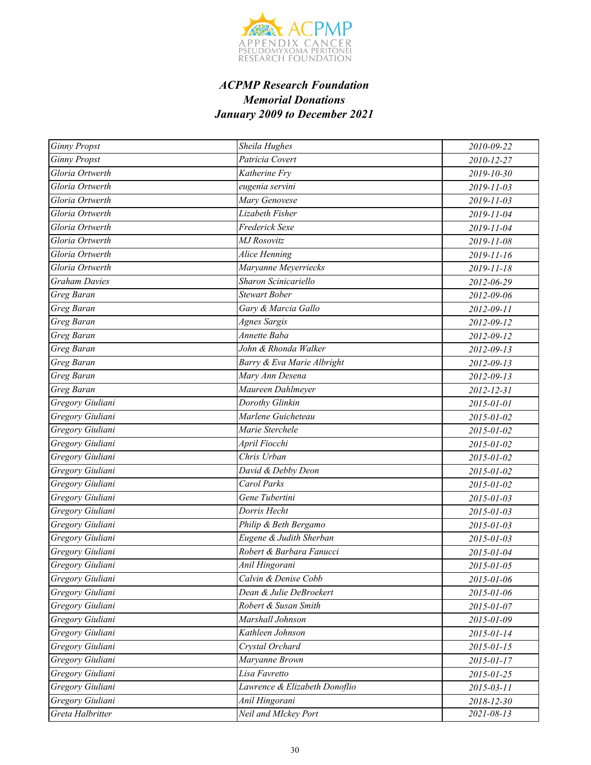ACPMP
APPENDIX CANCER
PSEUDOMYXOMA PERITONEI
RESEARCH FOUNDATION

### *ACPMP Research Foundation*
### *Memorial Donations*
### *January 2009 to December 2021*

| | | |
|---|---|---|
| Ginny Propst | Sheila Hughes | 2010-09-22 |
| Ginny Propst | Patricia Covert | 2010-12-27 |
| Gloria Ortwerth | Katherine Fry | 2019-10-30 |
| Gloria Ortwerth | eugenia servini | 2019-11-03 |
| Gloria Ortwerth | Mary Genovese | 2019-11-03 |
| Gloria Ortwerth | Lizabeth Fisher | 2019-11-04 |
| Gloria Ortwerth | Frederick Sexe | 2019-11-04 |
| Gloria Ortwerth | MJ Rosovitz | 2019-11-08 |
| Gloria Ortwerth | Alice Henning | 2019-11-16 |
| Gloria Ortwerth | Maryanne Meyerriecks | 2019-11-18 |
| Graham Davies | Sharon Scinicariello | 2012-06-29 |
| Greg Baran | Stewart Bober | 2012-09-06 |
| Greg Baran | Gary & Marcia Gallo | 2012-09-11 |
| Greg Baran | Agnes Sargis | 2012-09-12 |
| Greg Baran | Annette Baba | 2012-09-12 |
| Greg Baran | John & Rhonda Walker | 2012-09-13 |
| Greg Baran | Barry & Eva Marie Albright | 2012-09-13 |
| Greg Baran | Mary Ann Desena | 2012-09-13 |
| Greg Baran | Maureen Dahlmeyer | 2012-12-31 |
| Gregory Giuliani | Dorothy Glinkin | 2015-01-01 |
| Gregory Giuliani | Marlene Guicheteau | 2015-01-02 |
| Gregory Giuliani | Marie Sterchele | 2015-01-02 |
| Gregory Giuliani | April Fiocchi | 2015-01-02 |
| Gregory Giuliani | Chris Urban | 2015-01-02 |
| Gregory Giuliani | David & Debby Deon | 2015-01-02 |
| Gregory Giuliani | Carol Parks | 2015-01-02 |
| Gregory Giuliani | Gene Tubertini | 2015-01-03 |
| Gregory Giuliani | Dorris Hecht | 2015-01-03 |
| Gregory Giuliani | Philip & Beth Bergamo | 2015-01-03 |
| Gregory Giuliani | Eugene & Judith Sherban | 2015-01-03 |
| Gregory Giuliani | Robert & Barbara Fanucci | 2015-01-04 |
| Gregory Giuliani | Anil Hingorani | 2015-01-05 |
| Gregory Giuliani | Calvin & Denise Cobb | 2015-01-06 |
| Gregory Giuliani | Dean & Julie DeBroekert | 2015-01-06 |
| Gregory Giuliani | Robert & Susan Smith | 2015-01-07 |
| Gregory Giuliani | Marshall Johnson | 2015-01-09 |
| Gregory Giuliani | Kathleen Johnson | 2015-01-14 |
| Gregory Giuliani | Crystal Orchard | 2015-01-15 |
| Gregory Giuliani | Maryanne Brown | 2015-01-17 |
| Gregory Giuliani | Lisa Favretto | 2015-01-25 |
| Gregory Giuliani | Lawrence & Elizabeth Donoflio | 2015-03-11 |
| Gregory Giuliani | Anil Hingorani | 2018-12-30 |
| Greta Halbritter | Neil and MIckey Port | 2021-08-13 |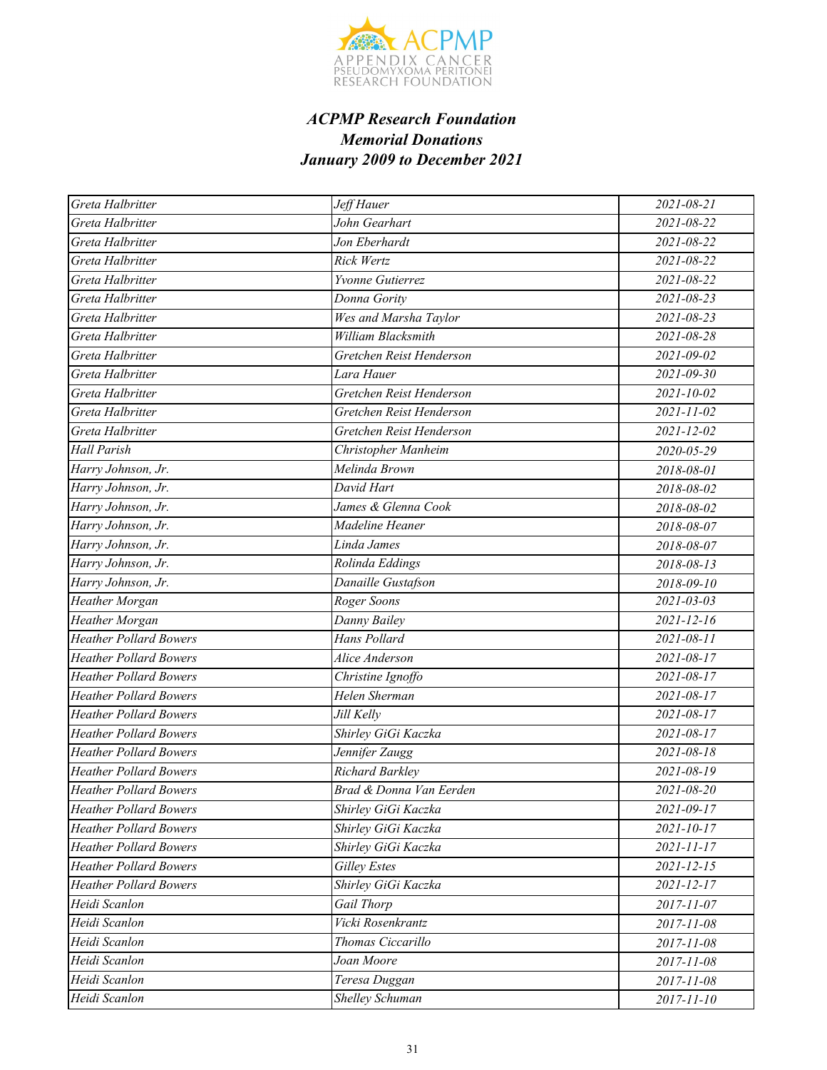***ACPMP Research Foundation***
***Memorial Donations***
***January 2009 to December 2021***

| | | |
|---|---|---|
| *Greta Halbritter* | *Jeff Hauer* | *2021-08-21* |
| *Greta Halbritter* | *John Gearhart* | *2021-08-22* |
| *Greta Halbritter* | *Jon Eberhardt* | *2021-08-22* |
| *Greta Halbritter* | *Rick Wertz* | *2021-08-22* |
| *Greta Halbritter* | *Yvonne Gutierrez* | *2021-08-22* |
| *Greta Halbritter* | *Donna Gority* | *2021-08-23* |
| *Greta Halbritter* | *Wes and Marsha Taylor* | *2021-08-23* |
| *Greta Halbritter* | *William Blacksmith* | *2021-08-28* |
| *Greta Halbritter* | *Gretchen Reist Henderson* | *2021-09-02* |
| *Greta Halbritter* | *Lara Hauer* | *2021-09-30* |
| *Greta Halbritter* | *Gretchen Reist Henderson* | *2021-10-02* |
| *Greta Halbritter* | *Gretchen Reist Henderson* | *2021-11-02* |
| *Greta Halbritter* | *Gretchen Reist Henderson* | *2021-12-02* |
| *Hall Parish* | *Christopher Manheim* | *2020-05-29* |
| *Harry Johnson, Jr.* | *Melinda Brown* | *2018-08-01* |
| *Harry Johnson, Jr.* | *David Hart* | *2018-08-02* |
| *Harry Johnson, Jr.* | *James & Glenna Cook* | *2018-08-02* |
| *Harry Johnson, Jr.* | *Madeline Heaner* | *2018-08-07* |
| *Harry Johnson, Jr.* | *Linda James* | *2018-08-07* |
| *Harry Johnson, Jr.* | *Rolinda Eddings* | *2018-08-13* |
| *Harry Johnson, Jr.* | *Danaille Gustafson* | *2018-09-10* |
| *Heather Morgan* | *Roger Soons* | *2021-03-03* |
| *Heather Morgan* | *Danny Bailey* | *2021-12-16* |
| *Heather Pollard Bowers* | *Hans Pollard* | *2021-08-11* |
| *Heather Pollard Bowers* | *Alice Anderson* | *2021-08-17* |
| *Heather Pollard Bowers* | *Christine Ignoffo* | *2021-08-17* |
| *Heather Pollard Bowers* | *Helen Sherman* | *2021-08-17* |
| *Heather Pollard Bowers* | *Jill Kelly* | *2021-08-17* |
| *Heather Pollard Bowers* | *Shirley GiGi Kaczka* | *2021-08-17* |
| *Heather Pollard Bowers* | *Jennifer Zaugg* | *2021-08-18* |
| *Heather Pollard Bowers* | *Richard Barkley* | *2021-08-19* |
| *Heather Pollard Bowers* | *Brad & Donna Van Eerden* | *2021-08-20* |
| *Heather Pollard Bowers* | *Shirley GiGi Kaczka* | *2021-09-17* |
| *Heather Pollard Bowers* | *Shirley GiGi Kaczka* | *2021-10-17* |
| *Heather Pollard Bowers* | *Shirley GiGi Kaczka* | *2021-11-17* |
| *Heather Pollard Bowers* | *Gilley Estes* | *2021-12-15* |
| *Heather Pollard Bowers* | *Shirley GiGi Kaczka* | *2021-12-17* |
| *Heidi Scanlon* | *Gail Thorp* | *2017-11-07* |
| *Heidi Scanlon* | *Vicki Rosenkrantz* | *2017-11-08* |
| *Heidi Scanlon* | *Thomas Ciccarillo* | *2017-11-08* |
| *Heidi Scanlon* | *Joan Moore* | *2017-11-08* |
| *Heidi Scanlon* | *Teresa Duggan* | *2017-11-08* |
| *Heidi Scanlon* | *Shelley Schuman* | *2017-11-10* |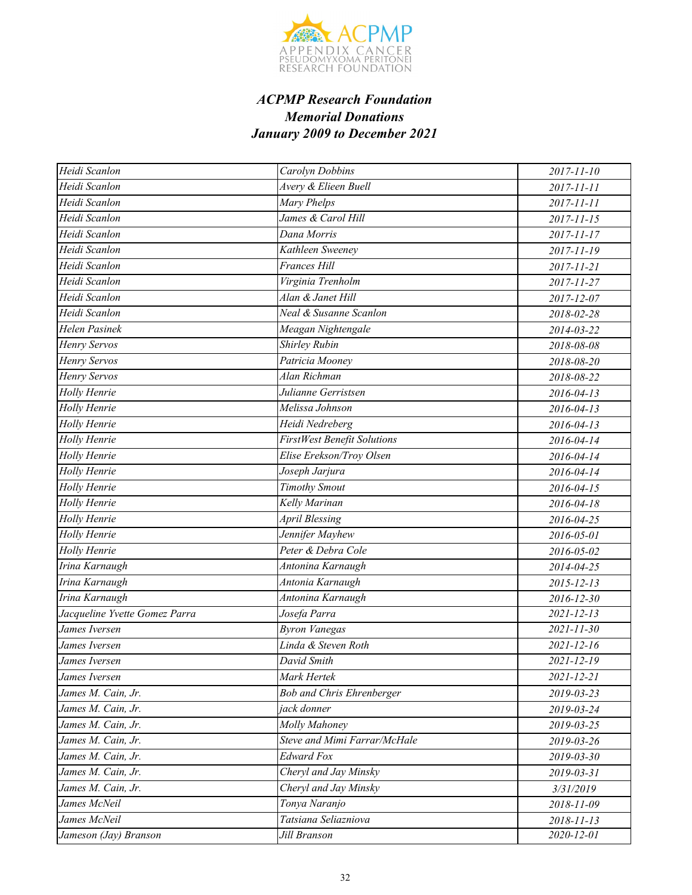### *ACPMP Research Foundation*
### *Memorial Donations*
### *January 2009 to December 2021*

| | | |
|---|---|---|
| Heidi Scanlon | Carolyn Dobbins | 2017-11-10 |
| Heidi Scanlon | Avery & Elieen Buell | 2017-11-11 |
| Heidi Scanlon | Mary Phelps | 2017-11-11 |
| Heidi Scanlon | James & Carol Hill | 2017-11-15 |
| Heidi Scanlon | Dana Morris | 2017-11-17 |
| Heidi Scanlon | Kathleen Sweeney | 2017-11-19 |
| Heidi Scanlon | Frances Hill | 2017-11-21 |
| Heidi Scanlon | Virginia Trenholm | 2017-11-27 |
| Heidi Scanlon | Alan & Janet Hill | 2017-12-07 |
| Heidi Scanlon | Neal & Susanne Scanlon | 2018-02-28 |
| Helen Pasinek | Meagan Nightengale | 2014-03-22 |
| Henry Servos | Shirley Rubin | 2018-08-08 |
| Henry Servos | Patricia Mooney | 2018-08-20 |
| Henry Servos | Alan Richman | 2018-08-22 |
| Holly Henrie | Julianne Gerristsen | 2016-04-13 |
| Holly Henrie | Melissa Johnson | 2016-04-13 |
| Holly Henrie | Heidi Nedreberg | 2016-04-13 |
| Holly Henrie | FirstWest Benefit Solutions | 2016-04-14 |
| Holly Henrie | Elise Erekson/Troy Olsen | 2016-04-14 |
| Holly Henrie | Joseph Jarjura | 2016-04-14 |
| Holly Henrie | Timothy Smout | 2016-04-15 |
| Holly Henrie | Kelly Marinan | 2016-04-18 |
| Holly Henrie | April Blessing | 2016-04-25 |
| Holly Henrie | Jennifer Mayhew | 2016-05-01 |
| Holly Henrie | Peter & Debra Cole | 2016-05-02 |
| Irina Karnaugh | Antonina Karnaugh | 2014-04-25 |
| Irina Karnaugh | Antonia Karnaugh | 2015-12-13 |
| Irina Karnaugh | Antonina Karnaugh | 2016-12-30 |
| Jacqueline Yvette Gomez Parra | Josefa Parra | 2021-12-13 |
| James Iversen | Byron Vanegas | 2021-11-30 |
| James Iversen | Linda & Steven Roth | 2021-12-16 |
| James Iversen | David Smith | 2021-12-19 |
| James Iversen | Mark Hertek | 2021-12-21 |
| James M. Cain, Jr. | Bob and Chris Ehrenberger | 2019-03-23 |
| James M. Cain, Jr. | jack donner | 2019-03-24 |
| James M. Cain, Jr. | Molly Mahoney | 2019-03-25 |
| James M. Cain, Jr. | Steve and Mimi Farrar/McHale | 2019-03-26 |
| James M. Cain, Jr. | Edward Fox | 2019-03-30 |
| James M. Cain, Jr. | Cheryl and Jay Minsky | 2019-03-31 |
| James M. Cain, Jr. | Cheryl and Jay Minsky | 3/31/2019 |
| James McNeil | Tonya Naranjo | 2018-11-09 |
| James McNeil | Tatsiana Seliazniova | 2018-11-13 |
| Jameson (Jay) Branson | Jill Branson | 2020-12-01 |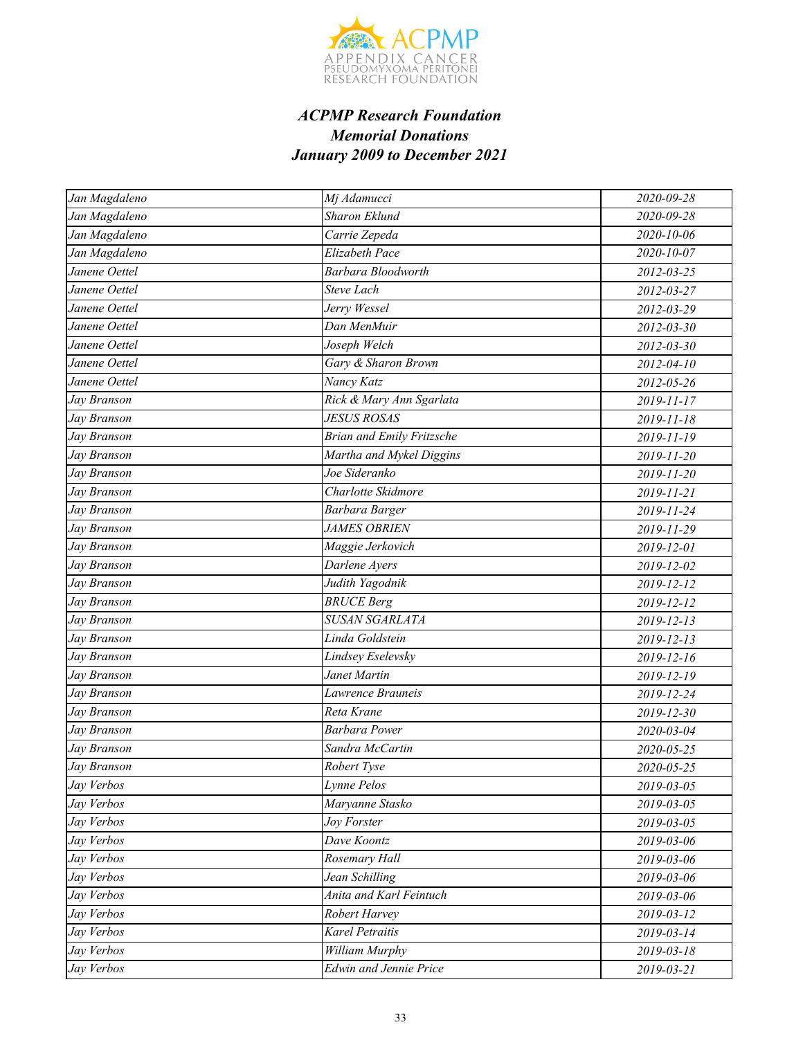***ACPMP Research Foundation***
***Memorial Donations***
***January 2009 to December 2021***

| | | |
|---|---|---|
| *Jan Magdaleno* | *Mj Adamucci* | *2020-09-28* |
| *Jan Magdaleno* | *Sharon Eklund* | *2020-09-28* |
| *Jan Magdaleno* | *Carrie Zepeda* | *2020-10-06* |
| *Jan Magdaleno* | *Elizabeth Pace* | *2020-10-07* |
| *Janene Oettel* | *Barbara Bloodworth* | *2012-03-25* |
| *Janene Oettel* | *Steve Lach* | *2012-03-27* |
| *Janene Oettel* | *Jerry Wessel* | *2012-03-29* |
| *Janene Oettel* | *Dan MenMuir* | *2012-03-30* |
| *Janene Oettel* | *Joseph Welch* | *2012-03-30* |
| *Janene Oettel* | *Gary & Sharon Brown* | *2012-04-10* |
| *Janene Oettel* | *Nancy Katz* | *2012-05-26* |
| *Jay Branson* | *Rick & Mary Ann Sgarlata* | *2019-11-17* |
| *Jay Branson* | *JESUS ROSAS* | *2019-11-18* |
| *Jay Branson* | *Brian and Emily Fritzsche* | *2019-11-19* |
| *Jay Branson* | *Martha and Mykel Diggins* | *2019-11-20* |
| *Jay Branson* | *Joe Sideranko* | *2019-11-20* |
| *Jay Branson* | *Charlotte Skidmore* | *2019-11-21* |
| *Jay Branson* | *Barbara Barger* | *2019-11-24* |
| *Jay Branson* | *JAMES OBRIEN* | *2019-11-29* |
| *Jay Branson* | *Maggie Jerkovich* | *2019-12-01* |
| *Jay Branson* | *Darlene Ayers* | *2019-12-02* |
| *Jay Branson* | *Judith Yagodnik* | *2019-12-12* |
| *Jay Branson* | *BRUCE Berg* | *2019-12-12* |
| *Jay Branson* | *SUSAN SGARLATA* | *2019-12-13* |
| *Jay Branson* | *Linda Goldstein* | *2019-12-13* |
| *Jay Branson* | *Lindsey Eselevsky* | *2019-12-16* |
| *Jay Branson* | *Janet Martin* | *2019-12-19* |
| *Jay Branson* | *Lawrence Brauneis* | *2019-12-24* |
| *Jay Branson* | *Reta Krane* | *2019-12-30* |
| *Jay Branson* | *Barbara Power* | *2020-03-04* |
| *Jay Branson* | *Sandra McCartin* | *2020-05-25* |
| *Jay Branson* | *Robert Tyse* | *2020-05-25* |
| *Jay Verbos* | *Lynne Pelos* | *2019-03-05* |
| *Jay Verbos* | *Maryanne Stasko* | *2019-03-05* |
| *Jay Verbos* | *Joy Forster* | *2019-03-05* |
| *Jay Verbos* | *Dave Koontz* | *2019-03-06* |
| *Jay Verbos* | *Rosemary Hall* | *2019-03-06* |
| *Jay Verbos* | *Jean Schilling* | *2019-03-06* |
| *Jay Verbos* | *Anita and Karl Feintuch* | *2019-03-06* |
| *Jay Verbos* | *Robert Harvey* | *2019-03-12* |
| *Jay Verbos* | *Karel Petraitis* | *2019-03-14* |
| *Jay Verbos* | *William Murphy* | *2019-03-18* |
| *Jay Verbos* | *Edwin and Jennie Price* | *2019-03-21* |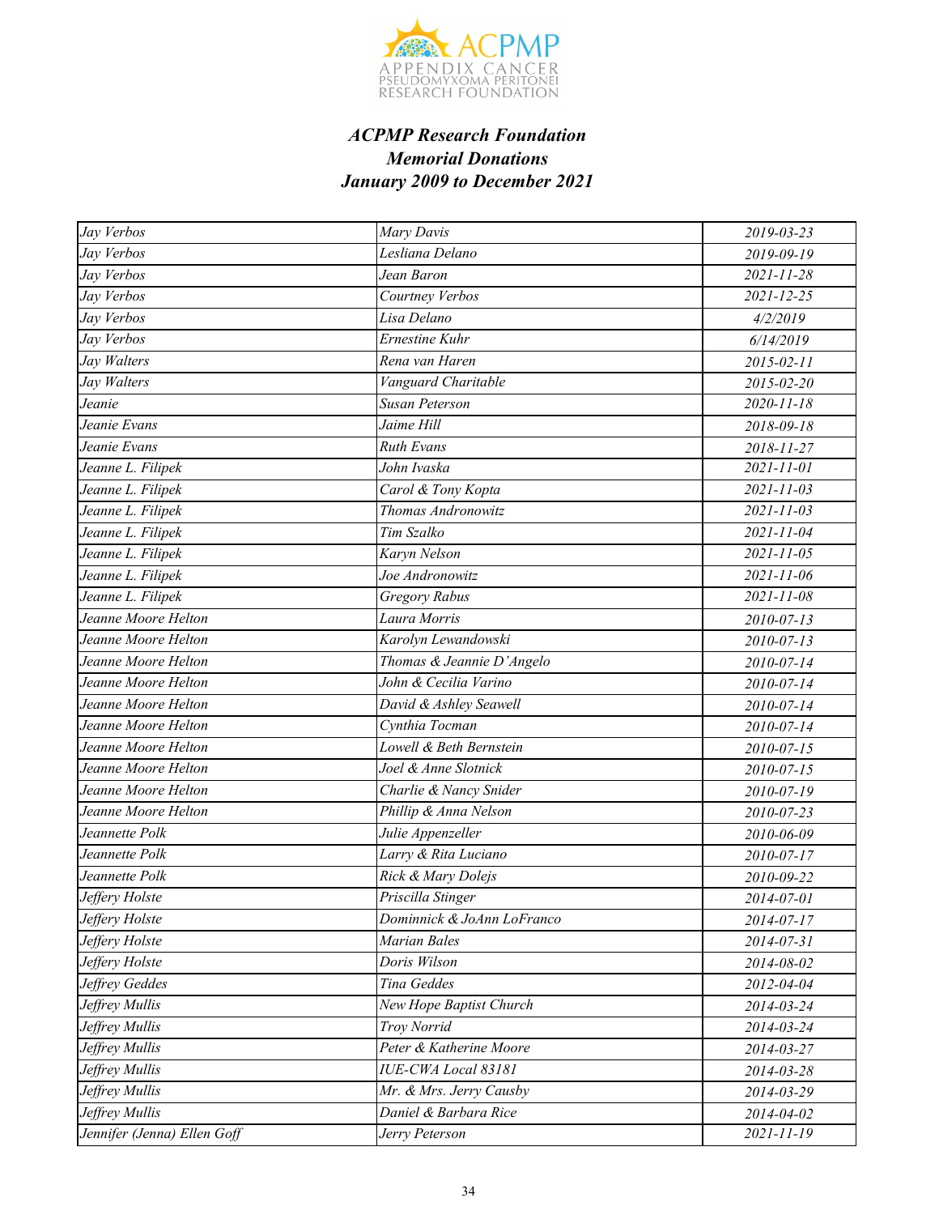### *ACPMP Research Foundation*
### *Memorial Donations*
### *January 2009 to December 2021*

| | | |
|---|---|---|
| Jay Verbos | Mary Davis | 2019-03-23 |
| Jay Verbos | Lesliana Delano | 2019-09-19 |
| Jay Verbos | Jean Baron | 2021-11-28 |
| Jay Verbos | Courtney Verbos | 2021-12-25 |
| Jay Verbos | Lisa Delano | 4/2/2019 |
| Jay Verbos | Ernestine Kuhr | 6/14/2019 |
| Jay Walters | Rena van Haren | 2015-02-11 |
| Jay Walters | Vanguard Charitable | 2015-02-20 |
| Jeanie | Susan Peterson | 2020-11-18 |
| Jeanie Evans | Jaime Hill | 2018-09-18 |
| Jeanie Evans | Ruth Evans | 2018-11-27 |
| Jeanne L. Filipek | John Ivaska | 2021-11-01 |
| Jeanne L. Filipek | Carol & Tony Kopta | 2021-11-03 |
| Jeanne L. Filipek | Thomas Andronowitz | 2021-11-03 |
| Jeanne L. Filipek | Tim Szalko | 2021-11-04 |
| Jeanne L. Filipek | Karyn Nelson | 2021-11-05 |
| Jeanne L. Filipek | Joe Andronowitz | 2021-11-06 |
| Jeanne L. Filipek | Gregory Rabus | 2021-11-08 |
| Jeanne Moore Helton | Laura Morris | 2010-07-13 |
| Jeanne Moore Helton | Karolyn Lewandowski | 2010-07-13 |
| Jeanne Moore Helton | Thomas & Jeannie D'Angelo | 2010-07-14 |
| Jeanne Moore Helton | John & Cecilia Varino | 2010-07-14 |
| Jeanne Moore Helton | David & Ashley Seawell | 2010-07-14 |
| Jeanne Moore Helton | Cynthia Tocman | 2010-07-14 |
| Jeanne Moore Helton | Lowell & Beth Bernstein | 2010-07-15 |
| Jeanne Moore Helton | Joel & Anne Slotnick | 2010-07-15 |
| Jeanne Moore Helton | Charlie & Nancy Snider | 2010-07-19 |
| Jeanne Moore Helton | Phillip & Anna Nelson | 2010-07-23 |
| Jeannette Polk | Julie Appenzeller | 2010-06-09 |
| Jeannette Polk | Larry & Rita Luciano | 2010-07-17 |
| Jeannette Polk | Rick & Mary Dolejs | 2010-09-22 |
| Jeffery Holste | Priscilla Stinger | 2014-07-01 |
| Jeffery Holste | Dominnick & JoAnn LoFranco | 2014-07-17 |
| Jeffery Holste | Marian Bales | 2014-07-31 |
| Jeffery Holste | Doris Wilson | 2014-08-02 |
| Jeffrey Geddes | Tina Geddes | 2012-04-04 |
| Jeffrey Mullis | New Hope Baptist Church | 2014-03-24 |
| Jeffrey Mullis | Troy Norrid | 2014-03-24 |
| Jeffrey Mullis | Peter & Katherine Moore | 2014-03-27 |
| Jeffrey Mullis | IUE-CWA Local 83181 | 2014-03-28 |
| Jeffrey Mullis | Mr. & Mrs. Jerry Causby | 2014-03-29 |
| Jeffrey Mullis | Daniel & Barbara Rice | 2014-04-02 |
| Jennifer (Jenna) Ellen Goff | Jerry Peterson | 2021-11-19 |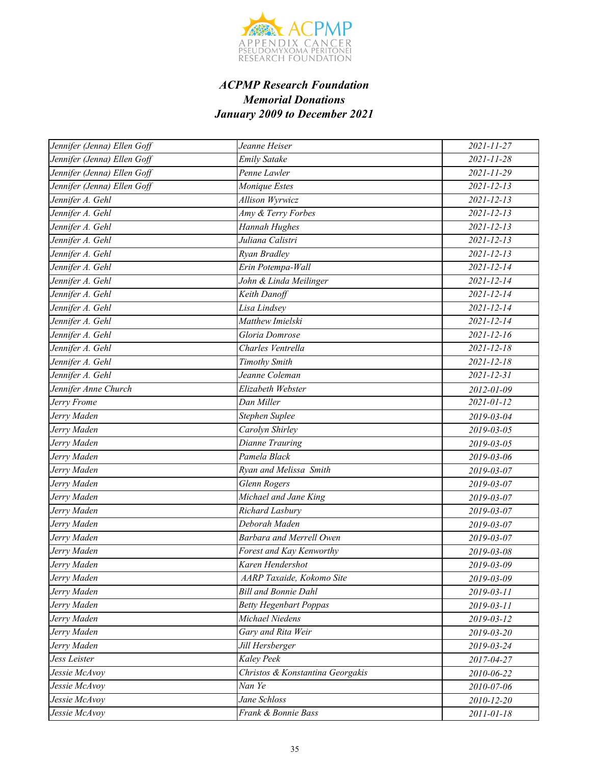### *ACPMP Research Foundation*
### *Memorial Donations*
### *January 2009 to December 2021*

| | | |
|---|---|---|
| *Jennifer (Jenna) Ellen Goff* | *Jeanne Heiser* | *2021-11-27* |
| *Jennifer (Jenna) Ellen Goff* | *Emily Satake* | *2021-11-28* |
| *Jennifer (Jenna) Ellen Goff* | *Penne Lawler* | *2021-11-29* |
| *Jennifer (Jenna) Ellen Goff* | *Monique Estes* | *2021-12-13* |
| *Jennifer A. Gehl* | *Allison Wyrwicz* | *2021-12-13* |
| *Jennifer A. Gehl* | *Amy & Terry Forbes* | *2021-12-13* |
| *Jennifer A. Gehl* | *Hannah Hughes* | *2021-12-13* |
| *Jennifer A. Gehl* | *Juliana Calistri* | *2021-12-13* |
| *Jennifer A. Gehl* | *Ryan Bradley* | *2021-12-13* |
| *Jennifer A. Gehl* | *Erin Potempa-Wall* | *2021-12-14* |
| *Jennifer A. Gehl* | *John & Linda Meilinger* | *2021-12-14* |
| *Jennifer A. Gehl* | *Keith Danoff* | *2021-12-14* |
| *Jennifer A. Gehl* | *Lisa Lindsey* | *2021-12-14* |
| *Jennifer A. Gehl* | *Matthew Imielski* | *2021-12-14* |
| *Jennifer A. Gehl* | *Gloria Domrose* | *2021-12-16* |
| *Jennifer A. Gehl* | *Charles Ventrella* | *2021-12-18* |
| *Jennifer A. Gehl* | *Timothy Smith* | *2021-12-18* |
| *Jennifer A. Gehl* | *Jeanne Coleman* | *2021-12-31* |
| *Jennifer Anne Church* | *Elizabeth Webster* | *2012-01-09* |
| *Jerry Frome* | *Dan Miller* | *2021-01-12* |
| *Jerry Maden* | *Stephen Suplee* | *2019-03-04* |
| *Jerry Maden* | *Carolyn Shirley* | *2019-03-05* |
| *Jerry Maden* | *Dianne Trauring* | *2019-03-05* |
| *Jerry Maden* | *Pamela Black* | *2019-03-06* |
| *Jerry Maden* | *Ryan and Melissa Smith* | *2019-03-07* |
| *Jerry Maden* | *Glenn Rogers* | *2019-03-07* |
| *Jerry Maden* | *Michael and Jane King* | *2019-03-07* |
| *Jerry Maden* | *Richard Lasbury* | *2019-03-07* |
| *Jerry Maden* | *Deborah Maden* | *2019-03-07* |
| *Jerry Maden* | *Barbara and Merrell Owen* | *2019-03-07* |
| *Jerry Maden* | *Forest and Kay Kenworthy* | *2019-03-08* |
| *Jerry Maden* | *Karen Hendershot* | *2019-03-09* |
| *Jerry Maden* | *AARP Taxaide, Kokomo Site* | *2019-03-09* |
| *Jerry Maden* | *Bill and Bonnie Dahl* | *2019-03-11* |
| *Jerry Maden* | *Betty Hegenbart Poppas* | *2019-03-11* |
| *Jerry Maden* | *Michael Niedens* | *2019-03-12* |
| *Jerry Maden* | *Gary and Rita Weir* | *2019-03-20* |
| *Jerry Maden* | *Jill Hersberger* | *2019-03-24* |
| *Jess Leister* | *Kaley Peek* | *2017-04-27* |
| *Jessie McAvoy* | *Christos & Konstantina Georgakis* | *2010-06-22* |
| *Jessie McAvoy* | *Nan Ye* | *2010-07-06* |
| *Jessie McAvoy* | *Jane Schloss* | *2010-12-20* |
| *Jessie McAvoy* | *Frank & Bonnie Bass* | *2011-01-18* |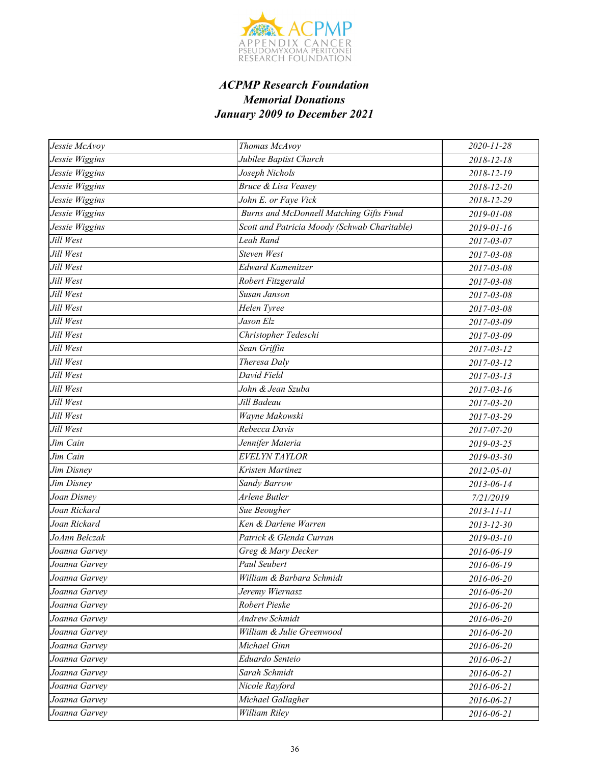***ACPMP Research Foundation***
***Memorial Donations***
***January 2009 to December 2021***

| | | |
|---|---|---|
| Jessie McAvoy | Thomas McAvoy | 2020-11-28 |
| Jessie Wiggins | Jubilee Baptist Church | 2018-12-18 |
| Jessie Wiggins | Joseph Nichols | 2018-12-19 |
| Jessie Wiggins | Bruce & Lisa Veasey | 2018-12-20 |
| Jessie Wiggins | John E. or Faye Vick | 2018-12-29 |
| Jessie Wiggins | Burns and McDonnell Matching Gifts Fund | 2019-01-08 |
| Jessie Wiggins | Scott and Patricia Moody (Schwab Charitable) | 2019-01-16 |
| Jill West | Leah Rand | 2017-03-07 |
| Jill West | Steven West | 2017-03-08 |
| Jill West | Edward Kamenitzer | 2017-03-08 |
| Jill West | Robert Fitzgerald | 2017-03-08 |
| Jill West | Susan Janson | 2017-03-08 |
| Jill West | Helen Tyree | 2017-03-08 |
| Jill West | Jason Elz | 2017-03-09 |
| Jill West | Christopher Tedeschi | 2017-03-09 |
| Jill West | Sean Griffin | 2017-03-12 |
| Jill West | Theresa Daly | 2017-03-12 |
| Jill West | David Field | 2017-03-13 |
| Jill West | John & Jean Szuba | 2017-03-16 |
| Jill West | Jill Badeau | 2017-03-20 |
| Jill West | Wayne Makowski | 2017-03-29 |
| Jill West | Rebecca Davis | 2017-07-20 |
| Jim Cain | Jennifer Materia | 2019-03-25 |
| Jim Cain | EVELYN TAYLOR | 2019-03-30 |
| Jim Disney | Kristen Martinez | 2012-05-01 |
| Jim Disney | Sandy Barrow | 2013-06-14 |
| Joan Disney | Arlene Butler | 7/21/2019 |
| Joan Rickard | Sue Beougher | 2013-11-11 |
| Joan Rickard | Ken & Darlene Warren | 2013-12-30 |
| JoAnn Belczak | Patrick & Glenda Curran | 2019-03-10 |
| Joanna Garvey | Greg & Mary Decker | 2016-06-19 |
| Joanna Garvey | Paul Seubert | 2016-06-19 |
| Joanna Garvey | William & Barbara Schmidt | 2016-06-20 |
| Joanna Garvey | Jeremy Wiernasz | 2016-06-20 |
| Joanna Garvey | Robert Pieske | 2016-06-20 |
| Joanna Garvey | Andrew Schmidt | 2016-06-20 |
| Joanna Garvey | William & Julie Greenwood | 2016-06-20 |
| Joanna Garvey | Michael Ginn | 2016-06-20 |
| Joanna Garvey | Eduardo Senteio | 2016-06-21 |
| Joanna Garvey | Sarah Schmidt | 2016-06-21 |
| Joanna Garvey | Nicole Rayford | 2016-06-21 |
| Joanna Garvey | Michael Gallagher | 2016-06-21 |
| Joanna Garvey | William Riley | 2016-06-21 |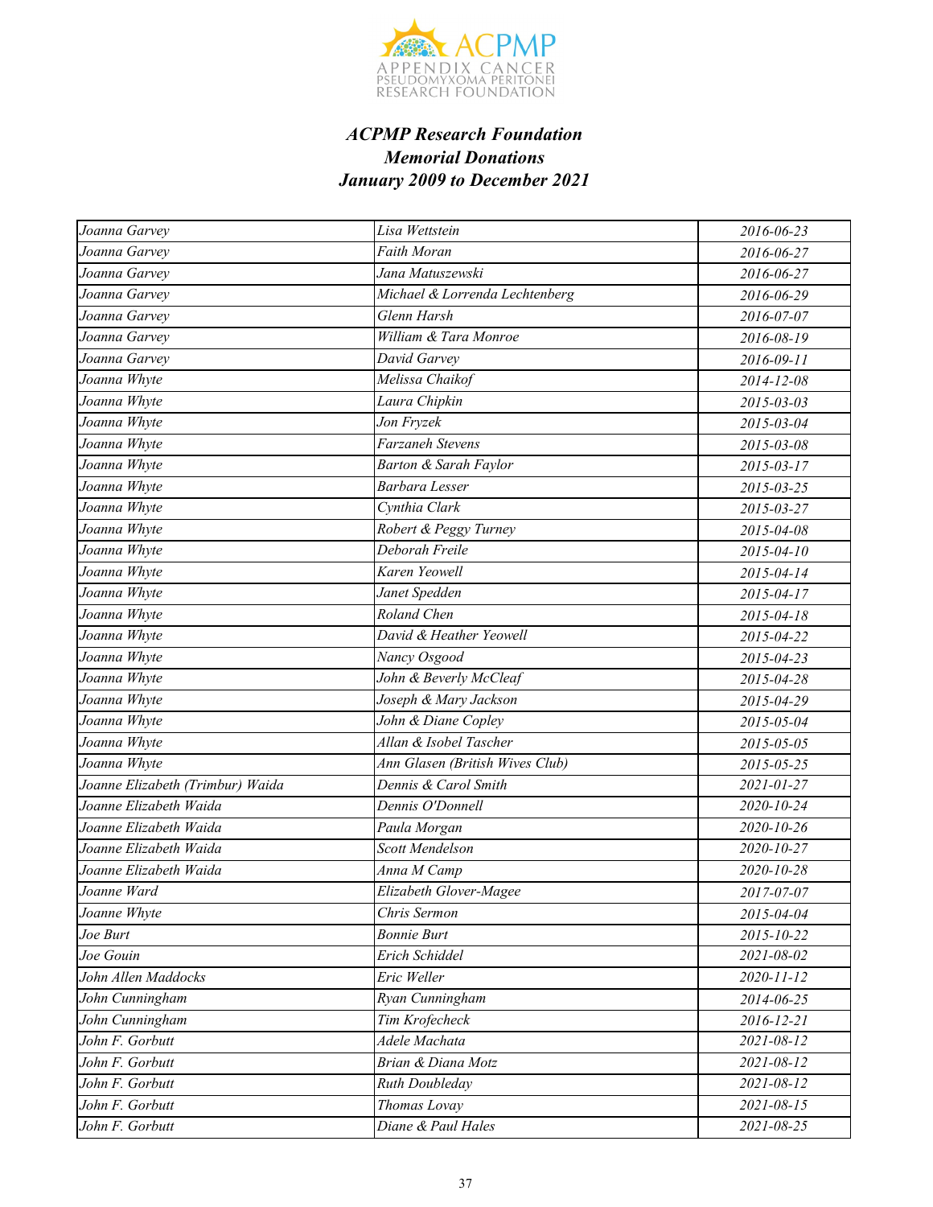***ACPMP Research Foundation***
***Memorial Donations***
***January 2009 to December 2021***

| | | |
|---|---|---|
| Joanna Garvey | Lisa Wettstein | 2016-06-23 |
| Joanna Garvey | Faith Moran | 2016-06-27 |
| Joanna Garvey | Jana Matuszewski | 2016-06-27 |
| Joanna Garvey | Michael & Lorrenda Lechtenberg | 2016-06-29 |
| Joanna Garvey | Glenn Harsh | 2016-07-07 |
| Joanna Garvey | William & Tara Monroe | 2016-08-19 |
| Joanna Garvey | David Garvey | 2016-09-11 |
| Joanna Whyte | Melissa Chaikof | 2014-12-08 |
| Joanna Whyte | Laura Chipkin | 2015-03-03 |
| Joanna Whyte | Jon Fryzek | 2015-03-04 |
| Joanna Whyte | Farzaneh Stevens | 2015-03-08 |
| Joanna Whyte | Barton & Sarah Faylor | 2015-03-17 |
| Joanna Whyte | Barbara Lesser | 2015-03-25 |
| Joanna Whyte | Cynthia Clark | 2015-03-27 |
| Joanna Whyte | Robert & Peggy Turney | 2015-04-08 |
| Joanna Whyte | Deborah Freile | 2015-04-10 |
| Joanna Whyte | Karen Yeowell | 2015-04-14 |
| Joanna Whyte | Janet Spedden | 2015-04-17 |
| Joanna Whyte | Roland Chen | 2015-04-18 |
| Joanna Whyte | David & Heather Yeowell | 2015-04-22 |
| Joanna Whyte | Nancy Osgood | 2015-04-23 |
| Joanna Whyte | John & Beverly McCleaf | 2015-04-28 |
| Joanna Whyte | Joseph & Mary Jackson | 2015-04-29 |
| Joanna Whyte | John & Diane Copley | 2015-05-04 |
| Joanna Whyte | Allan & Isobel Tascher | 2015-05-05 |
| Joanna Whyte | Ann Glasen (British Wives Club) | 2015-05-25 |
| Joanne Elizabeth (Trimbur) Waida | Dennis & Carol Smith | 2021-01-27 |
| Joanne Elizabeth Waida | Dennis O'Donnell | 2020-10-24 |
| Joanne Elizabeth Waida | Paula Morgan | 2020-10-26 |
| Joanne Elizabeth Waida | Scott Mendelson | 2020-10-27 |
| Joanne Elizabeth Waida | Anna M Camp | 2020-10-28 |
| Joanne Ward | Elizabeth Glover-Magee | 2017-07-07 |
| Joanne Whyte | Chris Sermon | 2015-04-04 |
| Joe Burt | Bonnie Burt | 2015-10-22 |
| Joe Gouin | Erich Schiddel | 2021-08-02 |
| John Allen Maddocks | Eric Weller | 2020-11-12 |
| John Cunningham | Ryan Cunningham | 2014-06-25 |
| John Cunningham | Tim Krofecheck | 2016-12-21 |
| John F. Gorbutt | Adele Machata | 2021-08-12 |
| John F. Gorbutt | Brian & Diana Motz | 2021-08-12 |
| John F. Gorbutt | Ruth Doubleday | 2021-08-12 |
| John F. Gorbutt | Thomas Lovay | 2021-08-15 |
| John F. Gorbutt | Diane & Paul Hales | 2021-08-25 |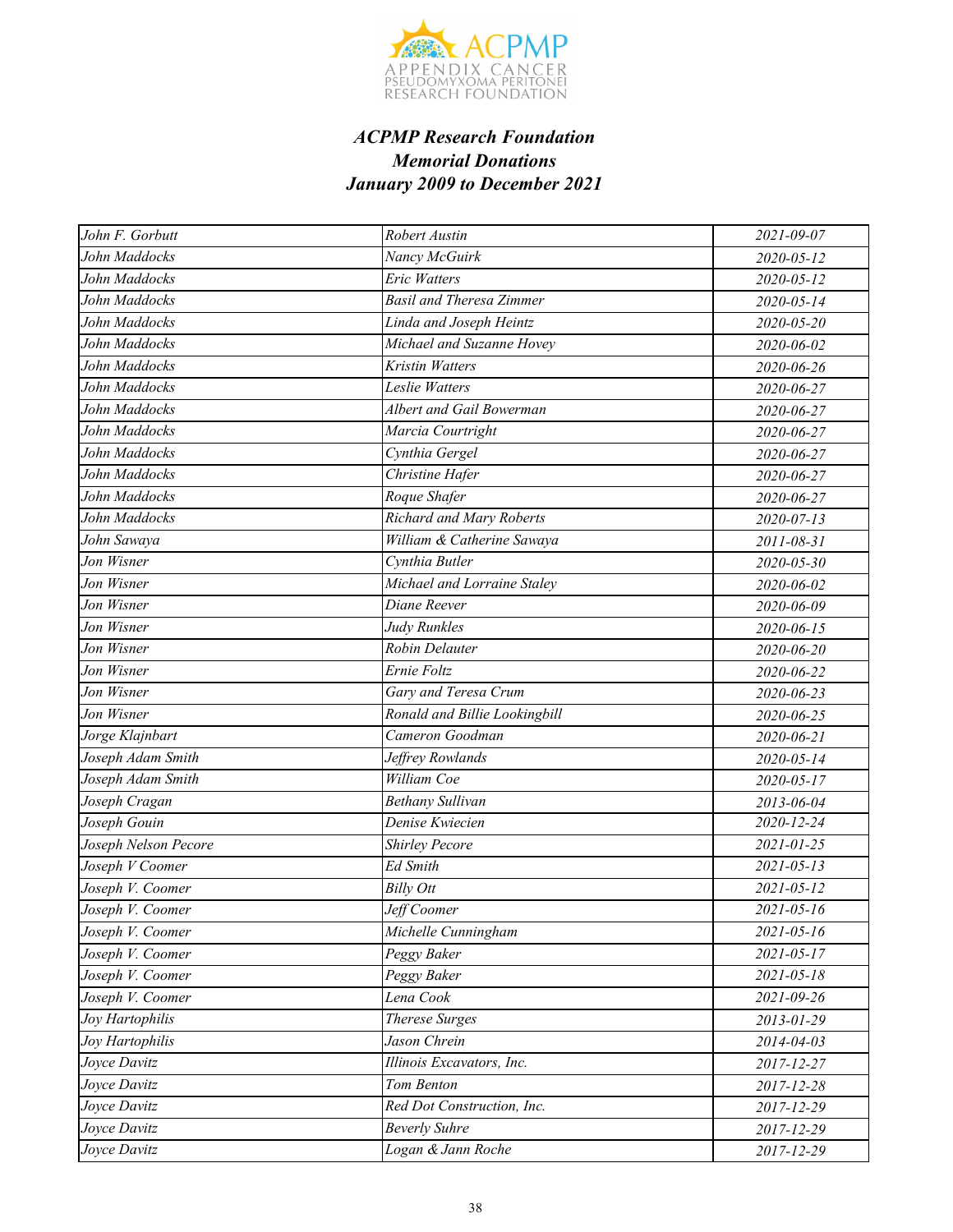***ACPMP Research Foundation***
***Memorial Donations***
***January 2009 to December 2021***

| | | |
|---|---|---|
| *John F. Gorbutt* | *Robert Austin* | *2021-09-07* |
| *John Maddocks* | *Nancy McGuirk* | *2020-05-12* |
| *John Maddocks* | *Eric Watters* | *2020-05-12* |
| *John Maddocks* | *Basil and Theresa Zimmer* | *2020-05-14* |
| *John Maddocks* | *Linda and Joseph Heintz* | *2020-05-20* |
| *John Maddocks* | *Michael and Suzanne Hovey* | *2020-06-02* |
| *John Maddocks* | *Kristin Watters* | *2020-06-26* |
| *John Maddocks* | *Leslie Watters* | *2020-06-27* |
| *John Maddocks* | *Albert and Gail Bowerman* | *2020-06-27* |
| *John Maddocks* | *Marcia Courtright* | *2020-06-27* |
| *John Maddocks* | *Cynthia Gergel* | *2020-06-27* |
| *John Maddocks* | *Christine Hafer* | *2020-06-27* |
| *John Maddocks* | *Roque Shafer* | *2020-06-27* |
| *John Maddocks* | *Richard and Mary Roberts* | *2020-07-13* |
| *John Sawaya* | *William & Catherine Sawaya* | *2011-08-31* |
| *Jon Wisner* | *Cynthia Butler* | *2020-05-30* |
| *Jon Wisner* | *Michael and Lorraine Staley* | *2020-06-02* |
| *Jon Wisner* | *Diane Reever* | *2020-06-09* |
| *Jon Wisner* | *Judy Runkles* | *2020-06-15* |
| *Jon Wisner* | *Robin Delauter* | *2020-06-20* |
| *Jon Wisner* | *Ernie Foltz* | *2020-06-22* |
| *Jon Wisner* | *Gary and Teresa Crum* | *2020-06-23* |
| *Jon Wisner* | *Ronald and Billie Lookingbill* | *2020-06-25* |
| *Jorge Klajnbart* | *Cameron Goodman* | *2020-06-21* |
| *Joseph Adam Smith* | *Jeffrey Rowlands* | *2020-05-14* |
| *Joseph Adam Smith* | *William Coe* | *2020-05-17* |
| *Joseph Cragan* | *Bethany Sullivan* | *2013-06-04* |
| *Joseph Gouin* | *Denise Kwiecien* | *2020-12-24* |
| *Joseph Nelson Pecore* | *Shirley Pecore* | *2021-01-25* |
| *Joseph V Coomer* | *Ed Smith* | *2021-05-13* |
| *Joseph V. Coomer* | *Billy Ott* | *2021-05-12* |
| *Joseph V. Coomer* | *Jeff Coomer* | *2021-05-16* |
| *Joseph V. Coomer* | *Michelle Cunningham* | *2021-05-16* |
| *Joseph V. Coomer* | *Peggy Baker* | *2021-05-17* |
| *Joseph V. Coomer* | *Peggy Baker* | *2021-05-18* |
| *Joseph V. Coomer* | *Lena Cook* | *2021-09-26* |
| *Joy Hartophilis* | *Therese Surges* | *2013-01-29* |
| *Joy Hartophilis* | *Jason Chrein* | *2014-04-03* |
| *Joyce Davitz* | *Illinois Excavators, Inc.* | *2017-12-27* |
| *Joyce Davitz* | *Tom Benton* | *2017-12-28* |
| *Joyce Davitz* | *Red Dot Construction, Inc.* | *2017-12-29* |
| *Joyce Davitz* | *Beverly Suhre* | *2017-12-29* |
| *Joyce Davitz* | *Logan & Jann Roche* | *2017-12-29* |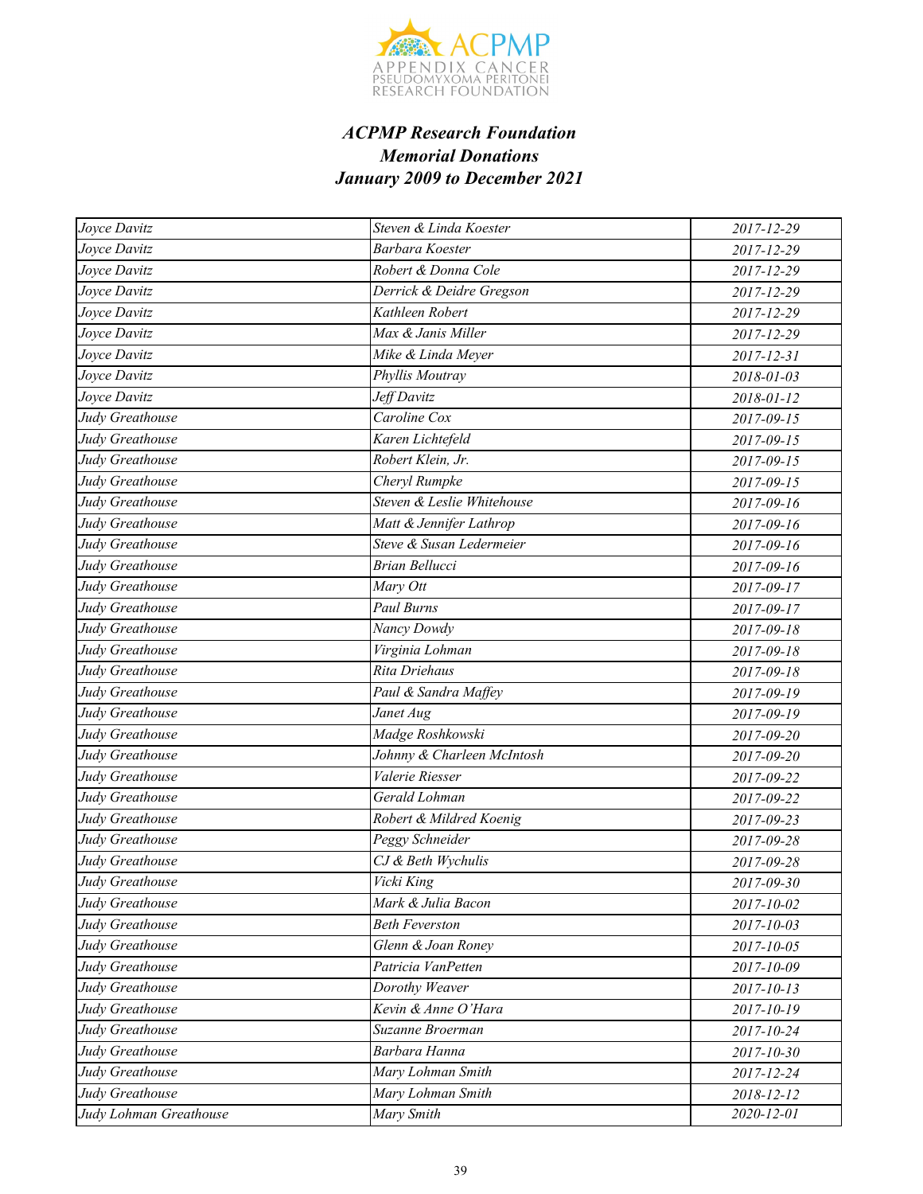### *ACPMP Research Foundation*
### *Memorial Donations*
### *January 2009 to December 2021*

| | | |
|---|---|---|
| *Joyce Davitz* | *Steven & Linda Koester* | *2017-12-29* |
| *Joyce Davitz* | *Barbara Koester* | *2017-12-29* |
| *Joyce Davitz* | *Robert & Donna Cole* | *2017-12-29* |
| *Joyce Davitz* | *Derrick & Deidre Gregson* | *2017-12-29* |
| *Joyce Davitz* | *Kathleen Robert* | *2017-12-29* |
| *Joyce Davitz* | *Max & Janis Miller* | *2017-12-29* |
| *Joyce Davitz* | *Mike & Linda Meyer* | *2017-12-31* |
| *Joyce Davitz* | *Phyllis Moutray* | *2018-01-03* |
| *Joyce Davitz* | *Jeff Davitz* | *2018-01-12* |
| *Judy Greathouse* | *Caroline Cox* | *2017-09-15* |
| *Judy Greathouse* | *Karen Lichtefeld* | *2017-09-15* |
| *Judy Greathouse* | *Robert Klein, Jr.* | *2017-09-15* |
| *Judy Greathouse* | *Cheryl Rumpke* | *2017-09-15* |
| *Judy Greathouse* | *Steven & Leslie Whitehouse* | *2017-09-16* |
| *Judy Greathouse* | *Matt & Jennifer Lathrop* | *2017-09-16* |
| *Judy Greathouse* | *Steve & Susan Ledermeier* | *2017-09-16* |
| *Judy Greathouse* | *Brian Bellucci* | *2017-09-16* |
| *Judy Greathouse* | *Mary Ott* | *2017-09-17* |
| *Judy Greathouse* | *Paul Burns* | *2017-09-17* |
| *Judy Greathouse* | *Nancy Dowdy* | *2017-09-18* |
| *Judy Greathouse* | *Virginia Lohman* | *2017-09-18* |
| *Judy Greathouse* | *Rita Driehaus* | *2017-09-18* |
| *Judy Greathouse* | *Paul & Sandra Maffey* | *2017-09-19* |
| *Judy Greathouse* | *Janet Aug* | *2017-09-19* |
| *Judy Greathouse* | *Madge Roshkowski* | *2017-09-20* |
| *Judy Greathouse* | *Johnny & Charleen McIntosh* | *2017-09-20* |
| *Judy Greathouse* | *Valerie Riesser* | *2017-09-22* |
| *Judy Greathouse* | *Gerald Lohman* | *2017-09-22* |
| *Judy Greathouse* | *Robert & Mildred Koenig* | *2017-09-23* |
| *Judy Greathouse* | *Peggy Schneider* | *2017-09-28* |
| *Judy Greathouse* | *CJ & Beth Wychulis* | *2017-09-28* |
| *Judy Greathouse* | *Vicki King* | *2017-09-30* |
| *Judy Greathouse* | *Mark & Julia Bacon* | *2017-10-02* |
| *Judy Greathouse* | *Beth Feverston* | *2017-10-03* |
| *Judy Greathouse* | *Glenn & Joan Roney* | *2017-10-05* |
| *Judy Greathouse* | *Patricia VanPetten* | *2017-10-09* |
| *Judy Greathouse* | *Dorothy Weaver* | *2017-10-13* |
| *Judy Greathouse* | *Kevin & Anne O'Hara* | *2017-10-19* |
| *Judy Greathouse* | *Suzanne Broerman* | *2017-10-24* |
| *Judy Greathouse* | *Barbara Hanna* | *2017-10-30* |
| *Judy Greathouse* | *Mary Lohman Smith* | *2017-12-24* |
| *Judy Greathouse* | *Mary Lohman Smith* | *2018-12-12* |
| *Judy Lohman Greathouse* | *Mary Smith* | *2020-12-01* |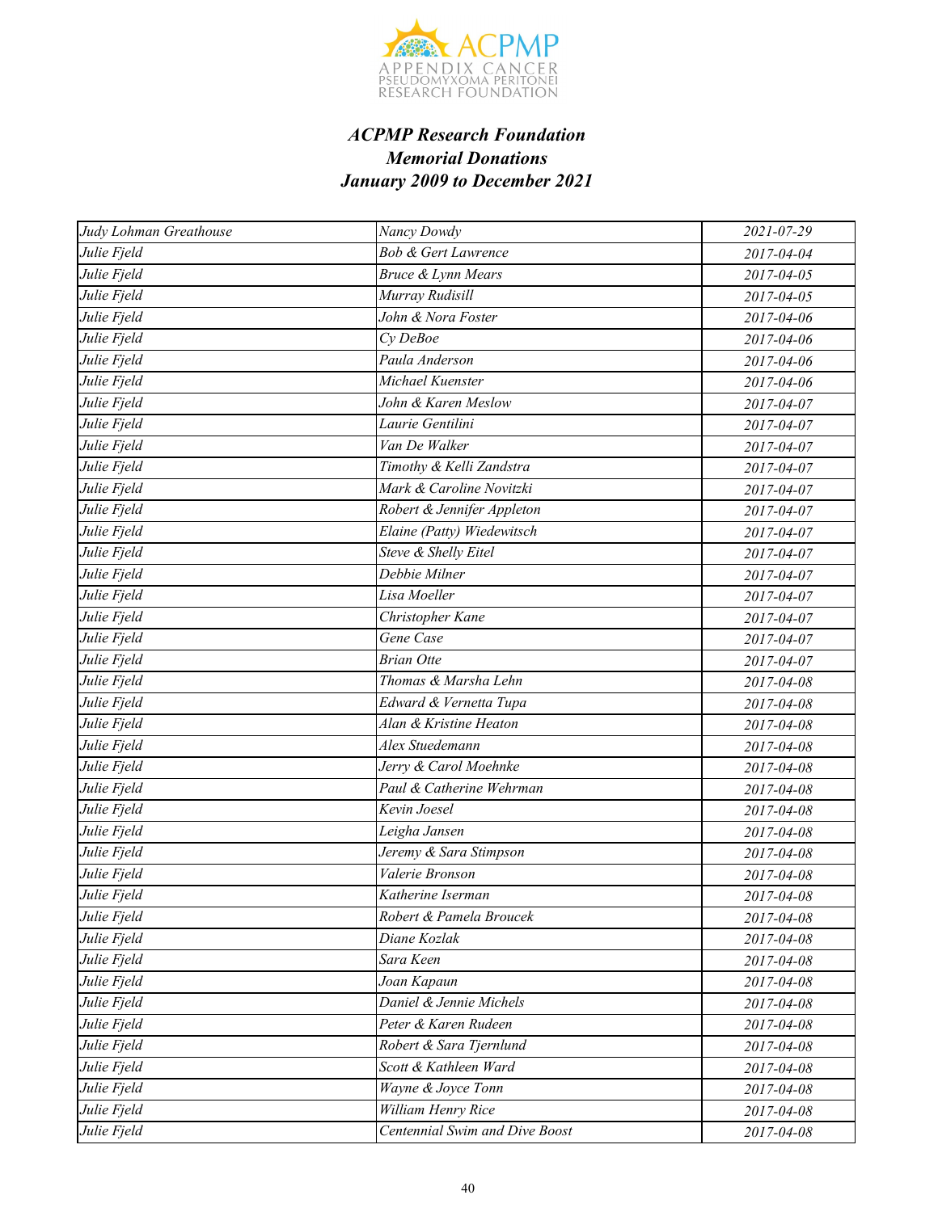### *ACPMP Research Foundation*
### *Memorial Donations*
### *January 2009 to December 2021*

| | | |
|---|---|---|
| Judy Lohman Greathouse | Nancy Dowdy | 2021-07-29 |
| Julie Fjeld | Bob & Gert Lawrence | 2017-04-04 |
| Julie Fjeld | Bruce & Lynn Mears | 2017-04-05 |
| Julie Fjeld | Murray Rudisill | 2017-04-05 |
| Julie Fjeld | John & Nora Foster | 2017-04-06 |
| Julie Fjeld | Cy DeBoe | 2017-04-06 |
| Julie Fjeld | Paula Anderson | 2017-04-06 |
| Julie Fjeld | Michael Kuenster | 2017-04-06 |
| Julie Fjeld | John & Karen Meslow | 2017-04-07 |
| Julie Fjeld | Laurie Gentilini | 2017-04-07 |
| Julie Fjeld | Van De Walker | 2017-04-07 |
| Julie Fjeld | Timothy & Kelli Zandstra | 2017-04-07 |
| Julie Fjeld | Mark & Caroline Novitzki | 2017-04-07 |
| Julie Fjeld | Robert & Jennifer Appleton | 2017-04-07 |
| Julie Fjeld | Elaine (Patty) Wiedewitsch | 2017-04-07 |
| Julie Fjeld | Steve & Shelly Eitel | 2017-04-07 |
| Julie Fjeld | Debbie Milner | 2017-04-07 |
| Julie Fjeld | Lisa Moeller | 2017-04-07 |
| Julie Fjeld | Christopher Kane | 2017-04-07 |
| Julie Fjeld | Gene Case | 2017-04-07 |
| Julie Fjeld | Brian Otte | 2017-04-07 |
| Julie Fjeld | Thomas & Marsha Lehn | 2017-04-08 |
| Julie Fjeld | Edward & Vernetta Tupa | 2017-04-08 |
| Julie Fjeld | Alan & Kristine Heaton | 2017-04-08 |
| Julie Fjeld | Alex Stuedemann | 2017-04-08 |
| Julie Fjeld | Jerry & Carol Moehnke | 2017-04-08 |
| Julie Fjeld | Paul & Catherine Wehrman | 2017-04-08 |
| Julie Fjeld | Kevin Joesel | 2017-04-08 |
| Julie Fjeld | Leigha Jansen | 2017-04-08 |
| Julie Fjeld | Jeremy & Sara Stimpson | 2017-04-08 |
| Julie Fjeld | Valerie Bronson | 2017-04-08 |
| Julie Fjeld | Katherine Iserman | 2017-04-08 |
| Julie Fjeld | Robert & Pamela Broucek | 2017-04-08 |
| Julie Fjeld | Diane Kozlak | 2017-04-08 |
| Julie Fjeld | Sara Keen | 2017-04-08 |
| Julie Fjeld | Joan Kapaun | 2017-04-08 |
| Julie Fjeld | Daniel & Jennie Michels | 2017-04-08 |
| Julie Fjeld | Peter & Karen Rudeen | 2017-04-08 |
| Julie Fjeld | Robert & Sara Tjernlund | 2017-04-08 |
| Julie Fjeld | Scott & Kathleen Ward | 2017-04-08 |
| Julie Fjeld | Wayne & Joyce Tonn | 2017-04-08 |
| Julie Fjeld | William Henry Rice | 2017-04-08 |
| Julie Fjeld | Centennial Swim and Dive Boost | 2017-04-08 |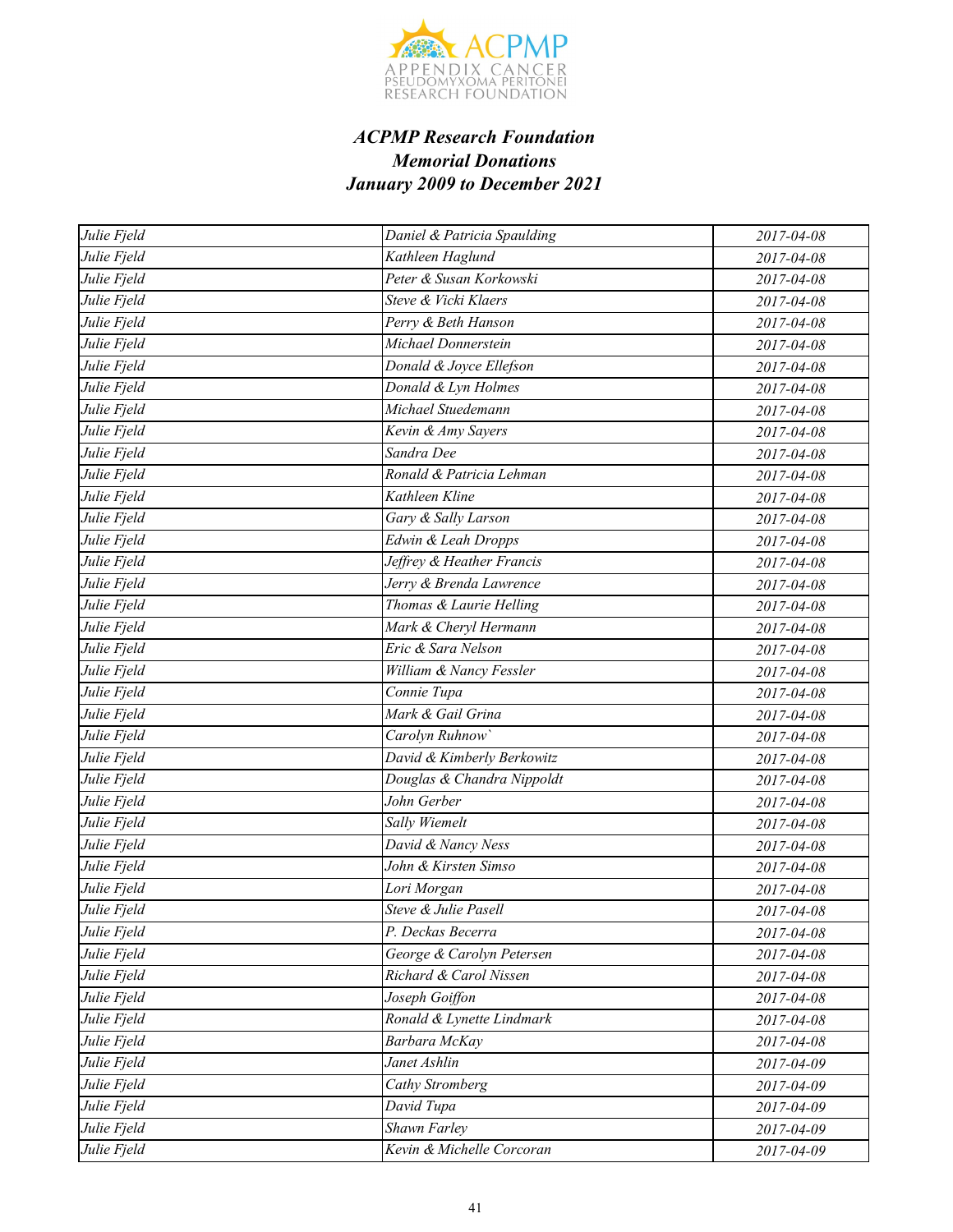### *ACPMP Research Foundation*
### *Memorial Donations*
### *January 2009 to December 2021*

| | | |
|---|---|---|
| Julie Fjeld | Daniel & Patricia Spaulding | 2017-04-08 |
| Julie Fjeld | Kathleen Haglund | 2017-04-08 |
| Julie Fjeld | Peter & Susan Korkowski | 2017-04-08 |
| Julie Fjeld | Steve & Vicki Klaers | 2017-04-08 |
| Julie Fjeld | Perry & Beth Hanson | 2017-04-08 |
| Julie Fjeld | Michael Donnerstein | 2017-04-08 |
| Julie Fjeld | Donald & Joyce Ellefson | 2017-04-08 |
| Julie Fjeld | Donald & Lyn Holmes | 2017-04-08 |
| Julie Fjeld | Michael Stuedemann | 2017-04-08 |
| Julie Fjeld | Kevin & Amy Sayers | 2017-04-08 |
| Julie Fjeld | Sandra Dee | 2017-04-08 |
| Julie Fjeld | Ronald & Patricia Lehman | 2017-04-08 |
| Julie Fjeld | Kathleen Kline | 2017-04-08 |
| Julie Fjeld | Gary & Sally Larson | 2017-04-08 |
| Julie Fjeld | Edwin & Leah Dropps | 2017-04-08 |
| Julie Fjeld | Jeffrey & Heather Francis | 2017-04-08 |
| Julie Fjeld | Jerry & Brenda Lawrence | 2017-04-08 |
| Julie Fjeld | Thomas & Laurie Helling | 2017-04-08 |
| Julie Fjeld | Mark & Cheryl Hermann | 2017-04-08 |
| Julie Fjeld | Eric & Sara Nelson | 2017-04-08 |
| Julie Fjeld | William & Nancy Fessler | 2017-04-08 |
| Julie Fjeld | Connie Tupa | 2017-04-08 |
| Julie Fjeld | Mark & Gail Grina | 2017-04-08 |
| Julie Fjeld | Carolyn Ruhnow` | 2017-04-08 |
| Julie Fjeld | David & Kimberly Berkowitz | 2017-04-08 |
| Julie Fjeld | Douglas & Chandra Nippoldt | 2017-04-08 |
| Julie Fjeld | John Gerber | 2017-04-08 |
| Julie Fjeld | Sally Wiemelt | 2017-04-08 |
| Julie Fjeld | David & Nancy Ness | 2017-04-08 |
| Julie Fjeld | John & Kirsten Simso | 2017-04-08 |
| Julie Fjeld | Lori Morgan | 2017-04-08 |
| Julie Fjeld | Steve & Julie Pasell | 2017-04-08 |
| Julie Fjeld | P. Deckas Becerra | 2017-04-08 |
| Julie Fjeld | George & Carolyn Petersen | 2017-04-08 |
| Julie Fjeld | Richard & Carol Nissen | 2017-04-08 |
| Julie Fjeld | Joseph Goiffon | 2017-04-08 |
| Julie Fjeld | Ronald & Lynette Lindmark | 2017-04-08 |
| Julie Fjeld | Barbara McKay | 2017-04-08 |
| Julie Fjeld | Janet Ashlin | 2017-04-09 |
| Julie Fjeld | Cathy Stromberg | 2017-04-09 |
| Julie Fjeld | David Tupa | 2017-04-09 |
| Julie Fjeld | Shawn Farley | 2017-04-09 |
| Julie Fjeld | Kevin & Michelle Corcoran | 2017-04-09 |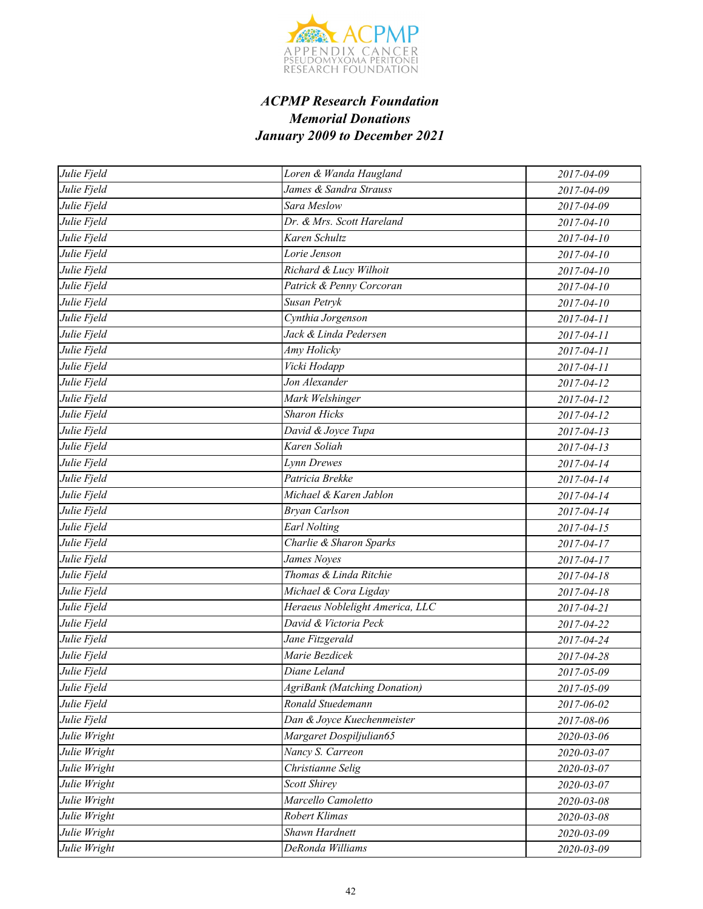### *ACPMP Research Foundation*
### *Memorial Donations*
### *January 2009 to December 2021*

| | | |
|---|---|---|
| *Julie Fjeld* | *Loren & Wanda Haugland* | *2017-04-09* |
| *Julie Fjeld* | *James & Sandra Strauss* | *2017-04-09* |
| *Julie Fjeld* | *Sara Meslow* | *2017-04-09* |
| *Julie Fjeld* | *Dr. & Mrs. Scott Hareland* | *2017-04-10* |
| *Julie Fjeld* | *Karen Schultz* | *2017-04-10* |
| *Julie Fjeld* | *Lorie Jenson* | *2017-04-10* |
| *Julie Fjeld* | *Richard & Lucy Wilhoit* | *2017-04-10* |
| *Julie Fjeld* | *Patrick & Penny Corcoran* | *2017-04-10* |
| *Julie Fjeld* | *Susan Petryk* | *2017-04-10* |
| *Julie Fjeld* | *Cynthia Jorgenson* | *2017-04-11* |
| *Julie Fjeld* | *Jack & Linda Pedersen* | *2017-04-11* |
| *Julie Fjeld* | *Amy Holicky* | *2017-04-11* |
| *Julie Fjeld* | *Vicki Hodapp* | *2017-04-11* |
| *Julie Fjeld* | *Jon Alexander* | *2017-04-12* |
| *Julie Fjeld* | *Mark Welshinger* | *2017-04-12* |
| *Julie Fjeld* | *Sharon Hicks* | *2017-04-12* |
| *Julie Fjeld* | *David & Joyce Tupa* | *2017-04-13* |
| *Julie Fjeld* | *Karen Soliah* | *2017-04-13* |
| *Julie Fjeld* | *Lynn Drewes* | *2017-04-14* |
| *Julie Fjeld* | *Patricia Brekke* | *2017-04-14* |
| *Julie Fjeld* | *Michael & Karen Jablon* | *2017-04-14* |
| *Julie Fjeld* | *Bryan Carlson* | *2017-04-14* |
| *Julie Fjeld* | *Earl Nolting* | *2017-04-15* |
| *Julie Fjeld* | *Charlie & Sharon Sparks* | *2017-04-17* |
| *Julie Fjeld* | *James Noyes* | *2017-04-17* |
| *Julie Fjeld* | *Thomas & Linda Ritchie* | *2017-04-18* |
| *Julie Fjeld* | *Michael & Cora Ligday* | *2017-04-18* |
| *Julie Fjeld* | *Heraeus Noblelight America, LLC* | *2017-04-21* |
| *Julie Fjeld* | *David & Victoria Peck* | *2017-04-22* |
| *Julie Fjeld* | *Jane Fitzgerald* | *2017-04-24* |
| *Julie Fjeld* | *Marie Bezdicek* | *2017-04-28* |
| *Julie Fjeld* | *Diane Leland* | *2017-05-09* |
| *Julie Fjeld* | *AgriBank (Matching Donation)* | *2017-05-09* |
| *Julie Fjeld* | *Ronald Stuedemann* | *2017-06-02* |
| *Julie Fjeld* | *Dan & Joyce Kuechenmeister* | *2017-08-06* |
| *Julie Wright* | *Margaret Dospiljulian65* | *2020-03-06* |
| *Julie Wright* | *Nancy S. Carreon* | *2020-03-07* |
| *Julie Wright* | *Christianne Selig* | *2020-03-07* |
| *Julie Wright* | *Scott Shirey* | *2020-03-07* |
| *Julie Wright* | *Marcello Camoletto* | *2020-03-08* |
| *Julie Wright* | *Robert Klimas* | *2020-03-08* |
| *Julie Wright* | *Shawn Hardnett* | *2020-03-09* |
| *Julie Wright* | *DeRonda Williams* | *2020-03-09* |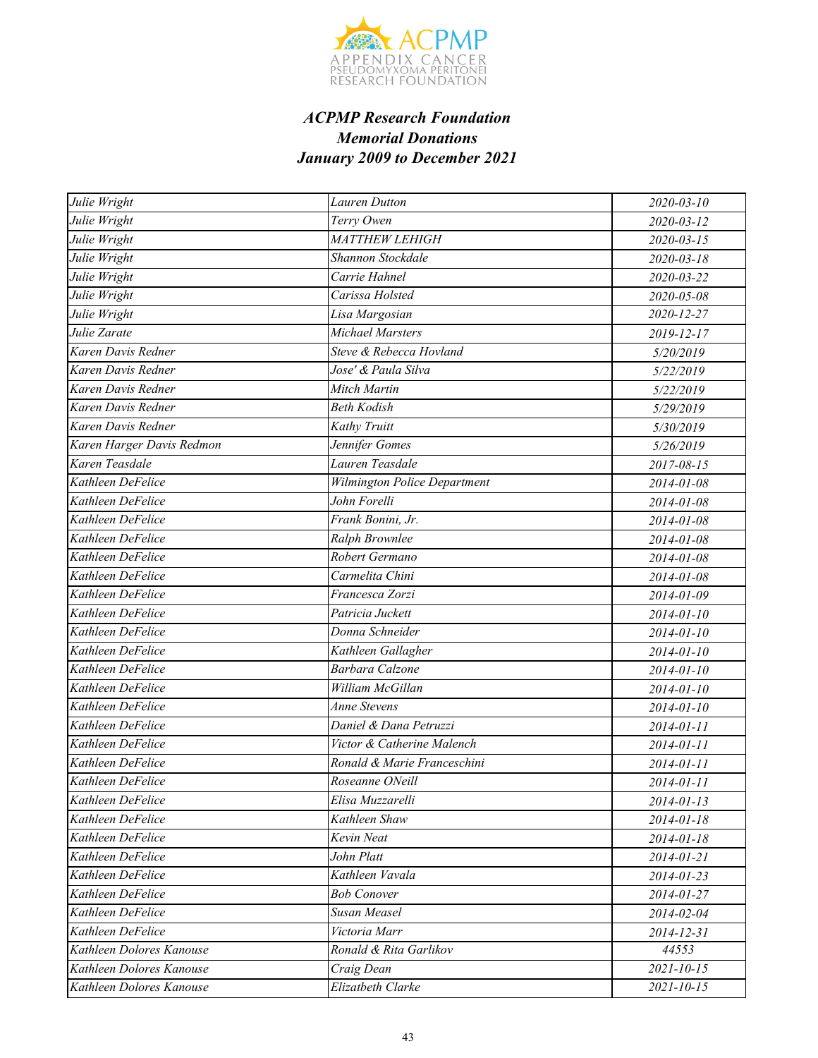### *ACPMP Research Foundation*
### *Memorial Donations*
### *January 2009 to December 2021*

| | | |
|---|---|---|
| Julie Wright | Lauren Dutton | 2020-03-10 |
| Julie Wright | Terry Owen | 2020-03-12 |
| Julie Wright | MATTHEW LEHIGH | 2020-03-15 |
| Julie Wright | Shannon Stockdale | 2020-03-18 |
| Julie Wright | Carrie Hahnel | 2020-03-22 |
| Julie Wright | Carissa Holsted | 2020-05-08 |
| Julie Wright | Lisa Margosian | 2020-12-27 |
| Julie Zarate | Michael Marsters | 2019-12-17 |
| Karen Davis Redner | Steve & Rebecca Hovland | 5/20/2019 |
| Karen Davis Redner | Jose' & Paula Silva | 5/22/2019 |
| Karen Davis Redner | Mitch Martin | 5/22/2019 |
| Karen Davis Redner | Beth Kodish | 5/29/2019 |
| Karen Davis Redner | Kathy Truitt | 5/30/2019 |
| Karen Harger Davis Redmon | Jennifer Gomes | 5/26/2019 |
| Karen Teasdale | Lauren Teasdale | 2017-08-15 |
| Kathleen DeFelice | Wilmington Police Department | 2014-01-08 |
| Kathleen DeFelice | John Forelli | 2014-01-08 |
| Kathleen DeFelice | Frank Bonini, Jr. | 2014-01-08 |
| Kathleen DeFelice | Ralph Brownlee | 2014-01-08 |
| Kathleen DeFelice | Robert Germano | 2014-01-08 |
| Kathleen DeFelice | Carmelita Chini | 2014-01-08 |
| Kathleen DeFelice | Francesca Zorzi | 2014-01-09 |
| Kathleen DeFelice | Patricia Juckett | 2014-01-10 |
| Kathleen DeFelice | Donna Schneider | 2014-01-10 |
| Kathleen DeFelice | Kathleen Gallagher | 2014-01-10 |
| Kathleen DeFelice | Barbara Calzone | 2014-01-10 |
| Kathleen DeFelice | William McGillan | 2014-01-10 |
| Kathleen DeFelice | Anne Stevens | 2014-01-10 |
| Kathleen DeFelice | Daniel & Dana Petruzzi | 2014-01-11 |
| Kathleen DeFelice | Victor & Catherine Malench | 2014-01-11 |
| Kathleen DeFelice | Ronald & Marie Franceschini | 2014-01-11 |
| Kathleen DeFelice | Roseanne ONeill | 2014-01-11 |
| Kathleen DeFelice | Elisa Muzzarelli | 2014-01-13 |
| Kathleen DeFelice | Kathleen Shaw | 2014-01-18 |
| Kathleen DeFelice | Kevin Neat | 2014-01-18 |
| Kathleen DeFelice | John Platt | 2014-01-21 |
| Kathleen DeFelice | Kathleen Vavala | 2014-01-23 |
| Kathleen DeFelice | Bob Conover | 2014-01-27 |
| Kathleen DeFelice | Susan Measel | 2014-02-04 |
| Kathleen DeFelice | Victoria Marr | 2014-12-31 |
| Kathleen Dolores Kanouse | Ronald & Rita Garlikov | 44553 |
| Kathleen Dolores Kanouse | Craig Dean | 2021-10-15 |
| Kathleen Dolores Kanouse | Elizatbeth Clarke | 2021-10-15 |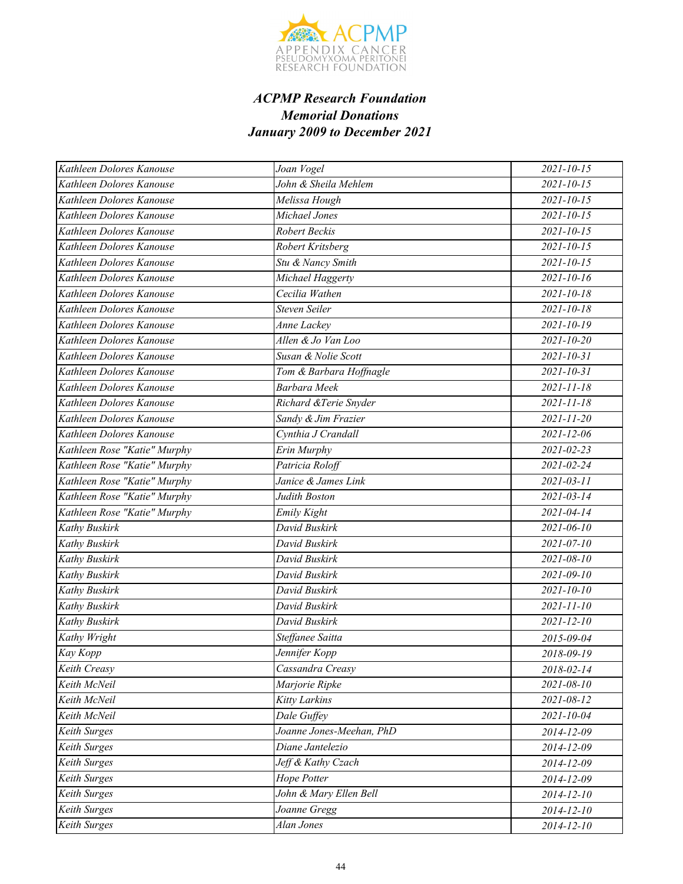***ACPMP Research Foundation***
***Memorial Donations***
***January 2009 to December 2021***

| | | |
|---|---|---|
| *Kathleen Dolores Kanouse* | *Joan Vogel* | *2021-10-15* |
| *Kathleen Dolores Kanouse* | *John & Sheila Mehlem* | *2021-10-15* |
| *Kathleen Dolores Kanouse* | *Melissa Hough* | *2021-10-15* |
| *Kathleen Dolores Kanouse* | *Michael Jones* | *2021-10-15* |
| *Kathleen Dolores Kanouse* | *Robert Beckis* | *2021-10-15* |
| *Kathleen Dolores Kanouse* | *Robert Kritsberg* | *2021-10-15* |
| *Kathleen Dolores Kanouse* | *Stu & Nancy Smith* | *2021-10-15* |
| *Kathleen Dolores Kanouse* | *Michael Haggerty* | *2021-10-16* |
| *Kathleen Dolores Kanouse* | *Cecilia Wathen* | *2021-10-18* |
| *Kathleen Dolores Kanouse* | *Steven Seiler* | *2021-10-18* |
| *Kathleen Dolores Kanouse* | *Anne Lackey* | *2021-10-19* |
| *Kathleen Dolores Kanouse* | *Allen & Jo Van Loo* | *2021-10-20* |
| *Kathleen Dolores Kanouse* | *Susan & Nolie Scott* | *2021-10-31* |
| *Kathleen Dolores Kanouse* | *Tom & Barbara Hoffnagle* | *2021-10-31* |
| *Kathleen Dolores Kanouse* | *Barbara Meek* | *2021-11-18* |
| *Kathleen Dolores Kanouse* | *Richard &Terie Snyder* | *2021-11-18* |
| *Kathleen Dolores Kanouse* | *Sandy & Jim Frazier* | *2021-11-20* |
| *Kathleen Dolores Kanouse* | *Cynthia J Crandall* | *2021-12-06* |
| *Kathleen Rose "Katie" Murphy* | *Erin Murphy* | *2021-02-23* |
| *Kathleen Rose "Katie" Murphy* | *Patricia Roloff* | *2021-02-24* |
| *Kathleen Rose "Katie" Murphy* | *Janice & James Link* | *2021-03-11* |
| *Kathleen Rose "Katie" Murphy* | *Judith Boston* | *2021-03-14* |
| *Kathleen Rose "Katie" Murphy* | *Emily Kight* | *2021-04-14* |
| *Kathy Buskirk* | *David Buskirk* | *2021-06-10* |
| *Kathy Buskirk* | *David Buskirk* | *2021-07-10* |
| *Kathy Buskirk* | *David Buskirk* | *2021-08-10* |
| *Kathy Buskirk* | *David Buskirk* | *2021-09-10* |
| *Kathy Buskirk* | *David Buskirk* | *2021-10-10* |
| *Kathy Buskirk* | *David Buskirk* | *2021-11-10* |
| *Kathy Buskirk* | *David Buskirk* | *2021-12-10* |
| *Kathy Wright* | *Steffanee Saitta* | *2015-09-04* |
| *Kay Kopp* | *Jennifer Kopp* | *2018-09-19* |
| *Keith Creasy* | *Cassandra Creasy* | *2018-02-14* |
| *Keith McNeil* | *Marjorie Ripke* | *2021-08-10* |
| *Keith McNeil* | *Kitty Larkins* | *2021-08-12* |
| *Keith McNeil* | *Dale Guffey* | *2021-10-04* |
| *Keith Surges* | *Joanne Jones-Meehan, PhD* | *2014-12-09* |
| *Keith Surges* | *Diane Jantelezio* | *2014-12-09* |
| *Keith Surges* | *Jeff & Kathy Czach* | *2014-12-09* |
| *Keith Surges* | *Hope Potter* | *2014-12-09* |
| *Keith Surges* | *John & Mary Ellen Bell* | *2014-12-10* |
| *Keith Surges* | *Joanne Gregg* | *2014-12-10* |
| *Keith Surges* | *Alan Jones* | *2014-12-10* |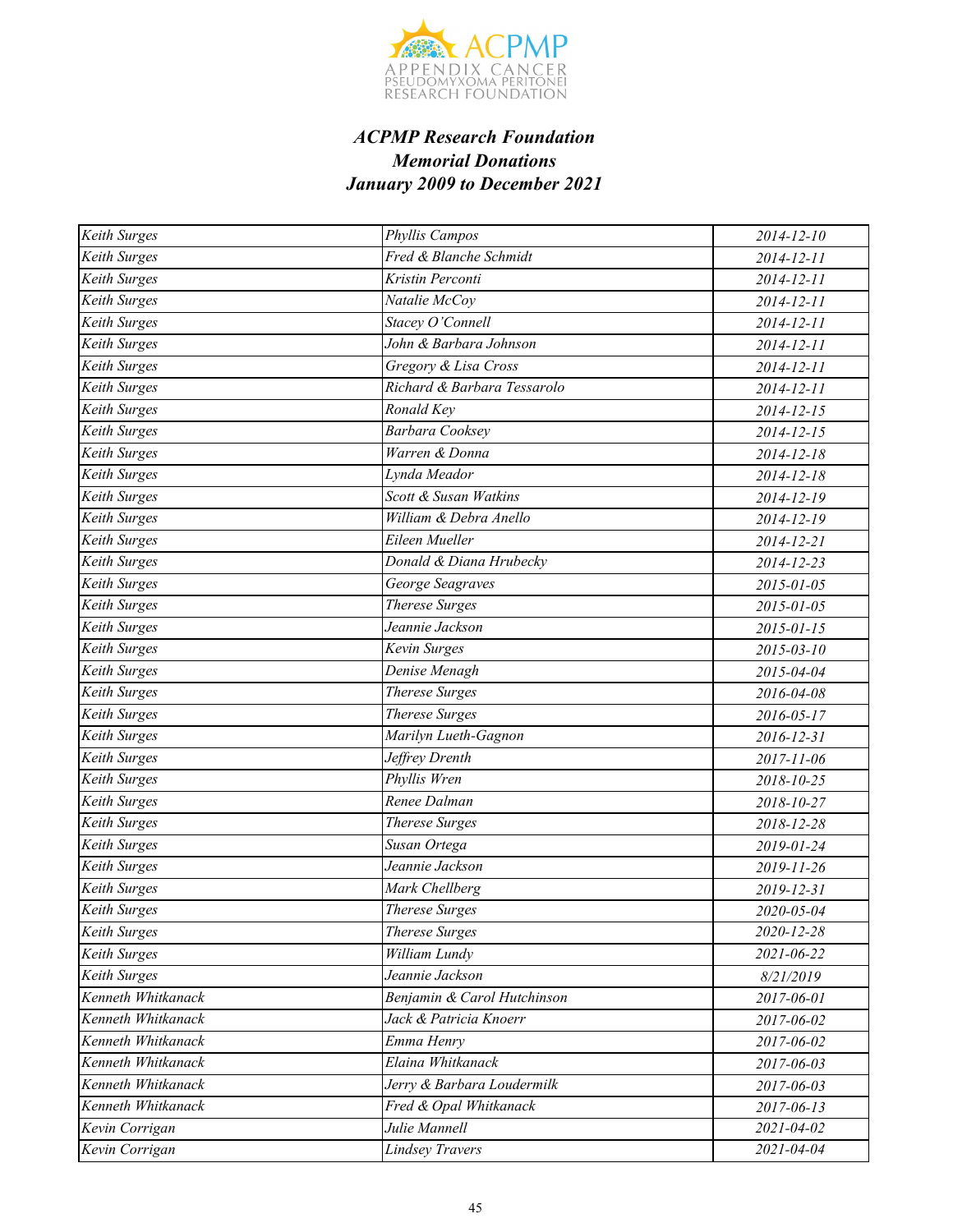***ACPMP Research Foundation***
***Memorial Donations***
***January 2009 to December 2021***

| | | |
|---|---|---|
| *Keith Surges* | *Phyllis Campos* | *2014-12-10* |
| *Keith Surges* | *Fred & Blanche Schmidt* | *2014-12-11* |
| *Keith Surges* | *Kristin Perconti* | *2014-12-11* |
| *Keith Surges* | *Natalie McCoy* | *2014-12-11* |
| *Keith Surges* | *Stacey O'Connell* | *2014-12-11* |
| *Keith Surges* | *John & Barbara Johnson* | *2014-12-11* |
| *Keith Surges* | *Gregory & Lisa Cross* | *2014-12-11* |
| *Keith Surges* | *Richard & Barbara Tessarolo* | *2014-12-11* |
| *Keith Surges* | *Ronald Key* | *2014-12-15* |
| *Keith Surges* | *Barbara Cooksey* | *2014-12-15* |
| *Keith Surges* | *Warren & Donna* | *2014-12-18* |
| *Keith Surges* | *Lynda Meador* | *2014-12-18* |
| *Keith Surges* | *Scott & Susan Watkins* | *2014-12-19* |
| *Keith Surges* | *William & Debra Anello* | *2014-12-19* |
| *Keith Surges* | *Eileen Mueller* | *2014-12-21* |
| *Keith Surges* | *Donald & Diana Hrubecky* | *2014-12-23* |
| *Keith Surges* | *George Seagraves* | *2015-01-05* |
| *Keith Surges* | *Therese Surges* | *2015-01-05* |
| *Keith Surges* | *Jeannie Jackson* | *2015-01-15* |
| *Keith Surges* | *Kevin Surges* | *2015-03-10* |
| *Keith Surges* | *Denise Menagh* | *2015-04-04* |
| *Keith Surges* | *Therese Surges* | *2016-04-08* |
| *Keith Surges* | *Therese Surges* | *2016-05-17* |
| *Keith Surges* | *Marilyn Lueth-Gagnon* | *2016-12-31* |
| *Keith Surges* | *Jeffrey Drenth* | *2017-11-06* |
| *Keith Surges* | *Phyllis Wren* | *2018-10-25* |
| *Keith Surges* | *Renee Dalman* | *2018-10-27* |
| *Keith Surges* | *Therese Surges* | *2018-12-28* |
| *Keith Surges* | *Susan Ortega* | *2019-01-24* |
| *Keith Surges* | *Jeannie Jackson* | *2019-11-26* |
| *Keith Surges* | *Mark Chellberg* | *2019-12-31* |
| *Keith Surges* | *Therese Surges* | *2020-05-04* |
| *Keith Surges* | *Therese Surges* | *2020-12-28* |
| *Keith Surges* | *William Lundy* | *2021-06-22* |
| *Keith Surges* | *Jeannie Jackson* | *8/21/2019* |
| *Kenneth Whitkanack* | *Benjamin & Carol Hutchinson* | *2017-06-01* |
| *Kenneth Whitkanack* | *Jack & Patricia Knoerr* | *2017-06-02* |
| *Kenneth Whitkanack* | *Emma Henry* | *2017-06-02* |
| *Kenneth Whitkanack* | *Elaina Whitkanack* | *2017-06-03* |
| *Kenneth Whitkanack* | *Jerry & Barbara Loudermilk* | *2017-06-03* |
| *Kenneth Whitkanack* | *Fred & Opal Whitkanack* | *2017-06-13* |
| *Kevin Corrigan* | *Julie Mannell* | *2021-04-02* |
| *Kevin Corrigan* | *Lindsey Travers* | *2021-04-04* |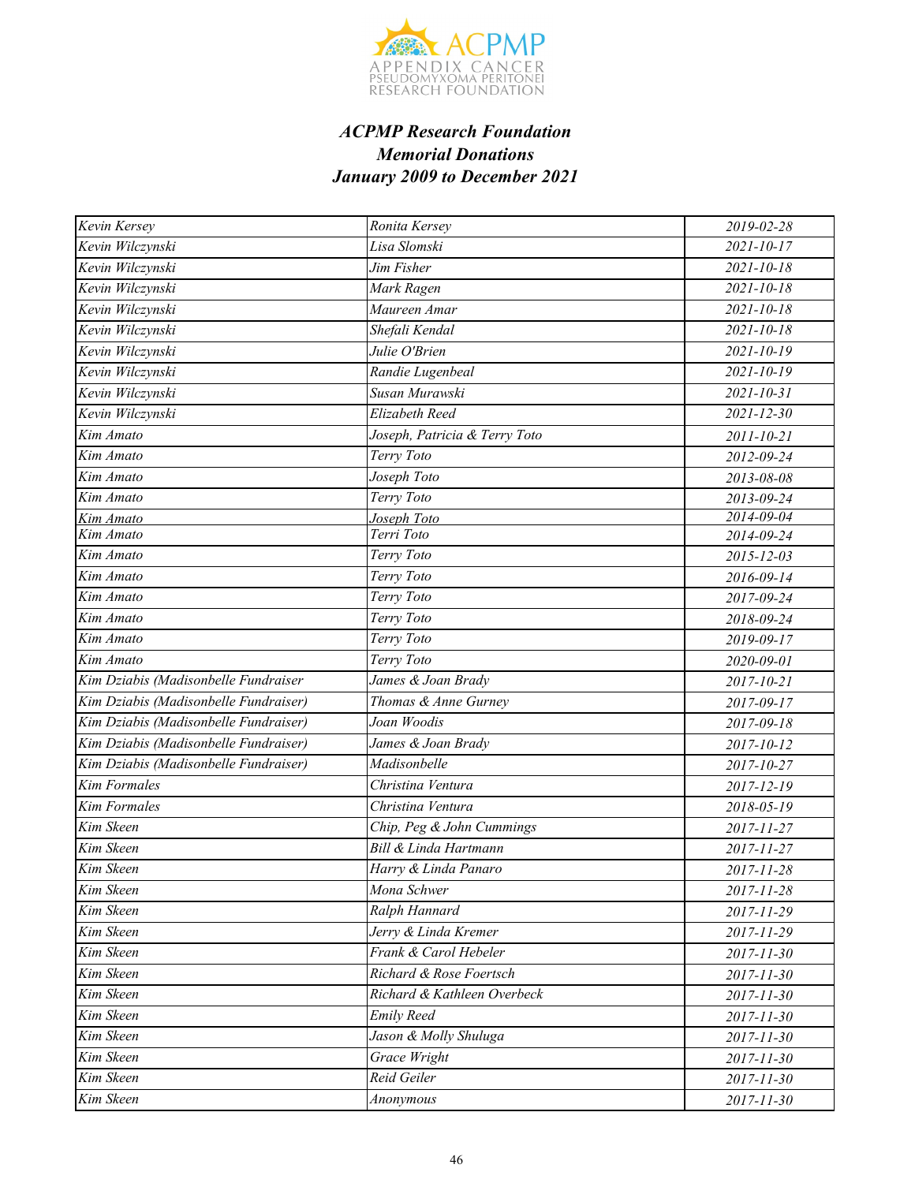***ACPMP Research Foundation***
***Memorial Donations***
***January 2009 to December 2021***

| | | |
|---|---|---|
| *Kevin Kersey* | *Ronita Kersey* | *2019-02-28* |
| *Kevin Wilczynski* | *Lisa Slomski* | *2021-10-17* |
| *Kevin Wilczynski* | *Jim Fisher* | *2021-10-18* |
| *Kevin Wilczynski* | *Mark Ragen* | *2021-10-18* |
| *Kevin Wilczynski* | *Maureen Amar* | *2021-10-18* |
| *Kevin Wilczynski* | *Shefali Kendal* | *2021-10-18* |
| *Kevin Wilczynski* | *Julie O'Brien* | *2021-10-19* |
| *Kevin Wilczynski* | *Randie Lugenbeal* | *2021-10-19* |
| *Kevin Wilczynski* | *Susan Murawski* | *2021-10-31* |
| *Kevin Wilczynski* | *Elizabeth Reed* | *2021-12-30* |
| *Kim Amato* | *Joseph, Patricia & Terry Toto* | *2011-10-21* |
| *Kim Amato* | *Terry Toto* | *2012-09-24* |
| *Kim Amato* | *Joseph Toto* | *2013-08-08* |
| *Kim Amato* | *Terry Toto* | *2013-09-24* |
| *Kim Amato* | *Joseph Toto* | *2014-09-04* |
| *Kim Amato* | *Terri Toto* | *2014-09-24* |
| *Kim Amato* | *Terry Toto* | *2015-12-03* |
| *Kim Amato* | *Terry Toto* | *2016-09-14* |
| *Kim Amato* | *Terry Toto* | *2017-09-24* |
| *Kim Amato* | *Terry Toto* | *2018-09-24* |
| *Kim Amato* | *Terry Toto* | *2019-09-17* |
| *Kim Amato* | *Terry Toto* | *2020-09-01* |
| *Kim Dziabis (Madisonbelle Fundraiser* | *James & Joan Brady* | *2017-10-21* |
| *Kim Dziabis (Madisonbelle Fundraiser)* | *Thomas & Anne Gurney* | *2017-09-17* |
| *Kim Dziabis (Madisonbelle Fundraiser)* | *Joan Woodis* | *2017-09-18* |
| *Kim Dziabis (Madisonbelle Fundraiser)* | *James & Joan Brady* | *2017-10-12* |
| *Kim Dziabis (Madisonbelle Fundraiser)* | *Madisonbelle* | *2017-10-27* |
| *Kim Formales* | *Christina Ventura* | *2017-12-19* |
| *Kim Formales* | *Christina Ventura* | *2018-05-19* |
| *Kim Skeen* | *Chip, Peg & John Cummings* | *2017-11-27* |
| *Kim Skeen* | *Bill & Linda Hartmann* | *2017-11-27* |
| *Kim Skeen* | *Harry & Linda Panaro* | *2017-11-28* |
| *Kim Skeen* | *Mona Schwer* | *2017-11-28* |
| *Kim Skeen* | *Ralph Hannard* | *2017-11-29* |
| *Kim Skeen* | *Jerry & Linda Kremer* | *2017-11-29* |
| *Kim Skeen* | *Frank & Carol Hebeler* | *2017-11-30* |
| *Kim Skeen* | *Richard & Rose Foertsch* | *2017-11-30* |
| *Kim Skeen* | *Richard & Kathleen Overbeck* | *2017-11-30* |
| *Kim Skeen* | *Emily Reed* | *2017-11-30* |
| *Kim Skeen* | *Jason & Molly Shuluga* | *2017-11-30* |
| *Kim Skeen* | *Grace Wright* | *2017-11-30* |
| *Kim Skeen* | *Reid Geiler* | *2017-11-30* |
| *Kim Skeen* | *Anonymous* | *2017-11-30* |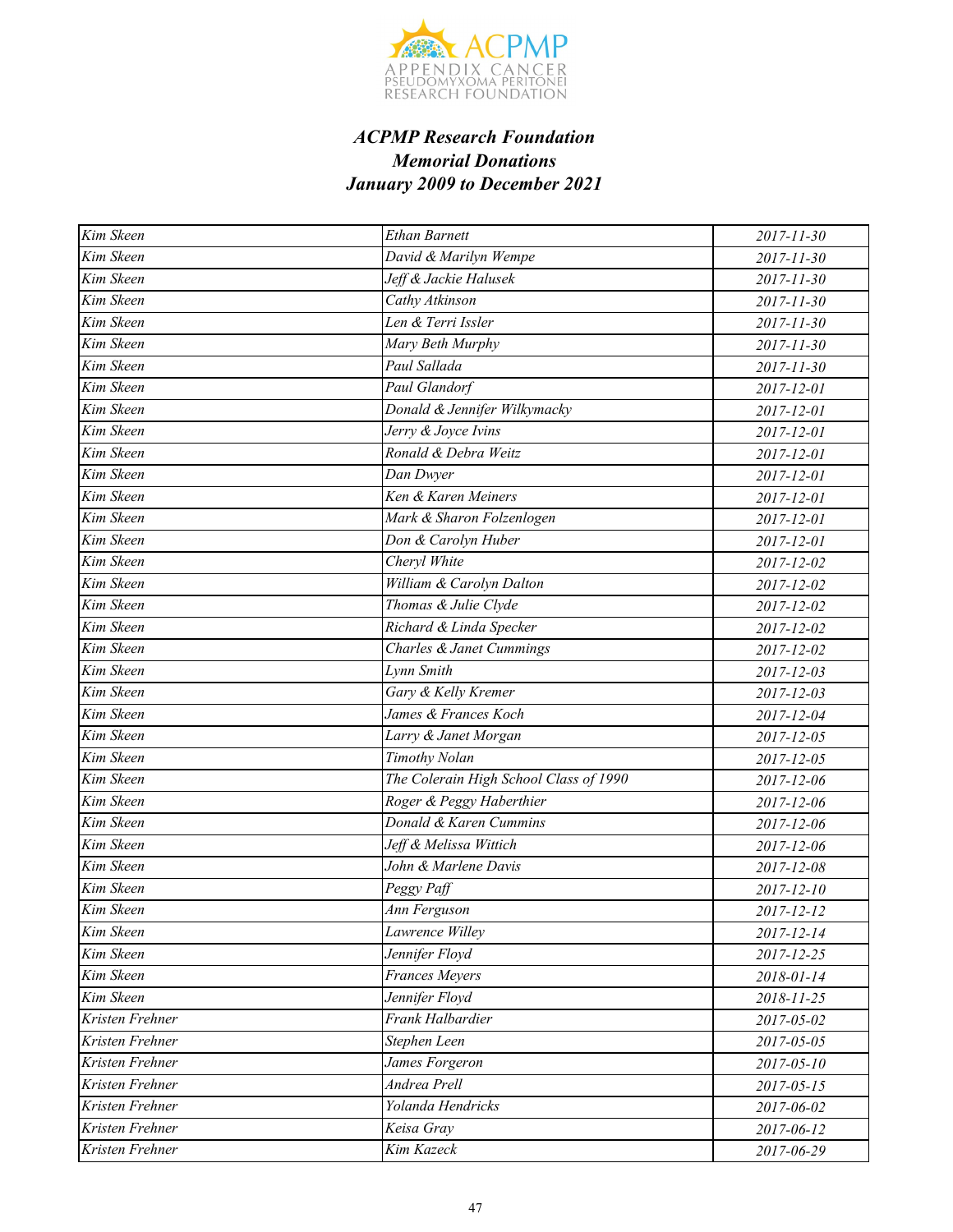# *ACPMP Research Foundation*
## *Memorial Donations*
## *January 2009 to December 2021*

| | | |
|---|---|---|
| Kim Skeen | Ethan Barnett | 2017-11-30 |
| Kim Skeen | David & Marilyn Wempe | 2017-11-30 |
| Kim Skeen | Jeff & Jackie Halusek | 2017-11-30 |
| Kim Skeen | Cathy Atkinson | 2017-11-30 |
| Kim Skeen | Len & Terri Issler | 2017-11-30 |
| Kim Skeen | Mary Beth Murphy | 2017-11-30 |
| Kim Skeen | Paul Sallada | 2017-11-30 |
| Kim Skeen | Paul Glandorf | 2017-12-01 |
| Kim Skeen | Donald & Jennifer Wilkymacky | 2017-12-01 |
| Kim Skeen | Jerry & Joyce Ivins | 2017-12-01 |
| Kim Skeen | Ronald & Debra Weitz | 2017-12-01 |
| Kim Skeen | Dan Dwyer | 2017-12-01 |
| Kim Skeen | Ken & Karen Meiners | 2017-12-01 |
| Kim Skeen | Mark & Sharon Folzenlogen | 2017-12-01 |
| Kim Skeen | Don & Carolyn Huber | 2017-12-01 |
| Kim Skeen | Cheryl White | 2017-12-02 |
| Kim Skeen | William & Carolyn Dalton | 2017-12-02 |
| Kim Skeen | Thomas & Julie Clyde | 2017-12-02 |
| Kim Skeen | Richard & Linda Specker | 2017-12-02 |
| Kim Skeen | Charles & Janet Cummings | 2017-12-02 |
| Kim Skeen | Lynn Smith | 2017-12-03 |
| Kim Skeen | Gary & Kelly Kremer | 2017-12-03 |
| Kim Skeen | James & Frances Koch | 2017-12-04 |
| Kim Skeen | Larry & Janet Morgan | 2017-12-05 |
| Kim Skeen | Timothy Nolan | 2017-12-05 |
| Kim Skeen | The Colerain High School Class of 1990 | 2017-12-06 |
| Kim Skeen | Roger & Peggy Haberthier | 2017-12-06 |
| Kim Skeen | Donald & Karen Cummins | 2017-12-06 |
| Kim Skeen | Jeff & Melissa Wittich | 2017-12-06 |
| Kim Skeen | John & Marlene Davis | 2017-12-08 |
| Kim Skeen | Peggy Paff | 2017-12-10 |
| Kim Skeen | Ann Ferguson | 2017-12-12 |
| Kim Skeen | Lawrence Willey | 2017-12-14 |
| Kim Skeen | Jennifer Floyd | 2017-12-25 |
| Kim Skeen | Frances Meyers | 2018-01-14 |
| Kim Skeen | Jennifer Floyd | 2018-11-25 |
| Kristen Frehner | Frank Halbardier | 2017-05-02 |
| Kristen Frehner | Stephen Leen | 2017-05-05 |
| Kristen Frehner | James Forgeron | 2017-05-10 |
| Kristen Frehner | Andrea Prell | 2017-05-15 |
| Kristen Frehner | Yolanda Hendricks | 2017-06-02 |
| Kristen Frehner | Keisa Gray | 2017-06-12 |
| Kristen Frehner | Kim Kazeck | 2017-06-29 |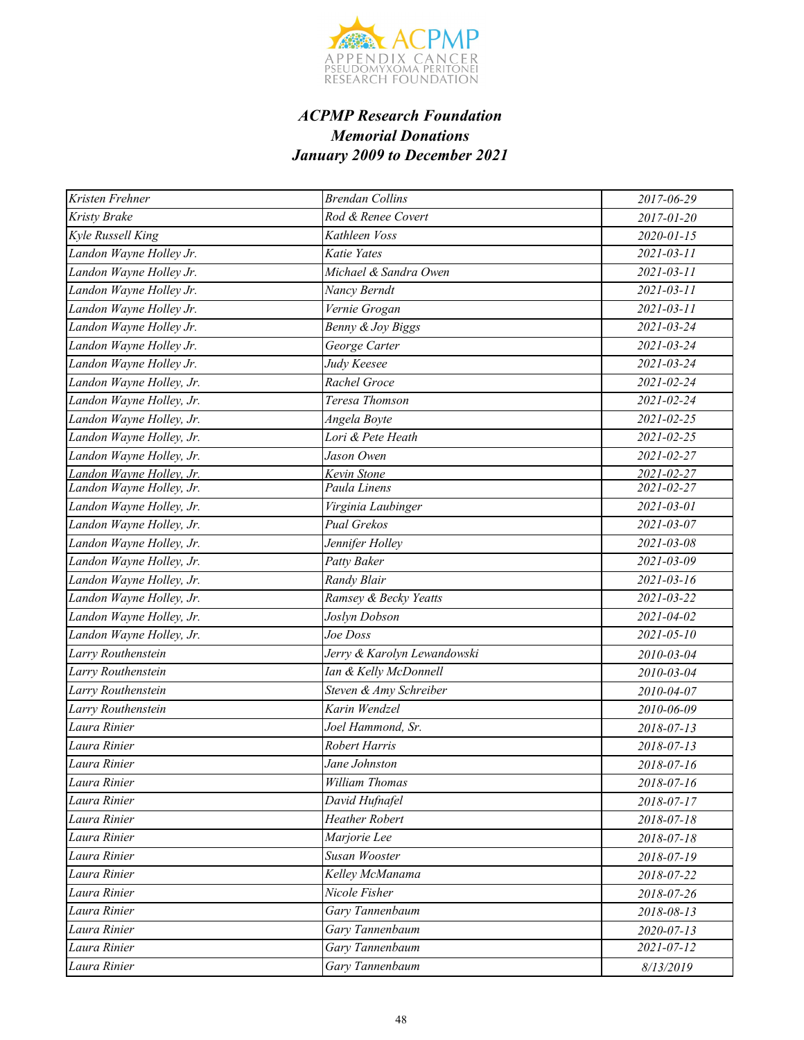# *ACPMP Research Foundation*
## *Memorial Donations*
## *January 2009 to December 2021*

| | | |
|---|---|---|
| *Kristen Frehner* | *Brendan Collins* | *2017-06-29* |
| *Kristy Brake* | *Rod & Renee Covert* | *2017-01-20* |
| *Kyle Russell King* | *Kathleen Voss* | *2020-01-15* |
| *Landon Wayne Holley Jr.* | *Katie Yates* | *2021-03-11* |
| *Landon Wayne Holley Jr.* | *Michael & Sandra Owen* | *2021-03-11* |
| *Landon Wayne Holley Jr.* | *Nancy Berndt* | *2021-03-11* |
| *Landon Wayne Holley Jr.* | *Vernie Grogan* | *2021-03-11* |
| *Landon Wayne Holley Jr.* | *Benny & Joy Biggs* | *2021-03-24* |
| *Landon Wayne Holley Jr.* | *George Carter* | *2021-03-24* |
| *Landon Wayne Holley Jr.* | *Judy Keesee* | *2021-03-24* |
| *Landon Wayne Holley, Jr.* | *Rachel Groce* | *2021-02-24* |
| *Landon Wayne Holley, Jr.* | *Teresa Thomson* | *2021-02-24* |
| *Landon Wayne Holley, Jr.* | *Angela Boyte* | *2021-02-25* |
| *Landon Wayne Holley, Jr.* | *Lori & Pete Heath* | *2021-02-25* |
| *Landon Wayne Holley, Jr.* | *Jason Owen* | *2021-02-27* |
| *Landon Wayne Holley, Jr.* | *Kevin Stone* | *2021-02-27* |
| *Landon Wayne Holley, Jr.* | *Paula Linens* | *2021-02-27* |
| *Landon Wayne Holley, Jr.* | *Virginia Laubinger* | *2021-03-01* |
| *Landon Wayne Holley, Jr.* | *Pual Grekos* | *2021-03-07* |
| *Landon Wayne Holley, Jr.* | *Jennifer Holley* | *2021-03-08* |
| *Landon Wayne Holley, Jr.* | *Patty Baker* | *2021-03-09* |
| *Landon Wayne Holley, Jr.* | *Randy Blair* | *2021-03-16* |
| *Landon Wayne Holley, Jr.* | *Ramsey & Becky Yeatts* | *2021-03-22* |
| *Landon Wayne Holley, Jr.* | *Joslyn Dobson* | *2021-04-02* |
| *Landon Wayne Holley, Jr.* | *Joe Doss* | *2021-05-10* |
| *Larry Routhenstein* | *Jerry & Karolyn Lewandowski* | *2010-03-04* |
| *Larry Routhenstein* | *Ian & Kelly McDonnell* | *2010-03-04* |
| *Larry Routhenstein* | *Steven & Amy Schreiber* | *2010-04-07* |
| *Larry Routhenstein* | *Karin Wendzel* | *2010-06-09* |
| *Laura Rinier* | *Joel Hammond, Sr.* | *2018-07-13* |
| *Laura Rinier* | *Robert Harris* | *2018-07-13* |
| *Laura Rinier* | *Jane Johnston* | *2018-07-16* |
| *Laura Rinier* | *William Thomas* | *2018-07-16* |
| *Laura Rinier* | *David Hufnafel* | *2018-07-17* |
| *Laura Rinier* | *Heather Robert* | *2018-07-18* |
| *Laura Rinier* | *Marjorie Lee* | *2018-07-18* |
| *Laura Rinier* | *Susan Wooster* | *2018-07-19* |
| *Laura Rinier* | *Kelley McManama* | *2018-07-22* |
| *Laura Rinier* | *Nicole Fisher* | *2018-07-26* |
| *Laura Rinier* | *Gary Tannenbaum* | *2018-08-13* |
| *Laura Rinier* | *Gary Tannenbaum* | *2020-07-13* |
| *Laura Rinier* | *Gary Tannenbaum* | *2021-07-12* |
| *Laura Rinier* | *Gary Tannenbaum* | *8/13/2019* |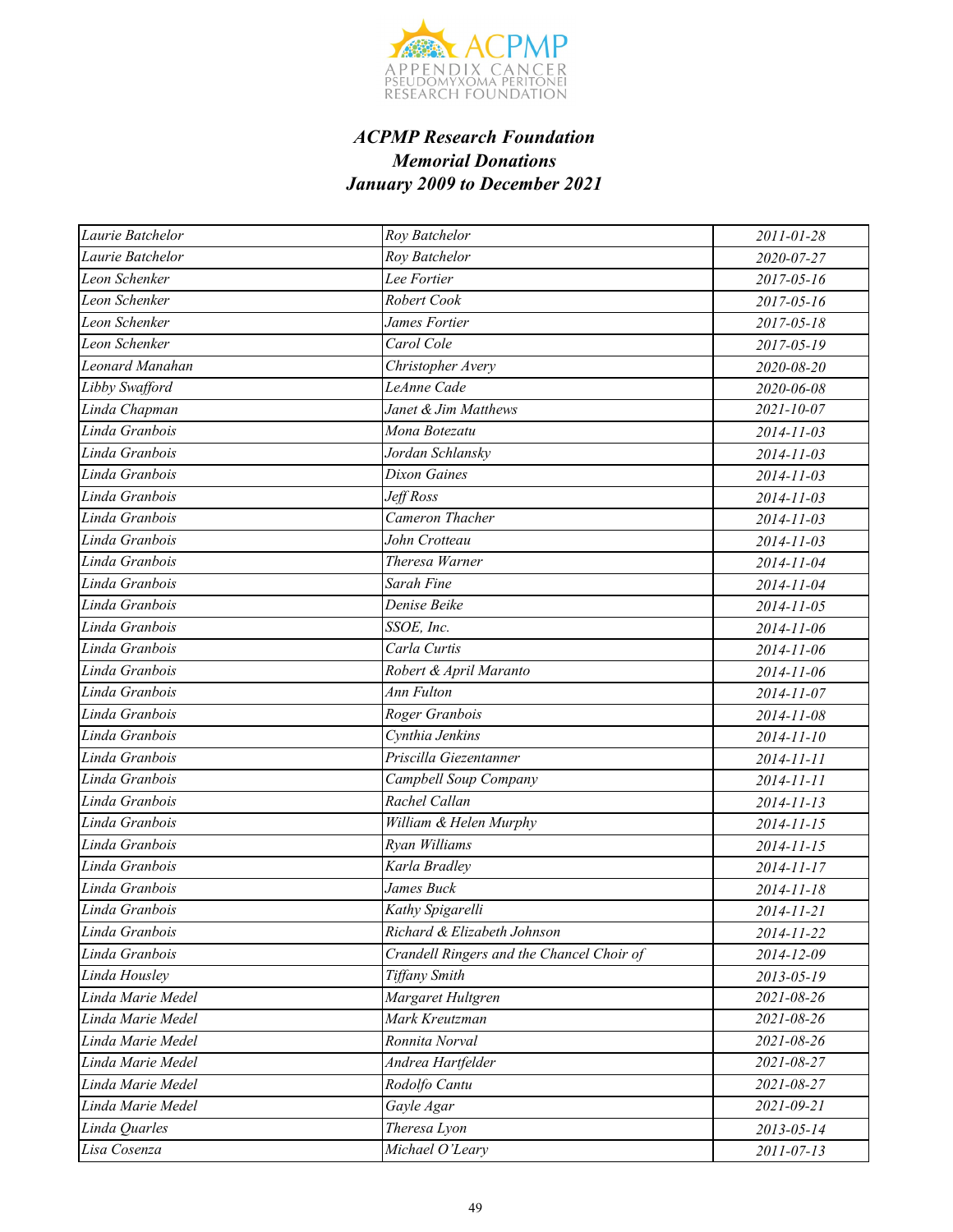### *ACPMP Research Foundation*
### *Memorial Donations*
### *January 2009 to December 2021*

| | | |
|---|---|---|
| Laurie Batchelor | Roy Batchelor | 2011-01-28 |
| Laurie Batchelor | Roy Batchelor | 2020-07-27 |
| Leon Schenker | Lee Fortier | 2017-05-16 |
| Leon Schenker | Robert Cook | 2017-05-16 |
| Leon Schenker | James Fortier | 2017-05-18 |
| Leon Schenker | Carol Cole | 2017-05-19 |
| Leonard Manahan | Christopher Avery | 2020-08-20 |
| Libby Swafford | LeAnne Cade | 2020-06-08 |
| Linda Chapman | Janet & Jim Matthews | 2021-10-07 |
| Linda Granbois | Mona Botezatu | 2014-11-03 |
| Linda Granbois | Jordan Schlansky | 2014-11-03 |
| Linda Granbois | Dixon Gaines | 2014-11-03 |
| Linda Granbois | Jeff Ross | 2014-11-03 |
| Linda Granbois | Cameron Thacher | 2014-11-03 |
| Linda Granbois | John Crotteau | 2014-11-03 |
| Linda Granbois | Theresa Warner | 2014-11-04 |
| Linda Granbois | Sarah Fine | 2014-11-04 |
| Linda Granbois | Denise Beike | 2014-11-05 |
| Linda Granbois | SSOE, Inc. | 2014-11-06 |
| Linda Granbois | Carla Curtis | 2014-11-06 |
| Linda Granbois | Robert & April Maranto | 2014-11-06 |
| Linda Granbois | Ann Fulton | 2014-11-07 |
| Linda Granbois | Roger Granbois | 2014-11-08 |
| Linda Granbois | Cynthia Jenkins | 2014-11-10 |
| Linda Granbois | Priscilla Giezentanner | 2014-11-11 |
| Linda Granbois | Campbell Soup Company | 2014-11-11 |
| Linda Granbois | Rachel Callan | 2014-11-13 |
| Linda Granbois | William & Helen Murphy | 2014-11-15 |
| Linda Granbois | Ryan Williams | 2014-11-15 |
| Linda Granbois | Karla Bradley | 2014-11-17 |
| Linda Granbois | James Buck | 2014-11-18 |
| Linda Granbois | Kathy Spigarelli | 2014-11-21 |
| Linda Granbois | Richard & Elizabeth Johnson | 2014-11-22 |
| Linda Granbois | Crandell Ringers and the Chancel Choir of | 2014-12-09 |
| Linda Housley | Tiffany Smith | 2013-05-19 |
| Linda Marie Medel | Margaret Hultgren | 2021-08-26 |
| Linda Marie Medel | Mark Kreutzman | 2021-08-26 |
| Linda Marie Medel | Ronnita Norval | 2021-08-26 |
| Linda Marie Medel | Andrea Hartfelder | 2021-08-27 |
| Linda Marie Medel | Rodolfo Cantu | 2021-08-27 |
| Linda Marie Medel | Gayle Agar | 2021-09-21 |
| Linda Quarles | Theresa Lyon | 2013-05-14 |
| Lisa Cosenza | Michael O'Leary | 2011-07-13 |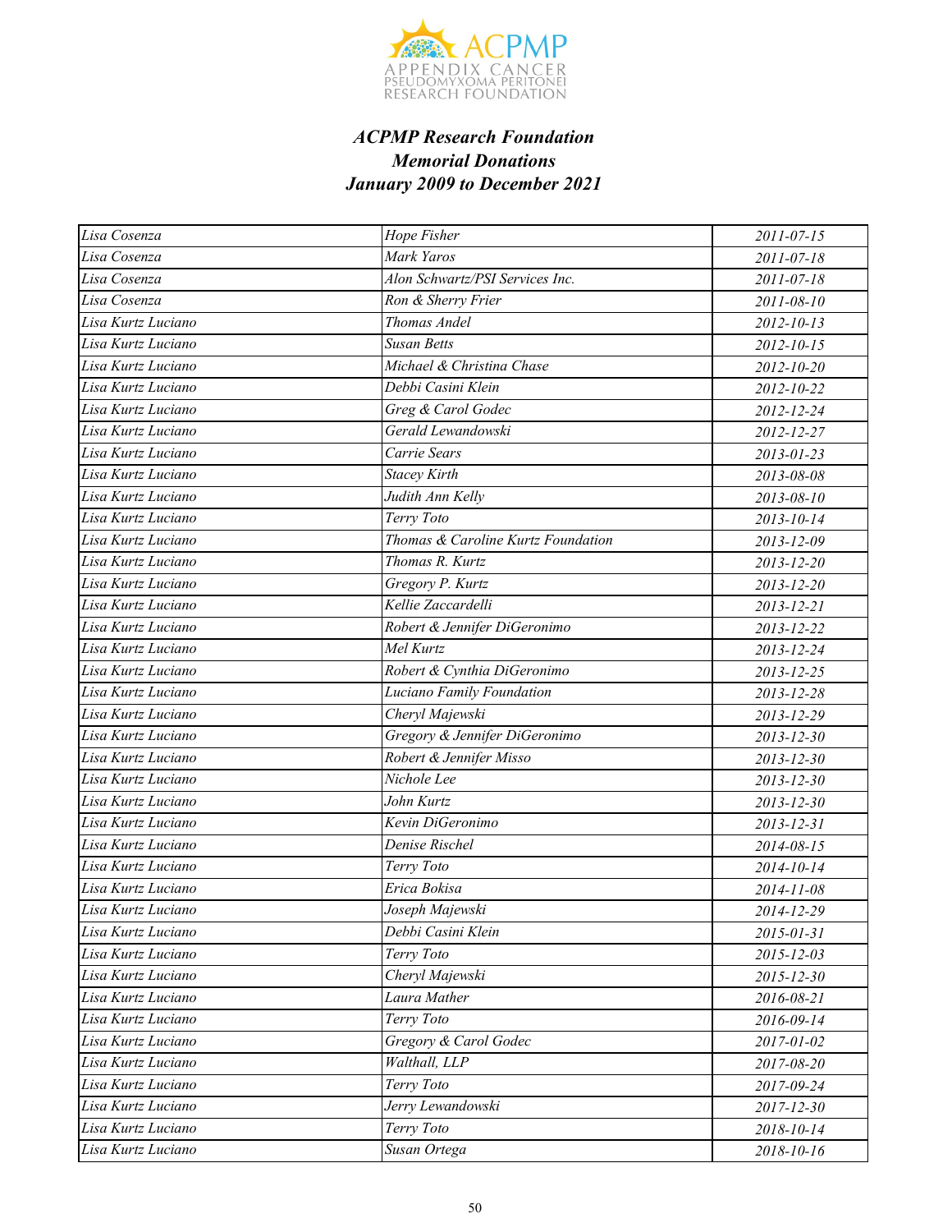***ACPMP Research Foundation***
***Memorial Donations***
***January 2009 to December 2021***

| | | |
|---|---|---|
| *Lisa Cosenza* | *Hope Fisher* | *2011-07-15* |
| *Lisa Cosenza* | *Mark Yaros* | *2011-07-18* |
| *Lisa Cosenza* | *Alon Schwartz/PSI Services Inc.* | *2011-07-18* |
| *Lisa Cosenza* | *Ron & Sherry Frier* | *2011-08-10* |
| *Lisa Kurtz Luciano* | *Thomas Andel* | *2012-10-13* |
| *Lisa Kurtz Luciano* | *Susan Betts* | *2012-10-15* |
| *Lisa Kurtz Luciano* | *Michael & Christina Chase* | *2012-10-20* |
| *Lisa Kurtz Luciano* | *Debbi Casini Klein* | *2012-10-22* |
| *Lisa Kurtz Luciano* | *Greg & Carol Godec* | *2012-12-24* |
| *Lisa Kurtz Luciano* | *Gerald Lewandowski* | *2012-12-27* |
| *Lisa Kurtz Luciano* | *Carrie Sears* | *2013-01-23* |
| *Lisa Kurtz Luciano* | *Stacey Kirth* | *2013-08-08* |
| *Lisa Kurtz Luciano* | *Judith Ann Kelly* | *2013-08-10* |
| *Lisa Kurtz Luciano* | *Terry Toto* | *2013-10-14* |
| *Lisa Kurtz Luciano* | *Thomas & Caroline Kurtz Foundation* | *2013-12-09* |
| *Lisa Kurtz Luciano* | *Thomas R. Kurtz* | *2013-12-20* |
| *Lisa Kurtz Luciano* | *Gregory P. Kurtz* | *2013-12-20* |
| *Lisa Kurtz Luciano* | *Kellie Zaccardelli* | *2013-12-21* |
| *Lisa Kurtz Luciano* | *Robert & Jennifer DiGeronimo* | *2013-12-22* |
| *Lisa Kurtz Luciano* | *Mel Kurtz* | *2013-12-24* |
| *Lisa Kurtz Luciano* | *Robert & Cynthia DiGeronimo* | *2013-12-25* |
| *Lisa Kurtz Luciano* | *Luciano Family Foundation* | *2013-12-28* |
| *Lisa Kurtz Luciano* | *Cheryl Majewski* | *2013-12-29* |
| *Lisa Kurtz Luciano* | *Gregory & Jennifer DiGeronimo* | *2013-12-30* |
| *Lisa Kurtz Luciano* | *Robert & Jennifer Misso* | *2013-12-30* |
| *Lisa Kurtz Luciano* | *Nichole Lee* | *2013-12-30* |
| *Lisa Kurtz Luciano* | *John Kurtz* | *2013-12-30* |
| *Lisa Kurtz Luciano* | *Kevin DiGeronimo* | *2013-12-31* |
| *Lisa Kurtz Luciano* | *Denise Rischel* | *2014-08-15* |
| *Lisa Kurtz Luciano* | *Terry Toto* | *2014-10-14* |
| *Lisa Kurtz Luciano* | *Erica Bokisa* | *2014-11-08* |
| *Lisa Kurtz Luciano* | *Joseph Majewski* | *2014-12-29* |
| *Lisa Kurtz Luciano* | *Debbi Casini Klein* | *2015-01-31* |
| *Lisa Kurtz Luciano* | *Terry Toto* | *2015-12-03* |
| *Lisa Kurtz Luciano* | *Cheryl Majewski* | *2015-12-30* |
| *Lisa Kurtz Luciano* | *Laura Mather* | *2016-08-21* |
| *Lisa Kurtz Luciano* | *Terry Toto* | *2016-09-14* |
| *Lisa Kurtz Luciano* | *Gregory & Carol Godec* | *2017-01-02* |
| *Lisa Kurtz Luciano* | *Walthall, LLP* | *2017-08-20* |
| *Lisa Kurtz Luciano* | *Terry Toto* | *2017-09-24* |
| *Lisa Kurtz Luciano* | *Jerry Lewandowski* | *2017-12-30* |
| *Lisa Kurtz Luciano* | *Terry Toto* | *2018-10-14* |
| *Lisa Kurtz Luciano* | *Susan Ortega* | *2018-10-16* |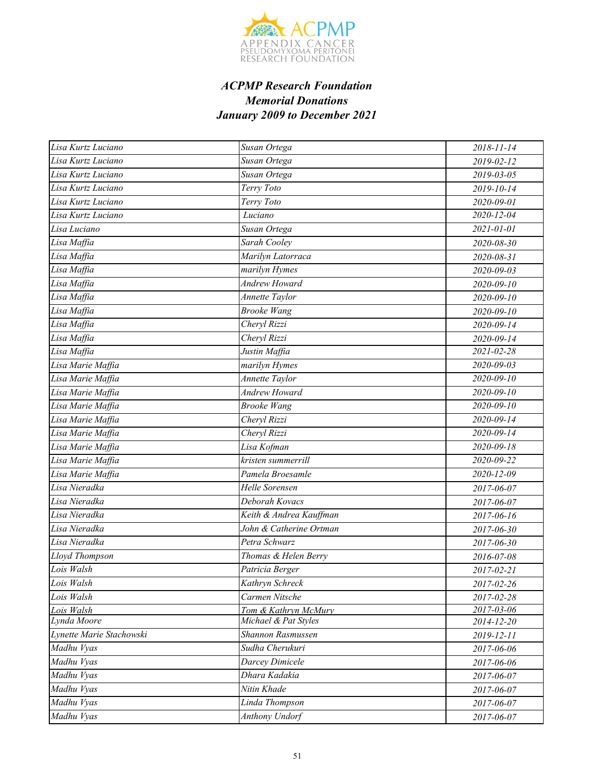***ACPMP Research Foundation***
***Memorial Donations***
***January 2009 to December 2021***

| | | |
|---|---|---|
| *Lisa Kurtz Luciano* | *Susan Ortega* | *2018-11-14* |
| *Lisa Kurtz Luciano* | *Susan Ortega* | *2019-02-12* |
| *Lisa Kurtz Luciano* | *Susan Ortega* | *2019-03-05* |
| *Lisa Kurtz Luciano* | *Terry Toto* | *2019-10-14* |
| *Lisa Kurtz Luciano* | *Terry Toto* | *2020-09-01* |
| *Lisa Kurtz Luciano* | *Luciano* | *2020-12-04* |
| *Lisa Luciano* | *Susan Ortega* | *2021-01-01* |
| *Lisa Maffia* | *Sarah Cooley* | *2020-08-30* |
| *Lisa Maffia* | *Marilyn Latorraca* | *2020-08-31* |
| *Lisa Maffia* | *marilyn Hymes* | *2020-09-03* |
| *Lisa Maffia* | *Andrew Howard* | *2020-09-10* |
| *Lisa Maffia* | *Annette Taylor* | *2020-09-10* |
| *Lisa Maffia* | *Brooke Wang* | *2020-09-10* |
| *Lisa Maffia* | *Cheryl Rizzi* | *2020-09-14* |
| *Lisa Maffia* | *Cheryl Rizzi* | *2020-09-14* |
| *Lisa Maffia* | *Justin Maffia* | *2021-02-28* |
| *Lisa Marie Maffia* | *marilyn Hymes* | *2020-09-03* |
| *Lisa Marie Maffia* | *Annette Taylor* | *2020-09-10* |
| *Lisa Marie Maffia* | *Andrew Howard* | *2020-09-10* |
| *Lisa Marie Maffia* | *Brooke Wang* | *2020-09-10* |
| *Lisa Marie Maffia* | *Cheryl Rizzi* | *2020-09-14* |
| *Lisa Marie Maffia* | *Cheryl Rizzi* | *2020-09-14* |
| *Lisa Marie Maffia* | *Lisa Kofman* | *2020-09-18* |
| *Lisa Marie Maffia* | *kristen summerrill* | *2020-09-22* |
| *Lisa Marie Maffia* | *Pamela Broesamle* | *2020-12-09* |
| *Lisa Nieradka* | *Helle Sorensen* | *2017-06-07* |
| *Lisa Nieradka* | *Deborah Kovacs* | *2017-06-07* |
| *Lisa Nieradka* | *Keith & Andrea Kauffman* | *2017-06-16* |
| *Lisa Nieradka* | *John & Catherine Ortman* | *2017-06-30* |
| *Lisa Nieradka* | *Petra Schwarz* | *2017-06-30* |
| *Lloyd Thompson* | *Thomas & Helen Berry* | *2016-07-08* |
| *Lois Walsh* | *Patricia Berger* | *2017-02-21* |
| *Lois Walsh* | *Kathryn Schreck* | *2017-02-26* |
| *Lois Walsh* | *Carmen Nitsche* | *2017-02-28* |
| *Lois Walsh* | *Tom & Kathryn McMury* | *2017-03-06* |
| *Lynda Moore* | *Michael & Pat Styles* | *2014-12-20* |
| *Lynette Marie Stachowski* | *Shannon Rasmussen* | *2019-12-11* |
| *Madhu Vyas* | *Sudha Cherukuri* | *2017-06-06* |
| *Madhu Vyas* | *Darcey Dimicele* | *2017-06-06* |
| *Madhu Vyas* | *Dhara Kadakia* | *2017-06-07* |
| *Madhu Vyas* | *Nitin Khade* | *2017-06-07* |
| *Madhu Vyas* | *Linda Thompson* | *2017-06-07* |
| *Madhu Vyas* | *Anthony Undorf* | *2017-06-07* |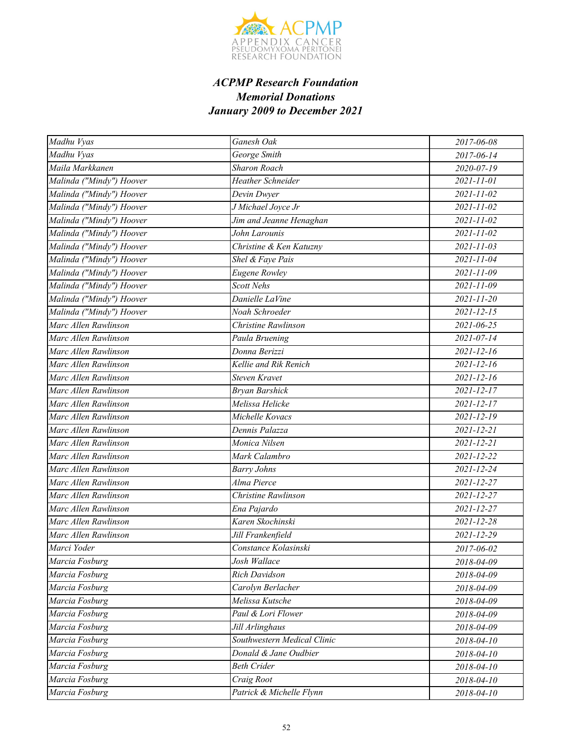### *ACPMP Research Foundation*
### *Memorial Donations*
### *January 2009 to December 2021*

| | | |
|---|---|---|
| Madhu Vyas | Ganesh Oak | 2017-06-08 |
| Madhu Vyas | George Smith | 2017-06-14 |
| Maila Markkanen | Sharon Roach | 2020-07-19 |
| Malinda ("Mindy") Hoover | Heather Schneider | 2021-11-01 |
| Malinda ("Mindy") Hoover | Devin Dwyer | 2021-11-02 |
| Malinda ("Mindy") Hoover | J Michael Joyce Jr | 2021-11-02 |
| Malinda ("Mindy") Hoover | Jim and Jeanne Henaghan | 2021-11-02 |
| Malinda ("Mindy") Hoover | John Larounis | 2021-11-02 |
| Malinda ("Mindy") Hoover | Christine & Ken Katuzny | 2021-11-03 |
| Malinda ("Mindy") Hoover | Shel & Faye Pais | 2021-11-04 |
| Malinda ("Mindy") Hoover | Eugene Rowley | 2021-11-09 |
| Malinda ("Mindy") Hoover | Scott Nehs | 2021-11-09 |
| Malinda ("Mindy") Hoover | Danielle LaVine | 2021-11-20 |
| Malinda ("Mindy") Hoover | Noah Schroeder | 2021-12-15 |
| Marc Allen Rawlinson | Christine Rawlinson | 2021-06-25 |
| Marc Allen Rawlinson | Paula Bruening | 2021-07-14 |
| Marc Allen Rawlinson | Donna Berizzi | 2021-12-16 |
| Marc Allen Rawlinson | Kellie and Rik Renich | 2021-12-16 |
| Marc Allen Rawlinson | Steven Kravet | 2021-12-16 |
| Marc Allen Rawlinson | Bryan Barshick | 2021-12-17 |
| Marc Allen Rawlinson | Melissa Helicke | 2021-12-17 |
| Marc Allen Rawlinson | Michelle Kovacs | 2021-12-19 |
| Marc Allen Rawlinson | Dennis Palazza | 2021-12-21 |
| Marc Allen Rawlinson | Monica Nilsen | 2021-12-21 |
| Marc Allen Rawlinson | Mark Calambro | 2021-12-22 |
| Marc Allen Rawlinson | Barry Johns | 2021-12-24 |
| Marc Allen Rawlinson | Alma Pierce | 2021-12-27 |
| Marc Allen Rawlinson | Christine Rawlinson | 2021-12-27 |
| Marc Allen Rawlinson | Ena Pajardo | 2021-12-27 |
| Marc Allen Rawlinson | Karen Skochinski | 2021-12-28 |
| Marc Allen Rawlinson | Jill Frankenfield | 2021-12-29 |
| Marci Yoder | Constance Kolasinski | 2017-06-02 |
| Marcia Fosburg | Josh Wallace | 2018-04-09 |
| Marcia Fosburg | Rich Davidson | 2018-04-09 |
| Marcia Fosburg | Carolyn Berlacher | 2018-04-09 |
| Marcia Fosburg | Melissa Kutsche | 2018-04-09 |
| Marcia Fosburg | Paul & Lori Flower | 2018-04-09 |
| Marcia Fosburg | Jill Arlinghaus | 2018-04-09 |
| Marcia Fosburg | Southwestern Medical Clinic | 2018-04-10 |
| Marcia Fosburg | Donald & Jane Oudbier | 2018-04-10 |
| Marcia Fosburg | Beth Crider | 2018-04-10 |
| Marcia Fosburg | Craig Root | 2018-04-10 |
| Marcia Fosburg | Patrick & Michelle Flynn | 2018-04-10 |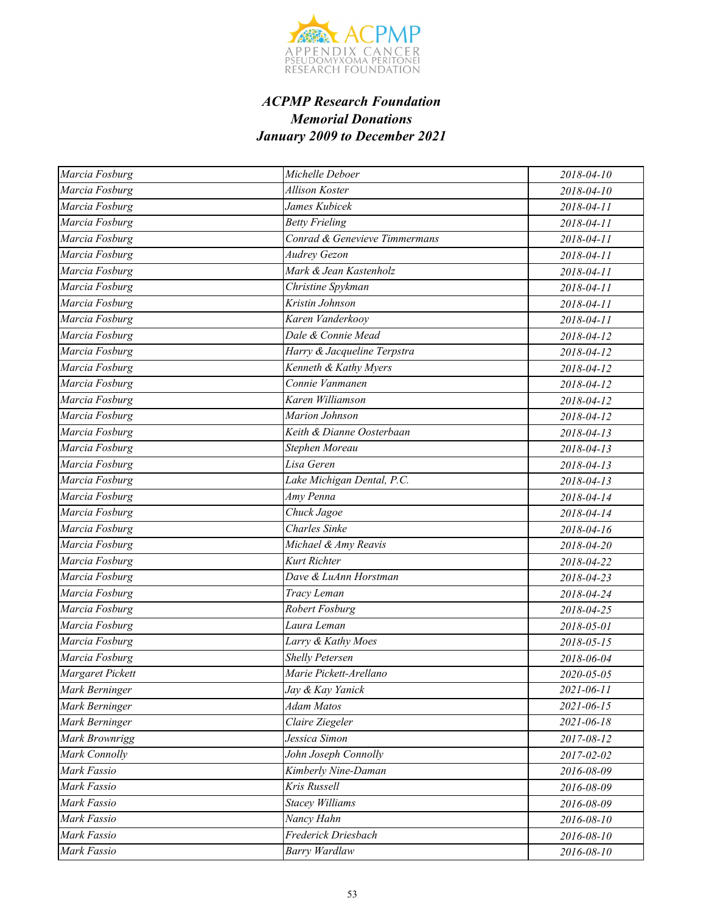***ACPMP Research Foundation***
***Memorial Donations***
***January 2009 to December 2021***

| | | |
|---|---|---|
| Marcia Fosburg | Michelle Deboer | 2018-04-10 |
| Marcia Fosburg | Allison Koster | 2018-04-10 |
| Marcia Fosburg | James Kubicek | 2018-04-11 |
| Marcia Fosburg | Betty Frieling | 2018-04-11 |
| Marcia Fosburg | Conrad & Genevieve Timmermans | 2018-04-11 |
| Marcia Fosburg | Audrey Gezon | 2018-04-11 |
| Marcia Fosburg | Mark & Jean Kastenholz | 2018-04-11 |
| Marcia Fosburg | Christine Spykman | 2018-04-11 |
| Marcia Fosburg | Kristin Johnson | 2018-04-11 |
| Marcia Fosburg | Karen Vanderkooy | 2018-04-11 |
| Marcia Fosburg | Dale & Connie Mead | 2018-04-12 |
| Marcia Fosburg | Harry & Jacqueline Terpstra | 2018-04-12 |
| Marcia Fosburg | Kenneth & Kathy Myers | 2018-04-12 |
| Marcia Fosburg | Connie Vanmanen | 2018-04-12 |
| Marcia Fosburg | Karen Williamson | 2018-04-12 |
| Marcia Fosburg | Marion Johnson | 2018-04-12 |
| Marcia Fosburg | Keith & Dianne Oosterbaan | 2018-04-13 |
| Marcia Fosburg | Stephen Moreau | 2018-04-13 |
| Marcia Fosburg | Lisa Geren | 2018-04-13 |
| Marcia Fosburg | Lake Michigan Dental, P.C. | 2018-04-13 |
| Marcia Fosburg | Amy Penna | 2018-04-14 |
| Marcia Fosburg | Chuck Jagoe | 2018-04-14 |
| Marcia Fosburg | Charles Sinke | 2018-04-16 |
| Marcia Fosburg | Michael & Amy Reavis | 2018-04-20 |
| Marcia Fosburg | Kurt Richter | 2018-04-22 |
| Marcia Fosburg | Dave & LuAnn Horstman | 2018-04-23 |
| Marcia Fosburg | Tracy Leman | 2018-04-24 |
| Marcia Fosburg | Robert Fosburg | 2018-04-25 |
| Marcia Fosburg | Laura Leman | 2018-05-01 |
| Marcia Fosburg | Larry & Kathy Moes | 2018-05-15 |
| Marcia Fosburg | Shelly Petersen | 2018-06-04 |
| Margaret Pickett | Marie Pickett-Arellano | 2020-05-05 |
| Mark Berninger | Jay & Kay Yanick | 2021-06-11 |
| Mark Berninger | Adam Matos | 2021-06-15 |
| Mark Berninger | Claire Ziegeler | 2021-06-18 |
| Mark Brownrigg | Jessica Simon | 2017-08-12 |
| Mark Connolly | John Joseph Connolly | 2017-02-02 |
| Mark Fassio | Kimberly Nine-Daman | 2016-08-09 |
| Mark Fassio | Kris Russell | 2016-08-09 |
| Mark Fassio | Stacey Williams | 2016-08-09 |
| Mark Fassio | Nancy Hahn | 2016-08-10 |
| Mark Fassio | Frederick Driesbach | 2016-08-10 |
| Mark Fassio | Barry Wardlaw | 2016-08-10 |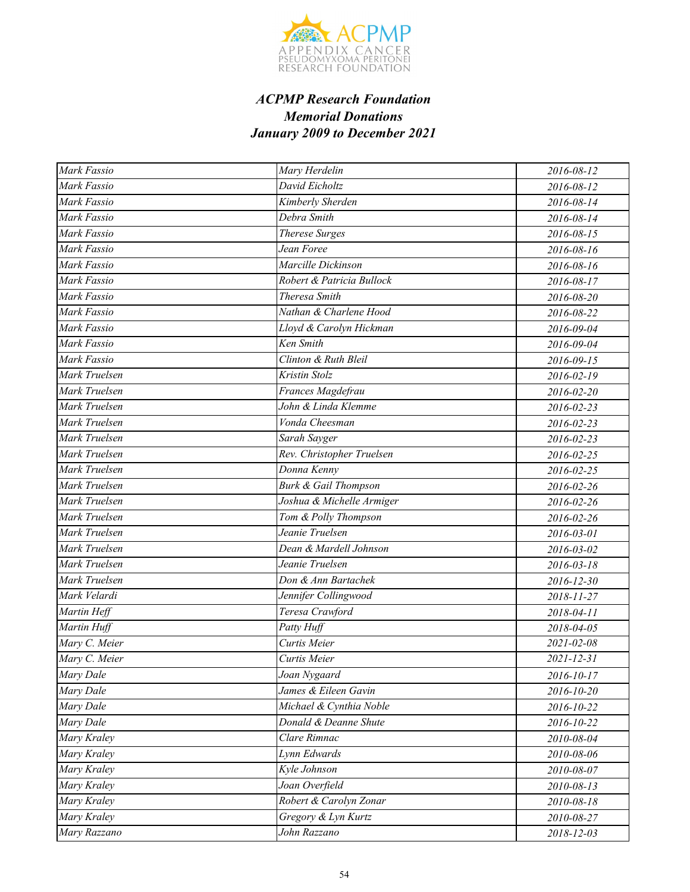### *ACPMP Research Foundation*
### *Memorial Donations*
### *January 2009 to December 2021*

| | | |
|---|---|---|
| Mark Fassio | Mary Herdelin | 2016-08-12 |
| Mark Fassio | David Eicholtz | 2016-08-12 |
| Mark Fassio | Kimberly Sherden | 2016-08-14 |
| Mark Fassio | Debra Smith | 2016-08-14 |
| Mark Fassio | Therese Surges | 2016-08-15 |
| Mark Fassio | Jean Foree | 2016-08-16 |
| Mark Fassio | Marcille Dickinson | 2016-08-16 |
| Mark Fassio | Robert & Patricia Bullock | 2016-08-17 |
| Mark Fassio | Theresa Smith | 2016-08-20 |
| Mark Fassio | Nathan & Charlene Hood | 2016-08-22 |
| Mark Fassio | Lloyd & Carolyn Hickman | 2016-09-04 |
| Mark Fassio | Ken Smith | 2016-09-04 |
| Mark Fassio | Clinton & Ruth Bleil | 2016-09-15 |
| Mark Truelsen | Kristin Stolz | 2016-02-19 |
| Mark Truelsen | Frances Magdefrau | 2016-02-20 |
| Mark Truelsen | John & Linda Klemme | 2016-02-23 |
| Mark Truelsen | Vonda Cheesman | 2016-02-23 |
| Mark Truelsen | Sarah Sayger | 2016-02-23 |
| Mark Truelsen | Rev. Christopher Truelsen | 2016-02-25 |
| Mark Truelsen | Donna Kenny | 2016-02-25 |
| Mark Truelsen | Burk & Gail Thompson | 2016-02-26 |
| Mark Truelsen | Joshua & Michelle Armiger | 2016-02-26 |
| Mark Truelsen | Tom & Polly Thompson | 2016-02-26 |
| Mark Truelsen | Jeanie Truelsen | 2016-03-01 |
| Mark Truelsen | Dean & Mardell Johnson | 2016-03-02 |
| Mark Truelsen | Jeanie Truelsen | 2016-03-18 |
| Mark Truelsen | Don & Ann Bartachek | 2016-12-30 |
| Mark Velardi | Jennifer Collingwood | 2018-11-27 |
| Martin Heff | Teresa Crawford | 2018-04-11 |
| Martin Huff | Patty Huff | 2018-04-05 |
| Mary C. Meier | Curtis Meier | 2021-02-08 |
| Mary C. Meier | Curtis Meier | 2021-12-31 |
| Mary Dale | Joan Nygaard | 2016-10-17 |
| Mary Dale | James & Eileen Gavin | 2016-10-20 |
| Mary Dale | Michael & Cynthia Noble | 2016-10-22 |
| Mary Dale | Donald & Deanne Shute | 2016-10-22 |
| Mary Kraley | Clare Rimnac | 2010-08-04 |
| Mary Kraley | Lynn Edwards | 2010-08-06 |
| Mary Kraley | Kyle Johnson | 2010-08-07 |
| Mary Kraley | Joan Overfield | 2010-08-13 |
| Mary Kraley | Robert & Carolyn Zonar | 2010-08-18 |
| Mary Kraley | Gregory & Lyn Kurtz | 2010-08-27 |
| Mary Razzano | John Razzano | 2018-12-03 |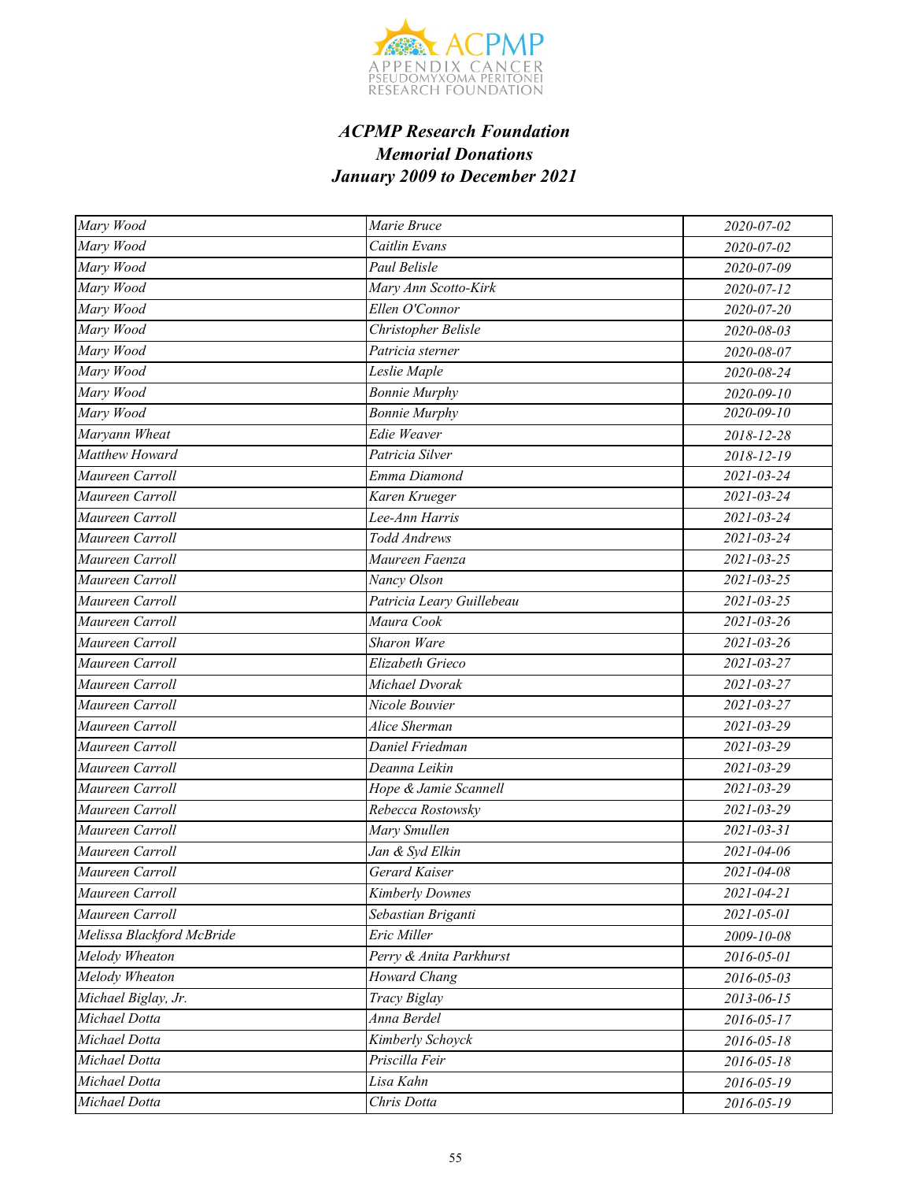### *ACPMP Research Foundation*
### *Memorial Donations*
### *January 2009 to December 2021*

| | | |
|---|---|---|
| *Mary Wood* | *Marie Bruce* | *2020-07-02* |
| *Mary Wood* | *Caitlin Evans* | *2020-07-02* |
| *Mary Wood* | *Paul Belisle* | *2020-07-09* |
| *Mary Wood* | *Mary Ann Scotto-Kirk* | *2020-07-12* |
| *Mary Wood* | *Ellen O'Connor* | *2020-07-20* |
| *Mary Wood* | *Christopher Belisle* | *2020-08-03* |
| *Mary Wood* | *Patricia sterner* | *2020-08-07* |
| *Mary Wood* | *Leslie Maple* | *2020-08-24* |
| *Mary Wood* | *Bonnie Murphy* | *2020-09-10* |
| *Mary Wood* | *Bonnie Murphy* | *2020-09-10* |
| *Maryann Wheat* | *Edie Weaver* | *2018-12-28* |
| *Matthew Howard* | *Patricia Silver* | *2018-12-19* |
| *Maureen Carroll* | *Emma Diamond* | *2021-03-24* |
| *Maureen Carroll* | *Karen Krueger* | *2021-03-24* |
| *Maureen Carroll* | *Lee-Ann Harris* | *2021-03-24* |
| *Maureen Carroll* | *Todd Andrews* | *2021-03-24* |
| *Maureen Carroll* | *Maureen Faenza* | *2021-03-25* |
| *Maureen Carroll* | *Nancy Olson* | *2021-03-25* |
| *Maureen Carroll* | *Patricia Leary Guillebeau* | *2021-03-25* |
| *Maureen Carroll* | *Maura Cook* | *2021-03-26* |
| *Maureen Carroll* | *Sharon Ware* | *2021-03-26* |
| *Maureen Carroll* | *Elizabeth Grieco* | *2021-03-27* |
| *Maureen Carroll* | *Michael Dvorak* | *2021-03-27* |
| *Maureen Carroll* | *Nicole Bouvier* | *2021-03-27* |
| *Maureen Carroll* | *Alice Sherman* | *2021-03-29* |
| *Maureen Carroll* | *Daniel Friedman* | *2021-03-29* |
| *Maureen Carroll* | *Deanna Leikin* | *2021-03-29* |
| *Maureen Carroll* | *Hope & Jamie Scannell* | *2021-03-29* |
| *Maureen Carroll* | *Rebecca Rostowsky* | *2021-03-29* |
| *Maureen Carroll* | *Mary Smullen* | *2021-03-31* |
| *Maureen Carroll* | *Jan & Syd Elkin* | *2021-04-06* |
| *Maureen Carroll* | *Gerard Kaiser* | *2021-04-08* |
| *Maureen Carroll* | *Kimberly Downes* | *2021-04-21* |
| *Maureen Carroll* | *Sebastian Briganti* | *2021-05-01* |
| *Melissa Blackford McBride* | *Eric Miller* | *2009-10-08* |
| *Melody Wheaton* | *Perry & Anita Parkhurst* | *2016-05-01* |
| *Melody Wheaton* | *Howard Chang* | *2016-05-03* |
| *Michael Biglay, Jr.* | *Tracy Biglay* | *2013-06-15* |
| *Michael Dotta* | *Anna Berdel* | *2016-05-17* |
| *Michael Dotta* | *Kimberly Schoyck* | *2016-05-18* |
| *Michael Dotta* | *Priscilla Feir* | *2016-05-18* |
| *Michael Dotta* | *Lisa Kahn* | *2016-05-19* |
| *Michael Dotta* | *Chris Dotta* | *2016-05-19* |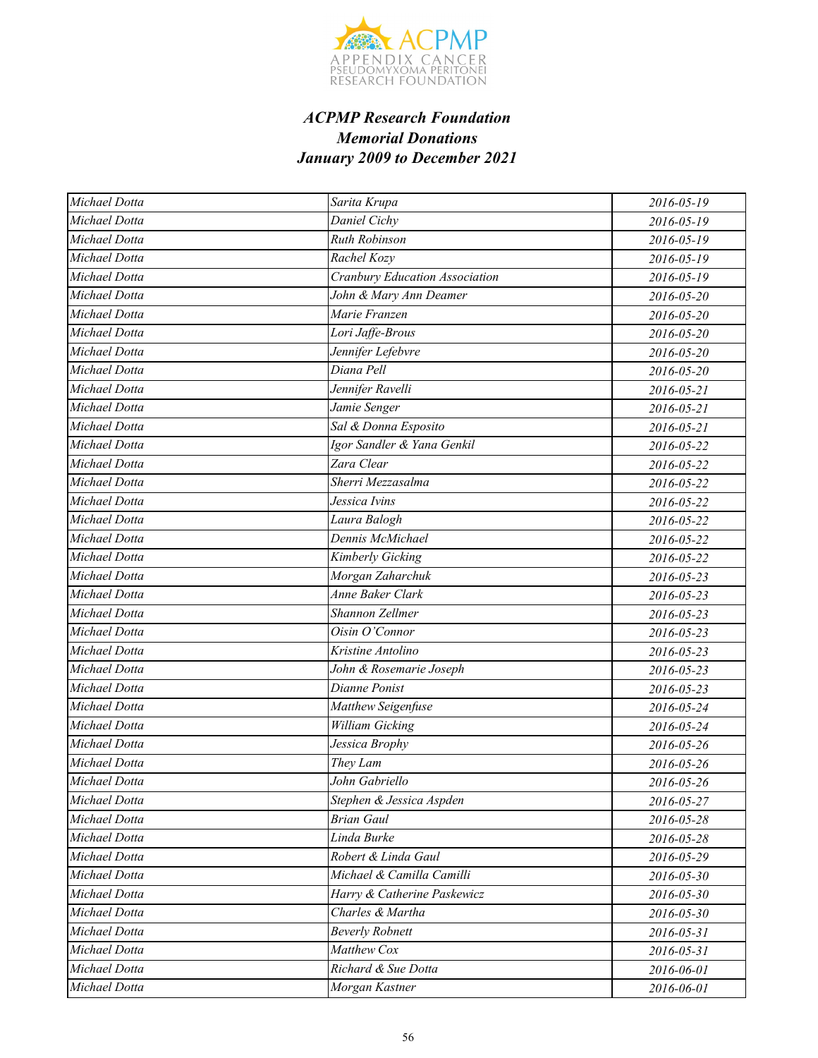***ACPMP Research Foundation***
***Memorial Donations***
***January 2009 to December 2021***

| | | |
|---|---|---|
| *Michael Dotta* | *Sarita Krupa* | *2016-05-19* |
| *Michael Dotta* | *Daniel Cichy* | *2016-05-19* |
| *Michael Dotta* | *Ruth Robinson* | *2016-05-19* |
| *Michael Dotta* | *Rachel Kozy* | *2016-05-19* |
| *Michael Dotta* | *Cranbury Education Association* | *2016-05-19* |
| *Michael Dotta* | *John & Mary Ann Deamer* | *2016-05-20* |
| *Michael Dotta* | *Marie Franzen* | *2016-05-20* |
| *Michael Dotta* | *Lori Jaffe-Brous* | *2016-05-20* |
| *Michael Dotta* | *Jennifer Lefebvre* | *2016-05-20* |
| *Michael Dotta* | *Diana Pell* | *2016-05-20* |
| *Michael Dotta* | *Jennifer Ravelli* | *2016-05-21* |
| *Michael Dotta* | *Jamie Senger* | *2016-05-21* |
| *Michael Dotta* | *Sal & Donna Esposito* | *2016-05-21* |
| *Michael Dotta* | *Igor Sandler & Yana Genkil* | *2016-05-22* |
| *Michael Dotta* | *Zara Clear* | *2016-05-22* |
| *Michael Dotta* | *Sherri Mezzasalma* | *2016-05-22* |
| *Michael Dotta* | *Jessica Ivins* | *2016-05-22* |
| *Michael Dotta* | *Laura Balogh* | *2016-05-22* |
| *Michael Dotta* | *Dennis McMichael* | *2016-05-22* |
| *Michael Dotta* | *Kimberly Gicking* | *2016-05-22* |
| *Michael Dotta* | *Morgan Zaharchuk* | *2016-05-23* |
| *Michael Dotta* | *Anne Baker Clark* | *2016-05-23* |
| *Michael Dotta* | *Shannon Zellmer* | *2016-05-23* |
| *Michael Dotta* | *Oisin O'Connor* | *2016-05-23* |
| *Michael Dotta* | *Kristine Antolino* | *2016-05-23* |
| *Michael Dotta* | *John & Rosemarie Joseph* | *2016-05-23* |
| *Michael Dotta* | *Dianne Ponist* | *2016-05-23* |
| *Michael Dotta* | *Matthew Seigenfuse* | *2016-05-24* |
| *Michael Dotta* | *William Gicking* | *2016-05-24* |
| *Michael Dotta* | *Jessica Brophy* | *2016-05-26* |
| *Michael Dotta* | *They Lam* | *2016-05-26* |
| *Michael Dotta* | *John Gabriello* | *2016-05-26* |
| *Michael Dotta* | *Stephen & Jessica Aspden* | *2016-05-27* |
| *Michael Dotta* | *Brian Gaul* | *2016-05-28* |
| *Michael Dotta* | *Linda Burke* | *2016-05-28* |
| *Michael Dotta* | *Robert & Linda Gaul* | *2016-05-29* |
| *Michael Dotta* | *Michael & Camilla Camilli* | *2016-05-30* |
| *Michael Dotta* | *Harry & Catherine Paskewicz* | *2016-05-30* |
| *Michael Dotta* | *Charles & Martha* | *2016-05-30* |
| *Michael Dotta* | *Beverly Robnett* | *2016-05-31* |
| *Michael Dotta* | *Matthew Cox* | *2016-05-31* |
| *Michael Dotta* | *Richard & Sue Dotta* | *2016-06-01* |
| *Michael Dotta* | *Morgan Kastner* | *2016-06-01* |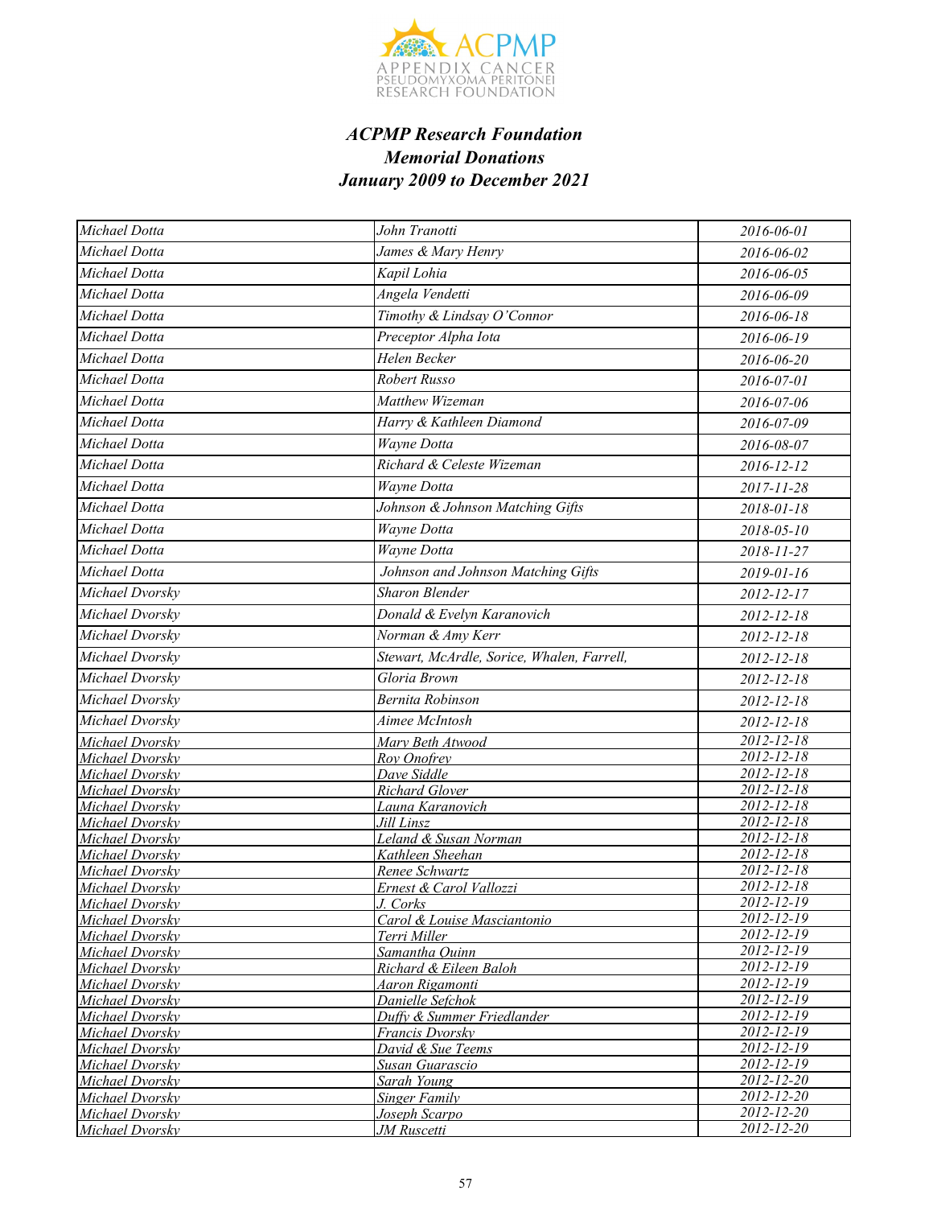## *ACPMP Research Foundation*
## *Memorial Donations*
## *January 2009 to December 2021*

| | | |
|---|---|---|
| *Michael Dotta* | *John Tranotti* | *2016-06-01* |
| *Michael Dotta* | *James & Mary Henry* | *2016-06-02* |
| *Michael Dotta* | *Kapil Lohia* | *2016-06-05* |
| *Michael Dotta* | *Angela Vendetti* | *2016-06-09* |
| *Michael Dotta* | *Timothy & Lindsay O'Connor* | *2016-06-18* |
| *Michael Dotta* | *Preceptor Alpha Iota* | *2016-06-19* |
| *Michael Dotta* | *Helen Becker* | *2016-06-20* |
| *Michael Dotta* | *Robert Russo* | *2016-07-01* |
| *Michael Dotta* | *Matthew Wizeman* | *2016-07-06* |
| *Michael Dotta* | *Harry & Kathleen Diamond* | *2016-07-09* |
| *Michael Dotta* | *Wayne Dotta* | *2016-08-07* |
| *Michael Dotta* | *Richard & Celeste Wizeman* | *2016-12-12* |
| *Michael Dotta* | *Wayne Dotta* | *2017-11-28* |
| *Michael Dotta* | *Johnson & Johnson Matching Gifts* | *2018-01-18* |
| *Michael Dotta* | *Wayne Dotta* | *2018-05-10* |
| *Michael Dotta* | *Wayne Dotta* | *2018-11-27* |
| *Michael Dotta* | *Johnson and Johnson Matching Gifts* | *2019-01-16* |
| *Michael Dvorsky* | *Sharon Blender* | *2012-12-17* |
| *Michael Dvorsky* | *Donald & Evelyn Karanovich* | *2012-12-18* |
| *Michael Dvorsky* | *Norman & Amy Kerr* | *2012-12-18* |
| *Michael Dvorsky* | *Stewart, McArdle, Sorice, Whalen, Farrell,* | *2012-12-18* |
| *Michael Dvorsky* | *Gloria Brown* | *2012-12-18* |
| *Michael Dvorsky* | *Bernita Robinson* | *2012-12-18* |
| *Michael Dvorsky* | *Aimee McIntosh* | *2012-12-18* |
| *Michael Dvorsky* | *Mary Beth Atwood* | *2012-12-18* |
| *Michael Dvorsky* | *Roy Onofrey* | *2012-12-18* |
| *Michael Dvorsky* | *Dave Siddle* | *2012-12-18* |
| *Michael Dvorsky* | *Richard Glover* | *2012-12-18* |
| *Michael Dvorsky* | *Launa Karanovich* | *2012-12-18* |
| *Michael Dvorsky* | *Jill Linsz* | *2012-12-18* |
| *Michael Dvorsky* | *Leland & Susan Norman* | *2012-12-18* |
| *Michael Dvorsky* | *Kathleen Sheehan* | *2012-12-18* |
| *Michael Dvorsky* | *Renee Schwartz* | *2012-12-18* |
| *Michael Dvorsky* | *Ernest & Carol Vallozzi* | *2012-12-18* |
| *Michael Dvorsky* | *J. Corks* | *2012-12-19* |
| *Michael Dvorsky* | *Carol & Louise Masciantonio* | *2012-12-19* |
| *Michael Dvorsky* | *Terri Miller* | *2012-12-19* |
| *Michael Dvorsky* | *Samantha Quinn* | *2012-12-19* |
| *Michael Dvorsky* | *Richard & Eileen Baloh* | *2012-12-19* |
| *Michael Dvorsky* | *Aaron Rigamonti* | *2012-12-19* |
| *Michael Dvorsky* | *Danielle Sefchok* | *2012-12-19* |
| *Michael Dvorsky* | *Duffy & Summer Friedlander* | *2012-12-19* |
| *Michael Dvorsky* | *Francis Dvorsky* | *2012-12-19* |
| *Michael Dvorsky* | *David & Sue Teems* | *2012-12-19* |
| *Michael Dvorsky* | *Susan Guarascio* | *2012-12-19* |
| *Michael Dvorsky* | *Sarah Young* | *2012-12-20* |
| *Michael Dvorsky* | *Singer Family* | *2012-12-20* |
| *Michael Dvorsky* | *Joseph Scarpo* | *2012-12-20* |
| *Michael Dvorsky* | *JM Ruscetti* | *2012-12-20* |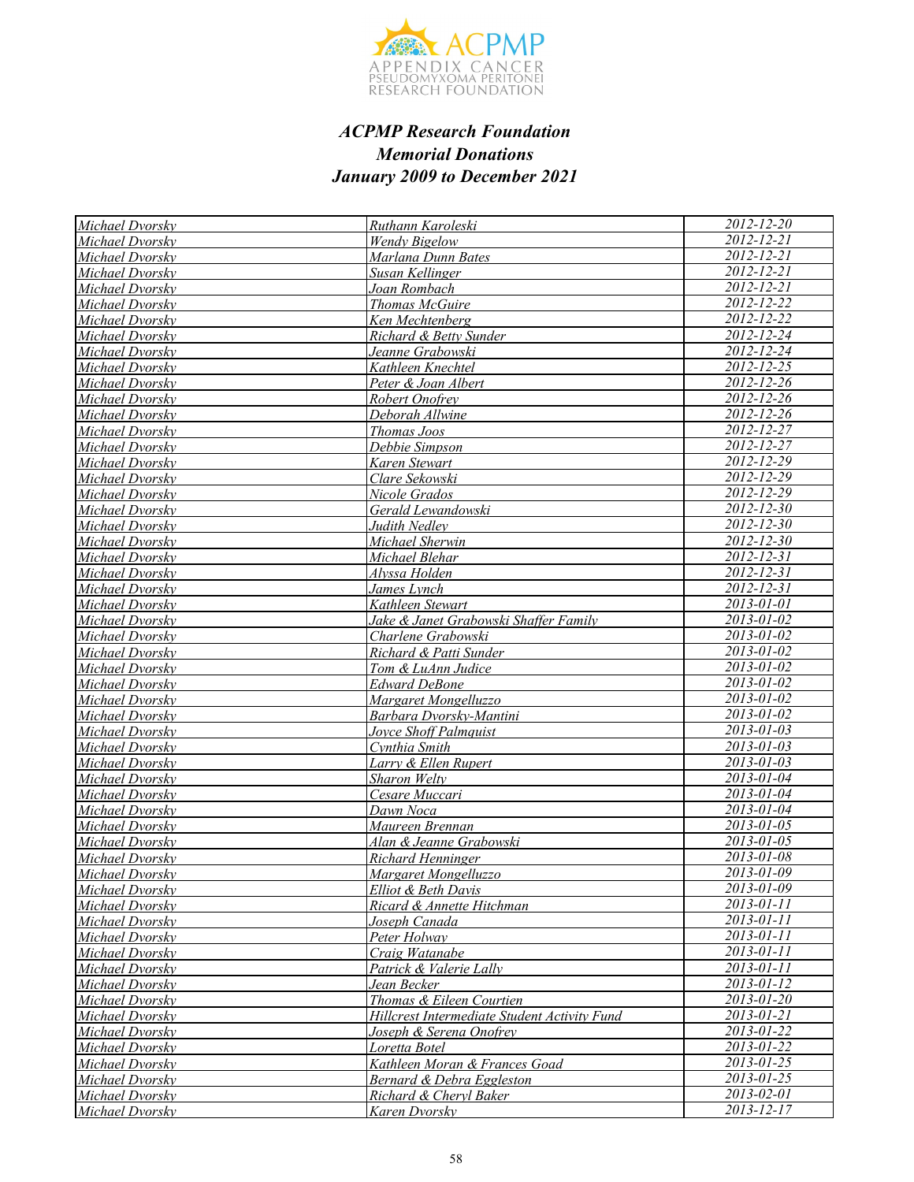### ***ACPMP Research Foundation***
### ***Memorial Donations***
### ***January 2009 to December 2021***

| | | |
|---|---|---|
| *Michael Dvorsky* | *Ruthann Karoleski* | *2012-12-20* |
| *Michael Dvorsky* | *Wendy Bigelow* | *2012-12-21* |
| *Michael Dvorsky* | *Marlana Dunn Bates* | *2012-12-21* |
| *Michael Dvorsky* | *Susan Kellinger* | *2012-12-21* |
| *Michael Dvorsky* | *Joan Rombach* | *2012-12-21* |
| *Michael Dvorsky* | *Thomas McGuire* | *2012-12-22* |
| *Michael Dvorsky* | *Ken Mechtenberg* | *2012-12-22* |
| *Michael Dvorsky* | *Richard & Betty Sunder* | *2012-12-24* |
| *Michael Dvorsky* | *Jeanne Grabowski* | *2012-12-24* |
| *Michael Dvorsky* | *Kathleen Knechtel* | *2012-12-25* |
| *Michael Dvorsky* | *Peter & Joan Albert* | *2012-12-26* |
| *Michael Dvorsky* | *Robert Onofrey* | *2012-12-26* |
| *Michael Dvorsky* | *Deborah Allwine* | *2012-12-26* |
| *Michael Dvorsky* | *Thomas Joos* | *2012-12-27* |
| *Michael Dvorsky* | *Debbie Simpson* | *2012-12-27* |
| *Michael Dvorsky* | *Karen Stewart* | *2012-12-29* |
| *Michael Dvorsky* | *Clare Sekowski* | *2012-12-29* |
| *Michael Dvorsky* | *Nicole Grados* | *2012-12-29* |
| *Michael Dvorsky* | *Gerald Lewandowski* | *2012-12-30* |
| *Michael Dvorsky* | *Judith Nedley* | *2012-12-30* |
| *Michael Dvorsky* | *Michael Sherwin* | *2012-12-30* |
| *Michael Dvorsky* | *Michael Blehar* | *2012-12-31* |
| *Michael Dvorsky* | *Alyssa Holden* | *2012-12-31* |
| *Michael Dvorsky* | *James Lynch* | *2012-12-31* |
| *Michael Dvorsky* | *Kathleen Stewart* | *2013-01-01* |
| *Michael Dvorsky* | *Jake & Janet Grabowski Shaffer Family* | *2013-01-02* |
| *Michael Dvorsky* | *Charlene Grabowski* | *2013-01-02* |
| *Michael Dvorsky* | *Richard & Patti Sunder* | *2013-01-02* |
| *Michael Dvorsky* | *Tom & LuAnn Judice* | *2013-01-02* |
| *Michael Dvorsky* | *Edward DeBone* | *2013-01-02* |
| *Michael Dvorsky* | *Margaret Mongelluzzo* | *2013-01-02* |
| *Michael Dvorsky* | *Barbara Dvorsky-Mantini* | *2013-01-02* |
| *Michael Dvorsky* | *Joyce Shoff Palmquist* | *2013-01-03* |
| *Michael Dvorsky* | *Cynthia Smith* | *2013-01-03* |
| *Michael Dvorsky* | *Larry & Ellen Rupert* | *2013-01-03* |
| *Michael Dvorsky* | *Sharon Welty* | *2013-01-04* |
| *Michael Dvorsky* | *Cesare Muccari* | *2013-01-04* |
| *Michael Dvorsky* | *Dawn Noca* | *2013-01-04* |
| *Michael Dvorsky* | *Maureen Brennan* | *2013-01-05* |
| *Michael Dvorsky* | *Alan & Jeanne Grabowski* | *2013-01-05* |
| *Michael Dvorsky* | *Richard Henninger* | *2013-01-08* |
| *Michael Dvorsky* | *Margaret Mongelluzzo* | *2013-01-09* |
| *Michael Dvorsky* | *Elliot & Beth Davis* | *2013-01-09* |
| *Michael Dvorsky* | *Ricard & Annette Hitchman* | *2013-01-11* |
| *Michael Dvorsky* | *Joseph Canada* | *2013-01-11* |
| *Michael Dvorsky* | *Peter Holway* | *2013-01-11* |
| *Michael Dvorsky* | *Craig Watanabe* | *2013-01-11* |
| *Michael Dvorsky* | *Patrick & Valerie Lally* | *2013-01-11* |
| *Michael Dvorsky* | *Jean Becker* | *2013-01-12* |
| *Michael Dvorsky* | *Thomas & Eileen Courtien* | *2013-01-20* |
| *Michael Dvorsky* | *Hillcrest Intermediate Student Activity Fund* | *2013-01-21* |
| *Michael Dvorsky* | *Joseph & Serena Onofrey* | *2013-01-22* |
| *Michael Dvorsky* | *Loretta Botel* | *2013-01-22* |
| *Michael Dvorsky* | *Kathleen Moran & Frances Goad* | *2013-01-25* |
| *Michael Dvorsky* | *Bernard & Debra Eggleston* | *2013-01-25* |
| *Michael Dvorsky* | *Richard & Cheryl Baker* | *2013-02-01* |
| *Michael Dvorsky* | *Karen Dvorsky* | *2013-12-17* |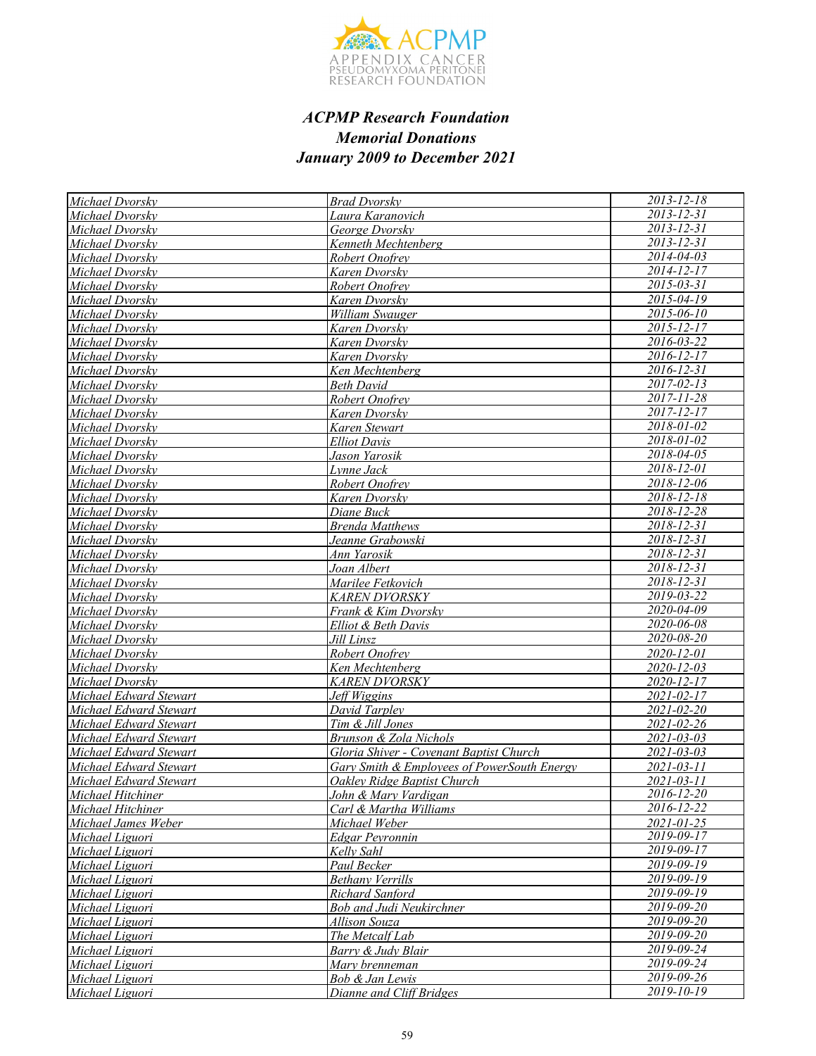# *ACPMP Research Foundation*
## *Memorial Donations*
## *January 2009 to December 2021*

| | | |
|---|---|---|
| *Michael Dvorsky* | *Brad Dvorsky* | *2013-12-18* |
| *Michael Dvorsky* | *Laura Karanovich* | *2013-12-31* |
| *Michael Dvorsky* | *George Dvorsky* | *2013-12-31* |
| *Michael Dvorsky* | *Kenneth Mechtenberg* | *2013-12-31* |
| *Michael Dvorsky* | *Robert Onofrey* | *2014-04-03* |
| *Michael Dvorsky* | *Karen Dvorsky* | *2014-12-17* |
| *Michael Dvorsky* | *Robert Onofrey* | *2015-03-31* |
| *Michael Dvorsky* | *Karen Dvorsky* | *2015-04-19* |
| *Michael Dvorsky* | *William Swauger* | *2015-06-10* |
| *Michael Dvorsky* | *Karen Dvorsky* | *2015-12-17* |
| *Michael Dvorsky* | *Karen Dvorsky* | *2016-03-22* |
| *Michael Dvorsky* | *Karen Dvorsky* | *2016-12-17* |
| *Michael Dvorsky* | *Ken Mechtenberg* | *2016-12-31* |
| *Michael Dvorsky* | *Beth David* | *2017-02-13* |
| *Michael Dvorsky* | *Robert Onofrey* | *2017-11-28* |
| *Michael Dvorsky* | *Karen Dvorsky* | *2017-12-17* |
| *Michael Dvorsky* | *Karen Stewart* | *2018-01-02* |
| *Michael Dvorsky* | *Elliot Davis* | *2018-01-02* |
| *Michael Dvorsky* | *Jason Yarosik* | *2018-04-05* |
| *Michael Dvorsky* | *Lynne Jack* | *2018-12-01* |
| *Michael Dvorsky* | *Robert Onofrey* | *2018-12-06* |
| *Michael Dvorsky* | *Karen Dvorsky* | *2018-12-18* |
| *Michael Dvorsky* | *Diane Buck* | *2018-12-28* |
| *Michael Dvorsky* | *Brenda Matthews* | *2018-12-31* |
| *Michael Dvorsky* | *Jeanne Grabowski* | *2018-12-31* |
| *Michael Dvorsky* | *Ann Yarosik* | *2018-12-31* |
| *Michael Dvorsky* | *Joan Albert* | *2018-12-31* |
| *Michael Dvorsky* | *Marilee Fetkovich* | *2018-12-31* |
| *Michael Dvorsky* | *KAREN DVORSKY* | *2019-03-22* |
| *Michael Dvorsky* | *Frank & Kim Dvorsky* | *2020-04-09* |
| *Michael Dvorsky* | *Elliot & Beth Davis* | *2020-06-08* |
| *Michael Dvorsky* | *Jill Linsz* | *2020-08-20* |
| *Michael Dvorsky* | *Robert Onofrey* | *2020-12-01* |
| *Michael Dvorsky* | *Ken Mechtenberg* | *2020-12-03* |
| *Michael Dvorsky* | *KAREN DVORSKY* | *2020-12-17* |
| *Michael Edward Stewart* | *Jeff Wiggins* | *2021-02-17* |
| *Michael Edward Stewart* | *David Tarpley* | *2021-02-20* |
| *Michael Edward Stewart* | *Tim & Jill Jones* | *2021-02-26* |
| *Michael Edward Stewart* | *Brunson & Zola Nichols* | *2021-03-03* |
| *Michael Edward Stewart* | *Gloria Shiver - Covenant Baptist Church* | *2021-03-03* |
| *Michael Edward Stewart* | *Gary Smith & Employees of PowerSouth Energy* | *2021-03-11* |
| *Michael Edward Stewart* | *Oakley Ridge Baptist Church* | *2021-03-11* |
| *Michael Hitchiner* | *John & Mary Vardigan* | *2016-12-20* |
| *Michael Hitchiner* | *Carl & Martha Williams* | *2016-12-22* |
| *Michael James Weber* | *Michael Weber* | *2021-01-25* |
| *Michael Liguori* | *Edgar Peyronnin* | *2019-09-17* |
| *Michael Liguori* | *Kelly Sahl* | *2019-09-17* |
| *Michael Liguori* | *Paul Becker* | *2019-09-19* |
| *Michael Liguori* | *Bethany Verrills* | *2019-09-19* |
| *Michael Liguori* | *Richard Sanford* | *2019-09-19* |
| *Michael Liguori* | *Bob and Judi Neukirchner* | *2019-09-20* |
| *Michael Liguori* | *Allison Souza* | *2019-09-20* |
| *Michael Liguori* | *The Metcalf Lab* | *2019-09-20* |
| *Michael Liguori* | *Barry & Judy Blair* | *2019-09-24* |
| *Michael Liguori* | *Mary brenneman* | *2019-09-24* |
| *Michael Liguori* | *Bob & Jan Lewis* | *2019-09-26* |
| *Michael Liguori* | *Dianne and Cliff Bridges* | *2019-10-19* |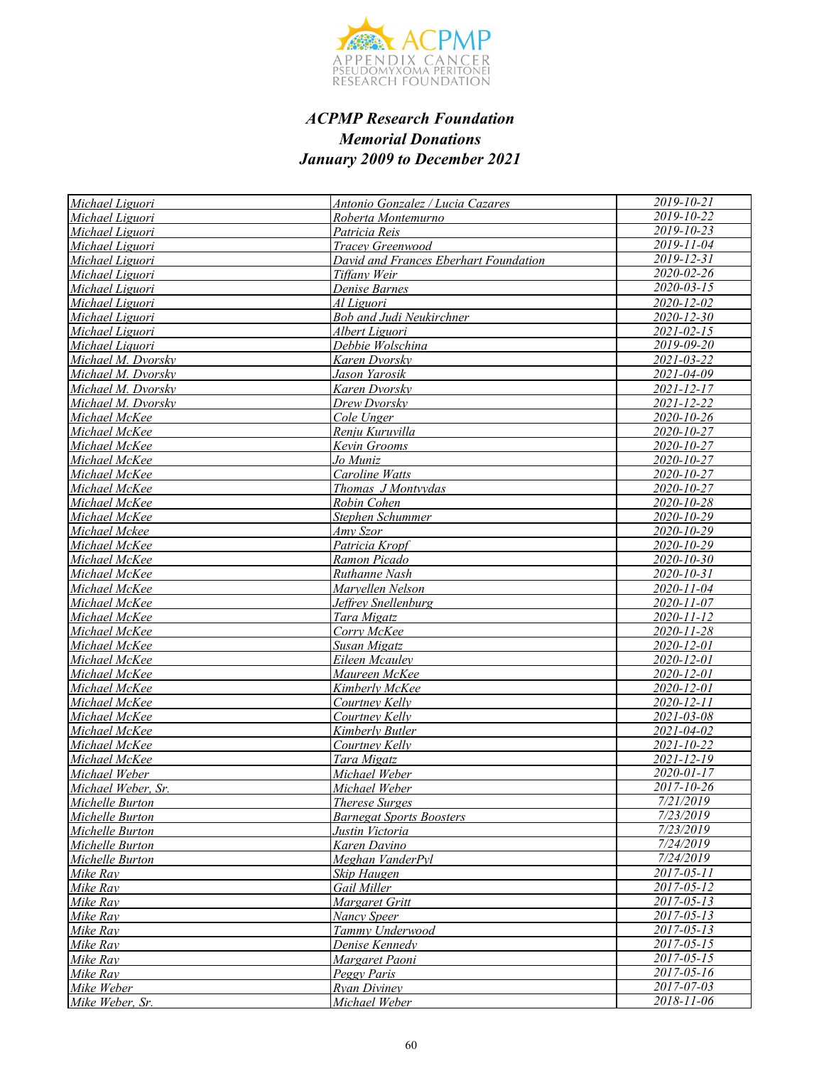***ACPMP Research Foundation***
***Memorial Donations***
***January 2009 to December 2021***

| | | |
|---|---|---|
| *Michael Liguori* | *Antonio Gonzalez / Lucia Cazares* | *2019-10-21* |
| *Michael Liguori* | *Roberta Montemurno* | *2019-10-22* |
| *Michael Liguori* | *Patricia Reis* | *2019-10-23* |
| *Michael Liguori* | *Tracey Greenwood* | *2019-11-04* |
| *Michael Liguori* | *David and Frances Eberhart Foundation* | *2019-12-31* |
| *Michael Liguori* | *Tiffany Weir* | *2020-02-26* |
| *Michael Liguori* | *Denise Barnes* | *2020-03-15* |
| *Michael Liguori* | *Al Liguori* | *2020-12-02* |
| *Michael Liguori* | *Bob and Judi Neukirchner* | *2020-12-30* |
| *Michael Liguori* | *Albert Liguori* | *2021-02-15* |
| *Michael Liquori* | *Debbie Wolschina* | *2019-09-20* |
| *Michael M. Dvorsky* | *Karen Dvorsky* | *2021-03-22* |
| *Michael M. Dvorsky* | *Jason Yarosik* | *2021-04-09* |
| *Michael M. Dvorsky* | *Karen Dvorsky* | *2021-12-17* |
| *Michael M. Dvorsky* | *Drew Dvorsky* | *2021-12-22* |
| *Michael McKee* | *Cole Unger* | *2020-10-26* |
| *Michael McKee* | *Renju Kuruvilla* | *2020-10-27* |
| *Michael McKee* | *Kevin Grooms* | *2020-10-27* |
| *Michael McKee* | *Jo Muniz* | *2020-10-27* |
| *Michael McKee* | *Caroline Watts* | *2020-10-27* |
| *Michael McKee* | *Thomas J Montvydas* | *2020-10-27* |
| *Michael McKee* | *Robin Cohen* | *2020-10-28* |
| *Michael McKee* | *Stephen Schummer* | *2020-10-29* |
| *Michael Mckee* | *Amy Szor* | *2020-10-29* |
| *Michael McKee* | *Patricia Kropf* | *2020-10-29* |
| *Michael McKee* | *Ramon Picado* | *2020-10-30* |
| *Michael McKee* | *Ruthanne Nash* | *2020-10-31* |
| *Michael McKee* | *Maryellen Nelson* | *2020-11-04* |
| *Michael McKee* | *Jeffrey Snellenburg* | *2020-11-07* |
| *Michael McKee* | *Tara Migatz* | *2020-11-12* |
| *Michael McKee* | *Corry McKee* | *2020-11-28* |
| *Michael McKee* | *Susan Migatz* | *2020-12-01* |
| *Michael McKee* | *Eileen Mcauley* | *2020-12-01* |
| *Michael McKee* | *Maureen McKee* | *2020-12-01* |
| *Michael McKee* | *Kimberly McKee* | *2020-12-01* |
| *Michael McKee* | *Courtney Kelly* | *2020-12-11* |
| *Michael McKee* | *Courtney Kelly* | *2021-03-08* |
| *Michael McKee* | *Kimberly Butler* | *2021-04-02* |
| *Michael McKee* | *Courtney Kelly* | *2021-10-22* |
| *Michael McKee* | *Tara Migatz* | *2021-12-19* |
| *Michael Weber* | *Michael Weber* | *2020-01-17* |
| *Michael Weber, Sr.* | *Michael Weber* | *2017-10-26* |
| *Michelle Burton* | *Therese Surges* | *7/21/2019* |
| *Michelle Burton* | *Barnegat Sports Boosters* | *7/23/2019* |
| *Michelle Burton* | *Justin Victoria* | *7/23/2019* |
| *Michelle Burton* | *Karen Davino* | *7/24/2019* |
| *Michelle Burton* | *Meghan VanderPyl* | *7/24/2019* |
| *Mike Ray* | *Skip Haugen* | *2017-05-11* |
| *Mike Ray* | *Gail Miller* | *2017-05-12* |
| *Mike Ray* | *Margaret Gritt* | *2017-05-13* |
| *Mike Ray* | *Nancy Speer* | *2017-05-13* |
| *Mike Ray* | *Tammy Underwood* | *2017-05-13* |
| *Mike Ray* | *Denise Kennedy* | *2017-05-15* |
| *Mike Ray* | *Margaret Paoni* | *2017-05-15* |
| *Mike Ray* | *Peggy Paris* | *2017-05-16* |
| *Mike Weber* | *Ryan Diviney* | *2017-07-03* |
| *Mike Weber, Sr.* | *Michael Weber* | *2018-11-06* |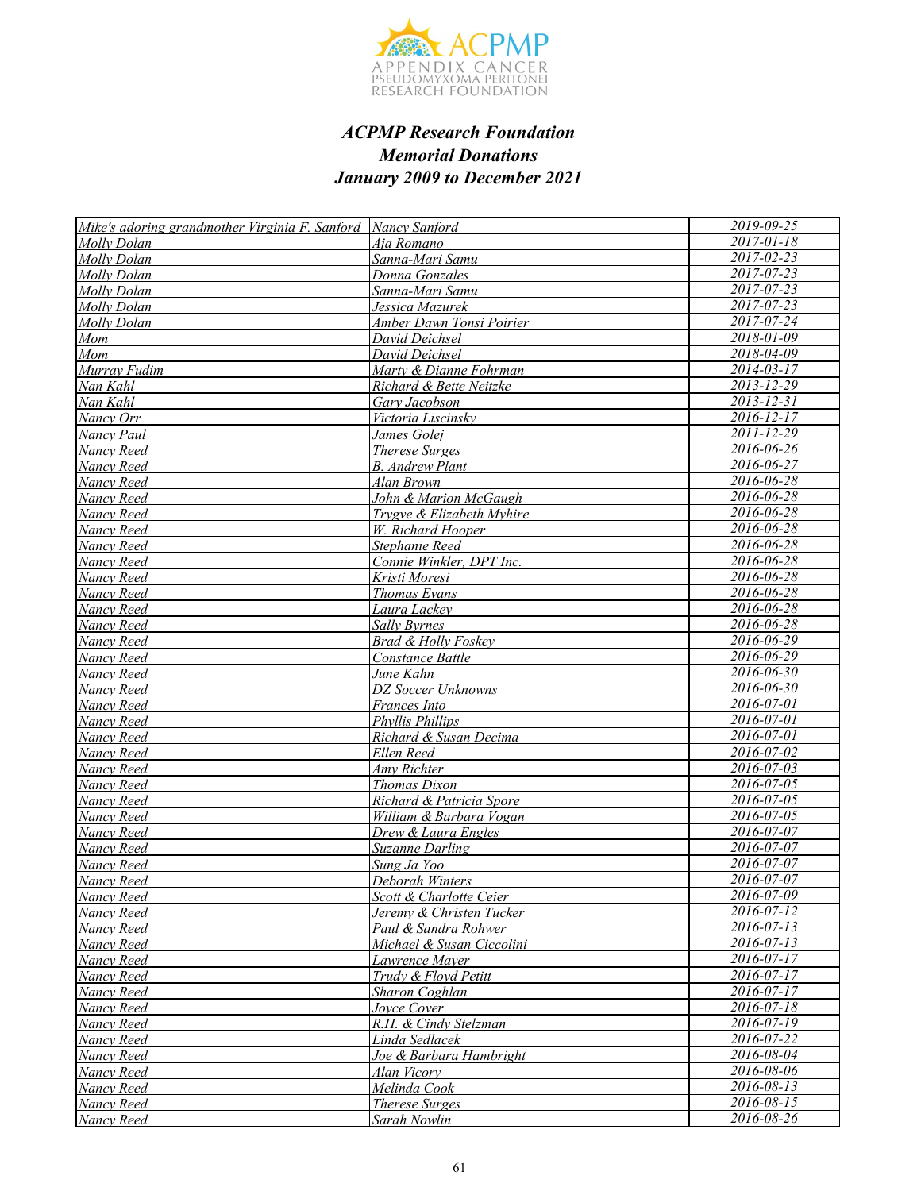## *ACPMP Research Foundation*
## *Memorial Donations*
## *January 2009 to December 2021*

| | | |
|---|---|---|
| Mike's adoring grandmother Virginia F. Sanford | Nancy Sanford | 2019-09-25 |
| Molly Dolan | Aja Romano | 2017-01-18 |
| Molly Dolan | Sanna-Mari Samu | 2017-02-23 |
| Molly Dolan | Donna Gonzales | 2017-07-23 |
| Molly Dolan | Sanna-Mari Samu | 2017-07-23 |
| Molly Dolan | Jessica Mazurek | 2017-07-23 |
| Molly Dolan | Amber Dawn Tonsi Poirier | 2017-07-24 |
| Mom | David Deichsel | 2018-01-09 |
| Mom | David Deichsel | 2018-04-09 |
| Murray Fudim | Marty & Dianne Fohrman | 2014-03-17 |
| Nan Kahl | Richard & Bette Neitzke | 2013-12-29 |
| Nan Kahl | Gary Jacobson | 2013-12-31 |
| Nancy Orr | Victoria Liscinsky | 2016-12-17 |
| Nancy Paul | James Golej | 2011-12-29 |
| Nancy Reed | Therese Surges | 2016-06-26 |
| Nancy Reed | B. Andrew Plant | 2016-06-27 |
| Nancy Reed | Alan Brown | 2016-06-28 |
| Nancy Reed | John & Marion McGaugh | 2016-06-28 |
| Nancy Reed | Trygve & Elizabeth Myhire | 2016-06-28 |
| Nancy Reed | W. Richard Hooper | 2016-06-28 |
| Nancy Reed | Stephanie Reed | 2016-06-28 |
| Nancy Reed | Connie Winkler, DPT Inc. | 2016-06-28 |
| Nancy Reed | Kristi Moresi | 2016-06-28 |
| Nancy Reed | Thomas Evans | 2016-06-28 |
| Nancy Reed | Laura Lackey | 2016-06-28 |
| Nancy Reed | Sally Byrnes | 2016-06-28 |
| Nancy Reed | Brad & Holly Foskey | 2016-06-29 |
| Nancy Reed | Constance Battle | 2016-06-29 |
| Nancy Reed | June Kahn | 2016-06-30 |
| Nancy Reed | DZ Soccer Unknowns | 2016-06-30 |
| Nancy Reed | Frances Into | 2016-07-01 |
| Nancy Reed | Phyllis Phillips | 2016-07-01 |
| Nancy Reed | Richard & Susan Decima | 2016-07-01 |
| Nancy Reed | Ellen Reed | 2016-07-02 |
| Nancy Reed | Amy Richter | 2016-07-03 |
| Nancy Reed | Thomas Dixon | 2016-07-05 |
| Nancy Reed | Richard & Patricia Spore | 2016-07-05 |
| Nancy Reed | William & Barbara Vogan | 2016-07-05 |
| Nancy Reed | Drew & Laura Engles | 2016-07-07 |
| Nancy Reed | Suzanne Darling | 2016-07-07 |
| Nancy Reed | Sung Ja Yoo | 2016-07-07 |
| Nancy Reed | Deborah Winters | 2016-07-07 |
| Nancy Reed | Scott & Charlotte Ceier | 2016-07-09 |
| Nancy Reed | Jeremy & Christen Tucker | 2016-07-12 |
| Nancy Reed | Paul & Sandra Rohwer | 2016-07-13 |
| Nancy Reed | Michael & Susan Ciccolini | 2016-07-13 |
| Nancy Reed | Lawrence Mayer | 2016-07-17 |
| Nancy Reed | Trudy & Floyd Petitt | 2016-07-17 |
| Nancy Reed | Sharon Coghlan | 2016-07-17 |
| Nancy Reed | Joyce Cover | 2016-07-18 |
| Nancy Reed | R.H. & Cindy Stelzman | 2016-07-19 |
| Nancy Reed | Linda Sedlacek | 2016-07-22 |
| Nancy Reed | Joe & Barbara Hambright | 2016-08-04 |
| Nancy Reed | Alan Vicory | 2016-08-06 |
| Nancy Reed | Melinda Cook | 2016-08-13 |
| Nancy Reed | Therese Surges | 2016-08-15 |
| Nancy Reed | Sarah Nowlin | 2016-08-26 |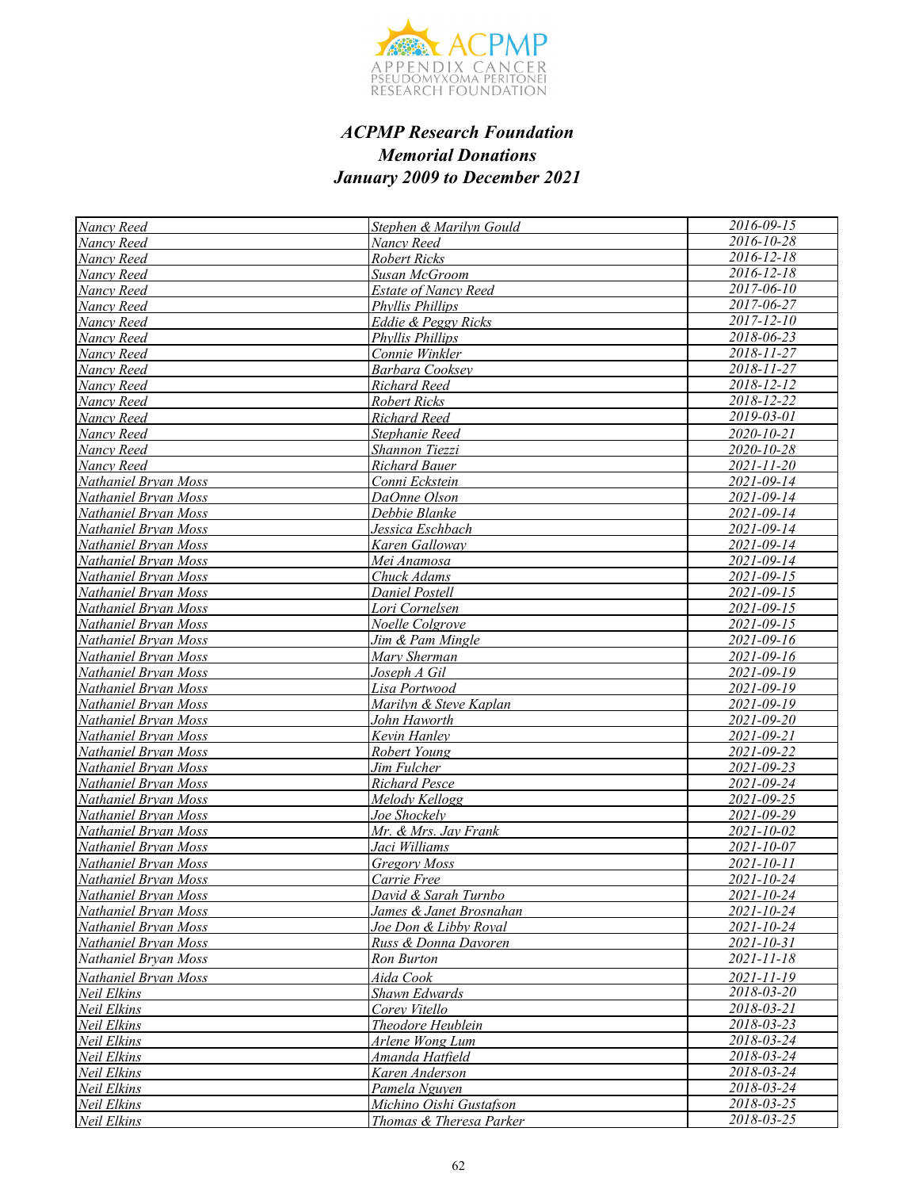*ACPMP Research Foundation*
*Memorial Donations*
*January 2009 to December 2021*

| | | |
|---|---|---|
| Nancy Reed | Stephen & Marilyn Gould | 2016-09-15 |
| Nancy Reed | Nancy Reed | 2016-10-28 |
| Nancy Reed | Robert Ricks | 2016-12-18 |
| Nancy Reed | Susan McGroom | 2016-12-18 |
| Nancy Reed | Estate of Nancy Reed | 2017-06-10 |
| Nancy Reed | Phyllis Phillips | 2017-06-27 |
| Nancy Reed | Eddie & Peggy Ricks | 2017-12-10 |
| Nancy Reed | Phyllis Phillips | 2018-06-23 |
| Nancy Reed | Connie Winkler | 2018-11-27 |
| Nancy Reed | Barbara Cooksey | 2018-11-27 |
| Nancy Reed | Richard Reed | 2018-12-12 |
| Nancy Reed | Robert Ricks | 2018-12-22 |
| Nancy Reed | Richard Reed | 2019-03-01 |
| Nancy Reed | Stephanie Reed | 2020-10-21 |
| Nancy Reed | Shannon Tiezzi | 2020-10-28 |
| Nancy Reed | Richard Bauer | 2021-11-20 |
| Nathaniel Bryan Moss | Conni Eckstein | 2021-09-14 |
| Nathaniel Bryan Moss | DaOnne Olson | 2021-09-14 |
| Nathaniel Bryan Moss | Debbie Blanke | 2021-09-14 |
| Nathaniel Bryan Moss | Jessica Eschbach | 2021-09-14 |
| Nathaniel Bryan Moss | Karen Galloway | 2021-09-14 |
| Nathaniel Bryan Moss | Mei Anamosa | 2021-09-14 |
| Nathaniel Bryan Moss | Chuck Adams | 2021-09-15 |
| Nathaniel Bryan Moss | Daniel Postell | 2021-09-15 |
| Nathaniel Bryan Moss | Lori Cornelsen | 2021-09-15 |
| Nathaniel Bryan Moss | Noelle Colgrove | 2021-09-15 |
| Nathaniel Bryan Moss | Jim & Pam Mingle | 2021-09-16 |
| Nathaniel Bryan Moss | Mary Sherman | 2021-09-16 |
| Nathaniel Bryan Moss | Joseph A Gil | 2021-09-19 |
| Nathaniel Bryan Moss | Lisa Portwood | 2021-09-19 |
| Nathaniel Bryan Moss | Marilyn & Steve Kaplan | 2021-09-19 |
| Nathaniel Bryan Moss | John Haworth | 2021-09-20 |
| Nathaniel Bryan Moss | Kevin Hanley | 2021-09-21 |
| Nathaniel Bryan Moss | Robert Young | 2021-09-22 |
| Nathaniel Bryan Moss | Jim Fulcher | 2021-09-23 |
| Nathaniel Bryan Moss | Richard Pesce | 2021-09-24 |
| Nathaniel Bryan Moss | Melody Kellogg | 2021-09-25 |
| Nathaniel Bryan Moss | Joe Shockely | 2021-09-29 |
| Nathaniel Bryan Moss | Mr. & Mrs. Jay Frank | 2021-10-02 |
| Nathaniel Bryan Moss | Jaci Williams | 2021-10-07 |
| Nathaniel Bryan Moss | Gregory Moss | 2021-10-11 |
| Nathaniel Bryan Moss | Carrie Free | 2021-10-24 |
| Nathaniel Bryan Moss | David & Sarah Turnbo | 2021-10-24 |
| Nathaniel Bryan Moss | James & Janet Brosnahan | 2021-10-24 |
| Nathaniel Bryan Moss | Joe Don & Libby Royal | 2021-10-24 |
| Nathaniel Bryan Moss | Russ & Donna Davoren | 2021-10-31 |
| Nathaniel Bryan Moss | Ron Burton | 2021-11-18 |
| Nathaniel Bryan Moss | Aida Cook | 2021-11-19 |
| Neil Elkins | Shawn Edwards | 2018-03-20 |
| Neil Elkins | Corey Vitello | 2018-03-21 |
| Neil Elkins | Theodore Heublein | 2018-03-23 |
| Neil Elkins | Arlene Wong Lum | 2018-03-24 |
| Neil Elkins | Amanda Hatfield | 2018-03-24 |
| Neil Elkins | Karen Anderson | 2018-03-24 |
| Neil Elkins | Pamela Nguyen | 2018-03-24 |
| Neil Elkins | Michino Oishi Gustafson | 2018-03-25 |
| Neil Elkins | Thomas & Theresa Parker | 2018-03-25 |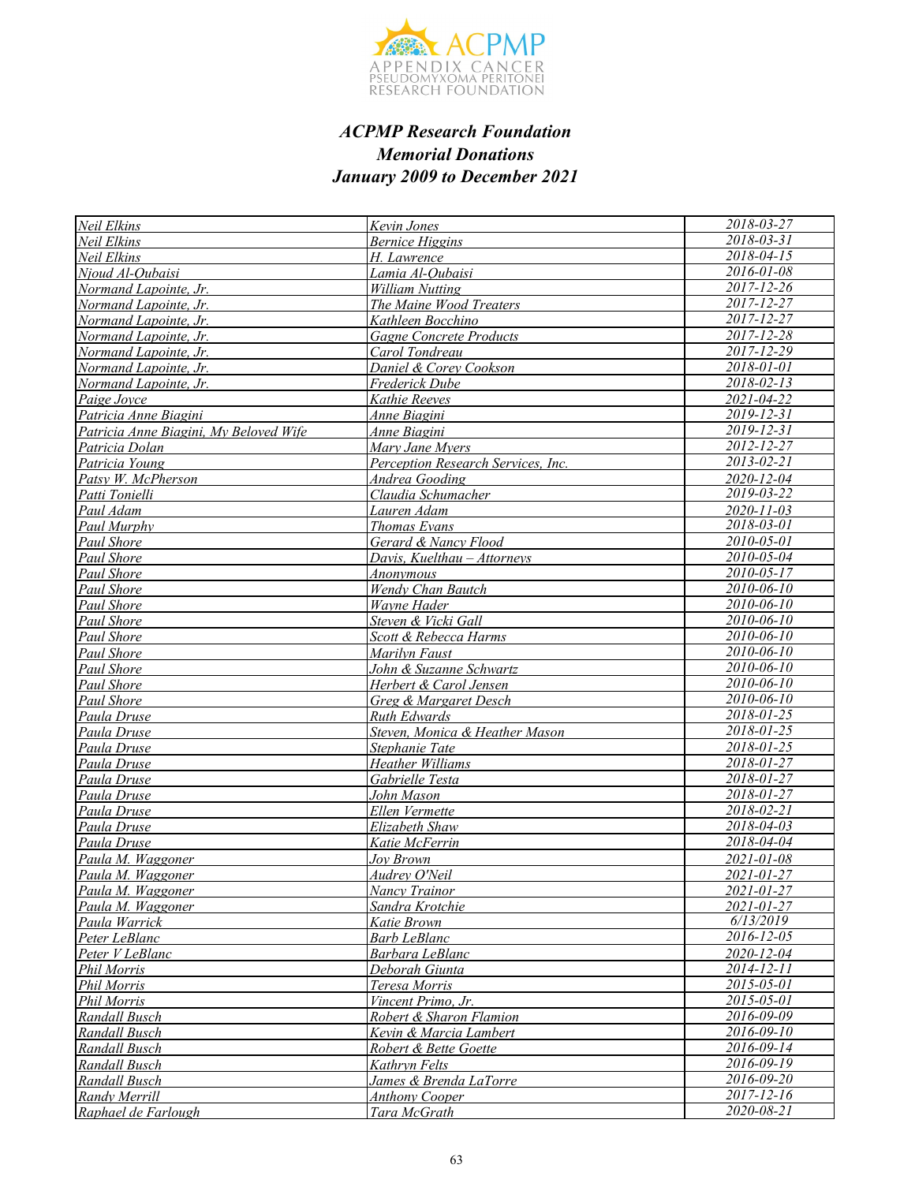### *ACPMP Research Foundation*
### *Memorial Donations*
### *January 2009 to December 2021*

| | | |
|---|---|---|
| Neil Elkins | Kevin Jones | 2018-03-27 |
| Neil Elkins | Bernice Higgins | 2018-03-31 |
| Neil Elkins | H. Lawrence | 2018-04-15 |
| Njoud Al-Oubaisi | Lamia Al-Oubaisi | 2016-01-08 |
| Normand Lapointe, Jr. | William Nutting | 2017-12-26 |
| Normand Lapointe, Jr. | The Maine Wood Treaters | 2017-12-27 |
| Normand Lapointe, Jr. | Kathleen Bocchino | 2017-12-27 |
| Normand Lapointe, Jr. | Gagne Concrete Products | 2017-12-28 |
| Normand Lapointe, Jr. | Carol Tondreau | 2017-12-29 |
| Normand Lapointe, Jr. | Daniel & Corey Cookson | 2018-01-01 |
| Normand Lapointe, Jr. | Frederick Dube | 2018-02-13 |
| Paige Joyce | Kathie Reeves | 2021-04-22 |
| Patricia Anne Biagini | Anne Biagini | 2019-12-31 |
| Patricia Anne Biagini, My Beloved Wife | Anne Biagini | 2019-12-31 |
| Patricia Dolan | Mary Jane Myers | 2012-12-27 |
| Patricia Young | Perception Research Services, Inc. | 2013-02-21 |
| Patsy W. McPherson | Andrea Gooding | 2020-12-04 |
| Patti Tonielli | Claudia Schumacher | 2019-03-22 |
| Paul Adam | Lauren Adam | 2020-11-03 |
| Paul Murphy | Thomas Evans | 2018-03-01 |
| Paul Shore | Gerard & Nancy Flood | 2010-05-01 |
| Paul Shore | Davis, Kuelthau – Attorneys | 2010-05-04 |
| Paul Shore | Anonymous | 2010-05-17 |
| Paul Shore | Wendy Chan Bautch | 2010-06-10 |
| Paul Shore | Wayne Hader | 2010-06-10 |
| Paul Shore | Steven & Vicki Gall | 2010-06-10 |
| Paul Shore | Scott & Rebecca Harms | 2010-06-10 |
| Paul Shore | Marilyn Faust | 2010-06-10 |
| Paul Shore | John & Suzanne Schwartz | 2010-06-10 |
| Paul Shore | Herbert & Carol Jensen | 2010-06-10 |
| Paul Shore | Greg & Margaret Desch | 2010-06-10 |
| Paula Druse | Ruth Edwards | 2018-01-25 |
| Paula Druse | Steven, Monica & Heather Mason | 2018-01-25 |
| Paula Druse | Stephanie Tate | 2018-01-25 |
| Paula Druse | Heather Williams | 2018-01-27 |
| Paula Druse | Gabrielle Testa | 2018-01-27 |
| Paula Druse | John Mason | 2018-01-27 |
| Paula Druse | Ellen Vermette | 2018-02-21 |
| Paula Druse | Elizabeth Shaw | 2018-04-03 |
| Paula Druse | Katie McFerrin | 2018-04-04 |
| Paula M. Waggoner | Joy Brown | 2021-01-08 |
| Paula M. Waggoner | Audrey O'Neil | 2021-01-27 |
| Paula M. Waggoner | Nancy Trainor | 2021-01-27 |
| Paula M. Waggoner | Sandra Krotchie | 2021-01-27 |
| Paula Warrick | Katie Brown | 6/13/2019 |
| Peter LeBlanc | Barb LeBlanc | 2016-12-05 |
| Peter V LeBlanc | Barbara LeBlanc | 2020-12-04 |
| Phil Morris | Deborah Giunta | 2014-12-11 |
| Phil Morris | Teresa Morris | 2015-05-01 |
| Phil Morris | Vincent Primo, Jr. | 2015-05-01 |
| Randall Busch | Robert & Sharon Flamion | 2016-09-09 |
| Randall Busch | Kevin & Marcia Lambert | 2016-09-10 |
| Randall Busch | Robert & Bette Goette | 2016-09-14 |
| Randall Busch | Kathryn Felts | 2016-09-19 |
| Randall Busch | James & Brenda LaTorre | 2016-09-20 |
| Randy Merrill | Anthony Cooper | 2017-12-16 |
| Raphael de Farlough | Tara McGrath | 2020-08-21 |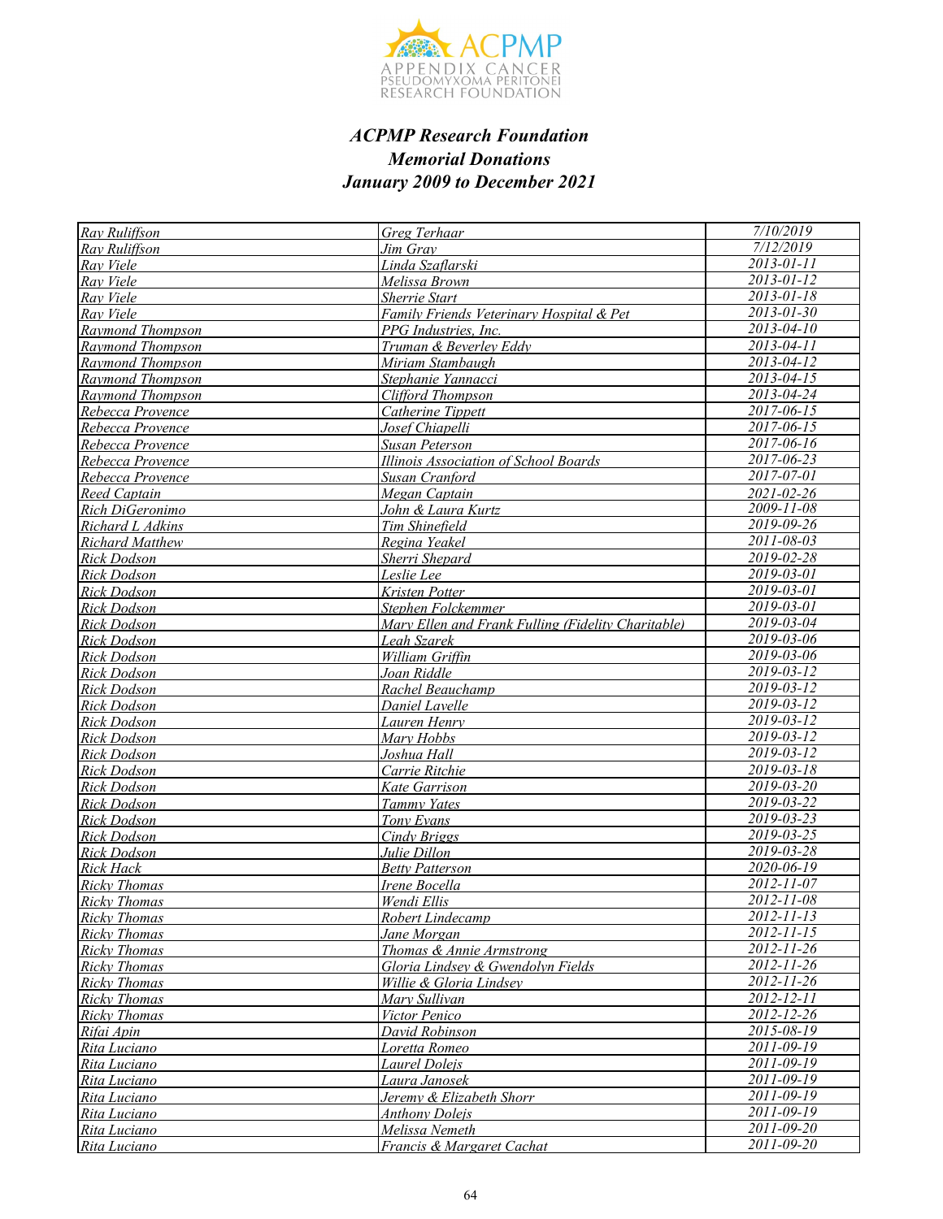### *ACPMP Research Foundation*
### *Memorial Donations*
### *January 2009 to December 2021*

| | | |
|---|---|---|
| Ray Ruliffson | Greg Terhaar | 7/10/2019 |
| Ray Ruliffson | Jim Gray | 7/12/2019 |
| Ray Viele | Linda Szaflarski | 2013-01-11 |
| Ray Viele | Melissa Brown | 2013-01-12 |
| Ray Viele | Sherrie Start | 2013-01-18 |
| Ray Viele | Family Friends Veterinary Hospital & Pet | 2013-01-30 |
| Raymond Thompson | PPG Industries, Inc. | 2013-04-10 |
| Raymond Thompson | Truman & Beverley Eddy | 2013-04-11 |
| Raymond Thompson | Miriam Stambaugh | 2013-04-12 |
| Raymond Thompson | Stephanie Yannacci | 2013-04-15 |
| Raymond Thompson | Clifford Thompson | 2013-04-24 |
| Rebecca Provence | Catherine Tippett | 2017-06-15 |
| Rebecca Provence | Josef Chiapelli | 2017-06-15 |
| Rebecca Provence | Susan Peterson | 2017-06-16 |
| Rebecca Provence | Illinois Association of School Boards | 2017-06-23 |
| Rebecca Provence | Susan Cranford | 2017-07-01 |
| Reed Captain | Megan Captain | 2021-02-26 |
| Rich DiGeronimo | John & Laura Kurtz | 2009-11-08 |
| Richard L Adkins | Tim Shinefield | 2019-09-26 |
| Richard Matthew | Regina Yeakel | 2011-08-03 |
| Rick Dodson | Sherri Shepard | 2019-02-28 |
| Rick Dodson | Leslie Lee | 2019-03-01 |
| Rick Dodson | Kristen Potter | 2019-03-01 |
| Rick Dodson | Stephen Folckemmer | 2019-03-01 |
| Rick Dodson | Mary Ellen and Frank Fulling (Fidelity Charitable) | 2019-03-04 |
| Rick Dodson | Leah Szarek | 2019-03-06 |
| Rick Dodson | William Griffin | 2019-03-06 |
| Rick Dodson | Joan Riddle | 2019-03-12 |
| Rick Dodson | Rachel Beauchamp | 2019-03-12 |
| Rick Dodson | Daniel Lavelle | 2019-03-12 |
| Rick Dodson | Lauren Henry | 2019-03-12 |
| Rick Dodson | Mary Hobbs | 2019-03-12 |
| Rick Dodson | Joshua Hall | 2019-03-12 |
| Rick Dodson | Carrie Ritchie | 2019-03-18 |
| Rick Dodson | Kate Garrison | 2019-03-20 |
| Rick Dodson | Tammy Yates | 2019-03-22 |
| Rick Dodson | Tony Evans | 2019-03-23 |
| Rick Dodson | Cindy Briggs | 2019-03-25 |
| Rick Dodson | Julie Dillon | 2019-03-28 |
| Rick Hack | Betty Patterson | 2020-06-19 |
| Ricky Thomas | Irene Bocella | 2012-11-07 |
| Ricky Thomas | Wendi Ellis | 2012-11-08 |
| Ricky Thomas | Robert Lindecamp | 2012-11-13 |
| Ricky Thomas | Jane Morgan | 2012-11-15 |
| Ricky Thomas | Thomas & Annie Armstrong | 2012-11-26 |
| Ricky Thomas | Gloria Lindsey & Gwendolyn Fields | 2012-11-26 |
| Ricky Thomas | Willie & Gloria Lindsey | 2012-11-26 |
| Ricky Thomas | Mary Sullivan | 2012-12-11 |
| Ricky Thomas | Victor Penico | 2012-12-26 |
| Rifai Apin | David Robinson | 2015-08-19 |
| Rita Luciano | Loretta Romeo | 2011-09-19 |
| Rita Luciano | Laurel Dolejs | 2011-09-19 |
| Rita Luciano | Laura Janosek | 2011-09-19 |
| Rita Luciano | Jeremy & Elizabeth Shorr | 2011-09-19 |
| Rita Luciano | Anthony Dolejs | 2011-09-19 |
| Rita Luciano | Melissa Nemeth | 2011-09-20 |
| Rita Luciano | Francis & Margaret Cachat | 2011-09-20 |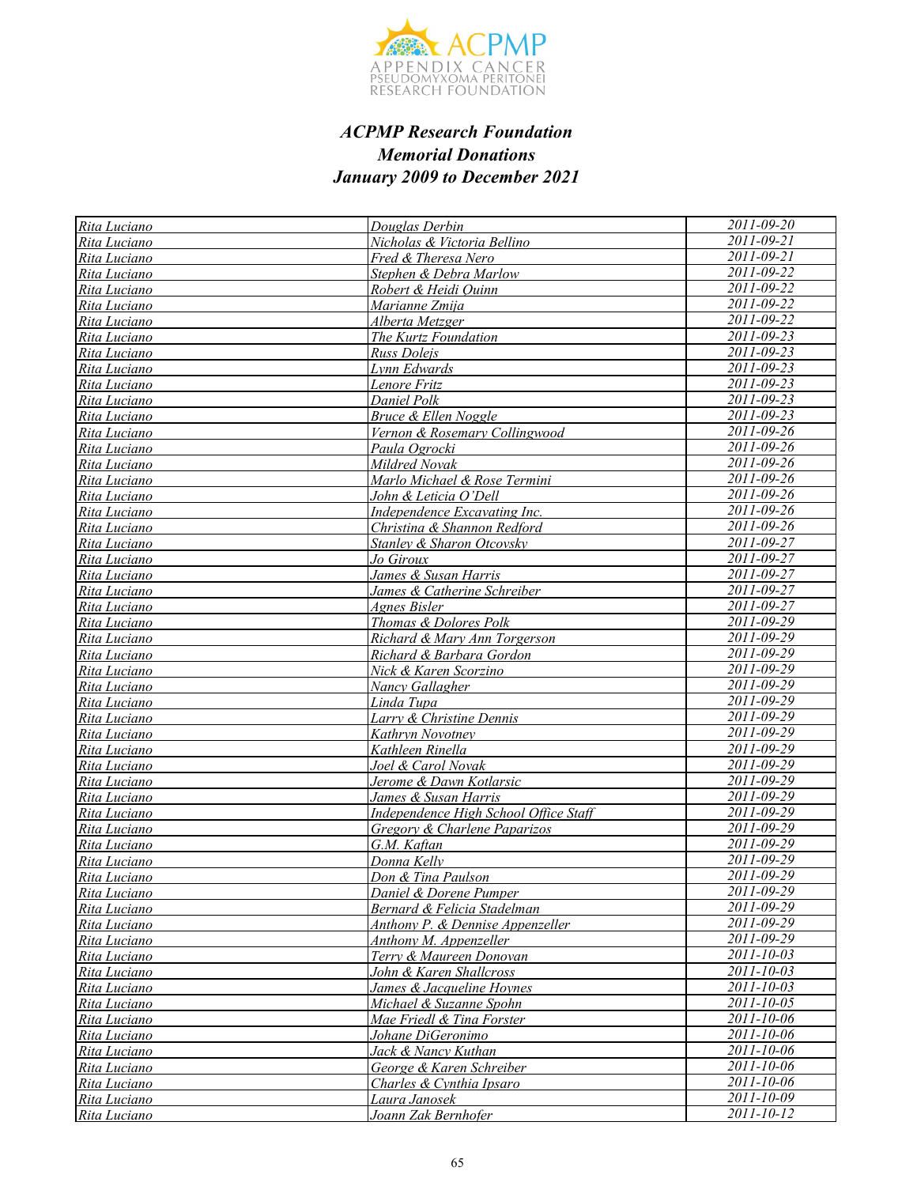### *ACPMP Research Foundation*
### *Memorial Donations*
### *January 2009 to December 2021*

| | | |
|---|---|---|
| Rita Luciano | Douglas Derbin | 2011-09-20 |
| Rita Luciano | Nicholas & Victoria Bellino | 2011-09-21 |
| Rita Luciano | Fred & Theresa Nero | 2011-09-21 |
| Rita Luciano | Stephen & Debra Marlow | 2011-09-22 |
| Rita Luciano | Robert & Heidi Quinn | 2011-09-22 |
| Rita Luciano | Marianne Zmija | 2011-09-22 |
| Rita Luciano | Alberta Metzger | 2011-09-22 |
| Rita Luciano | The Kurtz Foundation | 2011-09-23 |
| Rita Luciano | Russ Dolejs | 2011-09-23 |
| Rita Luciano | Lynn Edwards | 2011-09-23 |
| Rita Luciano | Lenore Fritz | 2011-09-23 |
| Rita Luciano | Daniel Polk | 2011-09-23 |
| Rita Luciano | Bruce & Ellen Noggle | 2011-09-23 |
| Rita Luciano | Vernon & Rosemary Collingwood | 2011-09-26 |
| Rita Luciano | Paula Ogrocki | 2011-09-26 |
| Rita Luciano | Mildred Novak | 2011-09-26 |
| Rita Luciano | Marlo Michael & Rose Termini | 2011-09-26 |
| Rita Luciano | John & Leticia O'Dell | 2011-09-26 |
| Rita Luciano | Independence Excavating Inc. | 2011-09-26 |
| Rita Luciano | Christina & Shannon Redford | 2011-09-26 |
| Rita Luciano | Stanley & Sharon Otcovsky | 2011-09-27 |
| Rita Luciano | Jo Giroux | 2011-09-27 |
| Rita Luciano | James & Susan Harris | 2011-09-27 |
| Rita Luciano | James & Catherine Schreiber | 2011-09-27 |
| Rita Luciano | Agnes Bisler | 2011-09-27 |
| Rita Luciano | Thomas & Dolores Polk | 2011-09-29 |
| Rita Luciano | Richard & Mary Ann Torgerson | 2011-09-29 |
| Rita Luciano | Richard & Barbara Gordon | 2011-09-29 |
| Rita Luciano | Nick & Karen Scorzino | 2011-09-29 |
| Rita Luciano | Nancy Gallagher | 2011-09-29 |
| Rita Luciano | Linda Tupa | 2011-09-29 |
| Rita Luciano | Larry & Christine Dennis | 2011-09-29 |
| Rita Luciano | Kathryn Novotney | 2011-09-29 |
| Rita Luciano | Kathleen Rinella | 2011-09-29 |
| Rita Luciano | Joel & Carol Novak | 2011-09-29 |
| Rita Luciano | Jerome & Dawn Kotlarsic | 2011-09-29 |
| Rita Luciano | James & Susan Harris | 2011-09-29 |
| Rita Luciano | Independence High School Office Staff | 2011-09-29 |
| Rita Luciano | Gregory & Charlene Paparizos | 2011-09-29 |
| Rita Luciano | G.M. Kaftan | 2011-09-29 |
| Rita Luciano | Donna Kelly | 2011-09-29 |
| Rita Luciano | Don & Tina Paulson | 2011-09-29 |
| Rita Luciano | Daniel & Dorene Pumper | 2011-09-29 |
| Rita Luciano | Bernard & Felicia Stadelman | 2011-09-29 |
| Rita Luciano | Anthony P. & Dennise Appenzeller | 2011-09-29 |
| Rita Luciano | Anthony M. Appenzeller | 2011-09-29 |
| Rita Luciano | Terry & Maureen Donovan | 2011-10-03 |
| Rita Luciano | John & Karen Shallcross | 2011-10-03 |
| Rita Luciano | James & Jacqueline Hoynes | 2011-10-03 |
| Rita Luciano | Michael & Suzanne Spohn | 2011-10-05 |
| Rita Luciano | Mae Friedl & Tina Forster | 2011-10-06 |
| Rita Luciano | Johane DiGeronimo | 2011-10-06 |
| Rita Luciano | Jack & Nancy Kuthan | 2011-10-06 |
| Rita Luciano | George & Karen Schreiber | 2011-10-06 |
| Rita Luciano | Charles & Cynthia Ipsaro | 2011-10-06 |
| Rita Luciano | Laura Janosek | 2011-10-09 |
| Rita Luciano | Joann Zak Bernhofer | 2011-10-12 |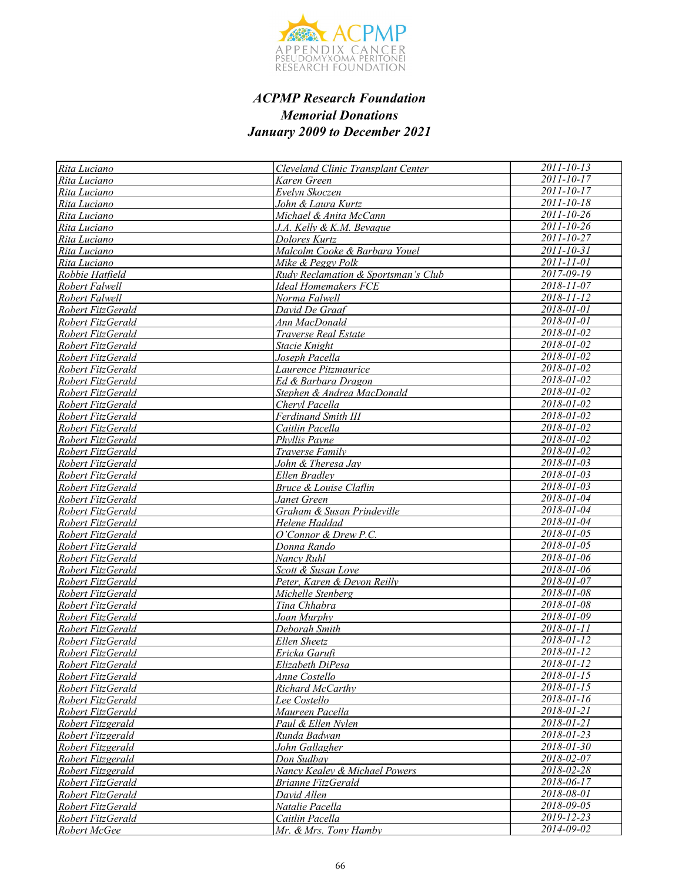### *ACPMP Research Foundation*
### *Memorial Donations*
### *January 2009 to December 2021*

| | | |
|---|---|---|
| Rita Luciano | Cleveland Clinic Transplant Center | 2011-10-13 |
| Rita Luciano | Karen Green | 2011-10-17 |
| Rita Luciano | Evelyn Skoczen | 2011-10-17 |
| Rita Luciano | John & Laura Kurtz | 2011-10-18 |
| Rita Luciano | Michael & Anita McCann | 2011-10-26 |
| Rita Luciano | J.A. Kelly & K.M. Bevaque | 2011-10-26 |
| Rita Luciano | Dolores Kurtz | 2011-10-27 |
| Rita Luciano | Malcolm Cooke & Barbara Youel | 2011-10-31 |
| Rita Luciano | Mike & Peggy Polk | 2011-11-01 |
| Robbie Hatfield | Rudy Reclamation & Sportsman's Club | 2017-09-19 |
| Robert Falwell | Ideal Homemakers FCE | 2018-11-07 |
| Robert Falwell | Norma Falwell | 2018-11-12 |
| Robert FitzGerald | David De Graaf | 2018-01-01 |
| Robert FitzGerald | Ann MacDonald | 2018-01-01 |
| Robert FitzGerald | Traverse Real Estate | 2018-01-02 |
| Robert FitzGerald | Stacie Knight | 2018-01-02 |
| Robert FitzGerald | Joseph Pacella | 2018-01-02 |
| Robert FitzGerald | Laurence Pitzmaurice | 2018-01-02 |
| Robert FitzGerald | Ed & Barbara Dragon | 2018-01-02 |
| Robert FitzGerald | Stephen & Andrea MacDonald | 2018-01-02 |
| Robert FitzGerald | Cheryl Pacella | 2018-01-02 |
| Robert FitzGerald | Ferdinand Smith III | 2018-01-02 |
| Robert FitzGerald | Caitlin Pacella | 2018-01-02 |
| Robert FitzGerald | Phyllis Payne | 2018-01-02 |
| Robert FitzGerald | Traverse Family | 2018-01-02 |
| Robert FitzGerald | John & Theresa Jay | 2018-01-03 |
| Robert FitzGerald | Ellen Bradley | 2018-01-03 |
| Robert FitzGerald | Bruce & Louise Claflin | 2018-01-03 |
| Robert FitzGerald | Janet Green | 2018-01-04 |
| Robert FitzGerald | Graham & Susan Prindeville | 2018-01-04 |
| Robert FitzGerald | Helene Haddad | 2018-01-04 |
| Robert FitzGerald | O'Connor & Drew P.C. | 2018-01-05 |
| Robert FitzGerald | Donna Rando | 2018-01-05 |
| Robert FitzGerald | Nancy Ruhl | 2018-01-06 |
| Robert FitzGerald | Scott & Susan Love | 2018-01-06 |
| Robert FitzGerald | Peter, Karen & Devon Reilly | 2018-01-07 |
| Robert FitzGerald | Michelle Stenberg | 2018-01-08 |
| Robert FitzGerald | Tina Chhabra | 2018-01-08 |
| Robert FitzGerald | Joan Murphy | 2018-01-09 |
| Robert FitzGerald | Deborah Smith | 2018-01-11 |
| Robert FitzGerald | Ellen Sheetz | 2018-01-12 |
| Robert FitzGerald | Ericka Garufi | 2018-01-12 |
| Robert FitzGerald | Elizabeth DiPesa | 2018-01-12 |
| Robert FitzGerald | Anne Costello | 2018-01-15 |
| Robert FitzGerald | Richard McCarthy | 2018-01-15 |
| Robert FitzGerald | Lee Costello | 2018-01-16 |
| Robert FitzGerald | Maureen Pacella | 2018-01-21 |
| Robert Fitzgerald | Paul & Ellen Nylen | 2018-01-21 |
| Robert Fitzgerald | Runda Badwan | 2018-01-23 |
| Robert Fitzgerald | John Gallagher | 2018-01-30 |
| Robert Fitzgerald | Don Sudbay | 2018-02-07 |
| Robert Fitzgerald | Nancy Kealey & Michael Powers | 2018-02-28 |
| Robert FitzGerald | Brianne FitzGerald | 2018-06-17 |
| Robert FitzGerald | David Allen | 2018-08-01 |
| Robert FitzGerald | Natalie Pacella | 2018-09-05 |
| Robert FitzGerald | Caitlin Pacella | 2019-12-23 |
| Robert McGee | Mr. & Mrs. Tony Hamby | 2014-09-02 |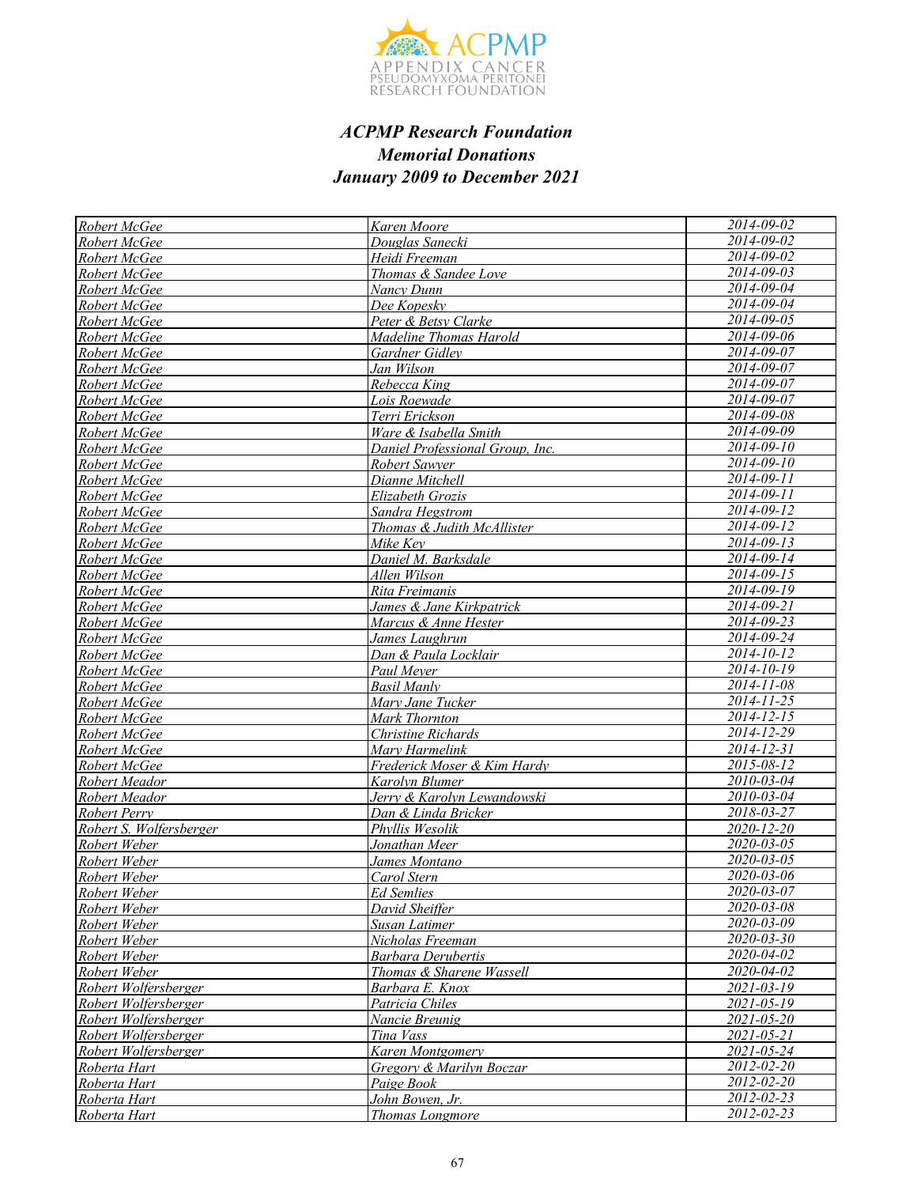### *ACPMP Research Foundation*
### *Memorial Donations*
### *January 2009 to December 2021*

| | | |
|---|---|---|
| Robert McGee | Karen Moore | 2014-09-02 |
| Robert McGee | Douglas Sanecki | 2014-09-02 |
| Robert McGee | Heidi Freeman | 2014-09-02 |
| Robert McGee | Thomas & Sandee Love | 2014-09-03 |
| Robert McGee | Nancy Dunn | 2014-09-04 |
| Robert McGee | Dee Kopesky | 2014-09-04 |
| Robert McGee | Peter & Betsy Clarke | 2014-09-05 |
| Robert McGee | Madeline Thomas Harold | 2014-09-06 |
| Robert McGee | Gardner Gidley | 2014-09-07 |
| Robert McGee | Jan Wilson | 2014-09-07 |
| Robert McGee | Rebecca King | 2014-09-07 |
| Robert McGee | Lois Roewade | 2014-09-07 |
| Robert McGee | Terri Erickson | 2014-09-08 |
| Robert McGee | Ware & Isabella Smith | 2014-09-09 |
| Robert McGee | Daniel Professional Group, Inc. | 2014-09-10 |
| Robert McGee | Robert Sawyer | 2014-09-10 |
| Robert McGee | Dianne Mitchell | 2014-09-11 |
| Robert McGee | Elizabeth Grozis | 2014-09-11 |
| Robert McGee | Sandra Hegstrom | 2014-09-12 |
| Robert McGee | Thomas & Judith McAllister | 2014-09-12 |
| Robert McGee | Mike Key | 2014-09-13 |
| Robert McGee | Daniel M. Barksdale | 2014-09-14 |
| Robert McGee | Allen Wilson | 2014-09-15 |
| Robert McGee | Rita Freimanis | 2014-09-19 |
| Robert McGee | James & Jane Kirkpatrick | 2014-09-21 |
| Robert McGee | Marcus & Anne Hester | 2014-09-23 |
| Robert McGee | James Laughrun | 2014-09-24 |
| Robert McGee | Dan & Paula Locklair | 2014-10-12 |
| Robert McGee | Paul Meyer | 2014-10-19 |
| Robert McGee | Basil Manly | 2014-11-08 |
| Robert McGee | Mary Jane Tucker | 2014-11-25 |
| Robert McGee | Mark Thornton | 2014-12-15 |
| Robert McGee | Christine Richards | 2014-12-29 |
| Robert McGee | Mary Harmelink | 2014-12-31 |
| Robert McGee | Frederick Moser & Kim Hardy | 2015-08-12 |
| Robert Meador | Karolyn Blumer | 2010-03-04 |
| Robert Meador | Jerry & Karolyn Lewandowski | 2010-03-04 |
| Robert Perry | Dan & Linda Bricker | 2018-03-27 |
| Robert S. Wolfersberger | Phyllis Wesolik | 2020-12-20 |
| Robert Weber | Jonathan Meer | 2020-03-05 |
| Robert Weber | James Montano | 2020-03-05 |
| Robert Weber | Carol Stern | 2020-03-06 |
| Robert Weber | Ed Semlies | 2020-03-07 |
| Robert Weber | David Sheiffer | 2020-03-08 |
| Robert Weber | Susan Latimer | 2020-03-09 |
| Robert Weber | Nicholas Freeman | 2020-03-30 |
| Robert Weber | Barbara Derubertis | 2020-04-02 |
| Robert Weber | Thomas & Sharene Wassell | 2020-04-02 |
| Robert Wolfersberger | Barbara E. Knox | 2021-03-19 |
| Robert Wolfersberger | Patricia Chiles | 2021-05-19 |
| Robert Wolfersberger | Nancie Breunig | 2021-05-20 |
| Robert Wolfersberger | Tina Vass | 2021-05-21 |
| Robert Wolfersberger | Karen Montgomery | 2021-05-24 |
| Roberta Hart | Gregory & Marilyn Boczar | 2012-02-20 |
| Roberta Hart | Paige Book | 2012-02-20 |
| Roberta Hart | John Bowen, Jr. | 2012-02-23 |
| Roberta Hart | Thomas Longmore | 2012-02-23 |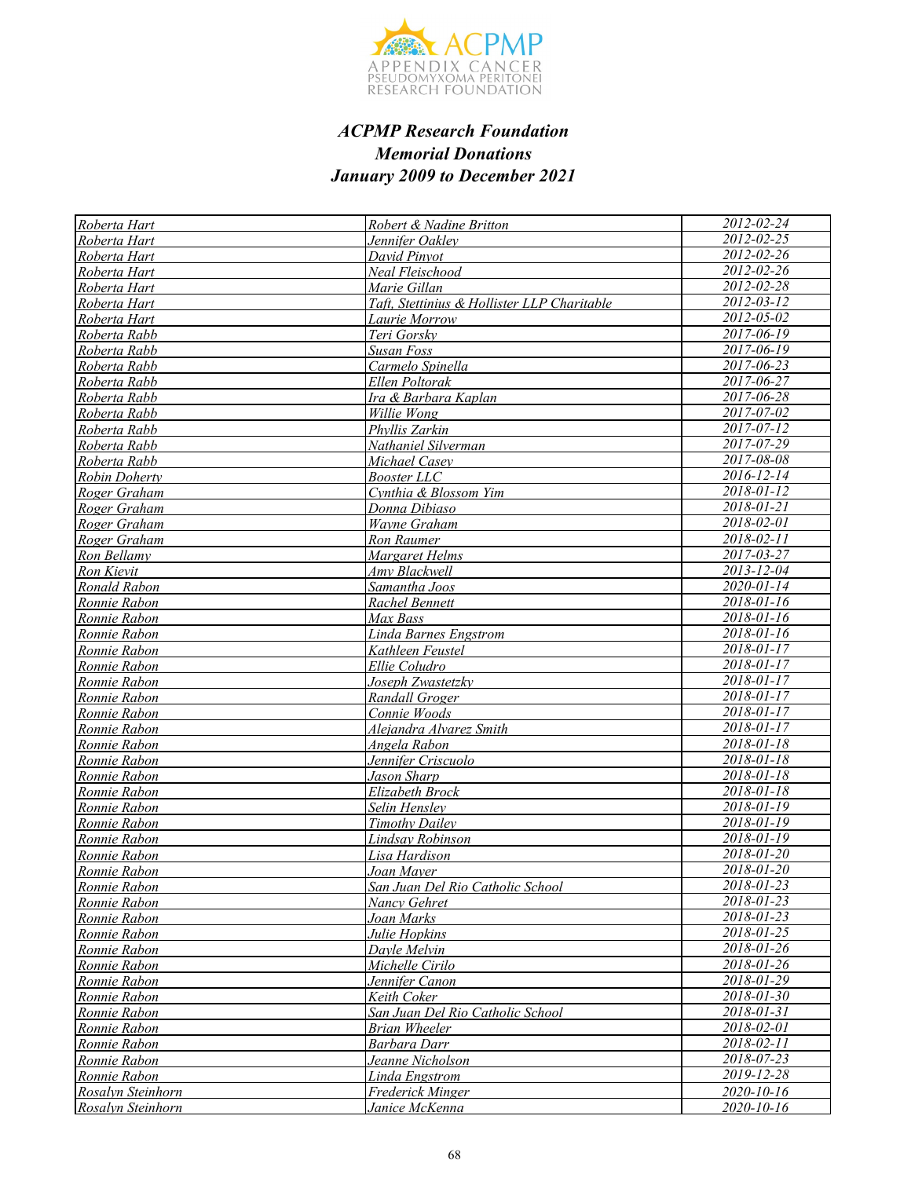***ACPMP Research Foundation***
***Memorial Donations***
***January 2009 to December 2021***

| | | |
|---|---|---|
| *Roberta Hart* | *Robert & Nadine Britton* | *2012-02-24* |
| *Roberta Hart* | *Jennifer Oakley* | *2012-02-25* |
| *Roberta Hart* | *David Pinyot* | *2012-02-26* |
| *Roberta Hart* | *Neal Fleischood* | *2012-02-26* |
| *Roberta Hart* | *Marie Gillan* | *2012-02-28* |
| *Roberta Hart* | *Taft, Stettinius & Hollister LLP Charitable* | *2012-03-12* |
| *Roberta Hart* | *Laurie Morrow* | *2012-05-02* |
| *Roberta Rabb* | *Teri Gorsky* | *2017-06-19* |
| *Roberta Rabb* | *Susan Foss* | *2017-06-19* |
| *Roberta Rabb* | *Carmelo Spinella* | *2017-06-23* |
| *Roberta Rabb* | *Ellen Poltorak* | *2017-06-27* |
| *Roberta Rabb* | *Ira & Barbara Kaplan* | *2017-06-28* |
| *Roberta Rabb* | *Willie Wong* | *2017-07-02* |
| *Roberta Rabb* | *Phyllis Zarkin* | *2017-07-12* |
| *Roberta Rabb* | *Nathaniel Silverman* | *2017-07-29* |
| *Roberta Rabb* | *Michael Casey* | *2017-08-08* |
| *Robin Doherty* | *Booster LLC* | *2016-12-14* |
| *Roger Graham* | *Cynthia & Blossom Yim* | *2018-01-12* |
| *Roger Graham* | *Donna Dibiaso* | *2018-01-21* |
| *Roger Graham* | *Wayne Graham* | *2018-02-01* |
| *Roger Graham* | *Ron Raumer* | *2018-02-11* |
| *Ron Bellamy* | *Margaret Helms* | *2017-03-27* |
| *Ron Kievit* | *Amy Blackwell* | *2013-12-04* |
| *Ronald Rabon* | *Samantha Joos* | *2020-01-14* |
| *Ronnie Rabon* | *Rachel Bennett* | *2018-01-16* |
| *Ronnie Rabon* | *Max Bass* | *2018-01-16* |
| *Ronnie Rabon* | *Linda Barnes Engstrom* | *2018-01-16* |
| *Ronnie Rabon* | *Kathleen Feustel* | *2018-01-17* |
| *Ronnie Rabon* | *Ellie Coludro* | *2018-01-17* |
| *Ronnie Rabon* | *Joseph Zwastetzky* | *2018-01-17* |
| *Ronnie Rabon* | *Randall Groger* | *2018-01-17* |
| *Ronnie Rabon* | *Connie Woods* | *2018-01-17* |
| *Ronnie Rabon* | *Alejandra Alvarez Smith* | *2018-01-17* |
| *Ronnie Rabon* | *Angela Rabon* | *2018-01-18* |
| *Ronnie Rabon* | *Jennifer Criscuolo* | *2018-01-18* |
| *Ronnie Rabon* | *Jason Sharp* | *2018-01-18* |
| *Ronnie Rabon* | *Elizabeth Brock* | *2018-01-18* |
| *Ronnie Rabon* | *Selin Hensley* | *2018-01-19* |
| *Ronnie Rabon* | *Timothy Dailey* | *2018-01-19* |
| *Ronnie Rabon* | *Lindsay Robinson* | *2018-01-19* |
| *Ronnie Rabon* | *Lisa Hardison* | *2018-01-20* |
| *Ronnie Rabon* | *Joan Mayer* | *2018-01-20* |
| *Ronnie Rabon* | *San Juan Del Rio Catholic School* | *2018-01-23* |
| *Ronnie Rabon* | *Nancy Gehret* | *2018-01-23* |
| *Ronnie Rabon* | *Joan Marks* | *2018-01-23* |
| *Ronnie Rabon* | *Julie Hopkins* | *2018-01-25* |
| *Ronnie Rabon* | *Dayle Melvin* | *2018-01-26* |
| *Ronnie Rabon* | *Michelle Cirilo* | *2018-01-26* |
| *Ronnie Rabon* | *Jennifer Canon* | *2018-01-29* |
| *Ronnie Rabon* | *Keith Coker* | *2018-01-30* |
| *Ronnie Rabon* | *San Juan Del Rio Catholic School* | *2018-01-31* |
| *Ronnie Rabon* | *Brian Wheeler* | *2018-02-01* |
| *Ronnie Rabon* | *Barbara Darr* | *2018-02-11* |
| *Ronnie Rabon* | *Jeanne Nicholson* | *2018-07-23* |
| *Ronnie Rabon* | *Linda Engstrom* | *2019-12-28* |
| *Rosalyn Steinhorn* | *Frederick Minger* | *2020-10-16* |
| *Rosalyn Steinhorn* | *Janice McKenna* | *2020-10-16* |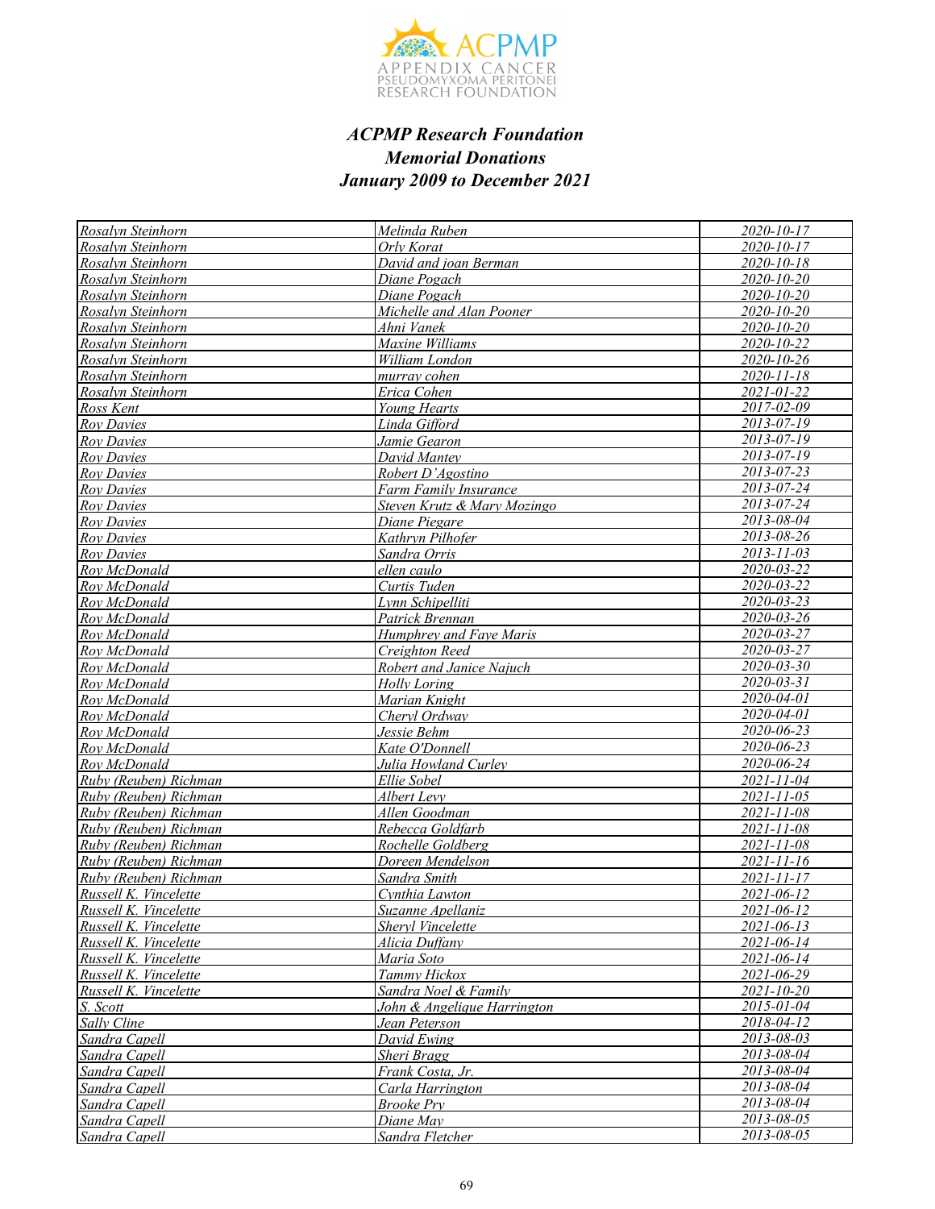***ACPMP Research Foundation***
***Memorial Donations***
***January 2009 to December 2021***

| | | |
|---|---|---|
| Rosalyn Steinhorn | Melinda Ruben | 2020-10-17 |
| Rosalyn Steinhorn | Orly Korat | 2020-10-17 |
| Rosalyn Steinhorn | David and joan Berman | 2020-10-18 |
| Rosalyn Steinhorn | Diane Pogach | 2020-10-20 |
| Rosalyn Steinhorn | Diane Pogach | 2020-10-20 |
| Rosalyn Steinhorn | Michelle and Alan Pooner | 2020-10-20 |
| Rosalyn Steinhorn | Ahni Vanek | 2020-10-20 |
| Rosalyn Steinhorn | Maxine Williams | 2020-10-22 |
| Rosalyn Steinhorn | William London | 2020-10-26 |
| Rosalyn Steinhorn | murray cohen | 2020-11-18 |
| Rosalyn Steinhorn | Erica Cohen | 2021-01-22 |
| Ross Kent | Young Hearts | 2017-02-09 |
| Roy Davies | Linda Gifford | 2013-07-19 |
| Roy Davies | Jamie Gearon | 2013-07-19 |
| Roy Davies | David Mantey | 2013-07-19 |
| Roy Davies | Robert D'Agostino | 2013-07-23 |
| Roy Davies | Farm Family Insurance | 2013-07-24 |
| Roy Davies | Steven Krutz & Mary Mozingo | 2013-07-24 |
| Roy Davies | Diane Piegare | 2013-08-04 |
| Roy Davies | Kathryn Pilhofer | 2013-08-26 |
| Roy Davies | Sandra Orris | 2013-11-03 |
| Roy McDonald | ellen caulo | 2020-03-22 |
| Roy McDonald | Curtis Tuden | 2020-03-22 |
| Roy McDonald | Lynn Schipelliti | 2020-03-23 |
| Roy McDonald | Patrick Brennan | 2020-03-26 |
| Roy McDonald | Humphrey and Faye Maris | 2020-03-27 |
| Roy McDonald | Creighton Reed | 2020-03-27 |
| Roy McDonald | Robert and Janice Najuch | 2020-03-30 |
| Roy McDonald | Holly Loring | 2020-03-31 |
| Roy McDonald | Marian Knight | 2020-04-01 |
| Roy McDonald | Cheryl Ordway | 2020-04-01 |
| Roy McDonald | Jessie Behm | 2020-06-23 |
| Roy McDonald | Kate O'Donnell | 2020-06-23 |
| Roy McDonald | Julia Howland Curley | 2020-06-24 |
| Ruby (Reuben) Richman | Ellie Sobel | 2021-11-04 |
| Ruby (Reuben) Richman | Albert Levy | 2021-11-05 |
| Ruby (Reuben) Richman | Allen Goodman | 2021-11-08 |
| Ruby (Reuben) Richman | Rebecca Goldfarb | 2021-11-08 |
| Ruby (Reuben) Richman | Rochelle Goldberg | 2021-11-08 |
| Ruby (Reuben) Richman | Doreen Mendelson | 2021-11-16 |
| Ruby (Reuben) Richman | Sandra Smith | 2021-11-17 |
| Russell K. Vincelette | Cynthia Lawton | 2021-06-12 |
| Russell K. Vincelette | Suzanne Apellaniz | 2021-06-12 |
| Russell K. Vincelette | Sheryl Vincelette | 2021-06-13 |
| Russell K. Vincelette | Alicia Duffany | 2021-06-14 |
| Russell K. Vincelette | Maria Soto | 2021-06-14 |
| Russell K. Vincelette | Tammy Hickox | 2021-06-29 |
| Russell K. Vincelette | Sandra Noel & Family | 2021-10-20 |
| S. Scott | John & Angelique Harrington | 2015-01-04 |
| Sally Cline | Jean Peterson | 2018-04-12 |
| Sandra Capell | David Ewing | 2013-08-03 |
| Sandra Capell | Sheri Bragg | 2013-08-04 |
| Sandra Capell | Frank Costa, Jr. | 2013-08-04 |
| Sandra Capell | Carla Harrington | 2013-08-04 |
| Sandra Capell | Brooke Pry | 2013-08-04 |
| Sandra Capell | Diane May | 2013-08-05 |
| Sandra Capell | Sandra Fletcher | 2013-08-05 |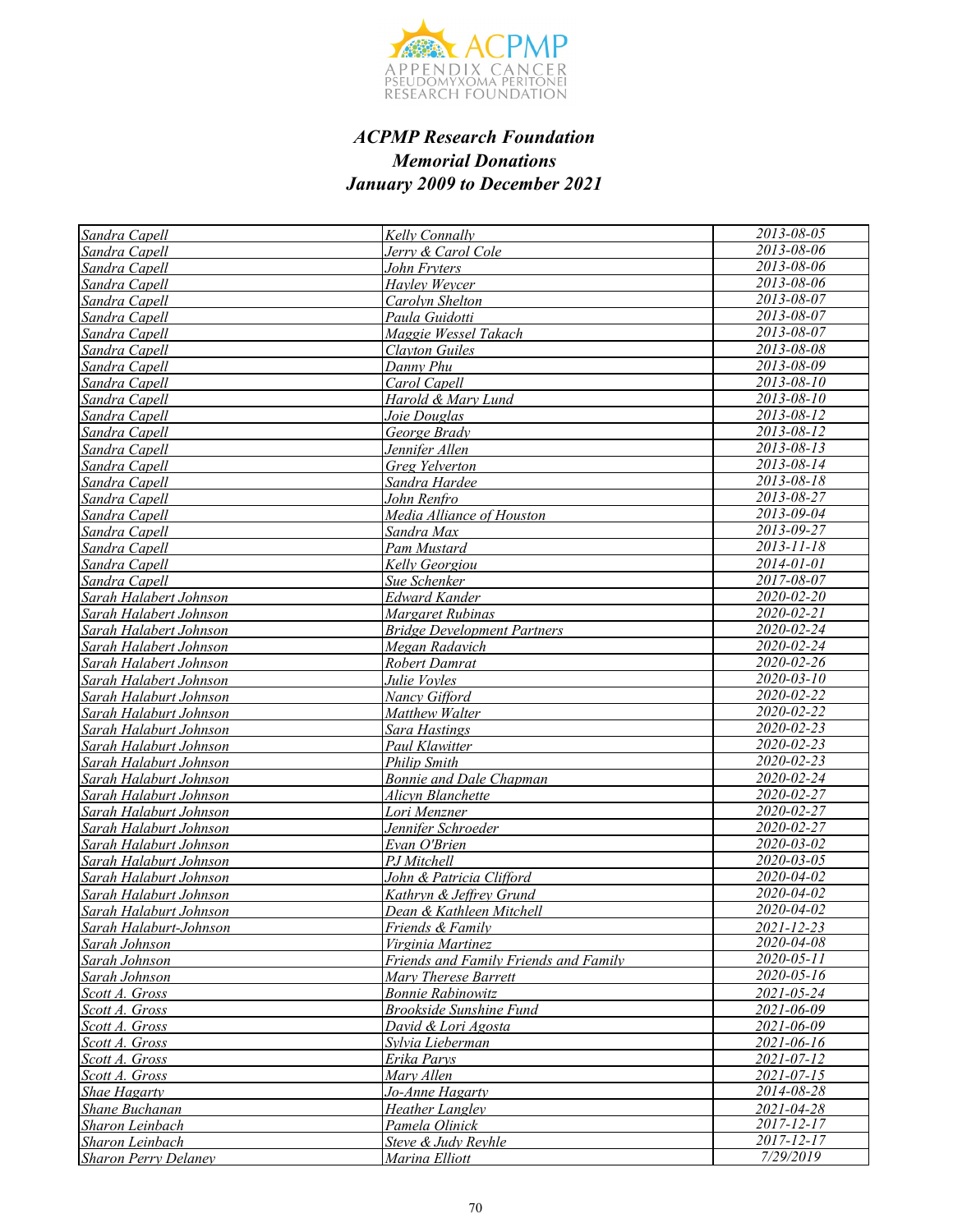*ACPMP Research Foundation*
*Memorial Donations*
*January 2009 to December 2021*

| | | |
|---|---|---|
| Sandra Capell | Kelly Connally | 2013-08-05 |
| Sandra Capell | Jerry & Carol Cole | 2013-08-06 |
| Sandra Capell | John Fryters | 2013-08-06 |
| Sandra Capell | Hayley Weycer | 2013-08-06 |
| Sandra Capell | Carolyn Shelton | 2013-08-07 |
| Sandra Capell | Paula Guidotti | 2013-08-07 |
| Sandra Capell | Maggie Wessel Takach | 2013-08-07 |
| Sandra Capell | Clayton Guiles | 2013-08-08 |
| Sandra Capell | Danny Phu | 2013-08-09 |
| Sandra Capell | Carol Capell | 2013-08-10 |
| Sandra Capell | Harold & Mary Lund | 2013-08-10 |
| Sandra Capell | Joie Douglas | 2013-08-12 |
| Sandra Capell | George Brady | 2013-08-12 |
| Sandra Capell | Jennifer Allen | 2013-08-13 |
| Sandra Capell | Greg Yelverton | 2013-08-14 |
| Sandra Capell | Sandra Hardee | 2013-08-18 |
| Sandra Capell | John Renfro | 2013-08-27 |
| Sandra Capell | Media Alliance of Houston | 2013-09-04 |
| Sandra Capell | Sandra Max | 2013-09-27 |
| Sandra Capell | Pam Mustard | 2013-11-18 |
| Sandra Capell | Kelly Georgiou | 2014-01-01 |
| Sandra Capell | Sue Schenker | 2017-08-07 |
| Sarah Halabert Johnson | Edward Kander | 2020-02-20 |
| Sarah Halabert Johnson | Margaret Rubinas | 2020-02-21 |
| Sarah Halabert Johnson | Bridge Development Partners | 2020-02-24 |
| Sarah Halabert Johnson | Megan Radavich | 2020-02-24 |
| Sarah Halabert Johnson | Robert Damrat | 2020-02-26 |
| Sarah Halabert Johnson | Julie Voyles | 2020-03-10 |
| Sarah Halaburt Johnson | Nancy Gifford | 2020-02-22 |
| Sarah Halaburt Johnson | Matthew Walter | 2020-02-22 |
| Sarah Halaburt Johnson | Sara Hastings | 2020-02-23 |
| Sarah Halaburt Johnson | Paul Klawitter | 2020-02-23 |
| Sarah Halaburt Johnson | Philip Smith | 2020-02-23 |
| Sarah Halaburt Johnson | Bonnie and Dale Chapman | 2020-02-24 |
| Sarah Halaburt Johnson | Alicyn Blanchette | 2020-02-27 |
| Sarah Halaburt Johnson | Lori Menzner | 2020-02-27 |
| Sarah Halaburt Johnson | Jennifer Schroeder | 2020-02-27 |
| Sarah Halaburt Johnson | Evan O'Brien | 2020-03-02 |
| Sarah Halaburt Johnson | PJ Mitchell | 2020-03-05 |
| Sarah Halaburt Johnson | John & Patricia Clifford | 2020-04-02 |
| Sarah Halaburt Johnson | Kathryn & Jeffrey Grund | 2020-04-02 |
| Sarah Halaburt Johnson | Dean & Kathleen Mitchell | 2020-04-02 |
| Sarah Halaburt-Johnson | Friends & Family | 2021-12-23 |
| Sarah Johnson | Virginia Martinez | 2020-04-08 |
| Sarah Johnson | Friends and Family Friends and Family | 2020-05-11 |
| Sarah Johnson | Mary Therese Barrett | 2020-05-16 |
| Scott A. Gross | Bonnie Rabinowitz | 2021-05-24 |
| Scott A. Gross | Brookside Sunshine Fund | 2021-06-09 |
| Scott A. Gross | David & Lori Agosta | 2021-06-09 |
| Scott A. Gross | Sylvia Lieberman | 2021-06-16 |
| Scott A. Gross | Erika Parys | 2021-07-12 |
| Scott A. Gross | Mary Allen | 2021-07-15 |
| Shae Hagarty | Jo-Anne Hagarty | 2014-08-28 |
| Shane Buchanan | Heather Langley | 2021-04-28 |
| Sharon Leinbach | Pamela Olinick | 2017-12-17 |
| Sharon Leinbach | Steve & Judy Reyhle | 2017-12-17 |
| Sharon Perry Delaney | Marina Elliott | 7/29/2019 |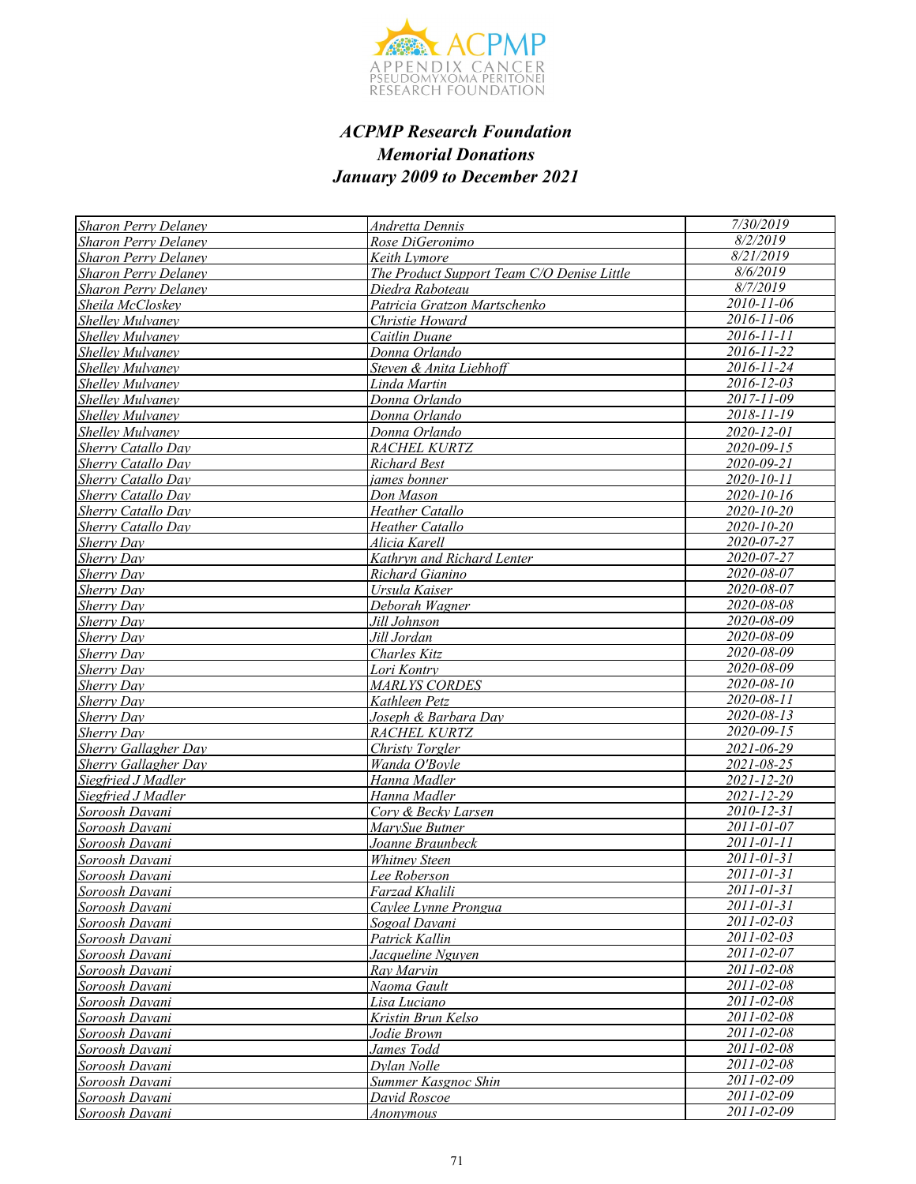# ACPMP Research Foundation
# Memorial Donations
# January 2009 to December 2021

| | | |
|---|---|---|
| Sharon Perry Delaney | Andretta Dennis | 7/30/2019 |
| Sharon Perry Delaney | Rose DiGeronimo | 8/2/2019 |
| Sharon Perry Delaney | Keith Lymore | 8/21/2019 |
| Sharon Perry Delaney | The Product Support Team C/O Denise Little | 8/6/2019 |
| Sharon Perry Delaney | Diedra Raboteau | 8/7/2019 |
| Sheila McCloskey | Patricia Gratzon Martschenko | 2010-11-06 |
| Shelley Mulvaney | Christie Howard | 2016-11-06 |
| Shelley Mulvaney | Caitlin Duane | 2016-11-11 |
| Shelley Mulvaney | Donna Orlando | 2016-11-22 |
| Shelley Mulvaney | Steven & Anita Liebhoff | 2016-11-24 |
| Shelley Mulvaney | Linda Martin | 2016-12-03 |
| Shelley Mulvaney | Donna Orlando | 2017-11-09 |
| Shelley Mulvaney | Donna Orlando | 2018-11-19 |
| Shelley Mulvaney | Donna Orlando | 2020-12-01 |
| Sherry Catallo Day | RACHEL KURTZ | 2020-09-15 |
| Sherry Catallo Day | Richard Best | 2020-09-21 |
| Sherry Catallo Day | james bonner | 2020-10-11 |
| Sherry Catallo Day | Don Mason | 2020-10-16 |
| Sherry Catallo Day | Heather Catallo | 2020-10-20 |
| Sherry Catallo Day | Heather Catallo | 2020-10-20 |
| Sherry Day | Alicia Karell | 2020-07-27 |
| Sherry Day | Kathryn and Richard Lenter | 2020-07-27 |
| Sherry Day | Richard Gianino | 2020-08-07 |
| Sherry Day | Ursula Kaiser | 2020-08-07 |
| Sherry Day | Deborah Wagner | 2020-08-08 |
| Sherry Day | Jill Johnson | 2020-08-09 |
| Sherry Day | Jill Jordan | 2020-08-09 |
| Sherry Day | Charles Kitz | 2020-08-09 |
| Sherry Day | Lori Kontry | 2020-08-09 |
| Sherry Day | MARLYS CORDES | 2020-08-10 |
| Sherry Day | Kathleen Petz | 2020-08-11 |
| Sherry Day | Joseph & Barbara Day | 2020-08-13 |
| Sherry Day | RACHEL KURTZ | 2020-09-15 |
| Sherry Gallagher Day | Christy Torgler | 2021-06-29 |
| Sherry Gallagher Day | Wanda O'Boyle | 2021-08-25 |
| Siegfried J Madler | Hanna Madler | 2021-12-20 |
| Siegfried J Madler | Hanna Madler | 2021-12-29 |
| Soroosh Davani | Cory & Becky Larsen | 2010-12-31 |
| Soroosh Davani | MarySue Butner | 2011-01-07 |
| Soroosh Davani | Joanne Braunbeck | 2011-01-11 |
| Soroosh Davani | Whitney Steen | 2011-01-31 |
| Soroosh Davani | Lee Roberson | 2011-01-31 |
| Soroosh Davani | Farzad Khalili | 2011-01-31 |
| Soroosh Davani | Caylee Lynne Prongua | 2011-01-31 |
| Soroosh Davani | Sogoal Davani | 2011-02-03 |
| Soroosh Davani | Patrick Kallin | 2011-02-03 |
| Soroosh Davani | Jacqueline Nguyen | 2011-02-07 |
| Soroosh Davani | Ray Marvin | 2011-02-08 |
| Soroosh Davani | Naoma Gault | 2011-02-08 |
| Soroosh Davani | Lisa Luciano | 2011-02-08 |
| Soroosh Davani | Kristin Brun Kelso | 2011-02-08 |
| Soroosh Davani | Jodie Brown | 2011-02-08 |
| Soroosh Davani | James Todd | 2011-02-08 |
| Soroosh Davani | Dylan Nolle | 2011-02-08 |
| Soroosh Davani | Summer Kasgnoc Shin | 2011-02-09 |
| Soroosh Davani | David Roscoe | 2011-02-09 |
| Soroosh Davani | Anonymous | 2011-02-09 |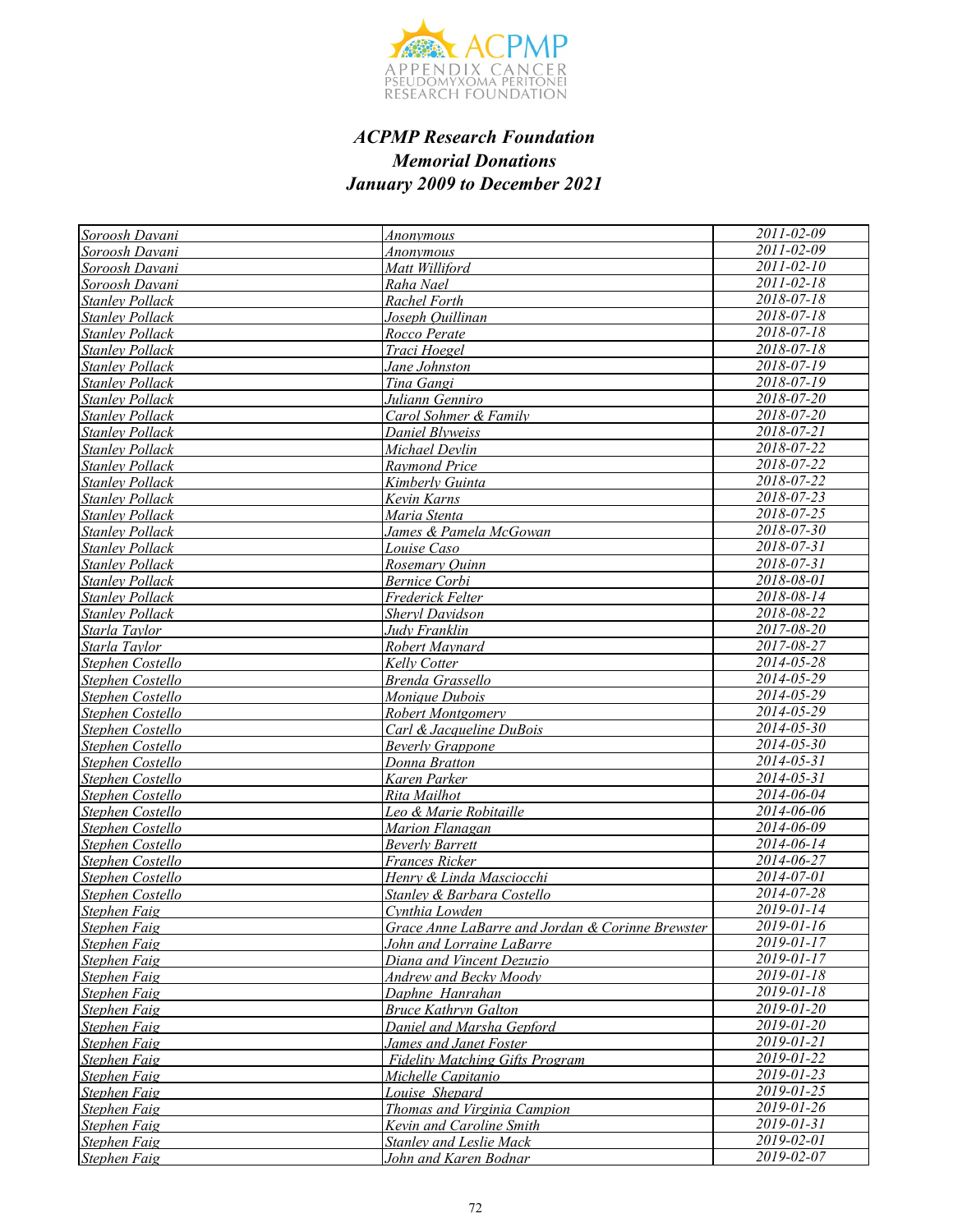# *ACPMP Research Foundation*
## *Memorial Donations*
## *January 2009 to December 2021*

| | | |
|---|---|---|
| Soroosh Davani | Anonymous | 2011-02-09 |
| Soroosh Davani | Anonymous | 2011-02-09 |
| Soroosh Davani | Matt Williford | 2011-02-10 |
| Soroosh Davani | Raha Nael | 2011-02-18 |
| Stanley Pollack | Rachel Forth | 2018-07-18 |
| Stanley Pollack | Joseph Quillinan | 2018-07-18 |
| Stanley Pollack | Rocco Perate | 2018-07-18 |
| Stanley Pollack | Traci Hoegel | 2018-07-18 |
| Stanley Pollack | Jane Johnston | 2018-07-19 |
| Stanley Pollack | Tina Gangi | 2018-07-19 |
| Stanley Pollack | Juliann Genniro | 2018-07-20 |
| Stanley Pollack | Carol Sohmer & Family | 2018-07-20 |
| Stanley Pollack | Daniel Blyweiss | 2018-07-21 |
| Stanley Pollack | Michael Devlin | 2018-07-22 |
| Stanley Pollack | Raymond Price | 2018-07-22 |
| Stanley Pollack | Kimberly Guinta | 2018-07-22 |
| Stanley Pollack | Kevin Karns | 2018-07-23 |
| Stanley Pollack | Maria Stenta | 2018-07-25 |
| Stanley Pollack | James & Pamela McGowan | 2018-07-30 |
| Stanley Pollack | Louise Caso | 2018-07-31 |
| Stanley Pollack | Rosemary Quinn | 2018-07-31 |
| Stanley Pollack | Bernice Corbi | 2018-08-01 |
| Stanley Pollack | Frederick Felter | 2018-08-14 |
| Stanley Pollack | Sheryl Davidson | 2018-08-22 |
| Starla Taylor | Judy Franklin | 2017-08-20 |
| Starla Taylor | Robert Maynard | 2017-08-27 |
| Stephen Costello | Kelly Cotter | 2014-05-28 |
| Stephen Costello | Brenda Grassello | 2014-05-29 |
| Stephen Costello | Monique Dubois | 2014-05-29 |
| Stephen Costello | Robert Montgomery | 2014-05-29 |
| Stephen Costello | Carl & Jacqueline DuBois | 2014-05-30 |
| Stephen Costello | Beverly Grappone | 2014-05-30 |
| Stephen Costello | Donna Bratton | 2014-05-31 |
| Stephen Costello | Karen Parker | 2014-05-31 |
| Stephen Costello | Rita Mailhot | 2014-06-04 |
| Stephen Costello | Leo & Marie Robitaille | 2014-06-06 |
| Stephen Costello | Marion Flanagan | 2014-06-09 |
| Stephen Costello | Beverly Barrett | 2014-06-14 |
| Stephen Costello | Frances Ricker | 2014-06-27 |
| Stephen Costello | Henry & Linda Masciocchi | 2014-07-01 |
| Stephen Costello | Stanley & Barbara Costello | 2014-07-28 |
| Stephen Faig | Cynthia Lowden | 2019-01-14 |
| Stephen Faig | Grace Anne LaBarre and Jordan & Corinne Brewster | 2019-01-16 |
| Stephen Faig | John and Lorraine LaBarre | 2019-01-17 |
| Stephen Faig | Diana and Vincent Dezuzio | 2019-01-17 |
| Stephen Faig | Andrew and Becky Moody | 2019-01-18 |
| Stephen Faig | Daphne  Hanrahan | 2019-01-18 |
| Stephen Faig | Bruce Kathryn Galton | 2019-01-20 |
| Stephen Faig | Daniel and Marsha Gepford | 2019-01-20 |
| Stephen Faig | James and Janet Foster | 2019-01-21 |
| Stephen Faig | Fidelity Matching Gifts Program | 2019-01-22 |
| Stephen Faig | Michelle Capitanio | 2019-01-23 |
| Stephen Faig | Louise  Shepard | 2019-01-25 |
| Stephen Faig | Thomas and Virginia Campion | 2019-01-26 |
| Stephen Faig | Kevin and Caroline Smith | 2019-01-31 |
| Stephen Faig | Stanley and Leslie Mack | 2019-02-01 |
| Stephen Faig | John and Karen Bodnar | 2019-02-07 |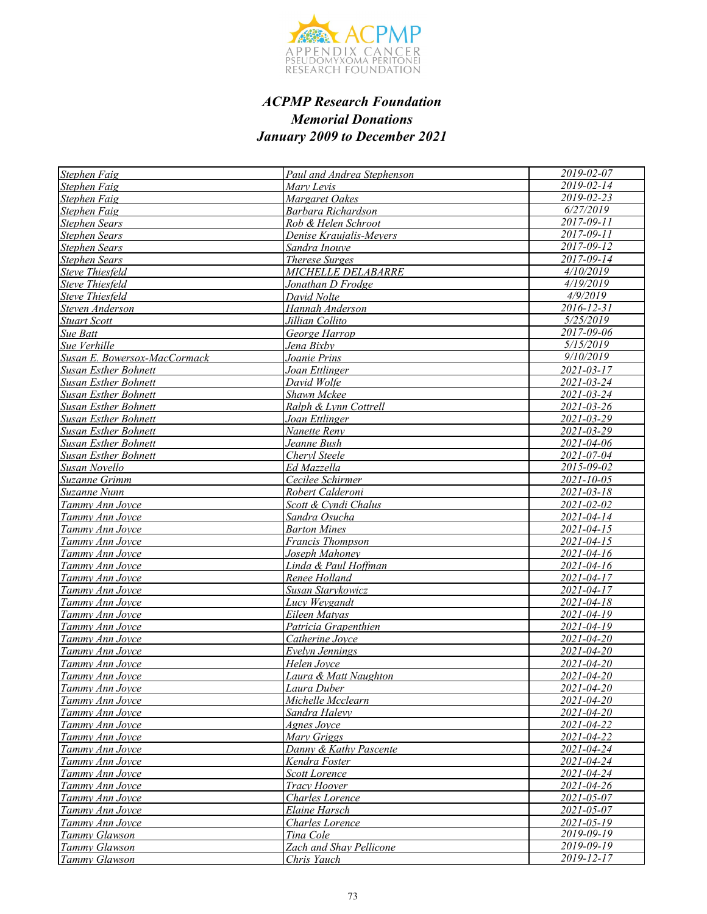*ACPMP Research Foundation*
*Memorial Donations*
*January 2009 to December 2021*

| | | |
|---|---|---|
| Stephen Faig | Paul and Andrea Stephenson | 2019-02-07 |
| Stephen Faig | Mary Levis | 2019-02-14 |
| Stephen Faig | Margaret Oakes | 2019-02-23 |
| Stephen Faig | Barbara Richardson | 6/27/2019 |
| Stephen Sears | Rob & Helen Schroot | 2017-09-11 |
| Stephen Sears | Denise Kraujalis-Meyers | 2017-09-11 |
| Stephen Sears | Sandra Inouye | 2017-09-12 |
| Stephen Sears | Therese Surges | 2017-09-14 |
| Steve Thiesfeld | MICHELLE DELABARRE | 4/10/2019 |
| Steve Thiesfeld | Jonathan D Frodge | 4/19/2019 |
| Steve Thiesfeld | David Nolte | 4/9/2019 |
| Steven Anderson | Hannah Anderson | 2016-12-31 |
| Stuart Scott | Jillian Collito | 5/25/2019 |
| Sue Batt | George Harrop | 2017-09-06 |
| Sue Verhille | Jena Bixby | 5/15/2019 |
| Susan E. Bowersox-MacCormack | Joanie Prins | 9/10/2019 |
| Susan Esther Bohnett | Joan Ettlinger | 2021-03-17 |
| Susan Esther Bohnett | David Wolfe | 2021-03-24 |
| Susan Esther Bohnett | Shawn Mckee | 2021-03-24 |
| Susan Esther Bohnett | Ralph & Lynn Cottrell | 2021-03-26 |
| Susan Esther Bohnett | Joan Ettlinger | 2021-03-29 |
| Susan Esther Bohnett | Nanette Reny | 2021-03-29 |
| Susan Esther Bohnett | Jeanne Bush | 2021-04-06 |
| Susan Esther Bohnett | Cheryl Steele | 2021-07-04 |
| Susan Novello | Ed Mazzella | 2015-09-02 |
| Suzanne Grimm | Cecilee Schirmer | 2021-10-05 |
| Suzanne Nunn | Robert Calderoni | 2021-03-18 |
| Tammy Ann Joyce | Scott & Cyndi Chalus | 2021-02-02 |
| Tammy Ann Joyce | Sandra Osucha | 2021-04-14 |
| Tammy Ann Joyce | Barton Mines | 2021-04-15 |
| Tammy Ann Joyce | Francis Thompson | 2021-04-15 |
| Tammy Ann Joyce | Joseph Mahoney | 2021-04-16 |
| Tammy Ann Joyce | Linda & Paul Hoffman | 2021-04-16 |
| Tammy Ann Joyce | Renee Holland | 2021-04-17 |
| Tammy Ann Joyce | Susan Starykowicz | 2021-04-17 |
| Tammy Ann Joyce | Lucy Weygandt | 2021-04-18 |
| Tammy Ann Joyce | Eileen Matyas | 2021-04-19 |
| Tammy Ann Joyce | Patricia Grapenthien | 2021-04-19 |
| Tammy Ann Joyce | Catherine Joyce | 2021-04-20 |
| Tammy Ann Joyce | Evelyn Jennings | 2021-04-20 |
| Tammy Ann Joyce | Helen Joyce | 2021-04-20 |
| Tammy Ann Joyce | Laura & Matt Naughton | 2021-04-20 |
| Tammy Ann Joyce | Laura Duber | 2021-04-20 |
| Tammy Ann Joyce | Michelle Mcclearn | 2021-04-20 |
| Tammy Ann Joyce | Sandra Halevy | 2021-04-20 |
| Tammy Ann Joyce | Agnes Joyce | 2021-04-22 |
| Tammy Ann Joyce | Mary Griggs | 2021-04-22 |
| Tammy Ann Joyce | Danny & Kathy Pascente | 2021-04-24 |
| Tammy Ann Joyce | Kendra Foster | 2021-04-24 |
| Tammy Ann Joyce | Scott Lorence | 2021-04-24 |
| Tammy Ann Joyce | Tracy Hoover | 2021-04-26 |
| Tammy Ann Joyce | Charles Lorence | 2021-05-07 |
| Tammy Ann Joyce | Elaine Harsch | 2021-05-07 |
| Tammy Ann Joyce | Charles Lorence | 2021-05-19 |
| Tammy Glawson | Tina Cole | 2019-09-19 |
| Tammy Glawson | Zach and Shay Pellicone | 2019-09-19 |
| Tammy Glawson | Chris Yauch | 2019-12-17 |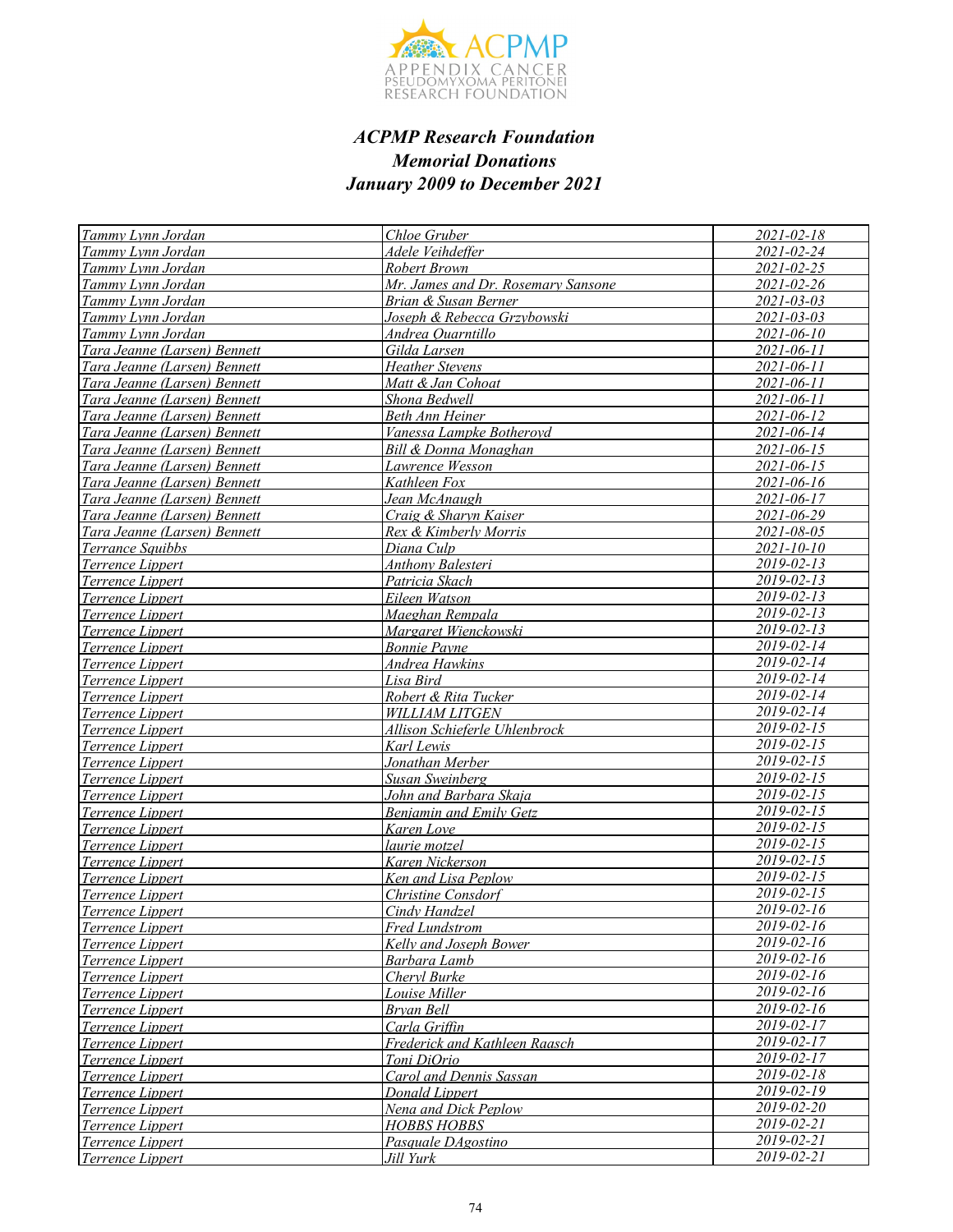### *ACPMP Research Foundation*
### *Memorial Donations*
### *January 2009 to December 2021*

| | | |
|---|---|---|
| Tammy Lynn Jordan | Chloe Gruber | 2021-02-18 |
| Tammy Lynn Jordan | Adele Veihdeffer | 2021-02-24 |
| Tammy Lynn Jordan | Robert Brown | 2021-02-25 |
| Tammy Lynn Jordan | Mr. James and Dr. Rosemary Sansone | 2021-02-26 |
| Tammy Lynn Jordan | Brian & Susan Berner | 2021-03-03 |
| Tammy Lynn Jordan | Joseph & Rebecca Grzybowski | 2021-03-03 |
| Tammy Lynn Jordan | Andrea Quarntillo | 2021-06-10 |
| Tara Jeanne (Larsen) Bennett | Gilda Larsen | 2021-06-11 |
| Tara Jeanne (Larsen) Bennett | Heather Stevens | 2021-06-11 |
| Tara Jeanne (Larsen) Bennett | Matt & Jan Cohoat | 2021-06-11 |
| Tara Jeanne (Larsen) Bennett | Shona Bedwell | 2021-06-11 |
| Tara Jeanne (Larsen) Bennett | Beth Ann Heiner | 2021-06-12 |
| Tara Jeanne (Larsen) Bennett | Vanessa Lampke Botheroyd | 2021-06-14 |
| Tara Jeanne (Larsen) Bennett | Bill & Donna Monaghan | 2021-06-15 |
| Tara Jeanne (Larsen) Bennett | Lawrence Wesson | 2021-06-15 |
| Tara Jeanne (Larsen) Bennett | Kathleen Fox | 2021-06-16 |
| Tara Jeanne (Larsen) Bennett | Jean McAnaugh | 2021-06-17 |
| Tara Jeanne (Larsen) Bennett | Craig & Sharyn Kaiser | 2021-06-29 |
| Tara Jeanne (Larsen) Bennett | Rex & Kimberly Morris | 2021-08-05 |
| Terrance Squibbs | Diana Culp | 2021-10-10 |
| Terrence Lippert | Anthony Balesteri | 2019-02-13 |
| Terrence Lippert | Patricia Skach | 2019-02-13 |
| Terrence Lippert | Eileen Watson | 2019-02-13 |
| Terrence Lippert | Maeghan Rempala | 2019-02-13 |
| Terrence Lippert | Margaret Wienckowski | 2019-02-13 |
| Terrence Lippert | Bonnie Payne | 2019-02-14 |
| Terrence Lippert | Andrea Hawkins | 2019-02-14 |
| Terrence Lippert | Lisa Bird | 2019-02-14 |
| Terrence Lippert | Robert & Rita Tucker | 2019-02-14 |
| Terrence Lippert | WILLIAM LITGEN | 2019-02-14 |
| Terrence Lippert | Allison Schieferle Uhlenbrock | 2019-02-15 |
| Terrence Lippert | Karl Lewis | 2019-02-15 |
| Terrence Lippert | Jonathan Merber | 2019-02-15 |
| Terrence Lippert | Susan Sweinberg | 2019-02-15 |
| Terrence Lippert | John and Barbara Skaja | 2019-02-15 |
| Terrence Lippert | Benjamin and Emily Getz | 2019-02-15 |
| Terrence Lippert | Karen Love | 2019-02-15 |
| Terrence Lippert | laurie motzel | 2019-02-15 |
| Terrence Lippert | Karen Nickerson | 2019-02-15 |
| Terrence Lippert | Ken and Lisa Peplow | 2019-02-15 |
| Terrence Lippert | Christine Consdorf | 2019-02-15 |
| Terrence Lippert | Cindy Handzel | 2019-02-16 |
| Terrence Lippert | Fred Lundstrom | 2019-02-16 |
| Terrence Lippert | Kelly and Joseph Bower | 2019-02-16 |
| Terrence Lippert | Barbara Lamb | 2019-02-16 |
| Terrence Lippert | Cheryl Burke | 2019-02-16 |
| Terrence Lippert | Louise Miller | 2019-02-16 |
| Terrence Lippert | Bryan Bell | 2019-02-16 |
| Terrence Lippert | Carla Griffin | 2019-02-17 |
| Terrence Lippert | Frederick and Kathleen Raasch | 2019-02-17 |
| Terrence Lippert | Toni DiOrio | 2019-02-17 |
| Terrence Lippert | Carol and Dennis Sassan | 2019-02-18 |
| Terrence Lippert | Donald Lippert | 2019-02-19 |
| Terrence Lippert | Nena and Dick Peplow | 2019-02-20 |
| Terrence Lippert | HOBBS HOBBS | 2019-02-21 |
| Terrence Lippert | Pasquale DAgostino | 2019-02-21 |
| Terrence Lippert | Jill Yurk | 2019-02-21 |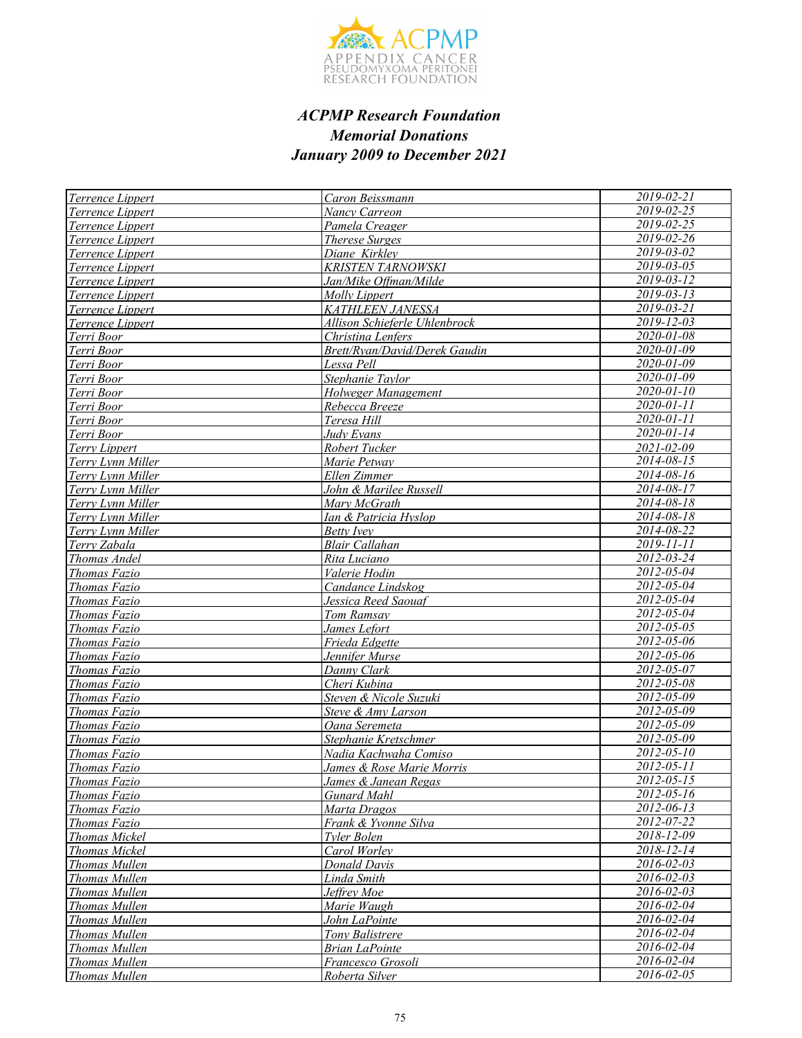### *ACPMP Research Foundation*
### *Memorial Donations*
### *January 2009 to December 2021*

| | | |
|---|---|---|
| Terrence Lippert | Caron Beissmann | 2019-02-21 |
| Terrence Lippert | Nancy Carreon | 2019-02-25 |
| Terrence Lippert | Pamela Creager | 2019-02-25 |
| Terrence Lippert | Therese Surges | 2019-02-26 |
| Terrence Lippert | Diane Kirkley | 2019-03-02 |
| Terrence Lippert | KRISTEN TARNOWSKI | 2019-03-05 |
| Terrence Lippert | Jan/Mike Offman/Milde | 2019-03-12 |
| Terrence Lippert | Molly Lippert | 2019-03-13 |
| Terrence Lippert | KATHLEEN JANESSA | 2019-03-21 |
| Terrence Lippert | Allison Schieferle Uhlenbrock | 2019-12-03 |
| Terri Boor | Christina Lenfers | 2020-01-08 |
| Terri Boor | Brett/Ryan/David/Derek Gaudin | 2020-01-09 |
| Terri Boor | Lessa Pell | 2020-01-09 |
| Terri Boor | Stephanie Taylor | 2020-01-09 |
| Terri Boor | Holweger Management | 2020-01-10 |
| Terri Boor | Rebecca Breeze | 2020-01-11 |
| Terri Boor | Teresa Hill | 2020-01-11 |
| Terri Boor | Judy Evans | 2020-01-14 |
| Terry Lippert | Robert Tucker | 2021-02-09 |
| Terry Lynn Miller | Marie Petway | 2014-08-15 |
| Terry Lynn Miller | Ellen Zimmer | 2014-08-16 |
| Terry Lynn Miller | John & Marilee Russell | 2014-08-17 |
| Terry Lynn Miller | Mary McGrath | 2014-08-18 |
| Terry Lynn Miller | Ian & Patricia Hyslop | 2014-08-18 |
| Terry Lynn Miller | Betty Ivey | 2014-08-22 |
| Terry Zabala | Blair Callahan | 2019-11-11 |
| Thomas Andel | Rita Luciano | 2012-03-24 |
| Thomas Fazio | Valerie Hodin | 2012-05-04 |
| Thomas Fazio | Candance Lindskog | 2012-05-04 |
| Thomas Fazio | Jessica Reed Saouaf | 2012-05-04 |
| Thomas Fazio | Tom Ramsay | 2012-05-04 |
| Thomas Fazio | James Lefort | 2012-05-05 |
| Thomas Fazio | Frieda Edgette | 2012-05-06 |
| Thomas Fazio | Jennifer Murse | 2012-05-06 |
| Thomas Fazio | Danny Clark | 2012-05-07 |
| Thomas Fazio | Cheri Kubina | 2012-05-08 |
| Thomas Fazio | Steven & Nicole Suzuki | 2012-05-09 |
| Thomas Fazio | Steve & Amy Larson | 2012-05-09 |
| Thomas Fazio | Oana Seremeta | 2012-05-09 |
| Thomas Fazio | Stephanie Kretschmer | 2012-05-09 |
| Thomas Fazio | Nadia Kachwaha Comiso | 2012-05-10 |
| Thomas Fazio | James & Rose Marie Morris | 2012-05-11 |
| Thomas Fazio | James & Janean Regas | 2012-05-15 |
| Thomas Fazio | Gunard Mahl | 2012-05-16 |
| Thomas Fazio | Marta Dragos | 2012-06-13 |
| Thomas Fazio | Frank & Yvonne Silva | 2012-07-22 |
| Thomas Mickel | Tyler Bolen | 2018-12-09 |
| Thomas Mickel | Carol Worley | 2018-12-14 |
| Thomas Mullen | Donald Davis | 2016-02-03 |
| Thomas Mullen | Linda Smith | 2016-02-03 |
| Thomas Mullen | Jeffrey Moe | 2016-02-03 |
| Thomas Mullen | Marie Waugh | 2016-02-04 |
| Thomas Mullen | John LaPointe | 2016-02-04 |
| Thomas Mullen | Tony Balistrere | 2016-02-04 |
| Thomas Mullen | Brian LaPointe | 2016-02-04 |
| Thomas Mullen | Francesco Grosoli | 2016-02-04 |
| Thomas Mullen | Roberta Silver | 2016-02-05 |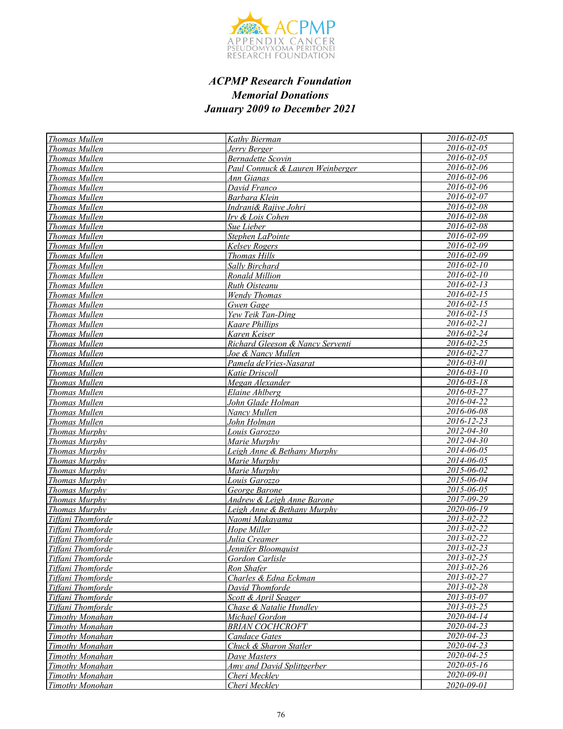*ACPMP Research Foundation*
*Memorial Donations*
*January 2009 to December 2021*

| | | |
|---|---|---|
| *Thomas Mullen* | *Kathy Bierman* | *2016-02-05* |
| *Thomas Mullen* | *Jerry Berger* | *2016-02-05* |
| *Thomas Mullen* | *Bernadette Scovin* | *2016-02-05* |
| *Thomas Mullen* | *Paul Connuck & Lauren Weinberger* | *2016-02-06* |
| *Thomas Mullen* | *Ann Gianas* | *2016-02-06* |
| *Thomas Mullen* | *David Franco* | *2016-02-06* |
| *Thomas Mullen* | *Barbara Klein* | *2016-02-07* |
| *Thomas Mullen* | *Indrani& Rajive Johri* | *2016-02-08* |
| *Thomas Mullen* | *Irv & Lois Cohen* | *2016-02-08* |
| *Thomas Mullen* | *Sue Lieber* | *2016-02-08* |
| *Thomas Mullen* | *Stephen LaPointe* | *2016-02-09* |
| *Thomas Mullen* | *Kelsey Rogers* | *2016-02-09* |
| *Thomas Mullen* | *Thomas Hills* | *2016-02-09* |
| *Thomas Mullen* | *Sally Birchard* | *2016-02-10* |
| *Thomas Mullen* | *Ronald Million* | *2016-02-10* |
| *Thomas Mullen* | *Ruth Oisteanu* | *2016-02-13* |
| *Thomas Mullen* | *Wendy Thomas* | *2016-02-15* |
| *Thomas Mullen* | *Gwen Gage* | *2016-02-15* |
| *Thomas Mullen* | *Yew Teik Tan-Ding* | *2016-02-15* |
| *Thomas Mullen* | *Kaare Phillips* | *2016-02-21* |
| *Thomas Mullen* | *Karen Keiser* | *2016-02-24* |
| *Thomas Mullen* | *Richard Gleeson & Nancy Serventi* | *2016-02-25* |
| *Thomas Mullen* | *Joe & Nancy Mullen* | *2016-02-27* |
| *Thomas Mullen* | *Pamela deVries-Nasarat* | *2016-03-01* |
| *Thomas Mullen* | *Katie Driscoll* | *2016-03-10* |
| *Thomas Mullen* | *Megan Alexander* | *2016-03-18* |
| *Thomas Mullen* | *Elaine Ahlberg* | *2016-03-27* |
| *Thomas Mullen* | *John Glade Holman* | *2016-04-22* |
| *Thomas Mullen* | *Nancy Mullen* | *2016-06-08* |
| *Thomas Mullen* | *John Holman* | *2016-12-23* |
| *Thomas Murphy* | *Louis Garozzo* | *2012-04-30* |
| *Thomas Murphy* | *Marie Murphy* | *2012-04-30* |
| *Thomas Murphy* | *Leigh Anne & Bethany Murphy* | *2014-06-05* |
| *Thomas Murphy* | *Marie Murphy* | *2014-06-05* |
| *Thomas Murphy* | *Marie Murphy* | *2015-06-02* |
| *Thomas Murphy* | *Louis Garozzo* | *2015-06-04* |
| *Thomas Murphy* | *George Barone* | *2015-06-05* |
| *Thomas Murphy* | *Andrew & Leigh Anne Barone* | *2017-09-29* |
| *Thomas Murphy* | *Leigh Anne & Bethany Murphy* | *2020-06-19* |
| *Tiffani Thomforde* | *Naomi Makayama* | *2013-02-22* |
| *Tiffani Thomforde* | *Hope Miller* | *2013-02-22* |
| *Tiffani Thomforde* | *Julia Creamer* | *2013-02-22* |
| *Tiffani Thomforde* | *Jennifer Bloomquist* | *2013-02-23* |
| *Tiffani Thomforde* | *Gordon Carlisle* | *2013-02-25* |
| *Tiffani Thomforde* | *Ron Shafer* | *2013-02-26* |
| *Tiffani Thomforde* | *Charles & Edna Eckman* | *2013-02-27* |
| *Tiffani Thomforde* | *David Thomforde* | *2013-02-28* |
| *Tiffani Thomforde* | *Scott & April Seager* | *2013-03-07* |
| *Tiffani Thomforde* | *Chase & Natalie Hundley* | *2013-03-25* |
| *Timothy Monahan* | *Michael Gordon* | *2020-04-14* |
| *Timothy Monahan* | *BRIAN COCHCROFT* | *2020-04-23* |
| *Timothy Monahan* | *Candace Gates* | *2020-04-23* |
| *Timothy Monahan* | *Chuck & Sharon Statler* | *2020-04-23* |
| *Timothy Monahan* | *Dave Masters* | *2020-04-25* |
| *Timothy Monahan* | *Amy and David Splittgerber* | *2020-05-16* |
| *Timothy Monahan* | *Cheri Meckley* | *2020-09-01* |
| *Timothy Monohan* | *Cheri Meckley* | *2020-09-01* |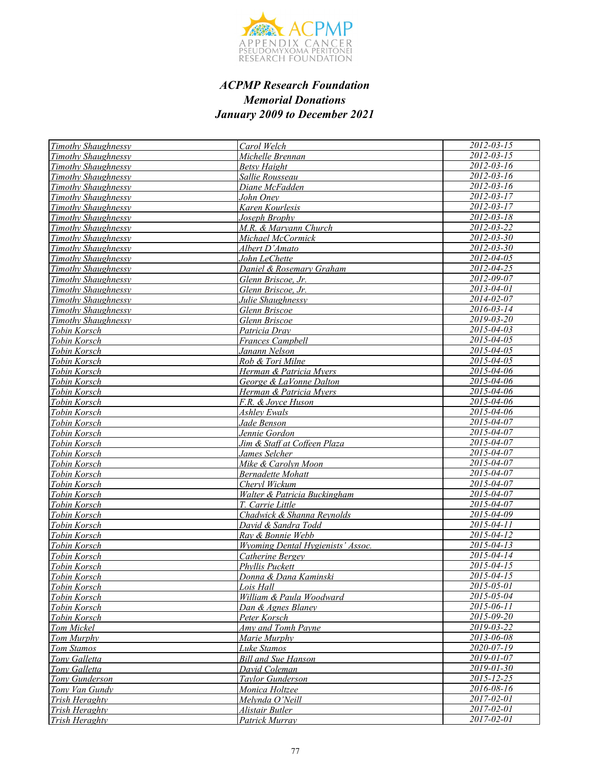***ACPMP Research Foundation***
***Memorial Donations***
***January 2009 to December 2021***

| | | |
|---|---|---|
| *Timothy Shaughnessy* | *Carol Welch* | *2012-03-15* |
| *Timothy Shaughnessy* | *Michelle Brennan* | *2012-03-15* |
| *Timothy Shaughnessy* | *Betsy Haight* | *2012-03-16* |
| *Timothy Shaughnessy* | *Sallie Rousseau* | *2012-03-16* |
| *Timothy Shaughnessy* | *Diane McFadden* | *2012-03-16* |
| *Timothy Shaughnessy* | *John Oney* | *2012-03-17* |
| *Timothy Shaughnessy* | *Karen Kourlesis* | *2012-03-17* |
| *Timothy Shaughnessy* | *Joseph Brophy* | *2012-03-18* |
| *Timothy Shaughnessy* | *M.R. & Maryann Church* | *2012-03-22* |
| *Timothy Shaughnessy* | *Michael McCormick* | *2012-03-30* |
| *Timothy Shaughnessy* | *Albert D'Amato* | *2012-03-30* |
| *Timothy Shaughnessy* | *John LeChette* | *2012-04-05* |
| *Timothy Shaughnessy* | *Daniel & Rosemary Graham* | *2012-04-25* |
| *Timothy Shaughnessy* | *Glenn Briscoe, Jr.* | *2012-09-07* |
| *Timothy Shaughnessy* | *Glenn Briscoe, Jr.* | *2013-04-01* |
| *Timothy Shaughnessy* | *Julie Shaughnessy* | *2014-02-07* |
| *Timothy Shaughnessy* | *Glenn Briscoe* | *2016-03-14* |
| *Timothy Shaughnessy* | *Glenn Briscoe* | *2019-03-20* |
| *Tobin Korsch* | *Patricia Dray* | *2015-04-03* |
| *Tobin Korsch* | *Frances Campbell* | *2015-04-05* |
| *Tobin Korsch* | *Janann Nelson* | *2015-04-05* |
| *Tobin Korsch* | *Rob & Tori Milne* | *2015-04-05* |
| *Tobin Korsch* | *Herman & Patricia Myers* | *2015-04-06* |
| *Tobin Korsch* | *George & LaVonne Dalton* | *2015-04-06* |
| *Tobin Korsch* | *Herman & Patricia Myers* | *2015-04-06* |
| *Tobin Korsch* | *F.R. & Joyce Huson* | *2015-04-06* |
| *Tobin Korsch* | *Ashley Ewals* | *2015-04-06* |
| *Tobin Korsch* | *Jade Benson* | *2015-04-07* |
| *Tobin Korsch* | *Jennie Gordon* | *2015-04-07* |
| *Tobin Korsch* | *Jim & Staff at Coffeen Plaza* | *2015-04-07* |
| *Tobin Korsch* | *James Selcher* | *2015-04-07* |
| *Tobin Korsch* | *Mike & Carolyn Moon* | *2015-04-07* |
| *Tobin Korsch* | *Bernadette Mohatt* | *2015-04-07* |
| *Tobin Korsch* | *Cheryl Wickum* | *2015-04-07* |
| *Tobin Korsch* | *Walter & Patricia Buckingham* | *2015-04-07* |
| *Tobin Korsch* | *T. Carrie Little* | *2015-04-07* |
| *Tobin Korsch* | *Chadwick & Shanna Reynolds* | *2015-04-09* |
| *Tobin Korsch* | *David & Sandra Todd* | *2015-04-11* |
| *Tobin Korsch* | *Ray & Bonnie Webb* | *2015-04-12* |
| *Tobin Korsch* | *Wyoming Dental Hygienists' Assoc.* | *2015-04-13* |
| *Tobin Korsch* | *Catherine Bergey* | *2015-04-14* |
| *Tobin Korsch* | *Phyllis Puckett* | *2015-04-15* |
| *Tobin Korsch* | *Donna & Dana Kaminski* | *2015-04-15* |
| *Tobin Korsch* | *Lois Hall* | *2015-05-01* |
| *Tobin Korsch* | *William & Paula Woodward* | *2015-05-04* |
| *Tobin Korsch* | *Dan & Agnes Blaney* | *2015-06-11* |
| *Tobin Korsch* | *Peter Korsch* | *2015-09-20* |
| *Tom Mickel* | *Amy and Tomh Payne* | *2019-03-22* |
| *Tom Murphy* | *Marie Murphy* | *2013-06-08* |
| *Tom Stamos* | *Luke Stamos* | *2020-07-19* |
| *Tony Galletta* | *Bill and Sue Hanson* | *2019-01-07* |
| *Tony Galletta* | *David Coleman* | *2019-01-30* |
| *Tony Gunderson* | *Taylor Gunderson* | *2015-12-25* |
| *Tony Van Gundy* | *Monica Holtzee* | *2016-08-16* |
| *Trish Heraghty* | *Melynda O'Neill* | *2017-02-01* |
| *Trish Heraghty* | *Alistair Butler* | *2017-02-01* |
| *Trish Heraghty* | *Patrick Murray* | *2017-02-01* |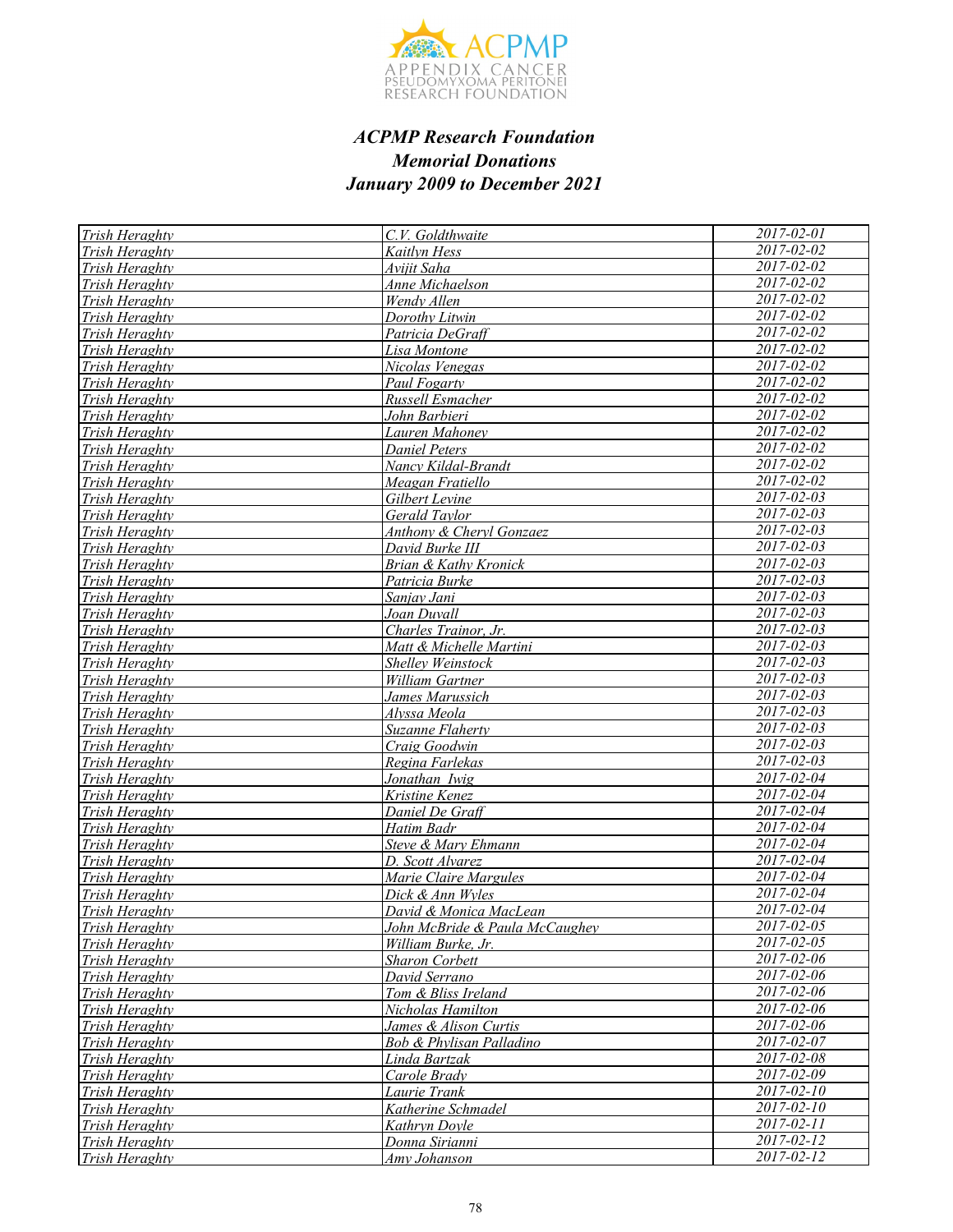# *ACPMP Research Foundation*
## *Memorial Donations*
## *January 2009 to December 2021*

| | | |
|---|---|---|
| *Trish Heraghty* | *C.V. Goldthwaite* | *2017-02-01* |
| *Trish Heraghty* | *Kaitlyn Hess* | *2017-02-02* |
| *Trish Heraghty* | *Avijit Saha* | *2017-02-02* |
| *Trish Heraghty* | *Anne Michaelson* | *2017-02-02* |
| *Trish Heraghty* | *Wendy Allen* | *2017-02-02* |
| *Trish Heraghty* | *Dorothy Litwin* | *2017-02-02* |
| *Trish Heraghty* | *Patricia DeGraff* | *2017-02-02* |
| *Trish Heraghty* | *Lisa Montone* | *2017-02-02* |
| *Trish Heraghty* | *Nicolas Venegas* | *2017-02-02* |
| *Trish Heraghty* | *Paul Fogarty* | *2017-02-02* |
| *Trish Heraghty* | *Russell Esmacher* | *2017-02-02* |
| *Trish Heraghty* | *John Barbieri* | *2017-02-02* |
| *Trish Heraghty* | *Lauren Mahoney* | *2017-02-02* |
| *Trish Heraghty* | *Daniel Peters* | *2017-02-02* |
| *Trish Heraghty* | *Nancy Kildal-Brandt* | *2017-02-02* |
| *Trish Heraghty* | *Meagan Fratiello* | *2017-02-02* |
| *Trish Heraghty* | *Gilbert Levine* | *2017-02-03* |
| *Trish Heraghty* | *Gerald Taylor* | *2017-02-03* |
| *Trish Heraghty* | *Anthony & Cheryl Gonzaez* | *2017-02-03* |
| *Trish Heraghty* | *David Burke III* | *2017-02-03* |
| *Trish Heraghty* | *Brian & Kathy Kronick* | *2017-02-03* |
| *Trish Heraghty* | *Patricia Burke* | *2017-02-03* |
| *Trish Heraghty* | *Sanjay Jani* | *2017-02-03* |
| *Trish Heraghty* | *Joan Duvall* | *2017-02-03* |
| *Trish Heraghty* | *Charles Trainor, Jr.* | *2017-02-03* |
| *Trish Heraghty* | *Matt & Michelle Martini* | *2017-02-03* |
| *Trish Heraghty* | *Shelley Weinstock* | *2017-02-03* |
| *Trish Heraghty* | *William Gartner* | *2017-02-03* |
| *Trish Heraghty* | *James Marussich* | *2017-02-03* |
| *Trish Heraghty* | *Alyssa Meola* | *2017-02-03* |
| *Trish Heraghty* | *Suzanne Flaherty* | *2017-02-03* |
| *Trish Heraghty* | *Craig Goodwin* | *2017-02-03* |
| *Trish Heraghty* | *Regina Farlekas* | *2017-02-03* |
| *Trish Heraghty* | *Jonathan Iwig* | *2017-02-04* |
| *Trish Heraghty* | *Kristine Kenez* | *2017-02-04* |
| *Trish Heraghty* | *Daniel De Graff* | *2017-02-04* |
| *Trish Heraghty* | *Hatim Badr* | *2017-02-04* |
| *Trish Heraghty* | *Steve & Mary Ehmann* | *2017-02-04* |
| *Trish Heraghty* | *D. Scott Alvarez* | *2017-02-04* |
| *Trish Heraghty* | *Marie Claire Margules* | *2017-02-04* |
| *Trish Heraghty* | *Dick & Ann Wyles* | *2017-02-04* |
| *Trish Heraghty* | *David & Monica MacLean* | *2017-02-04* |
| *Trish Heraghty* | *John McBride & Paula McCaughey* | *2017-02-05* |
| *Trish Heraghty* | *William Burke, Jr.* | *2017-02-05* |
| *Trish Heraghty* | *Sharon Corbett* | *2017-02-06* |
| *Trish Heraghty* | *David Serrano* | *2017-02-06* |
| *Trish Heraghty* | *Tom & Bliss Ireland* | *2017-02-06* |
| *Trish Heraghty* | *Nicholas Hamilton* | *2017-02-06* |
| *Trish Heraghty* | *James & Alison Curtis* | *2017-02-06* |
| *Trish Heraghty* | *Bob & Phylisan Palladino* | *2017-02-07* |
| *Trish Heraghty* | *Linda Bartzak* | *2017-02-08* |
| *Trish Heraghty* | *Carole Brady* | *2017-02-09* |
| *Trish Heraghty* | *Laurie Trank* | *2017-02-10* |
| *Trish Heraghty* | *Katherine Schmadel* | *2017-02-10* |
| *Trish Heraghty* | *Kathryn Doyle* | *2017-02-11* |
| *Trish Heraghty* | *Donna Sirianni* | *2017-02-12* |
| *Trish Heraghty* | *Amy Johanson* | *2017-02-12* |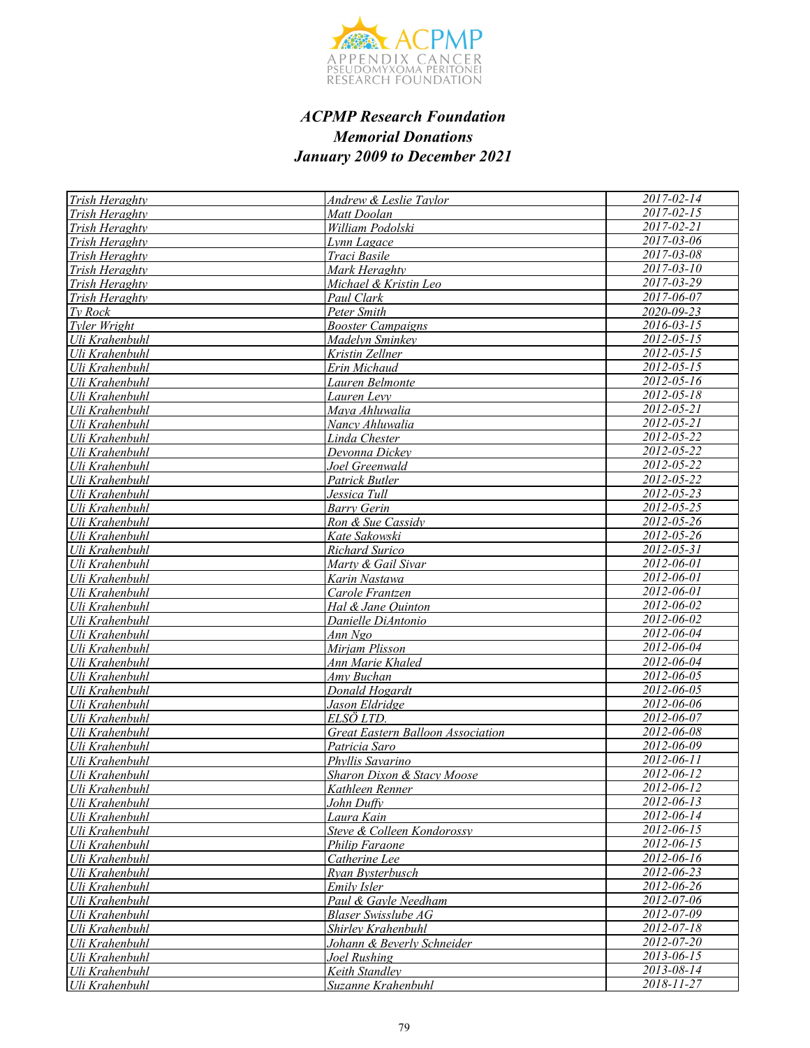### *ACPMP Research Foundation*
### *Memorial Donations*
### *January 2009 to December 2021*

| | | |
|---|---|---|
| *Trish Heraghty* | *Andrew & Leslie Taylor* | *2017-02-14* |
| *Trish Heraghty* | *Matt Doolan* | *2017-02-15* |
| *Trish Heraghty* | *William Podolski* | *2017-02-21* |
| *Trish Heraghty* | *Lynn Lagace* | *2017-03-06* |
| *Trish Heraghty* | *Traci Basile* | *2017-03-08* |
| *Trish Heraghty* | *Mark Heraghty* | *2017-03-10* |
| *Trish Heraghty* | *Michael & Kristin Leo* | *2017-03-29* |
| *Trish Heraghty* | *Paul Clark* | *2017-06-07* |
| *Ty Rock* | *Peter Smith* | *2020-09-23* |
| *Tyler Wright* | *Booster Campaigns* | *2016-03-15* |
| *Uli Krahenbuhl* | *Madelyn Sminkey* | *2012-05-15* |
| *Uli Krahenbuhl* | *Kristin Zellner* | *2012-05-15* |
| *Uli Krahenbuhl* | *Erin Michaud* | *2012-05-15* |
| *Uli Krahenbuhl* | *Lauren Belmonte* | *2012-05-16* |
| *Uli Krahenbuhl* | *Lauren Levy* | *2012-05-18* |
| *Uli Krahenbuhl* | *Maya Ahluwalia* | *2012-05-21* |
| *Uli Krahenbuhl* | *Nancy Ahluwalia* | *2012-05-21* |
| *Uli Krahenbuhl* | *Linda Chester* | *2012-05-22* |
| *Uli Krahenbuhl* | *Devonna Dickey* | *2012-05-22* |
| *Uli Krahenbuhl* | *Joel Greenwald* | *2012-05-22* |
| *Uli Krahenbuhl* | *Patrick Butler* | *2012-05-22* |
| *Uli Krahenbuhl* | *Jessica Tull* | *2012-05-23* |
| *Uli Krahenbuhl* | *Barry Gerin* | *2012-05-25* |
| *Uli Krahenbuhl* | *Ron & Sue Cassidy* | *2012-05-26* |
| *Uli Krahenbuhl* | *Kate Sakowski* | *2012-05-26* |
| *Uli Krahenbuhl* | *Richard Surico* | *2012-05-31* |
| *Uli Krahenbuhl* | *Marty & Gail Sivar* | *2012-06-01* |
| *Uli Krahenbuhl* | *Karin Nastawa* | *2012-06-01* |
| *Uli Krahenbuhl* | *Carole Frantzen* | *2012-06-01* |
| *Uli Krahenbuhl* | *Hal & Jane Quinton* | *2012-06-02* |
| *Uli Krahenbuhl* | *Danielle DiAntonio* | *2012-06-02* |
| *Uli Krahenbuhl* | *Ann Ngo* | *2012-06-04* |
| *Uli Krahenbuhl* | *Mirjam Plisson* | *2012-06-04* |
| *Uli Krahenbuhl* | *Ann Marie Khaled* | *2012-06-04* |
| *Uli Krahenbuhl* | *Amy Buchan* | *2012-06-05* |
| *Uli Krahenbuhl* | *Donald Hogardt* | *2012-06-05* |
| *Uli Krahenbuhl* | *Jason Eldridge* | *2012-06-06* |
| *Uli Krahenbuhl* | *ELSÖ LTD.* | *2012-06-07* |
| *Uli Krahenbuhl* | *Great Eastern Balloon Association* | *2012-06-08* |
| *Uli Krahenbuhl* | *Patricia Saro* | *2012-06-09* |
| *Uli Krahenbuhl* | *Phyllis Savarino* | *2012-06-11* |
| *Uli Krahenbuhl* | *Sharon Dixon & Stacy Moose* | *2012-06-12* |
| *Uli Krahenbuhl* | *Kathleen Renner* | *2012-06-12* |
| *Uli Krahenbuhl* | *John Duffy* | *2012-06-13* |
| *Uli Krahenbuhl* | *Laura Kain* | *2012-06-14* |
| *Uli Krahenbuhl* | *Steve & Colleen Kondorossy* | *2012-06-15* |
| *Uli Krahenbuhl* | *Philip Faraone* | *2012-06-15* |
| *Uli Krahenbuhl* | *Catherine Lee* | *2012-06-16* |
| *Uli Krahenbuhl* | *Ryan Bysterbusch* | *2012-06-23* |
| *Uli Krahenbuhl* | *Emily Isler* | *2012-06-26* |
| *Uli Krahenbuhl* | *Paul & Gayle Needham* | *2012-07-06* |
| *Uli Krahenbuhl* | *Blaser Swisslube AG* | *2012-07-09* |
| *Uli Krahenbuhl* | *Shirley Krahenbuhl* | *2012-07-18* |
| *Uli Krahenbuhl* | *Johann & Beverly Schneider* | *2012-07-20* |
| *Uli Krahenbuhl* | *Joel Rushing* | *2013-06-15* |
| *Uli Krahenbuhl* | *Keith Standley* | *2013-08-14* |
| *Uli Krahenbuhl* | *Suzanne Krahenbuhl* | *2018-11-27* |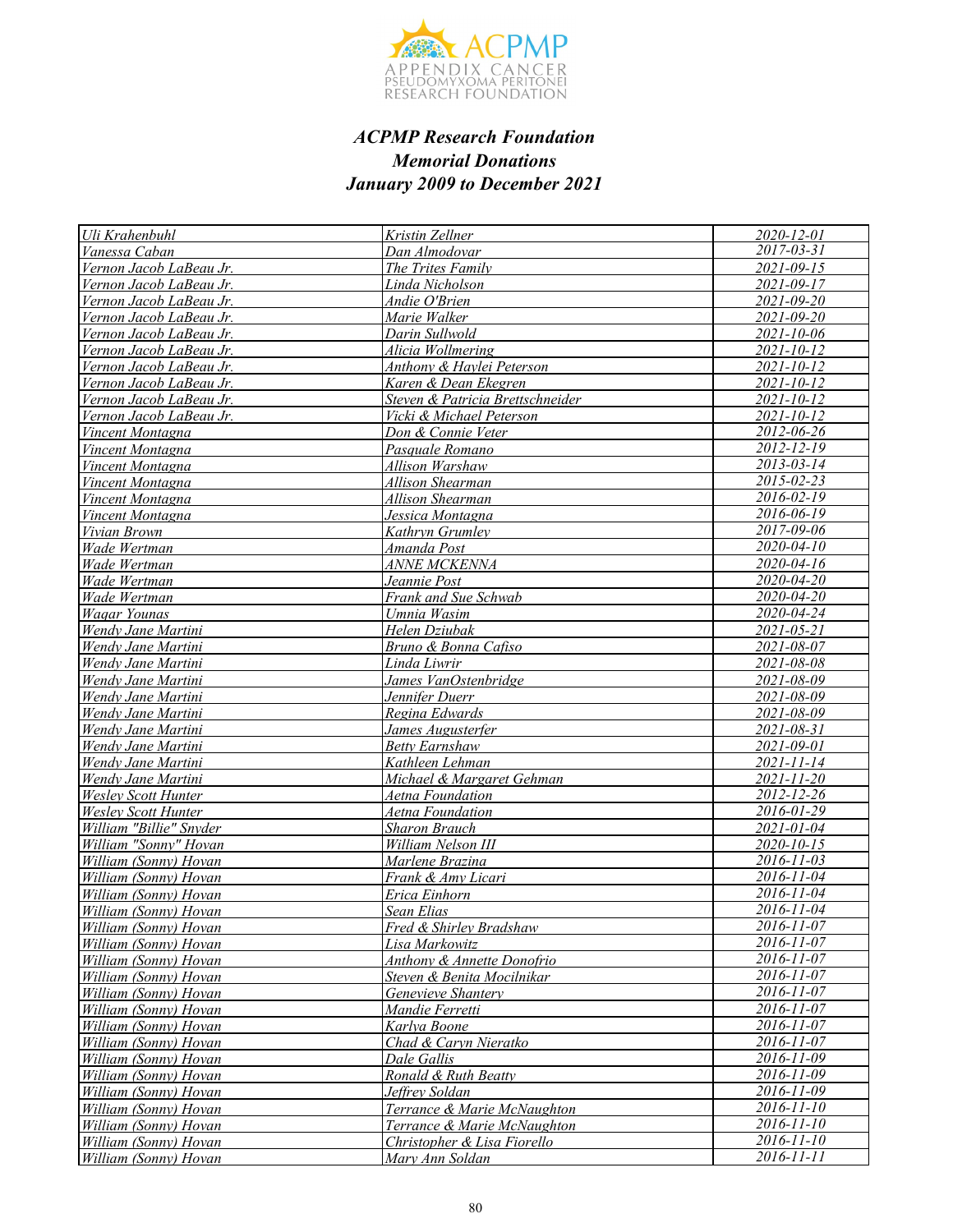### *ACPMP Research Foundation*
### *Memorial Donations*
### *January 2009 to December 2021*

| | | |
|---|---|---|
| Uli Krahenbuhl | Kristin Zellner | 2020-12-01 |
| Vanessa Caban | Dan Almodovar | 2017-03-31 |
| Vernon Jacob LaBeau Jr. | The Trites Family | 2021-09-15 |
| Vernon Jacob LaBeau Jr. | Linda Nicholson | 2021-09-17 |
| Vernon Jacob LaBeau Jr. | Andie O'Brien | 2021-09-20 |
| Vernon Jacob LaBeau Jr. | Marie Walker | 2021-09-20 |
| Vernon Jacob LaBeau Jr. | Darin Sullwold | 2021-10-06 |
| Vernon Jacob LaBeau Jr. | Alicia Wollmering | 2021-10-12 |
| Vernon Jacob LaBeau Jr. | Anthony & Haylei Peterson | 2021-10-12 |
| Vernon Jacob LaBeau Jr. | Karen & Dean Ekegren | 2021-10-12 |
| Vernon Jacob LaBeau Jr. | Steven & Patricia Brettschneider | 2021-10-12 |
| Vernon Jacob LaBeau Jr. | Vicki & Michael Peterson | 2021-10-12 |
| Vincent Montagna | Don & Connie Veter | 2012-06-26 |
| Vincent Montagna | Pasquale Romano | 2012-12-19 |
| Vincent Montagna | Allison Warshaw | 2013-03-14 |
| Vincent Montagna | Allison Shearman | 2015-02-23 |
| Vincent Montagna | Allison Shearman | 2016-02-19 |
| Vincent Montagna | Jessica Montagna | 2016-06-19 |
| Vivian Brown | Kathryn Grumley | 2017-09-06 |
| Wade Wertman | Amanda Post | 2020-04-10 |
| Wade Wertman | ANNE MCKENNA | 2020-04-16 |
| Wade Wertman | Jeannie Post | 2020-04-20 |
| Wade Wertman | Frank and Sue Schwab | 2020-04-20 |
| Waqar Younas | Umnia Wasim | 2020-04-24 |
| Wendy Jane Martini | Helen Dziubak | 2021-05-21 |
| Wendy Jane Martini | Bruno & Bonna Cafiso | 2021-08-07 |
| Wendy Jane Martini | Linda Liwrir | 2021-08-08 |
| Wendy Jane Martini | James VanOstenbridge | 2021-08-09 |
| Wendy Jane Martini | Jennifer Duerr | 2021-08-09 |
| Wendy Jane Martini | Regina Edwards | 2021-08-09 |
| Wendy Jane Martini | James Augusterfer | 2021-08-31 |
| Wendy Jane Martini | Betty Earnshaw | 2021-09-01 |
| Wendy Jane Martini | Kathleen Lehman | 2021-11-14 |
| Wendy Jane Martini | Michael & Margaret Gehman | 2021-11-20 |
| Wesley Scott Hunter | Aetna Foundation | 2012-12-26 |
| Wesley Scott Hunter | Aetna Foundation | 2016-01-29 |
| William "Billie" Snyder | Sharon Brauch | 2021-01-04 |
| William "Sonny" Hovan | William Nelson III | 2020-10-15 |
| William (Sonny) Hovan | Marlene Brazina | 2016-11-03 |
| William (Sonny) Hovan | Frank & Amy Licari | 2016-11-04 |
| William (Sonny) Hovan | Erica Einhorn | 2016-11-04 |
| William (Sonny) Hovan | Sean Elias | 2016-11-04 |
| William (Sonny) Hovan | Fred & Shirley Bradshaw | 2016-11-07 |
| William (Sonny) Hovan | Lisa Markowitz | 2016-11-07 |
| William (Sonny) Hovan | Anthony & Annette Donofrio | 2016-11-07 |
| William (Sonny) Hovan | Steven & Benita Mocilnikar | 2016-11-07 |
| William (Sonny) Hovan | Genevieve Shantery | 2016-11-07 |
| William (Sonny) Hovan | Mandie Ferretti | 2016-11-07 |
| William (Sonny) Hovan | Karlya Boone | 2016-11-07 |
| William (Sonny) Hovan | Chad & Caryn Nieratko | 2016-11-07 |
| William (Sonny) Hovan | Dale Gallis | 2016-11-09 |
| William (Sonny) Hovan | Ronald & Ruth Beatty | 2016-11-09 |
| William (Sonny) Hovan | Jeffrey Soldan | 2016-11-09 |
| William (Sonny) Hovan | Terrance & Marie McNaughton | 2016-11-10 |
| William (Sonny) Hovan | Terrance & Marie McNaughton | 2016-11-10 |
| William (Sonny) Hovan | Christopher & Lisa Fiorello | 2016-11-10 |
| William (Sonny) Hovan | Mary Ann Soldan | 2016-11-11 |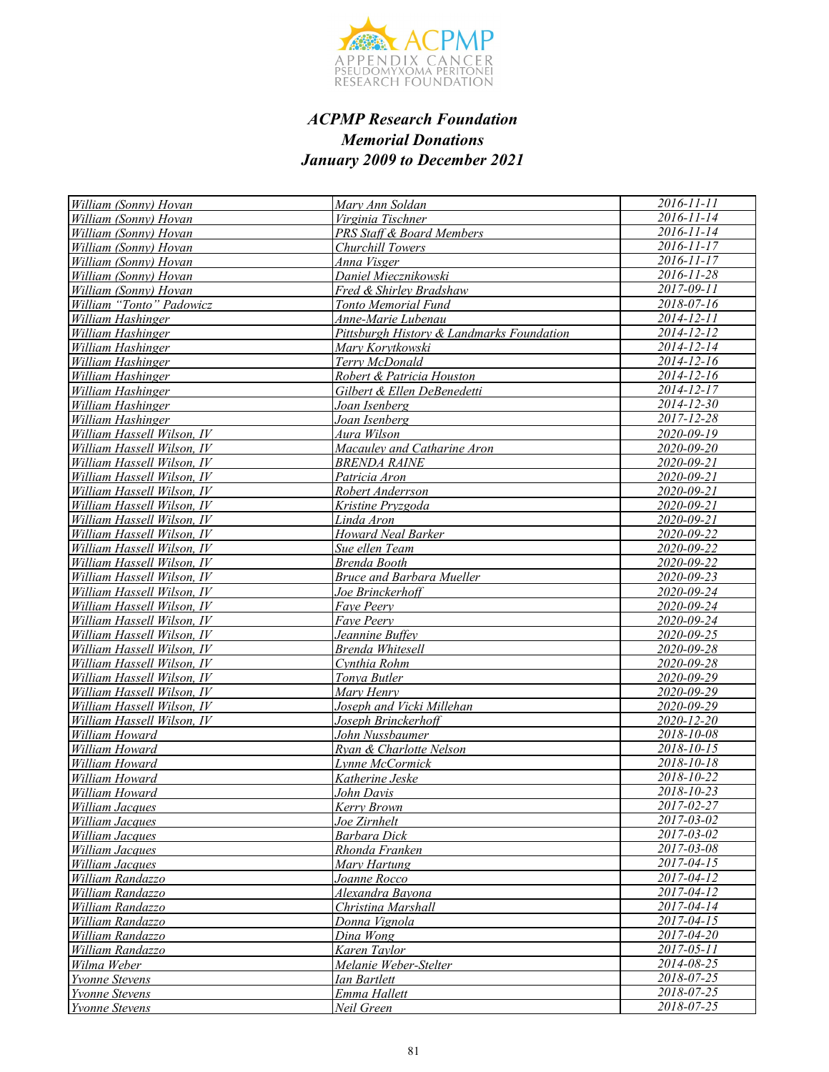# *ACPMP Research Foundation*
## *Memorial Donations*
## *January 2009 to December 2021*

| | | |
|---|---|---|
| *William (Sonny) Hovan* | *Mary Ann Soldan* | *2016-11-11* |
| *William (Sonny) Hovan* | *Virginia Tischner* | *2016-11-14* |
| *William (Sonny) Hovan* | *PRS Staff & Board Members* | *2016-11-14* |
| *William (Sonny) Hovan* | *Churchill Towers* | *2016-11-17* |
| *William (Sonny) Hovan* | *Anna Visger* | *2016-11-17* |
| *William (Sonny) Hovan* | *Daniel Miecznikowski* | *2016-11-28* |
| *William (Sonny) Hovan* | *Fred & Shirley Bradshaw* | *2017-09-11* |
| *William "Tonto" Padowicz* | *Tonto Memorial Fund* | *2018-07-16* |
| *William Hashinger* | *Anne-Marie Lubenau* | *2014-12-11* |
| *William Hashinger* | *Pittsburgh History & Landmarks Foundation* | *2014-12-12* |
| *William Hashinger* | *Mary Korytkowski* | *2014-12-14* |
| *William Hashinger* | *Terry McDonald* | *2014-12-16* |
| *William Hashinger* | *Robert & Patricia Houston* | *2014-12-16* |
| *William Hashinger* | *Gilbert & Ellen DeBenedetti* | *2014-12-17* |
| *William Hashinger* | *Joan Isenberg* | *2014-12-30* |
| *William Hashinger* | *Joan Isenberg* | *2017-12-28* |
| *William Hassell Wilson, IV* | *Aura Wilson* | *2020-09-19* |
| *William Hassell Wilson, IV* | *Macauley and Catharine Aron* | *2020-09-20* |
| *William Hassell Wilson, IV* | *BRENDA RAINE* | *2020-09-21* |
| *William Hassell Wilson, IV* | *Patricia Aron* | *2020-09-21* |
| *William Hassell Wilson, IV* | *Robert Anderrson* | *2020-09-21* |
| *William Hassell Wilson, IV* | *Kristine Pryzgoda* | *2020-09-21* |
| *William Hassell Wilson, IV* | *Linda Aron* | *2020-09-21* |
| *William Hassell Wilson, IV* | *Howard Neal Barker* | *2020-09-22* |
| *William Hassell Wilson, IV* | *Sue ellen Team* | *2020-09-22* |
| *William Hassell Wilson, IV* | *Brenda Booth* | *2020-09-22* |
| *William Hassell Wilson, IV* | *Bruce and Barbara Mueller* | *2020-09-23* |
| *William Hassell Wilson, IV* | *Joe Brinckerhoff* | *2020-09-24* |
| *William Hassell Wilson, IV* | *Faye Peery* | *2020-09-24* |
| *William Hassell Wilson, IV* | *Faye Peery* | *2020-09-24* |
| *William Hassell Wilson, IV* | *Jeannine Buffey* | *2020-09-25* |
| *William Hassell Wilson, IV* | *Brenda Whitesell* | *2020-09-28* |
| *William Hassell Wilson, IV* | *Cynthia Rohm* | *2020-09-28* |
| *William Hassell Wilson, IV* | *Tonya Butler* | *2020-09-29* |
| *William Hassell Wilson, IV* | *Mary Henry* | *2020-09-29* |
| *William Hassell Wilson, IV* | *Joseph and Vicki Millehan* | *2020-09-29* |
| *William Hassell Wilson, IV* | *Joseph Brinckerhoff* | *2020-12-20* |
| *William Howard* | *John Nussbaumer* | *2018-10-08* |
| *William Howard* | *Ryan & Charlotte Nelson* | *2018-10-15* |
| *William Howard* | *Lynne McCormick* | *2018-10-18* |
| *William Howard* | *Katherine Jeske* | *2018-10-22* |
| *William Howard* | *John Davis* | *2018-10-23* |
| *William Jacques* | *Kerry Brown* | *2017-02-27* |
| *William Jacques* | *Joe Zirnhelt* | *2017-03-02* |
| *William Jacques* | *Barbara Dick* | *2017-03-02* |
| *William Jacques* | *Rhonda Franken* | *2017-03-08* |
| *William Jacques* | *Mary Hartung* | *2017-04-15* |
| *William Randazzo* | *Joanne Rocco* | *2017-04-12* |
| *William Randazzo* | *Alexandra Bayona* | *2017-04-12* |
| *William Randazzo* | *Christina Marshall* | *2017-04-14* |
| *William Randazzo* | *Donna Vignola* | *2017-04-15* |
| *William Randazzo* | *Dina Wong* | *2017-04-20* |
| *William Randazzo* | *Karen Taylor* | *2017-05-11* |
| *Wilma Weber* | *Melanie Weber-Stelter* | *2014-08-25* |
| *Yvonne Stevens* | *Ian Bartlett* | *2018-07-25* |
| *Yvonne Stevens* | *Emma Hallett* | *2018-07-25* |
| *Yvonne Stevens* | *Neil Green* | *2018-07-25* |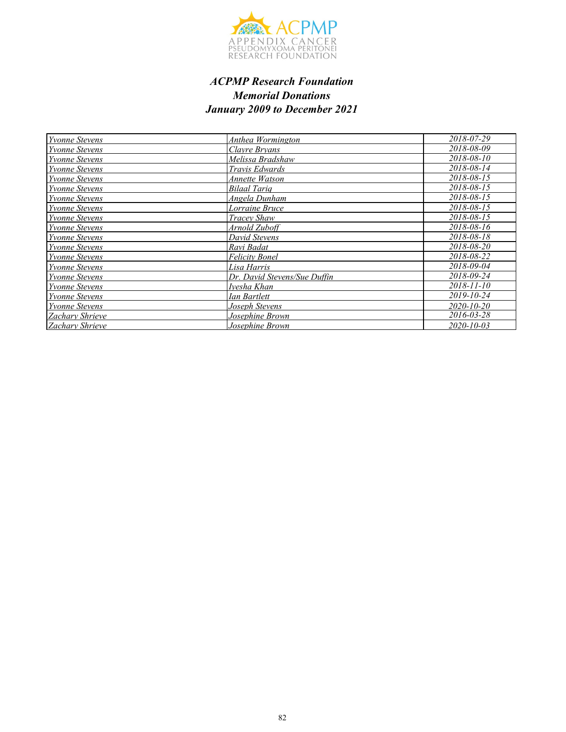***ACPMP Research Foundation***
***Memorial Donations***
***January 2009 to December 2021***

| | | |
|---|---|---|
| *Yvonne Stevens* | *Anthea Wormington* | *2018-07-29* |
| *Yvonne Stevens* | *Clayre Bryans* | *2018-08-09* |
| *Yvonne Stevens* | *Melissa Bradshaw* | *2018-08-10* |
| *Yvonne Stevens* | *Travis Edwards* | *2018-08-14* |
| *Yvonne Stevens* | *Annette Watson* | *2018-08-15* |
| *Yvonne Stevens* | *Bilaal Tariq* | *2018-08-15* |
| *Yvonne Stevens* | *Angela Dunham* | *2018-08-15* |
| *Yvonne Stevens* | *Lorraine Bruce* | *2018-08-15* |
| *Yvonne Stevens* | *Tracey Shaw* | *2018-08-15* |
| *Yvonne Stevens* | *Arnold Zuboff* | *2018-08-16* |
| *Yvonne Stevens* | *David Stevens* | *2018-08-18* |
| *Yvonne Stevens* | *Ravi Badat* | *2018-08-20* |
| *Yvonne Stevens* | *Felicity Bonel* | *2018-08-22* |
| *Yvonne Stevens* | *Lisa Harris* | *2018-09-04* |
| *Yvonne Stevens* | *Dr. David Stevens/Sue Duffin* | *2018-09-24* |
| *Yvonne Stevens* | *Iyesha Khan* | *2018-11-10* |
| *Yvonne Stevens* | *Ian Bartlett* | *2019-10-24* |
| *Yvonne Stevens* | *Joseph Stevens* | *2020-10-20* |
| *Zachary Shrieve* | *Josephine Brown* | *2016-03-28* |
| *Zachary Shrieve* | *Josephine Brown* | *2020-10-03* |